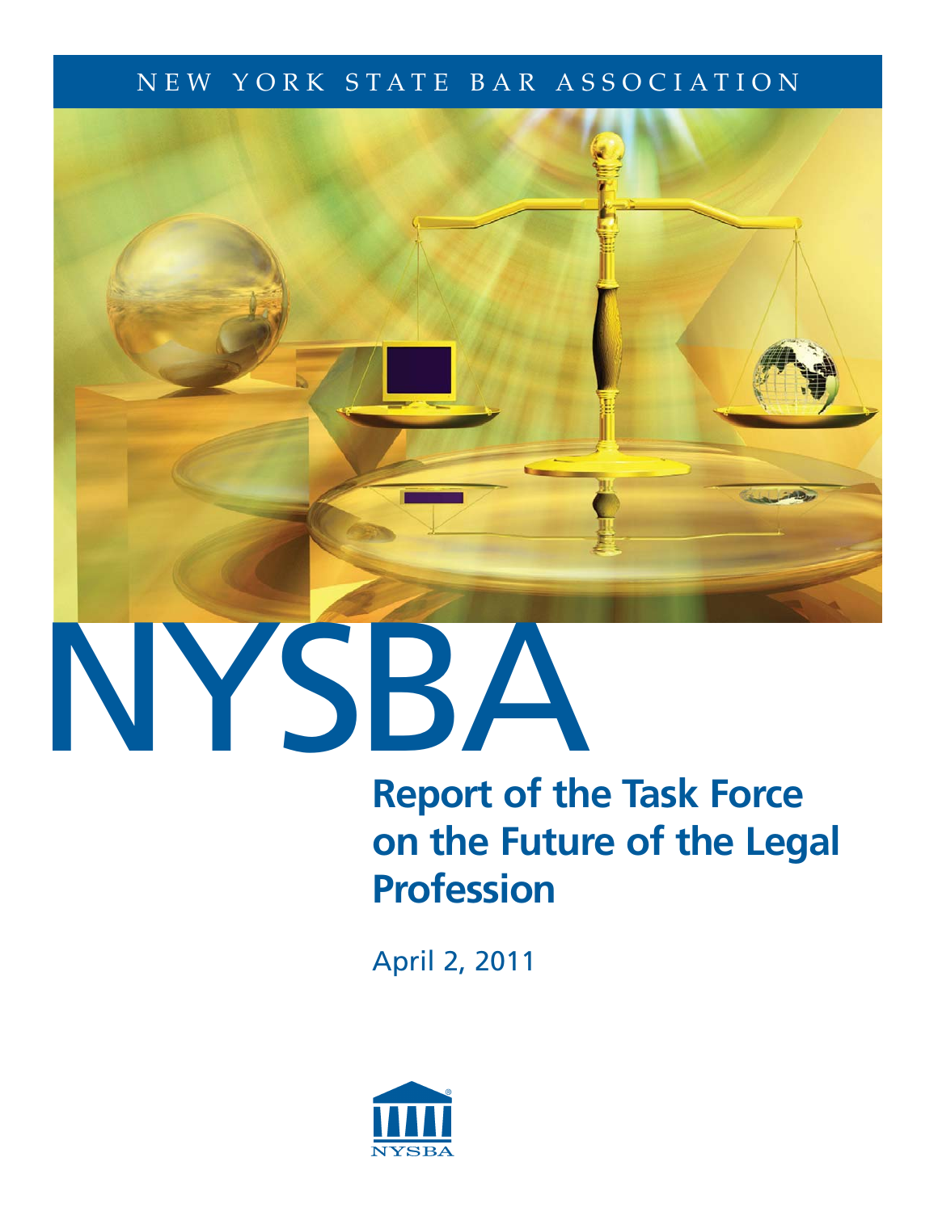NEW YORK STATE BAR ASSOCIATION

# NYSBA

## Report of the Task Force on the Future of the Legal Profession

April 2, 2011

NYSBA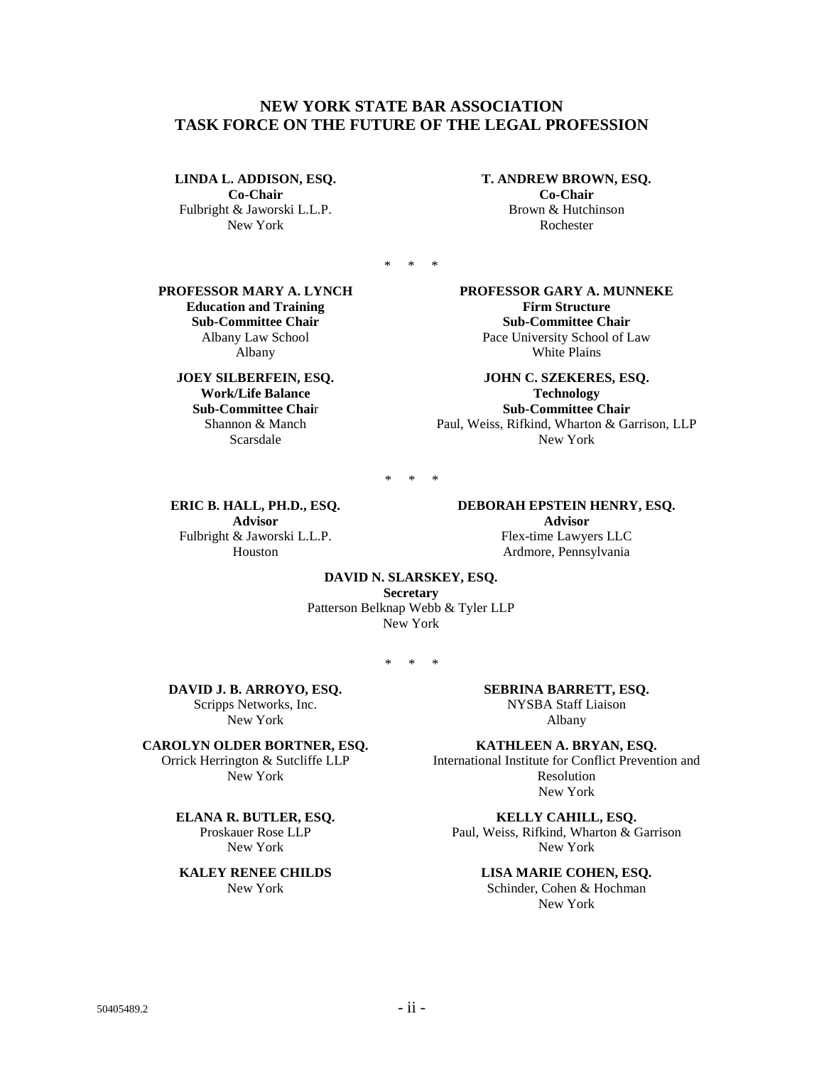# NEW YORK STATE BAR ASSOCIATION
# TASK FORCE ON THE FUTURE OF THE LEGAL PROFESSION

**LINDA L. ADDISON, ESQ.**
**Co-Chair**
Fulbright & Jaworski L.L.P.
New York

**T. ANDREW BROWN, ESQ.**
**Co-Chair**
Brown & Hutchinson
Rochester

\* \* \*

**PROFESSOR MARY A. LYNCH**
**Education and Training Sub-Committee Chair**
Albany Law School
Albany

**PROFESSOR GARY A. MUNNEKE**
**Firm Structure Sub-Committee Chair**
Pace University School of Law
White Plains

**JOEY SILBERFEIN, ESQ.**
**Work/Life Balance Sub-Committee Chair**
Shannon & Manch
Scarsdale

**JOHN C. SZEKERES, ESQ.**
**Technology Sub-Committee Chair**
Paul, Weiss, Rifkind, Wharton & Garrison, LLP
New York

\* \* \*

**ERIC B. HALL, PH.D., ESQ.**
**Advisor**
Fulbright & Jaworski L.L.P.
Houston

**DEBORAH EPSTEIN HENRY, ESQ.**
**Advisor**
Flex-time Lawyers LLC
Ardmore, Pennsylvania

**DAVID N. SLARSKEY, ESQ.**
**Secretary**
Patterson Belknap Webb & Tyler LLP
New York

\* \* \*

**DAVID J. B. ARROYO, ESQ.**
Scripps Networks, Inc.
New York

**SEBRINA BARRETT, ESQ.**
NYSBA Staff Liaison
Albany

**CAROLYN OLDER BORTNER, ESQ.**
Orrick Herrington & Sutcliffe LLP
New York

**KATHLEEN A. BRYAN, ESQ.**
International Institute for Conflict Prevention and Resolution
New York

**ELANA R. BUTLER, ESQ.**
Proskauer Rose LLP
New York

**KELLY CAHILL, ESQ.**
Paul, Weiss, Rifkind, Wharton & Garrison
New York

**KALEY RENEE CHILDS**
New York

**LISA MARIE COHEN, ESQ.**
Schinder, Cohen & Hochman
New York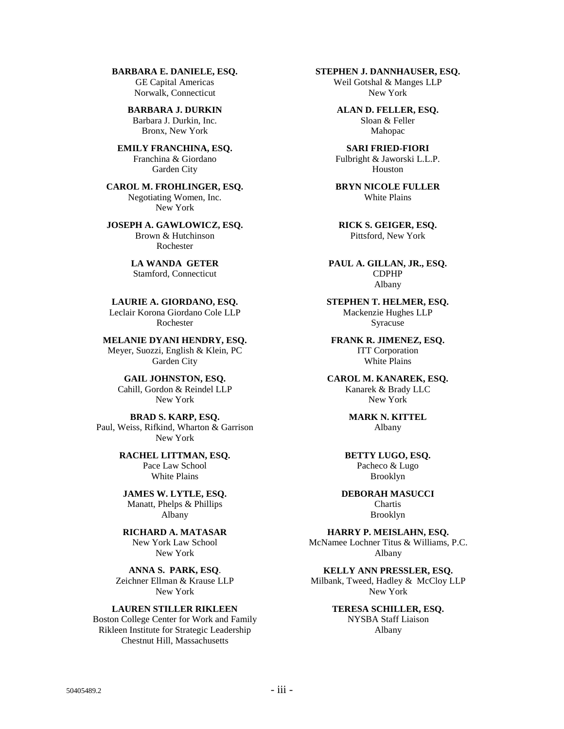**BARBARA E. DANIELE, ESQ.**
GE Capital Americas
Norwalk, Connecticut

**STEPHEN J. DANNHAUSER, ESQ.**
Weil Gotshal & Manges LLP
New York

**BARBARA J. DURKIN**
Barbara J. Durkin, Inc.
Bronx, New York

**ALAN D. FELLER, ESQ.**
Sloan & Feller
Mahopac

**EMILY FRANCHINA, ESQ.**
Franchina & Giordano
Garden City

**SARI FRIED-FIORI**
Fulbright & Jaworski L.L.P.
Houston

**CAROL M. FROHLINGER, ESQ.**
Negotiating Women, Inc.
New York

**BRYN NICOLE FULLER**
White Plains

**JOSEPH A. GAWLOWICZ, ESQ.**
Brown & Hutchinson
Rochester

**RICK S. GEIGER, ESQ.**
Pittsford, New York

**LA WANDA GETER**
Stamford, Connecticut

**PAUL A. GILLAN, JR., ESQ.**
CDPHP
Albany

**LAURIE A. GIORDANO, ESQ.**
Leclair Korona Giordano Cole LLP
Rochester

**STEPHEN T. HELMER, ESQ.**
Mackenzie Hughes LLP
Syracuse

**MELANIE DYANI HENDRY, ESQ.**
Meyer, Suozzi, English & Klein, PC
Garden City

**FRANK R. JIMENEZ, ESQ.**
ITT Corporation
White Plains

**GAIL JOHNSTON, ESQ.**
Cahill, Gordon & Reindel LLP
New York

**CAROL M. KANAREK, ESQ.**
Kanarek & Brady LLC
New York

**BRAD S. KARP, ESQ.**
Paul, Weiss, Rifkind, Wharton & Garrison
New York

**MARK N. KITTEL**
Albany

**RACHEL LITTMAN, ESQ.**
Pace Law School
White Plains

**BETTY LUGO, ESQ.**
Pacheco & Lugo
Brooklyn

**JAMES W. LYTLE, ESQ.**
Manatt, Phelps & Phillips
Albany

**DEBORAH MASUCCI**
Chartis
Brooklyn

**RICHARD A. MATASAR**
New York Law School
New York

**HARRY P. MEISLAHN, ESQ.**
McNamee Lochner Titus & Williams, P.C.
Albany

**ANNA S. PARK, ESQ.**
Zeichner Ellman & Krause LLP
New York

**KELLY ANN PRESSLER, ESQ.**
Milbank, Tweed, Hadley & McCloy LLP
New York

**LAUREN STILLER RIKLEEN**
Boston College Center for Work and Family
Rikleen Institute for Strategic Leadership
Chestnut Hill, Massachusetts

**TERESA SCHILLER, ESQ.**
NYSBA Staff Liaison
Albany

50405489.2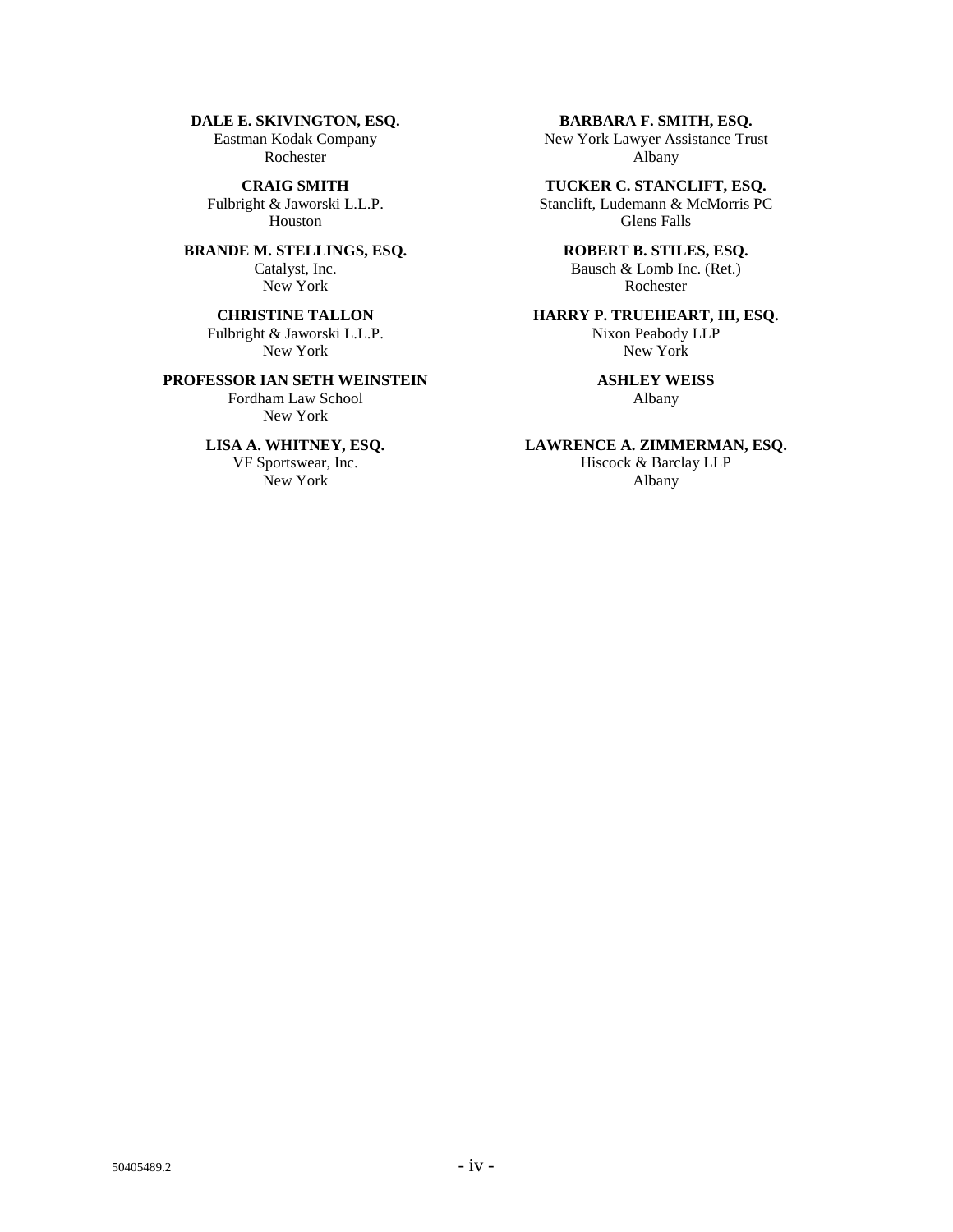**DALE E. SKIVINGTON, ESQ.**
Eastman Kodak Company
Rochester

**CRAIG SMITH**
Fulbright & Jaworski L.L.P.
Houston

**BRANDE M. STELLINGS, ESQ.**
Catalyst, Inc.
New York

**CHRISTINE TALLON**
Fulbright & Jaworski L.L.P.
New York

**PROFESSOR IAN SETH WEINSTEIN**
Fordham Law School
New York

**LISA A. WHITNEY, ESQ.**
VF Sportswear, Inc.
New York

**BARBARA F. SMITH, ESQ.**
New York Lawyer Assistance Trust
Albany

**TUCKER C. STANCLIFT, ESQ.**
Stanclift, Ludemann & McMorris PC
Glens Falls

**ROBERT B. STILES, ESQ.**
Bausch & Lomb Inc. (Ret.)
Rochester

**HARRY P. TRUEHEART, III, ESQ.**
Nixon Peabody LLP
New York

**ASHLEY WEISS**
Albany

**LAWRENCE A. ZIMMERMAN, ESQ.**
Hiscock & Barclay LLP
Albany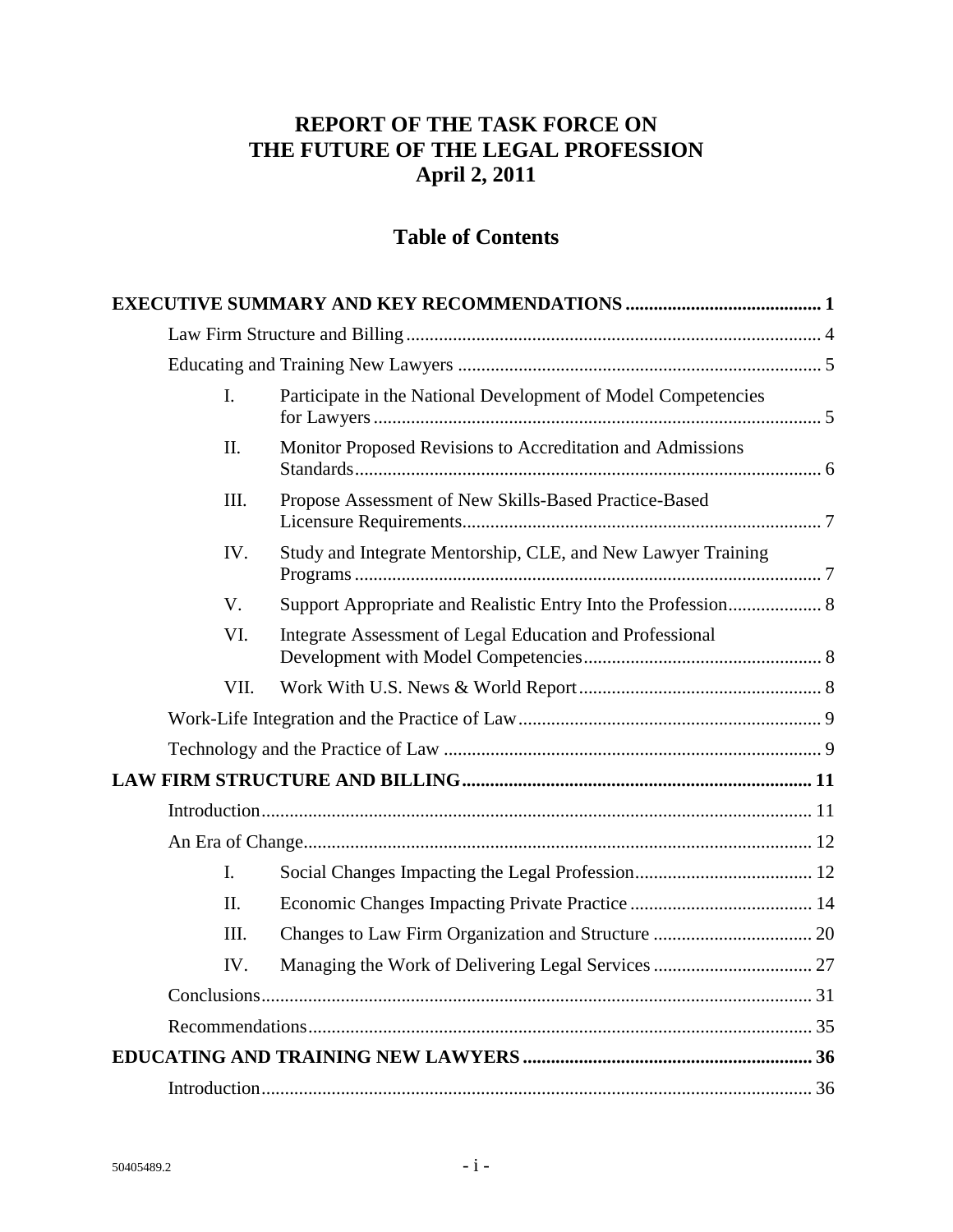# REPORT OF THE TASK FORCE ON THE FUTURE OF THE LEGAL PROFESSION
## April 2, 2011

## Table of Contents

**EXECUTIVE SUMMARY AND KEY RECOMMENDATIONS** ..... 1

- Law Firm Structure and Billing ..... 4
- Educating and Training New Lawyers ..... 5
  - I. Participate in the National Development of Model Competencies for Lawyers ..... 5
  - II. Monitor Proposed Revisions to Accreditation and Admissions Standards ..... 6
  - III. Propose Assessment of New Skills-Based Practice-Based Licensure Requirements ..... 7
  - IV. Study and Integrate Mentorship, CLE, and New Lawyer Training Programs ..... 7
  - V. Support Appropriate and Realistic Entry Into the Profession ..... 8
  - VI. Integrate Assessment of Legal Education and Professional Development with Model Competencies ..... 8
  - VII. Work With U.S. News & World Report ..... 8
- Work-Life Integration and the Practice of Law ..... 9
- Technology and the Practice of Law ..... 9

**LAW FIRM STRUCTURE AND BILLING** ..... 11

- Introduction ..... 11
- An Era of Change ..... 12
  - I. Social Changes Impacting the Legal Profession ..... 12
  - II. Economic Changes Impacting Private Practice ..... 14
  - III. Changes to Law Firm Organization and Structure ..... 20
  - IV. Managing the Work of Delivering Legal Services ..... 27
- Conclusions ..... 31
- Recommendations ..... 35

**EDUCATING AND TRAINING NEW LAWYERS** ..... 36

- Introduction ..... 36

50405489.2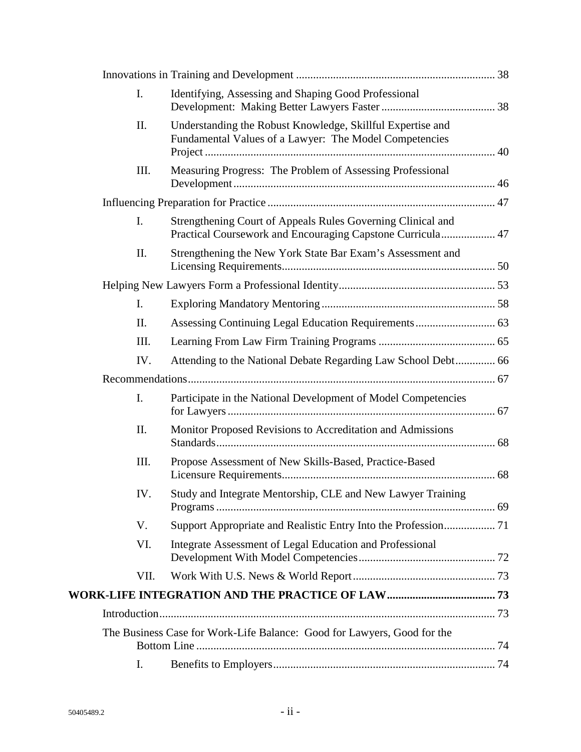Innovations in Training and Development ..................................................................... 38

I. Identifying, Assessing and Shaping Good Professional Development: Making Better Lawyers Faster ........................................ 38

II. Understanding the Robust Knowledge, Skillful Expertise and Fundamental Values of a Lawyer: The Model Competencies Project ..................................................................................................... 40

III. Measuring Progress: The Problem of Assessing Professional Development........................................................................................... 46

Influencing Preparation for Practice ............................................................................... 47

I. Strengthening Court of Appeals Rules Governing Clinical and Practical Coursework and Encouraging Capstone Curricula.................. 47

II. Strengthening the New York State Bar Exam's Assessment and Licensing Requirements.......................................................................... 50

Helping New Lawyers Form a Professional Identity....................................................... 53

I. Exploring Mandatory Mentoring............................................................ 58

II. Assessing Continuing Legal Education Requirements............................ 63

III. Learning From Law Firm Training Programs ......................................... 65

IV. Attending to the National Debate Regarding Law School Debt.............. 66

Recommendations........................................................................................................... 67

I. Participate in the National Development of Model Competencies for Lawyers.............................................................................................. 67

II. Monitor Proposed Revisions to Accreditation and Admissions Standards................................................................................................. 68

III. Propose Assessment of New Skills-Based, Practice-Based Licensure Requirements.......................................................................... 68

IV. Study and Integrate Mentorship, CLE and New Lawyer Training Programs ................................................................................................. 69

V. Support Appropriate and Realistic Entry Into the Profession.................. 71

VI. Integrate Assessment of Legal Education and Professional Development With Model Competencies................................................ 72

VII. Work With U.S. News & World Report................................................. 73

**WORK-LIFE INTEGRATION AND THE PRACTICE OF LAW...................................... 73**

Introduction..................................................................................................................... 73

The Business Case for Work-Life Balance: Good for Lawyers, Good for the Bottom Line ........................................................................................................ 74

I. Benefits to Employers............................................................................. 74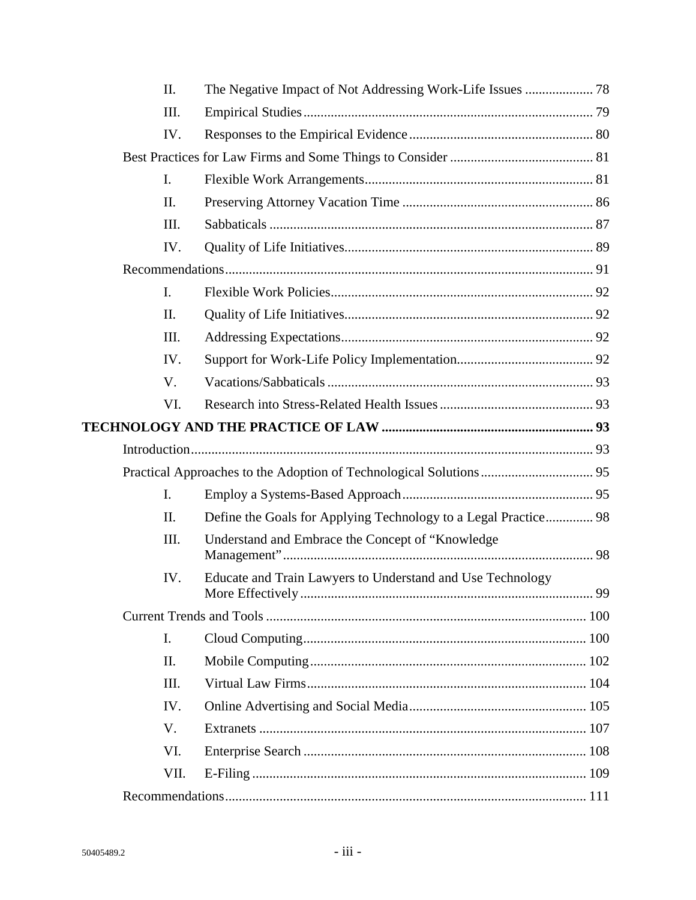II. The Negative Impact of Not Addressing Work-Life Issues .................... 78

III. Empirical Studies .................................................................................... 79

IV. Responses to the Empirical Evidence ...................................................... 80

Best Practices for Law Firms and Some Things to Consider .......................................... 81

I. Flexible Work Arrangements .................................................................. 81

II. Preserving Attorney Vacation Time ........................................................ 86

III. Sabbaticals .............................................................................................. 87

IV. Quality of Life Initiatives ........................................................................ 89

Recommendations ............................................................................................................ 91

I. Flexible Work Policies ............................................................................ 92

II. Quality of Life Initiatives ........................................................................ 92

III. Addressing Expectations ......................................................................... 92

IV. Support for Work-Life Policy Implementation ....................................... 92

V. Vacations/Sabbaticals .............................................................................. 93

VI. Research into Stress-Related Health Issues ............................................. 93

**TECHNOLOGY AND THE PRACTICE OF LAW ............................................................. 93**

Introduction ...................................................................................................................... 93

Practical Approaches to the Adoption of Technological Solutions ................................. 95

I. Employ a Systems-Based Approach ........................................................ 95

II. Define the Goals for Applying Technology to a Legal Practice .............. 98

III. Understand and Embrace the Concept of "Knowledge Management" ........................................................................................... 98

IV. Educate and Train Lawyers to Understand and Use Technology More Effectively ..................................................................................... 99

Current Trends and Tools ............................................................................................... 100

I. Cloud Computing ................................................................................... 100

II. Mobile Computing ................................................................................. 102

III. Virtual Law Firms .................................................................................. 104

IV. Online Advertising and Social Media .................................................... 105

V. Extranets ................................................................................................ 107

VI. Enterprise Search ................................................................................... 108

VII. E-Filing .................................................................................................. 109

Recommendations .......................................................................................................... 111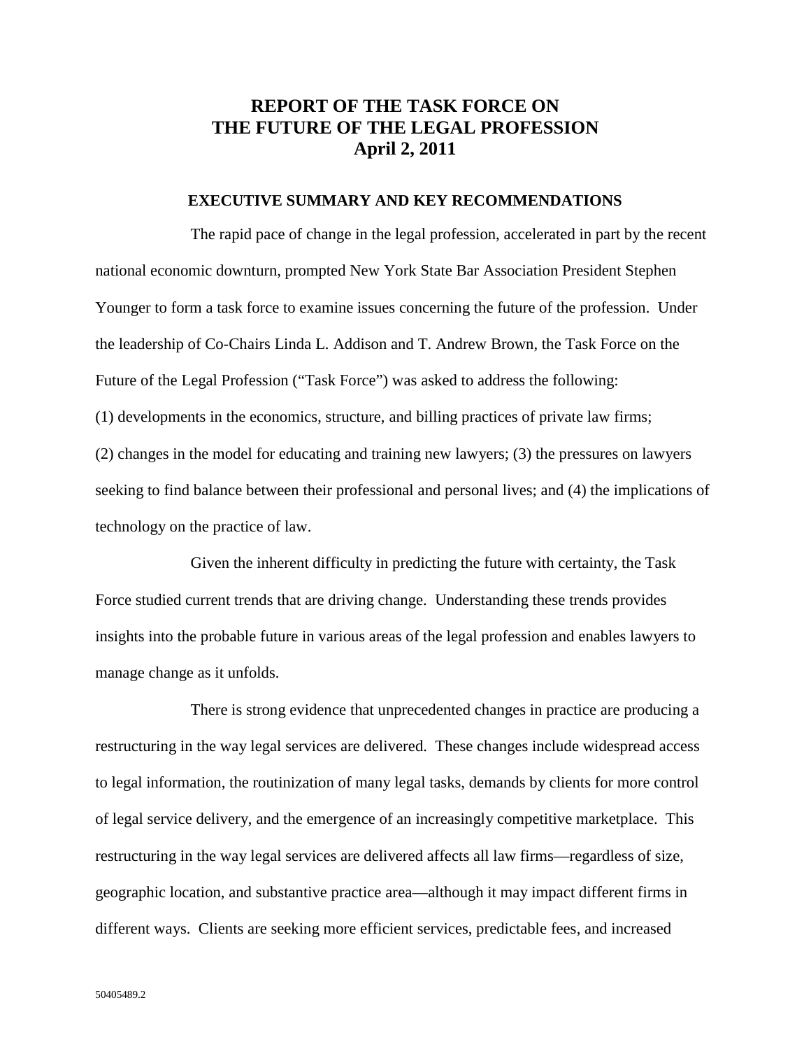# REPORT OF THE TASK FORCE ON THE FUTURE OF THE LEGAL PROFESSION
# April 2, 2011

## EXECUTIVE SUMMARY AND KEY RECOMMENDATIONS

The rapid pace of change in the legal profession, accelerated in part by the recent national economic downturn, prompted New York State Bar Association President Stephen Younger to form a task force to examine issues concerning the future of the profession. Under the leadership of Co-Chairs Linda L. Addison and T. Andrew Brown, the Task Force on the Future of the Legal Profession ("Task Force") was asked to address the following: (1) developments in the economics, structure, and billing practices of private law firms; (2) changes in the model for educating and training new lawyers; (3) the pressures on lawyers seeking to find balance between their professional and personal lives; and (4) the implications of technology on the practice of law.

Given the inherent difficulty in predicting the future with certainty, the Task Force studied current trends that are driving change. Understanding these trends provides insights into the probable future in various areas of the legal profession and enables lawyers to manage change as it unfolds.

There is strong evidence that unprecedented changes in practice are producing a restructuring in the way legal services are delivered. These changes include widespread access to legal information, the routinization of many legal tasks, demands by clients for more control of legal service delivery, and the emergence of an increasingly competitive marketplace. This restructuring in the way legal services are delivered affects all law firms—regardless of size, geographic location, and substantive practice area—although it may impact different firms in different ways. Clients are seeking more efficient services, predictable fees, and increased

50405489.2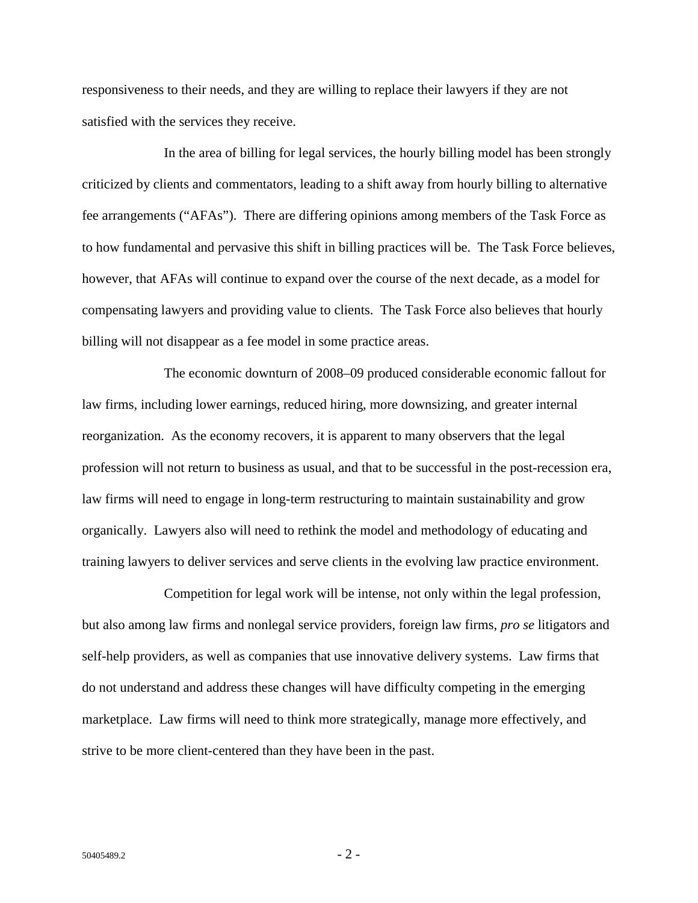responsiveness to their needs, and they are willing to replace their lawyers if they are not satisfied with the services they receive.

In the area of billing for legal services, the hourly billing model has been strongly criticized by clients and commentators, leading to a shift away from hourly billing to alternative fee arrangements ("AFAs"). There are differing opinions among members of the Task Force as to how fundamental and pervasive this shift in billing practices will be. The Task Force believes, however, that AFAs will continue to expand over the course of the next decade, as a model for compensating lawyers and providing value to clients. The Task Force also believes that hourly billing will not disappear as a fee model in some practice areas.

The economic downturn of 2008–09 produced considerable economic fallout for law firms, including lower earnings, reduced hiring, more downsizing, and greater internal reorganization. As the economy recovers, it is apparent to many observers that the legal profession will not return to business as usual, and that to be successful in the post-recession era, law firms will need to engage in long-term restructuring to maintain sustainability and grow organically. Lawyers also will need to rethink the model and methodology of educating and training lawyers to deliver services and serve clients in the evolving law practice environment.

Competition for legal work will be intense, not only within the legal profession, but also among law firms and nonlegal service providers, foreign law firms, *pro se* litigators and self-help providers, as well as companies that use innovative delivery systems. Law firms that do not understand and address these changes will have difficulty competing in the emerging marketplace. Law firms will need to think more strategically, manage more effectively, and strive to be more client-centered than they have been in the past.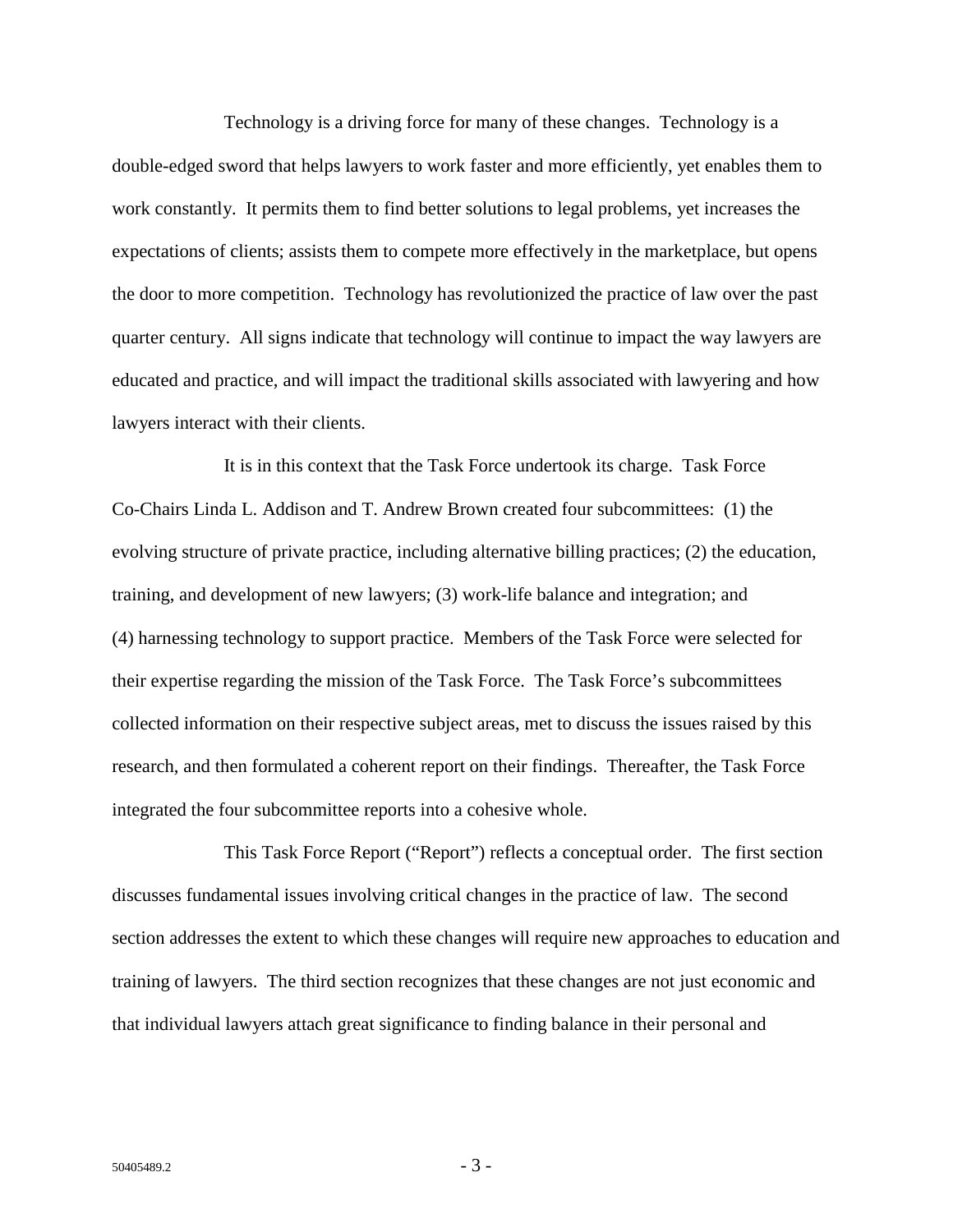Technology is a driving force for many of these changes. Technology is a double-edged sword that helps lawyers to work faster and more efficiently, yet enables them to work constantly. It permits them to find better solutions to legal problems, yet increases the expectations of clients; assists them to compete more effectively in the marketplace, but opens the door to more competition. Technology has revolutionized the practice of law over the past quarter century. All signs indicate that technology will continue to impact the way lawyers are educated and practice, and will impact the traditional skills associated with lawyering and how lawyers interact with their clients.

It is in this context that the Task Force undertook its charge. Task Force Co-Chairs Linda L. Addison and T. Andrew Brown created four subcommittees: (1) the evolving structure of private practice, including alternative billing practices; (2) the education, training, and development of new lawyers; (3) work-life balance and integration; and (4) harnessing technology to support practice. Members of the Task Force were selected for their expertise regarding the mission of the Task Force. The Task Force's subcommittees collected information on their respective subject areas, met to discuss the issues raised by this research, and then formulated a coherent report on their findings. Thereafter, the Task Force integrated the four subcommittee reports into a cohesive whole.

This Task Force Report ("Report") reflects a conceptual order. The first section discusses fundamental issues involving critical changes in the practice of law. The second section addresses the extent to which these changes will require new approaches to education and training of lawyers. The third section recognizes that these changes are not just economic and that individual lawyers attach great significance to finding balance in their personal and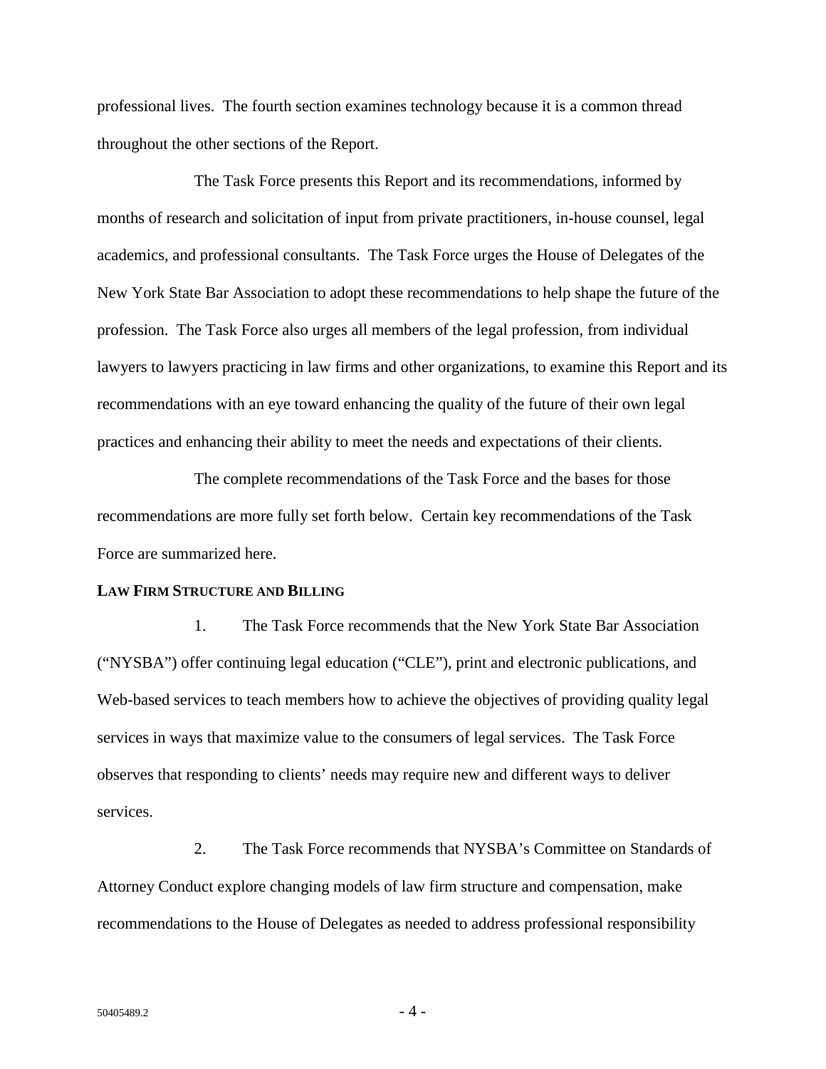professional lives. The fourth section examines technology because it is a common thread throughout the other sections of the Report.

The Task Force presents this Report and its recommendations, informed by months of research and solicitation of input from private practitioners, in-house counsel, legal academics, and professional consultants. The Task Force urges the House of Delegates of the New York State Bar Association to adopt these recommendations to help shape the future of the profession. The Task Force also urges all members of the legal profession, from individual lawyers to lawyers practicing in law firms and other organizations, to examine this Report and its recommendations with an eye toward enhancing the quality of the future of their own legal practices and enhancing their ability to meet the needs and expectations of their clients.

The complete recommendations of the Task Force and the bases for those recommendations are more fully set forth below. Certain key recommendations of the Task Force are summarized here.

**LAW FIRM STRUCTURE AND BILLING**

1. The Task Force recommends that the New York State Bar Association ("NYSBA") offer continuing legal education ("CLE"), print and electronic publications, and Web-based services to teach members how to achieve the objectives of providing quality legal services in ways that maximize value to the consumers of legal services. The Task Force observes that responding to clients' needs may require new and different ways to deliver services.

2. The Task Force recommends that NYSBA's Committee on Standards of Attorney Conduct explore changing models of law firm structure and compensation, make recommendations to the House of Delegates as needed to address professional responsibility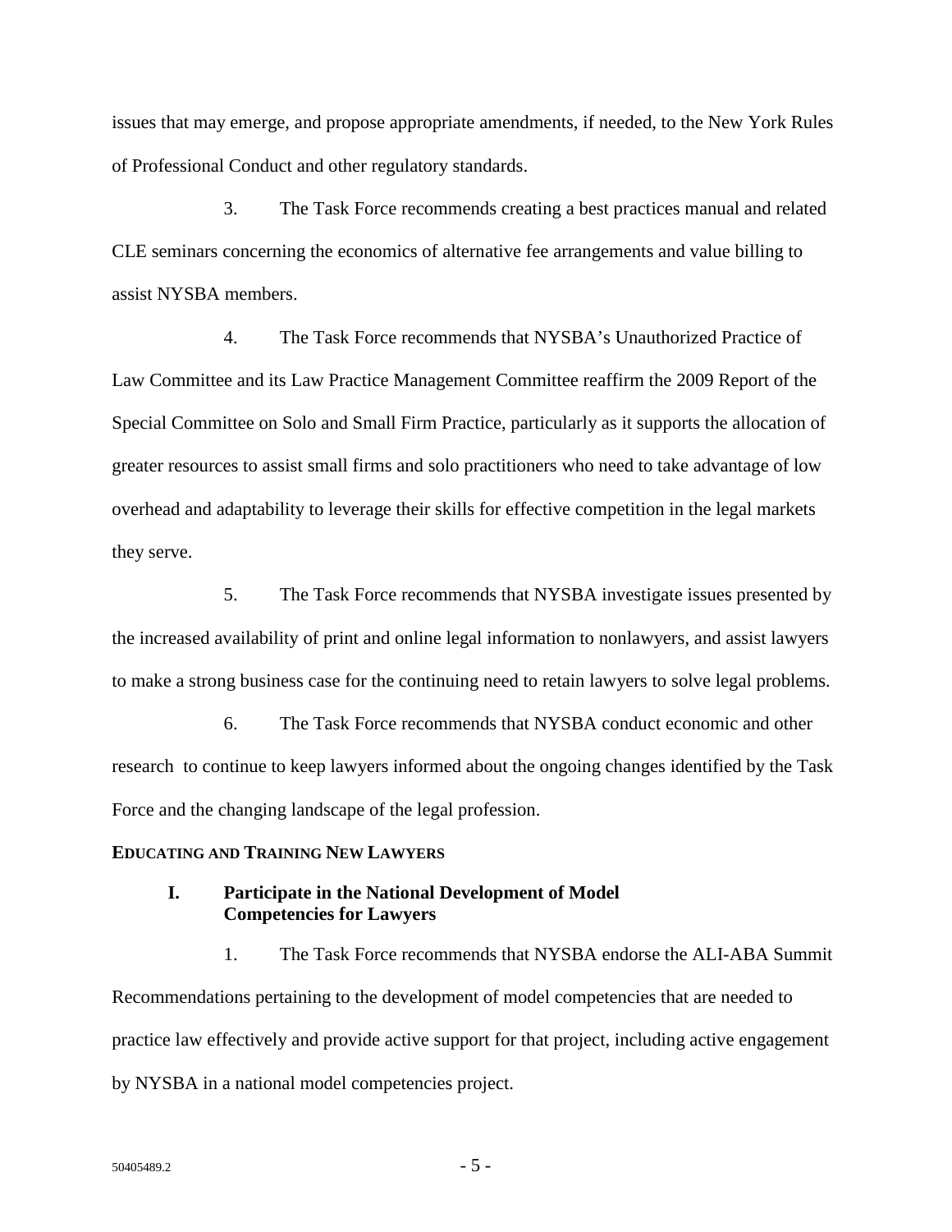issues that may emerge, and propose appropriate amendments, if needed, to the New York Rules of Professional Conduct and other regulatory standards.

3. The Task Force recommends creating a best practices manual and related CLE seminars concerning the economics of alternative fee arrangements and value billing to assist NYSBA members.

4. The Task Force recommends that NYSBA's Unauthorized Practice of Law Committee and its Law Practice Management Committee reaffirm the 2009 Report of the Special Committee on Solo and Small Firm Practice, particularly as it supports the allocation of greater resources to assist small firms and solo practitioners who need to take advantage of low overhead and adaptability to leverage their skills for effective competition in the legal markets they serve.

5. The Task Force recommends that NYSBA investigate issues presented by the increased availability of print and online legal information to nonlawyers, and assist lawyers to make a strong business case for the continuing need to retain lawyers to solve legal problems.

6. The Task Force recommends that NYSBA conduct economic and other research to continue to keep lawyers informed about the ongoing changes identified by the Task Force and the changing landscape of the legal profession.

## EDUCATING AND TRAINING NEW LAWYERS

### I. Participate in the National Development of Model Competencies for Lawyers

1. The Task Force recommends that NYSBA endorse the ALI-ABA Summit Recommendations pertaining to the development of model competencies that are needed to practice law effectively and provide active support for that project, including active engagement by NYSBA in a national model competencies project.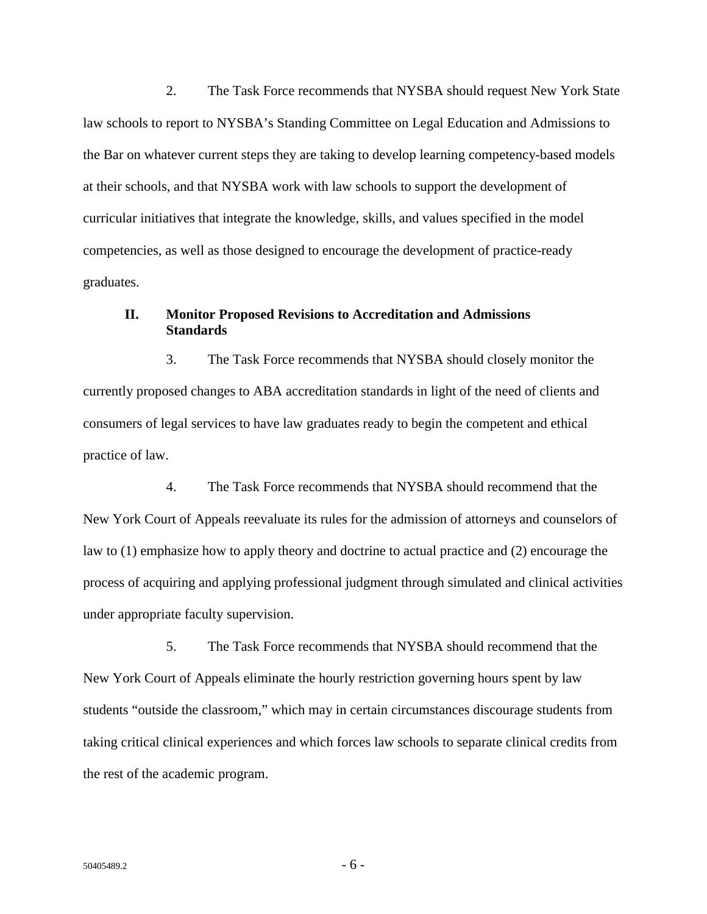2. The Task Force recommends that NYSBA should request New York State law schools to report to NYSBA's Standing Committee on Legal Education and Admissions to the Bar on whatever current steps they are taking to develop learning competency-based models at their schools, and that NYSBA work with law schools to support the development of curricular initiatives that integrate the knowledge, skills, and values specified in the model competencies, as well as those designed to encourage the development of practice-ready graduates.

## II. Monitor Proposed Revisions to Accreditation and Admissions Standards

3. The Task Force recommends that NYSBA should closely monitor the currently proposed changes to ABA accreditation standards in light of the need of clients and consumers of legal services to have law graduates ready to begin the competent and ethical practice of law.

4. The Task Force recommends that NYSBA should recommend that the New York Court of Appeals reevaluate its rules for the admission of attorneys and counselors of law to (1) emphasize how to apply theory and doctrine to actual practice and (2) encourage the process of acquiring and applying professional judgment through simulated and clinical activities under appropriate faculty supervision.

5. The Task Force recommends that NYSBA should recommend that the New York Court of Appeals eliminate the hourly restriction governing hours spent by law students "outside the classroom," which may in certain circumstances discourage students from taking critical clinical experiences and which forces law schools to separate clinical credits from the rest of the academic program.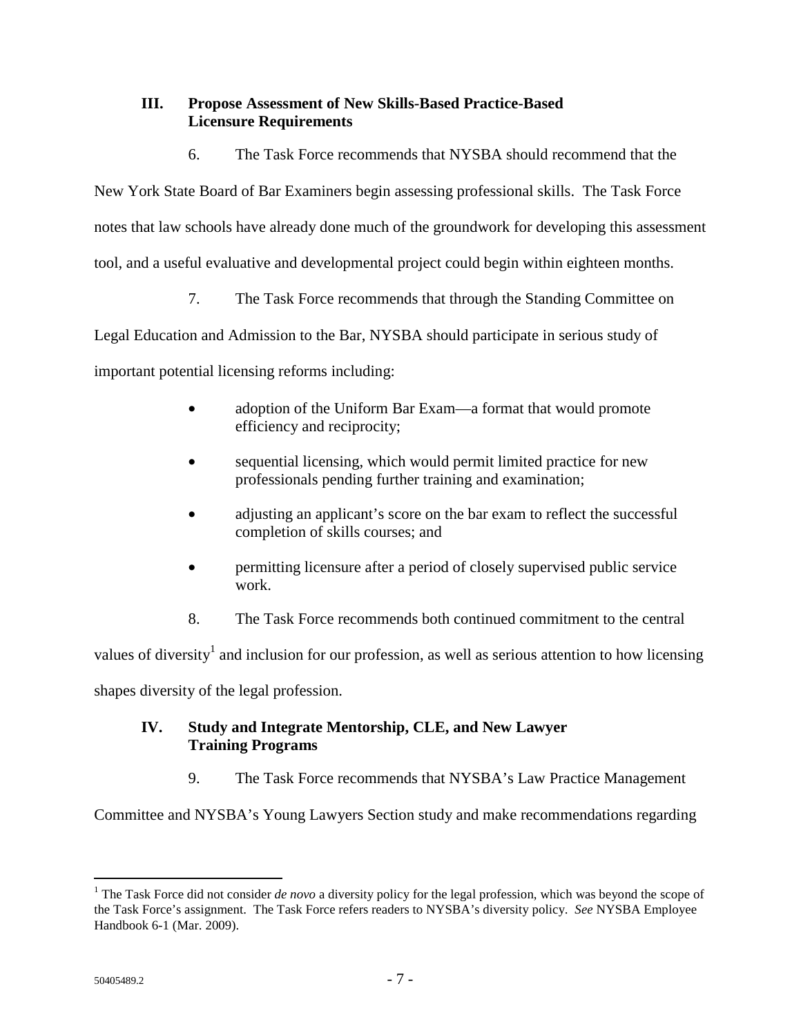## III. Propose Assessment of New Skills-Based Practice-Based Licensure Requirements

6. The Task Force recommends that NYSBA should recommend that the New York State Board of Bar Examiners begin assessing professional skills. The Task Force notes that law schools have already done much of the groundwork for developing this assessment tool, and a useful evaluative and developmental project could begin within eighteen months.

7. The Task Force recommends that through the Standing Committee on Legal Education and Admission to the Bar, NYSBA should participate in serious study of important potential licensing reforms including:

- adoption of the Uniform Bar Exam—a format that would promote efficiency and reciprocity;
- sequential licensing, which would permit limited practice for new professionals pending further training and examination;
- adjusting an applicant's score on the bar exam to reflect the successful completion of skills courses; and
- permitting licensure after a period of closely supervised public service work.

8. The Task Force recommends both continued commitment to the central values of diversity[1] and inclusion for our profession, as well as serious attention to how licensing shapes diversity of the legal profession.

## IV. Study and Integrate Mentorship, CLE, and New Lawyer Training Programs

9. The Task Force recommends that NYSBA's Law Practice Management Committee and NYSBA's Young Lawyers Section study and make recommendations regarding

[1] The Task Force did not consider *de novo* a diversity policy for the legal profession, which was beyond the scope of the Task Force's assignment. The Task Force refers readers to NYSBA's diversity policy. *See* NYSBA Employee Handbook 6-1 (Mar. 2009).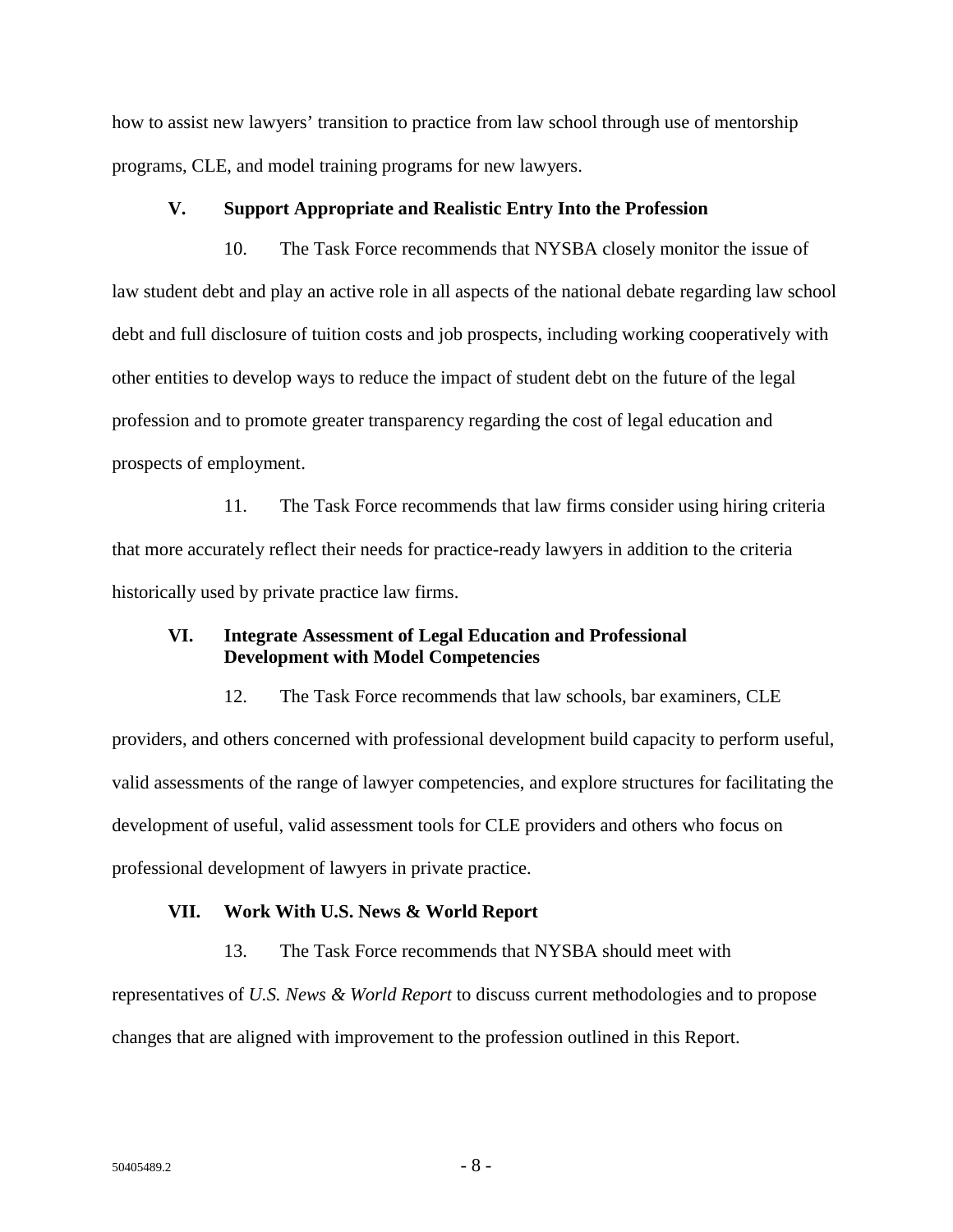how to assist new lawyers' transition to practice from law school through use of mentorship programs, CLE, and model training programs for new lawyers.

### V. Support Appropriate and Realistic Entry Into the Profession

10. The Task Force recommends that NYSBA closely monitor the issue of law student debt and play an active role in all aspects of the national debate regarding law school debt and full disclosure of tuition costs and job prospects, including working cooperatively with other entities to develop ways to reduce the impact of student debt on the future of the legal profession and to promote greater transparency regarding the cost of legal education and prospects of employment.

11. The Task Force recommends that law firms consider using hiring criteria that more accurately reflect their needs for practice-ready lawyers in addition to the criteria historically used by private practice law firms.

### VI. Integrate Assessment of Legal Education and Professional Development with Model Competencies

12. The Task Force recommends that law schools, bar examiners, CLE providers, and others concerned with professional development build capacity to perform useful, valid assessments of the range of lawyer competencies, and explore structures for facilitating the development of useful, valid assessment tools for CLE providers and others who focus on professional development of lawyers in private practice.

### VII. Work With U.S. News & World Report

13. The Task Force recommends that NYSBA should meet with representatives of *U.S. News & World Report* to discuss current methodologies and to propose changes that are aligned with improvement to the profession outlined in this Report.

50405489.2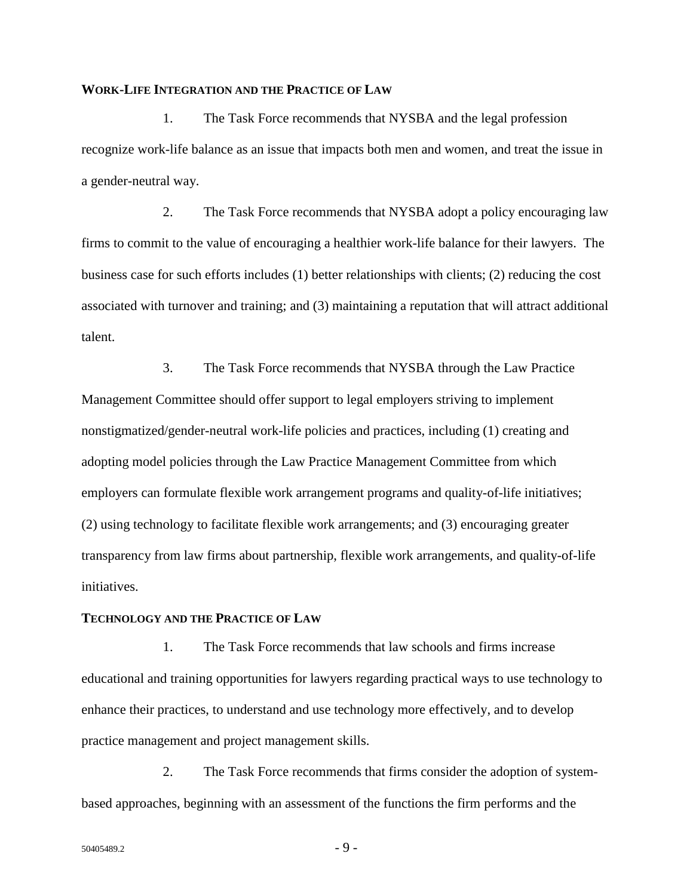## WORK-LIFE INTEGRATION AND THE PRACTICE OF LAW

1. The Task Force recommends that NYSBA and the legal profession recognize work-life balance as an issue that impacts both men and women, and treat the issue in a gender-neutral way.

2. The Task Force recommends that NYSBA adopt a policy encouraging law firms to commit to the value of encouraging a healthier work-life balance for their lawyers. The business case for such efforts includes (1) better relationships with clients; (2) reducing the cost associated with turnover and training; and (3) maintaining a reputation that will attract additional talent.

3. The Task Force recommends that NYSBA through the Law Practice Management Committee should offer support to legal employers striving to implement nonstigmatized/gender-neutral work-life policies and practices, including (1) creating and adopting model policies through the Law Practice Management Committee from which employers can formulate flexible work arrangement programs and quality-of-life initiatives; (2) using technology to facilitate flexible work arrangements; and (3) encouraging greater transparency from law firms about partnership, flexible work arrangements, and quality-of-life initiatives.

## TECHNOLOGY AND THE PRACTICE OF LAW

1. The Task Force recommends that law schools and firms increase educational and training opportunities for lawyers regarding practical ways to use technology to enhance their practices, to understand and use technology more effectively, and to develop practice management and project management skills.

2. The Task Force recommends that firms consider the adoption of system-based approaches, beginning with an assessment of the functions the firm performs and the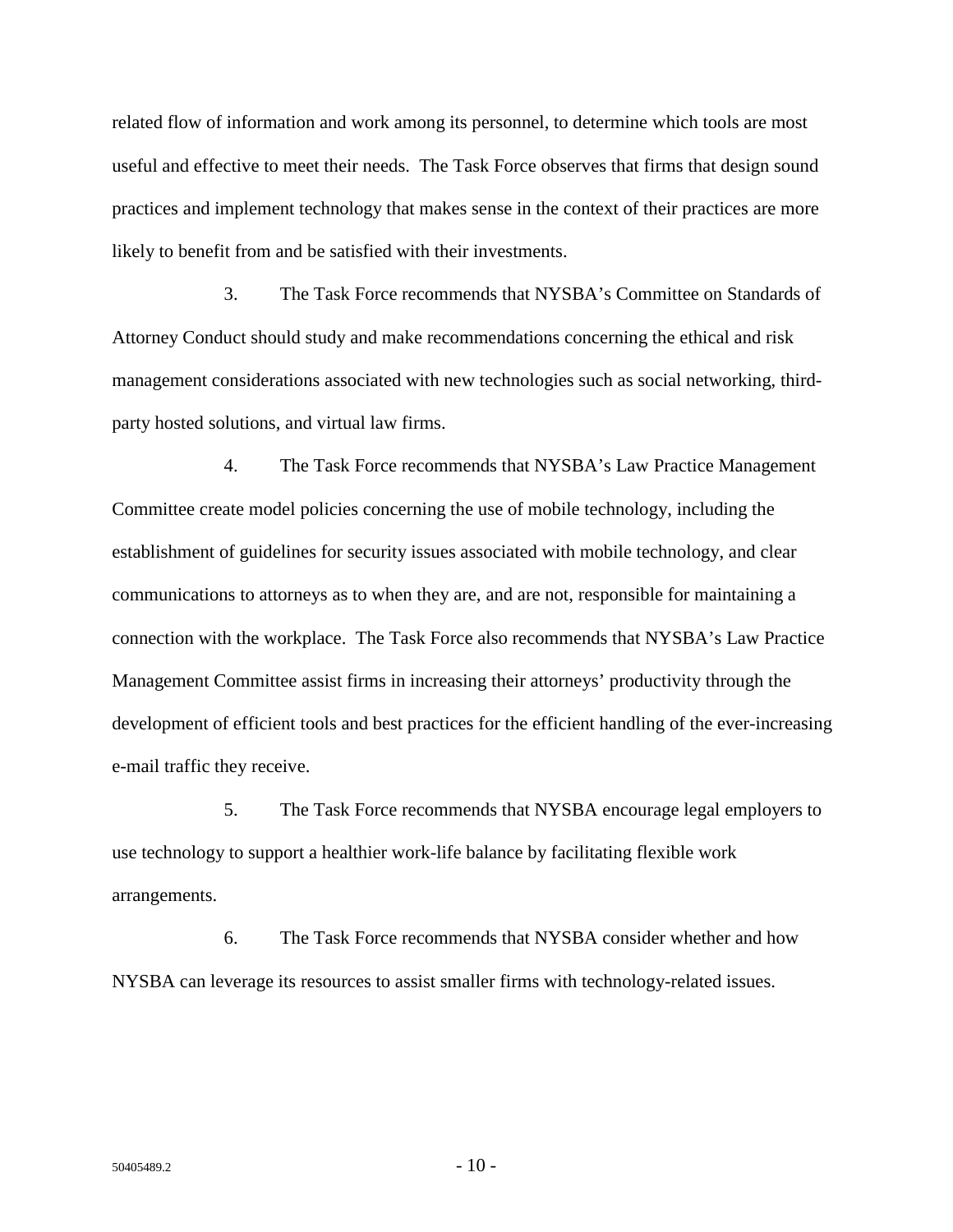related flow of information and work among its personnel, to determine which tools are most useful and effective to meet their needs. The Task Force observes that firms that design sound practices and implement technology that makes sense in the context of their practices are more likely to benefit from and be satisfied with their investments.

3. The Task Force recommends that NYSBA's Committee on Standards of Attorney Conduct should study and make recommendations concerning the ethical and risk management considerations associated with new technologies such as social networking, third-party hosted solutions, and virtual law firms.

4. The Task Force recommends that NYSBA's Law Practice Management Committee create model policies concerning the use of mobile technology, including the establishment of guidelines for security issues associated with mobile technology, and clear communications to attorneys as to when they are, and are not, responsible for maintaining a connection with the workplace. The Task Force also recommends that NYSBA's Law Practice Management Committee assist firms in increasing their attorneys' productivity through the development of efficient tools and best practices for the efficient handling of the ever-increasing e-mail traffic they receive.

5. The Task Force recommends that NYSBA encourage legal employers to use technology to support a healthier work-life balance by facilitating flexible work arrangements.

6. The Task Force recommends that NYSBA consider whether and how NYSBA can leverage its resources to assist smaller firms with technology-related issues.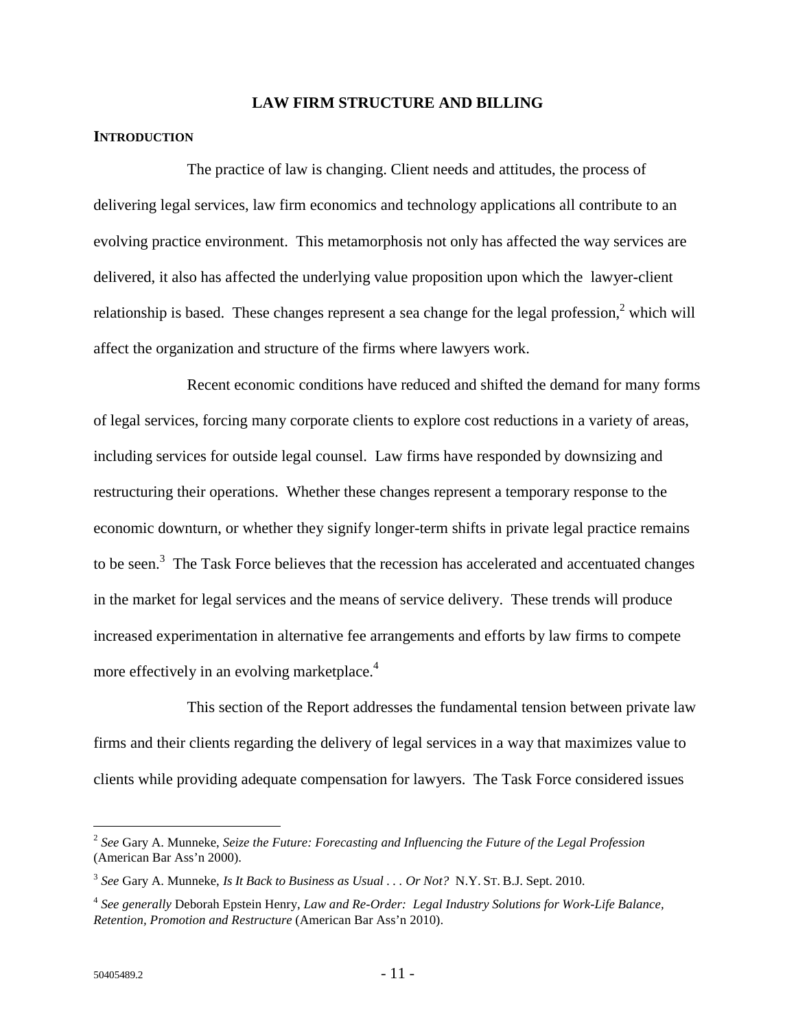# LAW FIRM STRUCTURE AND BILLING

## INTRODUCTION

The practice of law is changing. Client needs and attitudes, the process of delivering legal services, law firm economics and technology applications all contribute to an evolving practice environment. This metamorphosis not only has affected the way services are delivered, it also has affected the underlying value proposition upon which the lawyer-client relationship is based. These changes represent a sea change for the legal profession,[2] which will affect the organization and structure of the firms where lawyers work.

Recent economic conditions have reduced and shifted the demand for many forms of legal services, forcing many corporate clients to explore cost reductions in a variety of areas, including services for outside legal counsel. Law firms have responded by downsizing and restructuring their operations. Whether these changes represent a temporary response to the economic downturn, or whether they signify longer-term shifts in private legal practice remains to be seen.[3] The Task Force believes that the recession has accelerated and accentuated changes in the market for legal services and the means of service delivery. These trends will produce increased experimentation in alternative fee arrangements and efforts by law firms to compete more effectively in an evolving marketplace.[4]

This section of the Report addresses the fundamental tension between private law firms and their clients regarding the delivery of legal services in a way that maximizes value to clients while providing adequate compensation for lawyers. The Task Force considered issues

---

[2] *See* Gary A. Munneke, *Seize the Future: Forecasting and Influencing the Future of the Legal Profession* (American Bar Ass'n 2000).

[3] *See* Gary A. Munneke, *Is It Back to Business as Usual . . . Or Not?* N.Y. ST. B.J. Sept. 2010.

[4] *See generally* Deborah Epstein Henry, *Law and Re-Order: Legal Industry Solutions for Work-Life Balance, Retention, Promotion and Restructure* (American Bar Ass'n 2010).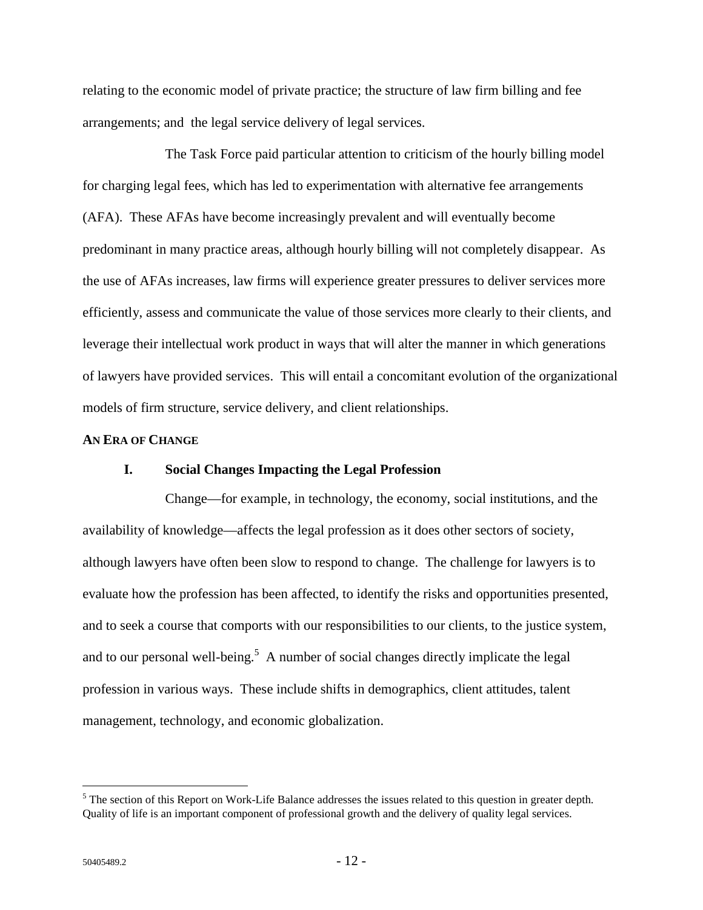relating to the economic model of private practice; the structure of law firm billing and fee arrangements; and the legal service delivery of legal services.

The Task Force paid particular attention to criticism of the hourly billing model for charging legal fees, which has led to experimentation with alternative fee arrangements (AFA). These AFAs have become increasingly prevalent and will eventually become predominant in many practice areas, although hourly billing will not completely disappear. As the use of AFAs increases, law firms will experience greater pressures to deliver services more efficiently, assess and communicate the value of those services more clearly to their clients, and leverage their intellectual work product in ways that will alter the manner in which generations of lawyers have provided services. This will entail a concomitant evolution of the organizational models of firm structure, service delivery, and client relationships.

## AN ERA OF CHANGE

### I. Social Changes Impacting the Legal Profession

Change—for example, in technology, the economy, social institutions, and the availability of knowledge—affects the legal profession as it does other sectors of society, although lawyers have often been slow to respond to change. The challenge for lawyers is to evaluate how the profession has been affected, to identify the risks and opportunities presented, and to seek a course that comports with our responsibilities to our clients, to the justice system, and to our personal well-being.[5] A number of social changes directly implicate the legal profession in various ways. These include shifts in demographics, client attitudes, talent management, technology, and economic globalization.

---

[5] The section of this Report on Work-Life Balance addresses the issues related to this question in greater depth. Quality of life is an important component of professional growth and the delivery of quality legal services.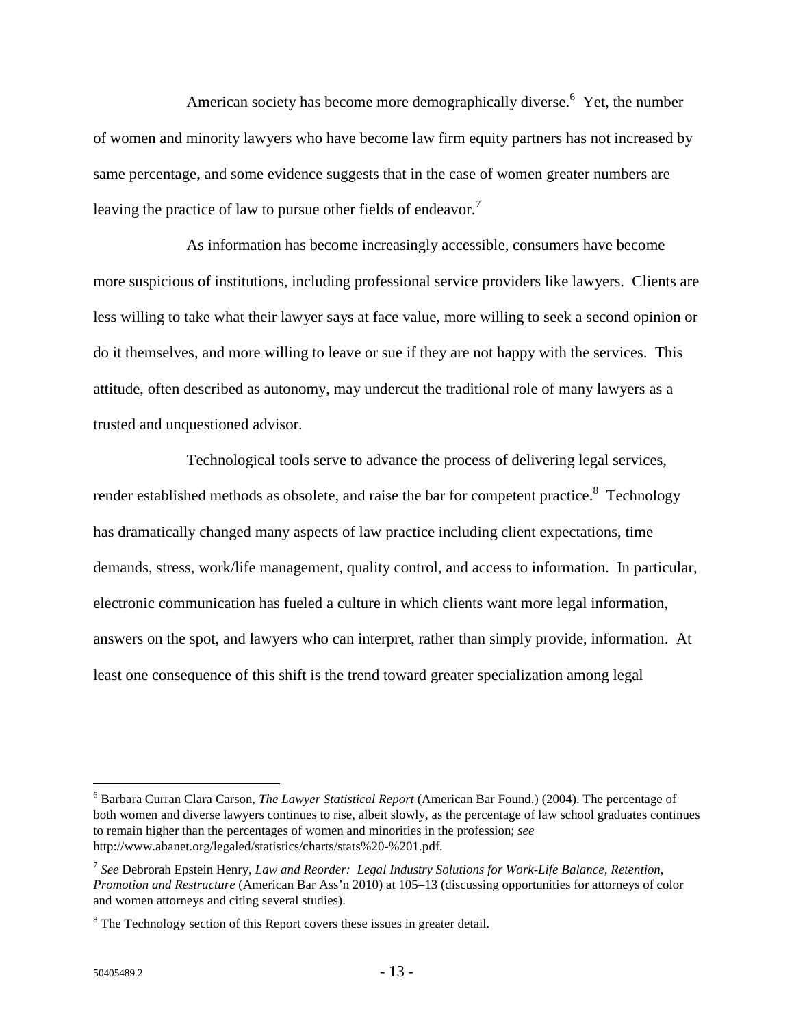American society has become more demographically diverse.[6] Yet, the number of women and minority lawyers who have become law firm equity partners has not increased by same percentage, and some evidence suggests that in the case of women greater numbers are leaving the practice of law to pursue other fields of endeavor.[7]

As information has become increasingly accessible, consumers have become more suspicious of institutions, including professional service providers like lawyers. Clients are less willing to take what their lawyer says at face value, more willing to seek a second opinion or do it themselves, and more willing to leave or sue if they are not happy with the services. This attitude, often described as autonomy, may undercut the traditional role of many lawyers as a trusted and unquestioned advisor.

Technological tools serve to advance the process of delivering legal services, render established methods as obsolete, and raise the bar for competent practice.[8] Technology has dramatically changed many aspects of law practice including client expectations, time demands, stress, work/life management, quality control, and access to information. In particular, electronic communication has fueled a culture in which clients want more legal information, answers on the spot, and lawyers who can interpret, rather than simply provide, information. At least one consequence of this shift is the trend toward greater specialization among legal

---

[6] Barbara Curran Clara Carson, *The Lawyer Statistical Report* (American Bar Found.) (2004). The percentage of both women and diverse lawyers continues to rise, albeit slowly, as the percentage of law school graduates continues to remain higher than the percentages of women and minorities in the profession; *see* http://www.abanet.org/legaled/statistics/charts/stats%20-%201.pdf.

[7] *See* Debrorah Epstein Henry, *Law and Reorder: Legal Industry Solutions for Work-Life Balance, Retention, Promotion and Restructure* (American Bar Ass'n 2010) at 105–13 (discussing opportunities for attorneys of color and women attorneys and citing several studies).

[8] The Technology section of this Report covers these issues in greater detail.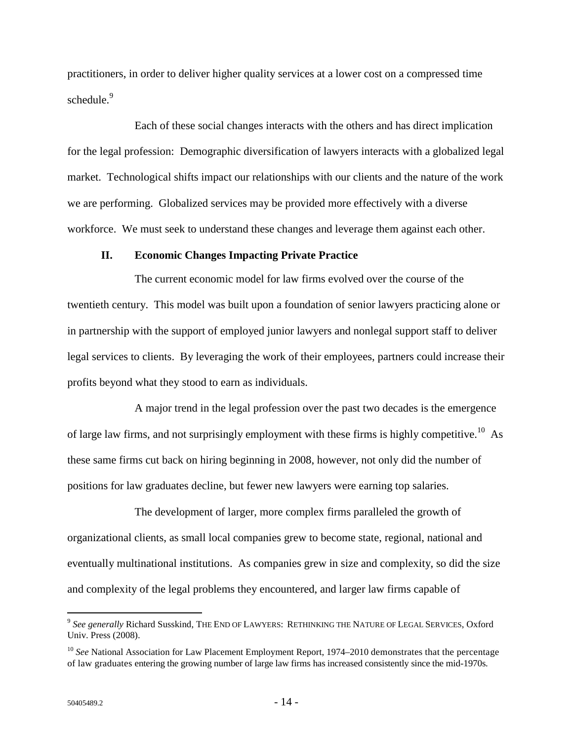practitioners, in order to deliver higher quality services at a lower cost on a compressed time schedule.[9]

Each of these social changes interacts with the others and has direct implication for the legal profession: Demographic diversification of lawyers interacts with a globalized legal market. Technological shifts impact our relationships with our clients and the nature of the work we are performing. Globalized services may be provided more effectively with a diverse workforce. We must seek to understand these changes and leverage them against each other.

## II. Economic Changes Impacting Private Practice

The current economic model for law firms evolved over the course of the twentieth century. This model was built upon a foundation of senior lawyers practicing alone or in partnership with the support of employed junior lawyers and nonlegal support staff to deliver legal services to clients. By leveraging the work of their employees, partners could increase their profits beyond what they stood to earn as individuals.

A major trend in the legal profession over the past two decades is the emergence of large law firms, and not surprisingly employment with these firms is highly competitive.[10] As these same firms cut back on hiring beginning in 2008, however, not only did the number of positions for law graduates decline, but fewer new lawyers were earning top salaries.

The development of larger, more complex firms paralleled the growth of organizational clients, as small local companies grew to become state, regional, national and eventually multinational institutions. As companies grew in size and complexity, so did the size and complexity of the legal problems they encountered, and larger law firms capable of

---

[9] *See generally* Richard Susskind, THE END OF LAWYERS: RETHINKING THE NATURE OF LEGAL SERVICES, Oxford Univ. Press (2008).

[10] *See* National Association for Law Placement Employment Report, 1974–2010 demonstrates that the percentage of law graduates entering the growing number of large law firms has increased consistently since the mid-1970s.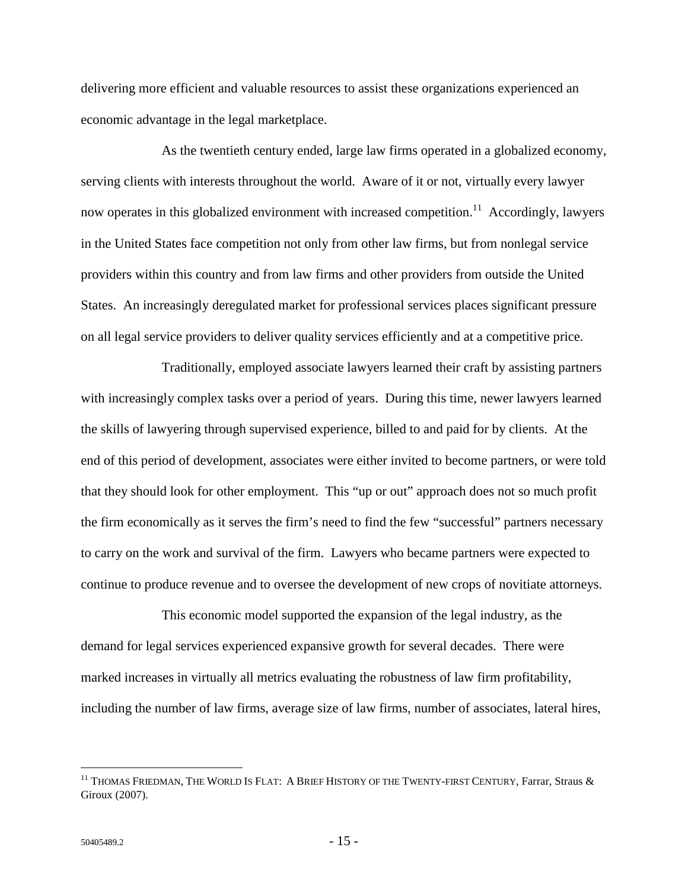delivering more efficient and valuable resources to assist these organizations experienced an economic advantage in the legal marketplace.

As the twentieth century ended, large law firms operated in a globalized economy, serving clients with interests throughout the world. Aware of it or not, virtually every lawyer now operates in this globalized environment with increased competition.[11] Accordingly, lawyers in the United States face competition not only from other law firms, but from nonlegal service providers within this country and from law firms and other providers from outside the United States. An increasingly deregulated market for professional services places significant pressure on all legal service providers to deliver quality services efficiently and at a competitive price.

Traditionally, employed associate lawyers learned their craft by assisting partners with increasingly complex tasks over a period of years. During this time, newer lawyers learned the skills of lawyering through supervised experience, billed to and paid for by clients. At the end of this period of development, associates were either invited to become partners, or were told that they should look for other employment. This "up or out" approach does not so much profit the firm economically as it serves the firm's need to find the few "successful" partners necessary to carry on the work and survival of the firm. Lawyers who became partners were expected to continue to produce revenue and to oversee the development of new crops of novitiate attorneys.

This economic model supported the expansion of the legal industry, as the demand for legal services experienced expansive growth for several decades. There were marked increases in virtually all metrics evaluating the robustness of law firm profitability, including the number of law firms, average size of law firms, number of associates, lateral hires,

---

[11] THOMAS FRIEDMAN, THE WORLD IS FLAT: A BRIEF HISTORY OF THE TWENTY-FIRST CENTURY, Farrar, Straus & Giroux (2007).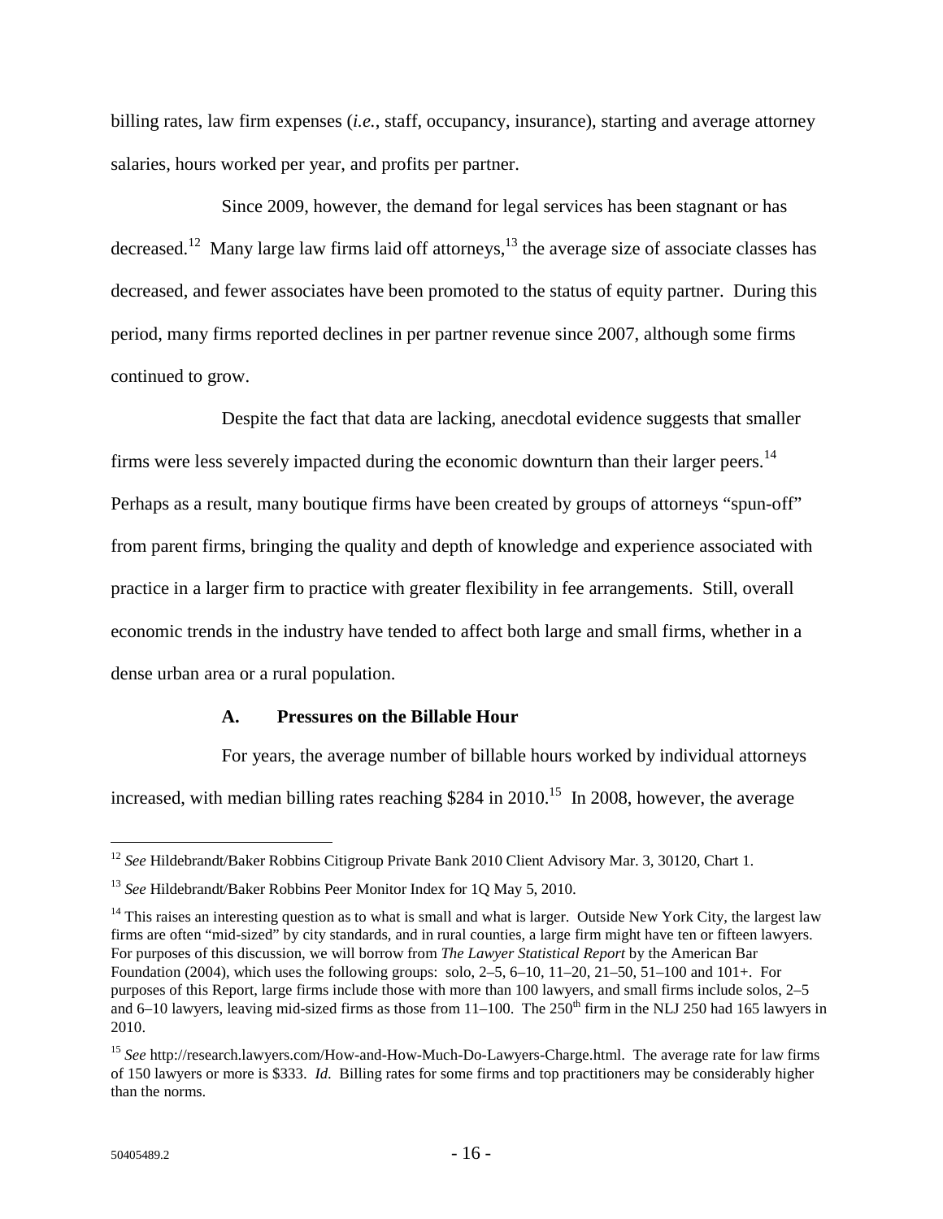billing rates, law firm expenses (*i.e.*, staff, occupancy, insurance), starting and average attorney salaries, hours worked per year, and profits per partner.

Since 2009, however, the demand for legal services has been stagnant or has decreased.[12] Many large law firms laid off attorneys,[13] the average size of associate classes has decreased, and fewer associates have been promoted to the status of equity partner. During this period, many firms reported declines in per partner revenue since 2007, although some firms continued to grow.

Despite the fact that data are lacking, anecdotal evidence suggests that smaller firms were less severely impacted during the economic downturn than their larger peers.[14] Perhaps as a result, many boutique firms have been created by groups of attorneys "spun-off" from parent firms, bringing the quality and depth of knowledge and experience associated with practice in a larger firm to practice with greater flexibility in fee arrangements. Still, overall economic trends in the industry have tended to affect both large and small firms, whether in a dense urban area or a rural population.

### A. Pressures on the Billable Hour

For years, the average number of billable hours worked by individual attorneys increased, with median billing rates reaching $284 in 2010.[15] In 2008, however, the average

---

[12] *See* Hildebrandt/Baker Robbins Citigroup Private Bank 2010 Client Advisory Mar. 3, 30120, Chart 1.

[13] *See* Hildebrandt/Baker Robbins Peer Monitor Index for 1Q May 5, 2010.

[14] This raises an interesting question as to what is small and what is larger. Outside New York City, the largest law firms are often "mid-sized" by city standards, and in rural counties, a large firm might have ten or fifteen lawyers. For purposes of this discussion, we will borrow from *The Lawyer Statistical Report* by the American Bar Foundation (2004), which uses the following groups: solo, 2–5, 6–10, 11–20, 21–50, 51–100 and 101+. For purposes of this Report, large firms include those with more than 100 lawyers, and small firms include solos, 2–5 and 6–10 lawyers, leaving mid-sized firms as those from 11–100. The 250th firm in the NLJ 250 had 165 lawyers in 2010.

[15] *See* http://research.lawyers.com/How-and-How-Much-Do-Lawyers-Charge.html. The average rate for law firms of 150 lawyers or more is $333. *Id*. Billing rates for some firms and top practitioners may be considerably higher than the norms.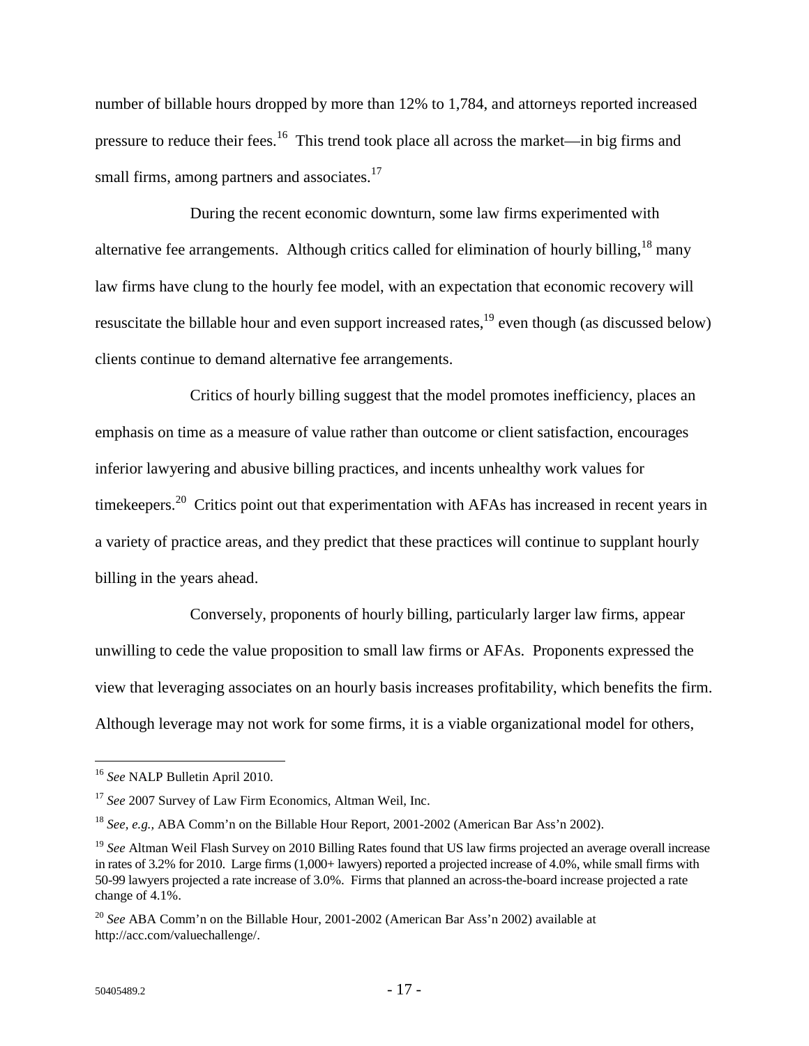number of billable hours dropped by more than 12% to 1,784, and attorneys reported increased pressure to reduce their fees.[16] This trend took place all across the market—in big firms and small firms, among partners and associates.[17]

During the recent economic downturn, some law firms experimented with alternative fee arrangements. Although critics called for elimination of hourly billing,[18] many law firms have clung to the hourly fee model, with an expectation that economic recovery will resuscitate the billable hour and even support increased rates,[19] even though (as discussed below) clients continue to demand alternative fee arrangements.

Critics of hourly billing suggest that the model promotes inefficiency, places an emphasis on time as a measure of value rather than outcome or client satisfaction, encourages inferior lawyering and abusive billing practices, and incents unhealthy work values for timekeepers.[20] Critics point out that experimentation with AFAs has increased in recent years in a variety of practice areas, and they predict that these practices will continue to supplant hourly billing in the years ahead.

Conversely, proponents of hourly billing, particularly larger law firms, appear unwilling to cede the value proposition to small law firms or AFAs. Proponents expressed the view that leveraging associates on an hourly basis increases profitability, which benefits the firm. Although leverage may not work for some firms, it is a viable organizational model for others,

---

[16] *See* NALP Bulletin April 2010.

[17] *See* 2007 Survey of Law Firm Economics, Altman Weil, Inc.

[18] *See, e.g.*, ABA Comm'n on the Billable Hour Report, 2001-2002 (American Bar Ass'n 2002).

[19] *See* Altman Weil Flash Survey on 2010 Billing Rates found that US law firms projected an average overall increase in rates of 3.2% for 2010. Large firms (1,000+ lawyers) reported a projected increase of 4.0%, while small firms with 50-99 lawyers projected a rate increase of 3.0%. Firms that planned an across-the-board increase projected a rate change of 4.1%.

[20] *See* ABA Comm'n on the Billable Hour, 2001-2002 (American Bar Ass'n 2002) available at http://acc.com/valuechallenge/.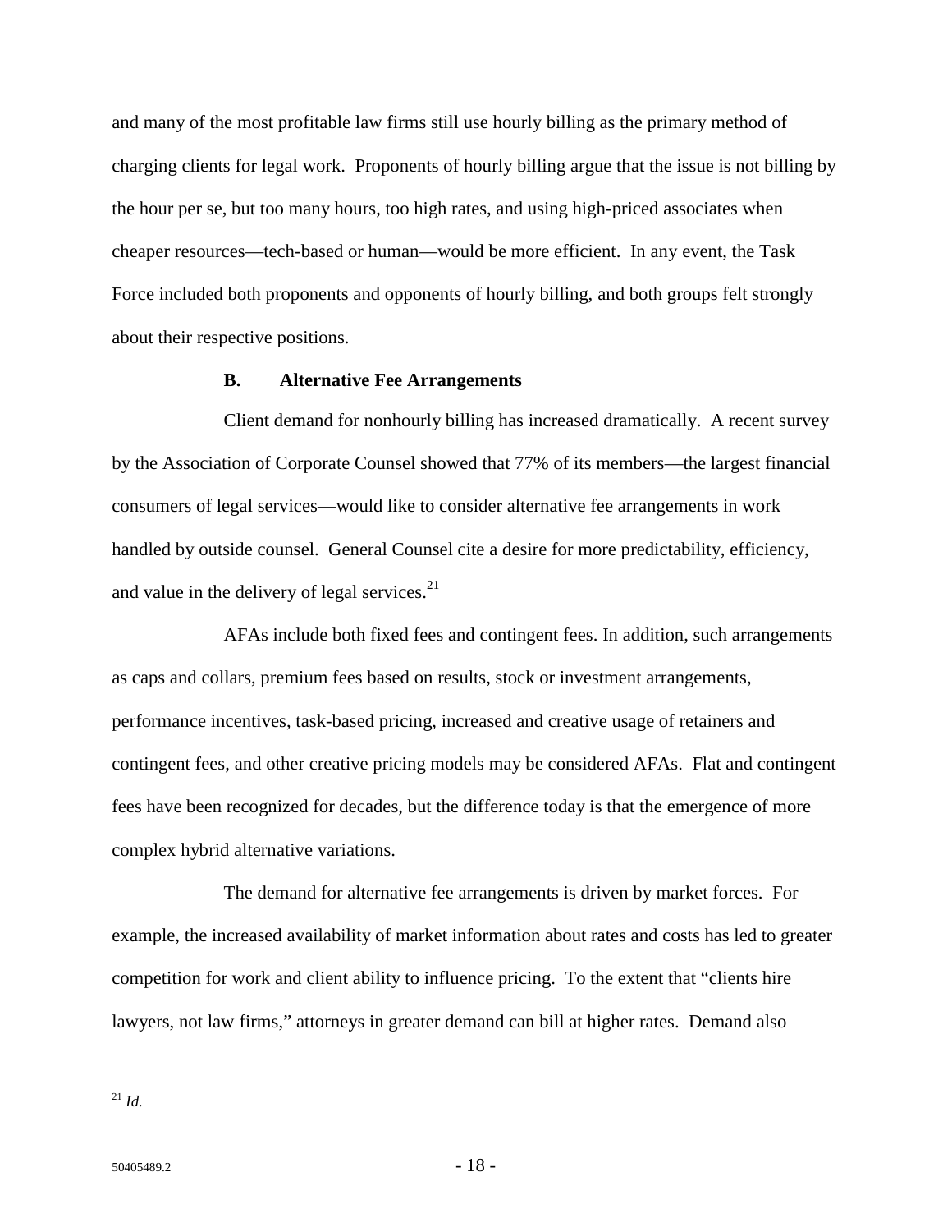and many of the most profitable law firms still use hourly billing as the primary method of charging clients for legal work. Proponents of hourly billing argue that the issue is not billing by the hour per se, but too many hours, too high rates, and using high-priced associates when cheaper resources—tech-based or human—would be more efficient. In any event, the Task Force included both proponents and opponents of hourly billing, and both groups felt strongly about their respective positions.

### B. Alternative Fee Arrangements

Client demand for nonhourly billing has increased dramatically. A recent survey by the Association of Corporate Counsel showed that 77% of its members—the largest financial consumers of legal services—would like to consider alternative fee arrangements in work handled by outside counsel. General Counsel cite a desire for more predictability, efficiency, and value in the delivery of legal services.[21]

AFAs include both fixed fees and contingent fees. In addition, such arrangements as caps and collars, premium fees based on results, stock or investment arrangements, performance incentives, task-based pricing, increased and creative usage of retainers and contingent fees, and other creative pricing models may be considered AFAs. Flat and contingent fees have been recognized for decades, but the difference today is that the emergence of more complex hybrid alternative variations.

The demand for alternative fee arrangements is driven by market forces. For example, the increased availability of market information about rates and costs has led to greater competition for work and client ability to influence pricing. To the extent that "clients hire lawyers, not law firms," attorneys in greater demand can bill at higher rates. Demand also

---

[21] *Id.*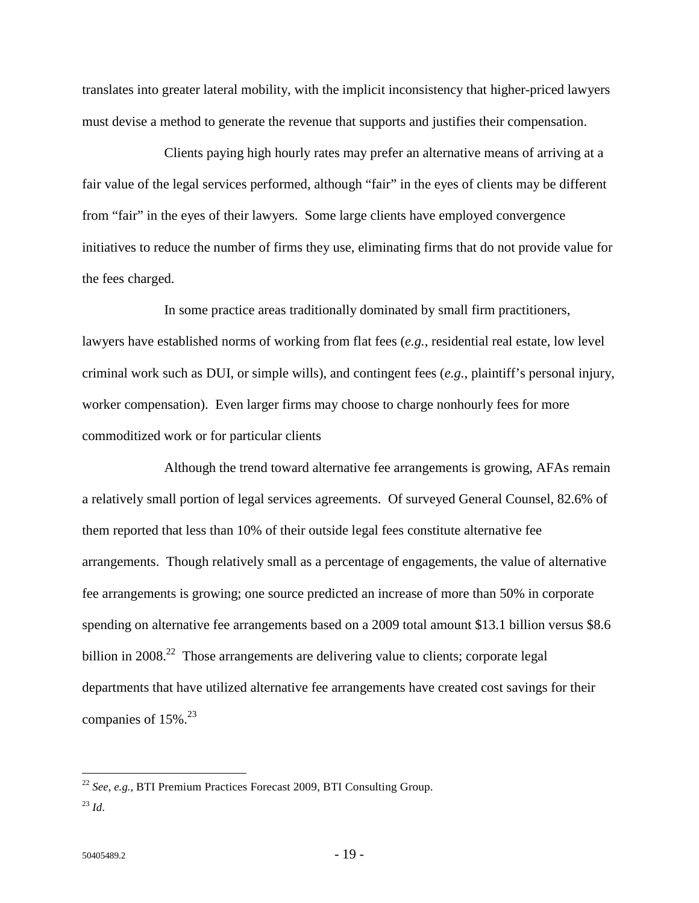translates into greater lateral mobility, with the implicit inconsistency that higher-priced lawyers must devise a method to generate the revenue that supports and justifies their compensation.

Clients paying high hourly rates may prefer an alternative means of arriving at a fair value of the legal services performed, although "fair" in the eyes of clients may be different from "fair" in the eyes of their lawyers. Some large clients have employed convergence initiatives to reduce the number of firms they use, eliminating firms that do not provide value for the fees charged.

In some practice areas traditionally dominated by small firm practitioners, lawyers have established norms of working from flat fees (*e.g.*, residential real estate, low level criminal work such as DUI, or simple wills), and contingent fees (*e.g.*, plaintiff's personal injury, worker compensation). Even larger firms may choose to charge nonhourly fees for more commoditized work or for particular clients

Although the trend toward alternative fee arrangements is growing, AFAs remain a relatively small portion of legal services agreements. Of surveyed General Counsel, 82.6% of them reported that less than 10% of their outside legal fees constitute alternative fee arrangements. Though relatively small as a percentage of engagements, the value of alternative fee arrangements is growing; one source predicted an increase of more than 50% in corporate spending on alternative fee arrangements based on a 2009 total amount $13.1 billion versus $8.6 billion in 2008.[22] Those arrangements are delivering value to clients; corporate legal departments that have utilized alternative fee arrangements have created cost savings for their companies of 15%.[23]

---

[22] *See, e.g.,* BTI Premium Practices Forecast 2009, BTI Consulting Group.

[23] *Id*.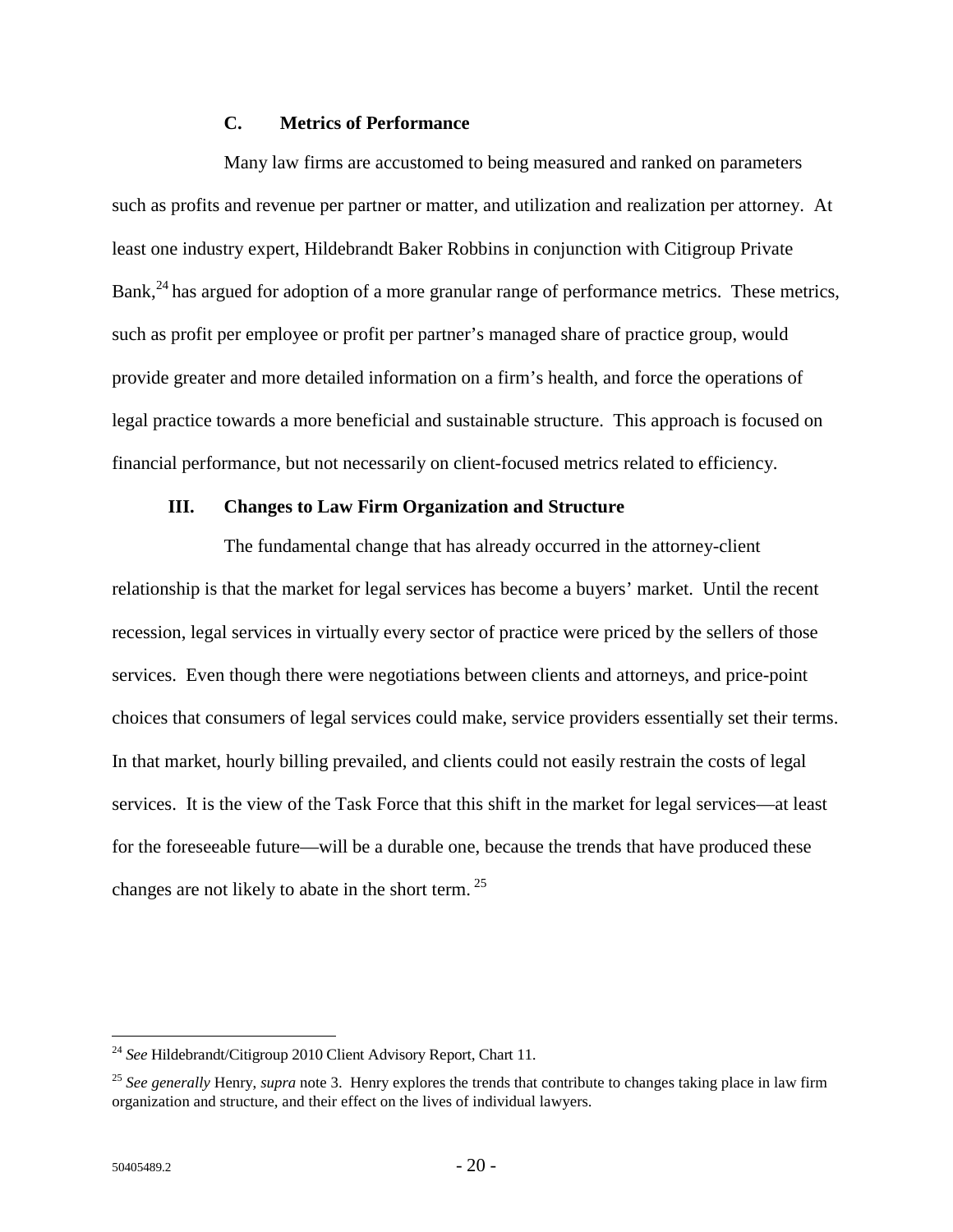### C. Metrics of Performance

Many law firms are accustomed to being measured and ranked on parameters such as profits and revenue per partner or matter, and utilization and realization per attorney. At least one industry expert, Hildebrandt Baker Robbins in conjunction with Citigroup Private Bank,[24] has argued for adoption of a more granular range of performance metrics. These metrics, such as profit per employee or profit per partner's managed share of practice group, would provide greater and more detailed information on a firm's health, and force the operations of legal practice towards a more beneficial and sustainable structure. This approach is focused on financial performance, but not necessarily on client-focused metrics related to efficiency.

## III. Changes to Law Firm Organization and Structure

The fundamental change that has already occurred in the attorney-client relationship is that the market for legal services has become a buyers' market. Until the recent recession, legal services in virtually every sector of practice were priced by the sellers of those services. Even though there were negotiations between clients and attorneys, and price-point choices that consumers of legal services could make, service providers essentially set their terms. In that market, hourly billing prevailed, and clients could not easily restrain the costs of legal services. It is the view of the Task Force that this shift in the market for legal services—at least for the foreseeable future—will be a durable one, because the trends that have produced these changes are not likely to abate in the short term.[25]

---

[24] *See* Hildebrandt/Citigroup 2010 Client Advisory Report, Chart 11.

[25] *See generally* Henry, *supra* note 3. Henry explores the trends that contribute to changes taking place in law firm organization and structure, and their effect on the lives of individual lawyers.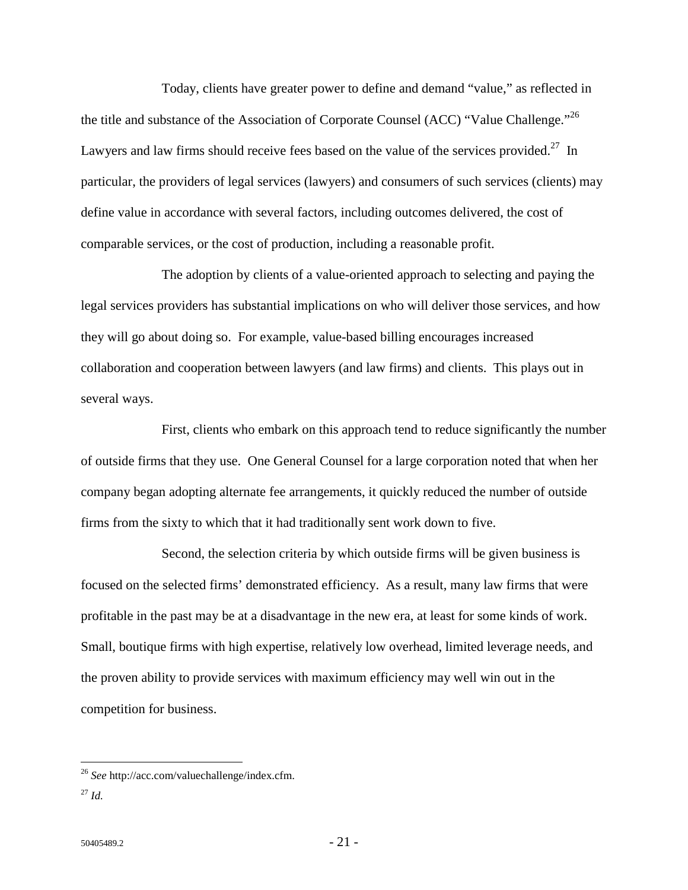Today, clients have greater power to define and demand "value," as reflected in the title and substance of the Association of Corporate Counsel (ACC) "Value Challenge."[26] Lawyers and law firms should receive fees based on the value of the services provided.[27] In particular, the providers of legal services (lawyers) and consumers of such services (clients) may define value in accordance with several factors, including outcomes delivered, the cost of comparable services, or the cost of production, including a reasonable profit.

The adoption by clients of a value-oriented approach to selecting and paying the legal services providers has substantial implications on who will deliver those services, and how they will go about doing so. For example, value-based billing encourages increased collaboration and cooperation between lawyers (and law firms) and clients. This plays out in several ways.

First, clients who embark on this approach tend to reduce significantly the number of outside firms that they use. One General Counsel for a large corporation noted that when her company began adopting alternate fee arrangements, it quickly reduced the number of outside firms from the sixty to which that it had traditionally sent work down to five.

Second, the selection criteria by which outside firms will be given business is focused on the selected firms' demonstrated efficiency. As a result, many law firms that were profitable in the past may be at a disadvantage in the new era, at least for some kinds of work. Small, boutique firms with high expertise, relatively low overhead, limited leverage needs, and the proven ability to provide services with maximum efficiency may well win out in the competition for business.

---

[26] *See* http://acc.com/valuechallenge/index.cfm.

[27] *Id.*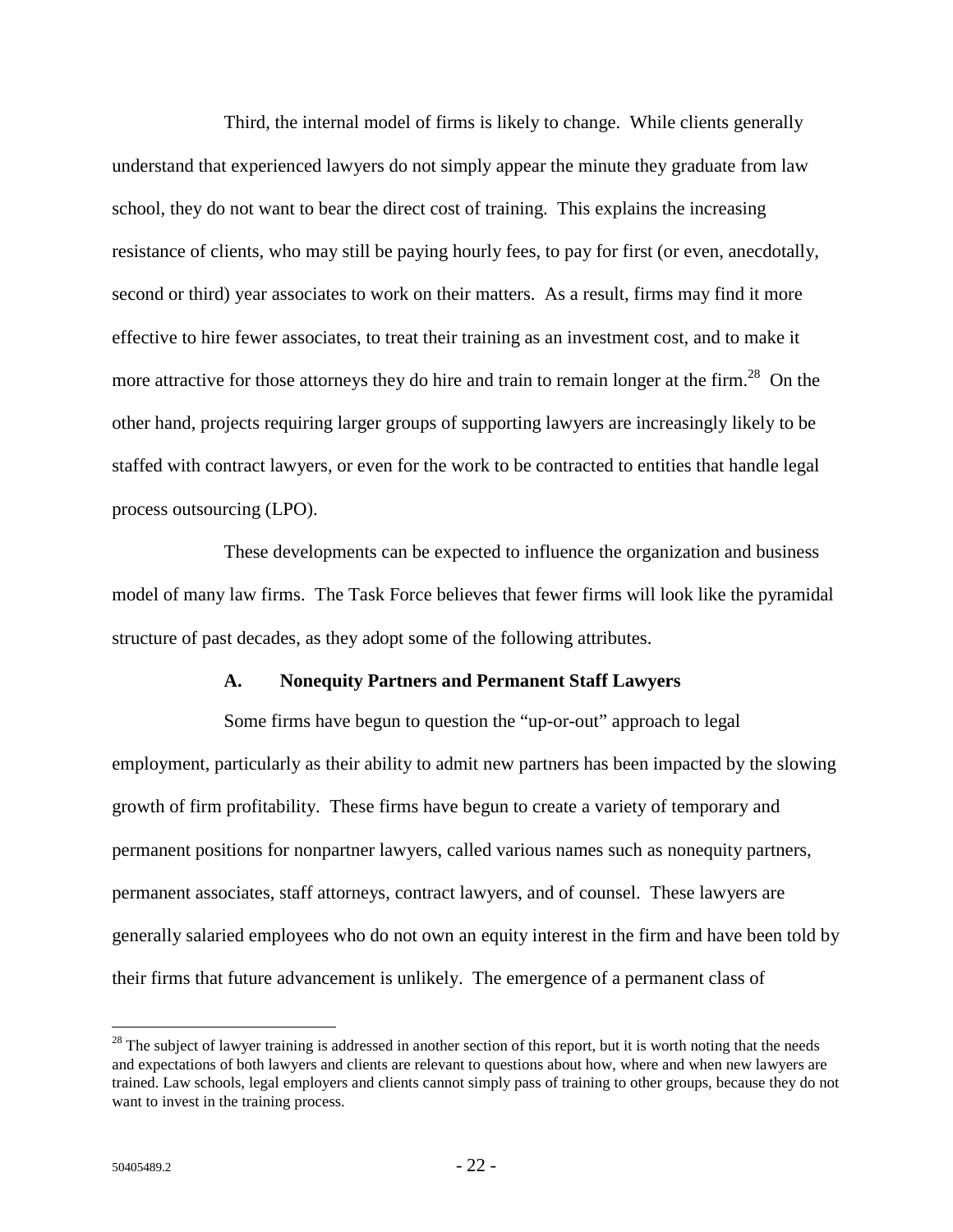Third, the internal model of firms is likely to change. While clients generally understand that experienced lawyers do not simply appear the minute they graduate from law school, they do not want to bear the direct cost of training. This explains the increasing resistance of clients, who may still be paying hourly fees, to pay for first (or even, anecdotally, second or third) year associates to work on their matters. As a result, firms may find it more effective to hire fewer associates, to treat their training as an investment cost, and to make it more attractive for those attorneys they do hire and train to remain longer at the firm.[28] On the other hand, projects requiring larger groups of supporting lawyers are increasingly likely to be staffed with contract lawyers, or even for the work to be contracted to entities that handle legal process outsourcing (LPO).

These developments can be expected to influence the organization and business model of many law firms. The Task Force believes that fewer firms will look like the pyramidal structure of past decades, as they adopt some of the following attributes.

### A. Nonequity Partners and Permanent Staff Lawyers

Some firms have begun to question the "up-or-out" approach to legal employment, particularly as their ability to admit new partners has been impacted by the slowing growth of firm profitability. These firms have begun to create a variety of temporary and permanent positions for nonpartner lawyers, called various names such as nonequity partners, permanent associates, staff attorneys, contract lawyers, and of counsel. These lawyers are generally salaried employees who do not own an equity interest in the firm and have been told by their firms that future advancement is unlikely. The emergence of a permanent class of

---

[28] The subject of lawyer training is addressed in another section of this report, but it is worth noting that the needs and expectations of both lawyers and clients are relevant to questions about how, where and when new lawyers are trained. Law schools, legal employers and clients cannot simply pass of training to other groups, because they do not want to invest in the training process.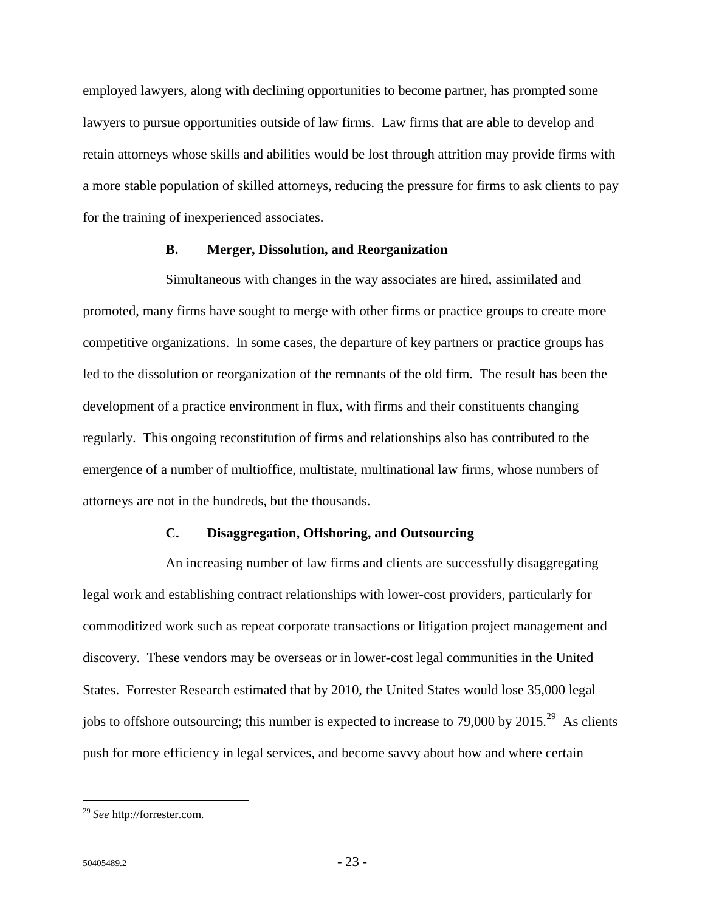employed lawyers, along with declining opportunities to become partner, has prompted some lawyers to pursue opportunities outside of law firms. Law firms that are able to develop and retain attorneys whose skills and abilities would be lost through attrition may provide firms with a more stable population of skilled attorneys, reducing the pressure for firms to ask clients to pay for the training of inexperienced associates.

### B. Merger, Dissolution, and Reorganization

Simultaneous with changes in the way associates are hired, assimilated and promoted, many firms have sought to merge with other firms or practice groups to create more competitive organizations. In some cases, the departure of key partners or practice groups has led to the dissolution or reorganization of the remnants of the old firm. The result has been the development of a practice environment in flux, with firms and their constituents changing regularly. This ongoing reconstitution of firms and relationships also has contributed to the emergence of a number of multioffice, multistate, multinational law firms, whose numbers of attorneys are not in the hundreds, but the thousands.

### C. Disaggregation, Offshoring, and Outsourcing

An increasing number of law firms and clients are successfully disaggregating legal work and establishing contract relationships with lower-cost providers, particularly for commoditized work such as repeat corporate transactions or litigation project management and discovery. These vendors may be overseas or in lower-cost legal communities in the United States. Forrester Research estimated that by 2010, the United States would lose 35,000 legal jobs to offshore outsourcing; this number is expected to increase to 79,000 by 2015.[29] As clients push for more efficiency in legal services, and become savvy about how and where certain

---

[29] *See* http://forrester.com.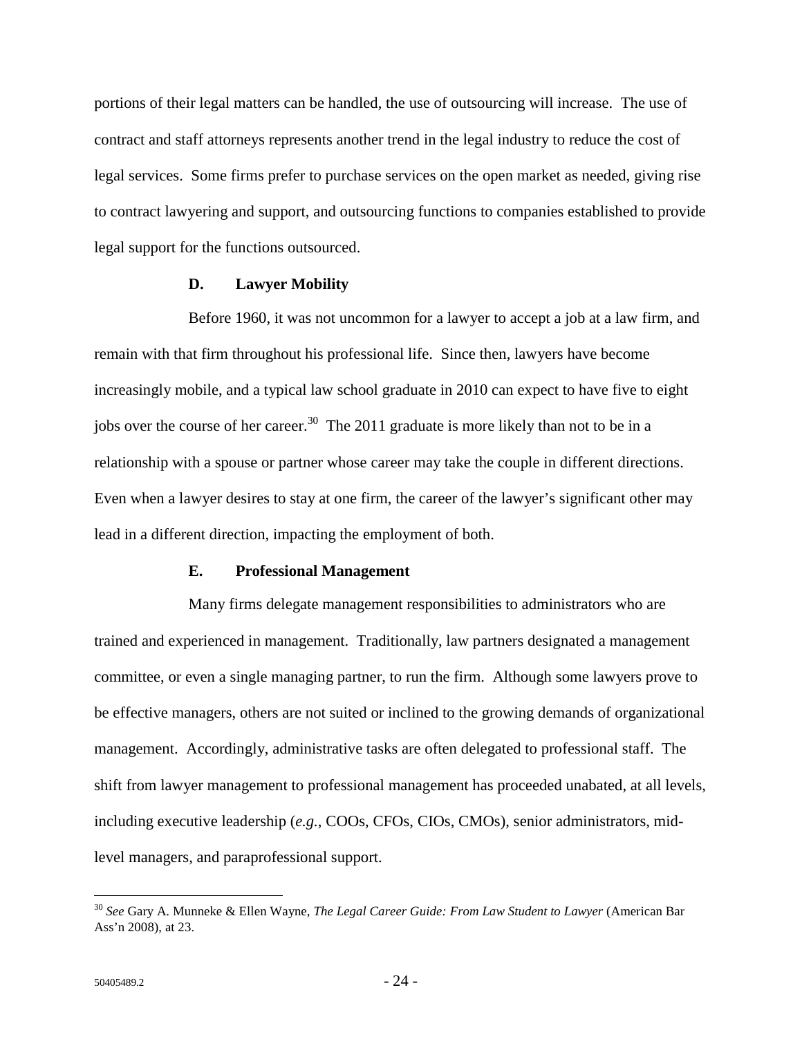portions of their legal matters can be handled, the use of outsourcing will increase. The use of contract and staff attorneys represents another trend in the legal industry to reduce the cost of legal services. Some firms prefer to purchase services on the open market as needed, giving rise to contract lawyering and support, and outsourcing functions to companies established to provide legal support for the functions outsourced.

### D. Lawyer Mobility

Before 1960, it was not uncommon for a lawyer to accept a job at a law firm, and remain with that firm throughout his professional life. Since then, lawyers have become increasingly mobile, and a typical law school graduate in 2010 can expect to have five to eight jobs over the course of her career.[30] The 2011 graduate is more likely than not to be in a relationship with a spouse or partner whose career may take the couple in different directions. Even when a lawyer desires to stay at one firm, the career of the lawyer's significant other may lead in a different direction, impacting the employment of both.

### E. Professional Management

Many firms delegate management responsibilities to administrators who are trained and experienced in management. Traditionally, law partners designated a management committee, or even a single managing partner, to run the firm. Although some lawyers prove to be effective managers, others are not suited or inclined to the growing demands of organizational management. Accordingly, administrative tasks are often delegated to professional staff. The shift from lawyer management to professional management has proceeded unabated, at all levels, including executive leadership (*e.g.*, COOs, CFOs, CIOs, CMOs), senior administrators, mid-level managers, and paraprofessional support.

---

[30] *See* Gary A. Munneke & Ellen Wayne, *The Legal Career Guide: From Law Student to Lawyer* (American Bar Ass'n 2008), at 23.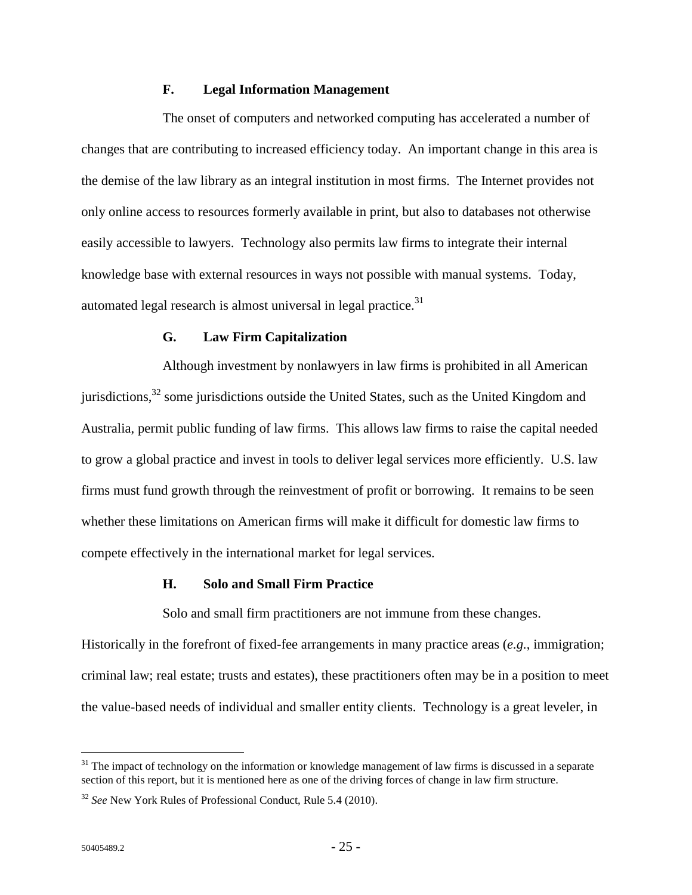### F. Legal Information Management

The onset of computers and networked computing has accelerated a number of changes that are contributing to increased efficiency today. An important change in this area is the demise of the law library as an integral institution in most firms. The Internet provides not only online access to resources formerly available in print, but also to databases not otherwise easily accessible to lawyers. Technology also permits law firms to integrate their internal knowledge base with external resources in ways not possible with manual systems. Today, automated legal research is almost universal in legal practice.[31]

### G. Law Firm Capitalization

Although investment by nonlawyers in law firms is prohibited in all American jurisdictions,[32] some jurisdictions outside the United States, such as the United Kingdom and Australia, permit public funding of law firms. This allows law firms to raise the capital needed to grow a global practice and invest in tools to deliver legal services more efficiently. U.S. law firms must fund growth through the reinvestment of profit or borrowing. It remains to be seen whether these limitations on American firms will make it difficult for domestic law firms to compete effectively in the international market for legal services.

### H. Solo and Small Firm Practice

Solo and small firm practitioners are not immune from these changes. Historically in the forefront of fixed-fee arrangements in many practice areas (*e.g.*, immigration; criminal law; real estate; trusts and estates), these practitioners often may be in a position to meet the value-based needs of individual and smaller entity clients. Technology is a great leveler, in

---

[31] The impact of technology on the information or knowledge management of law firms is discussed in a separate section of this report, but it is mentioned here as one of the driving forces of change in law firm structure.

[32] *See* New York Rules of Professional Conduct, Rule 5.4 (2010).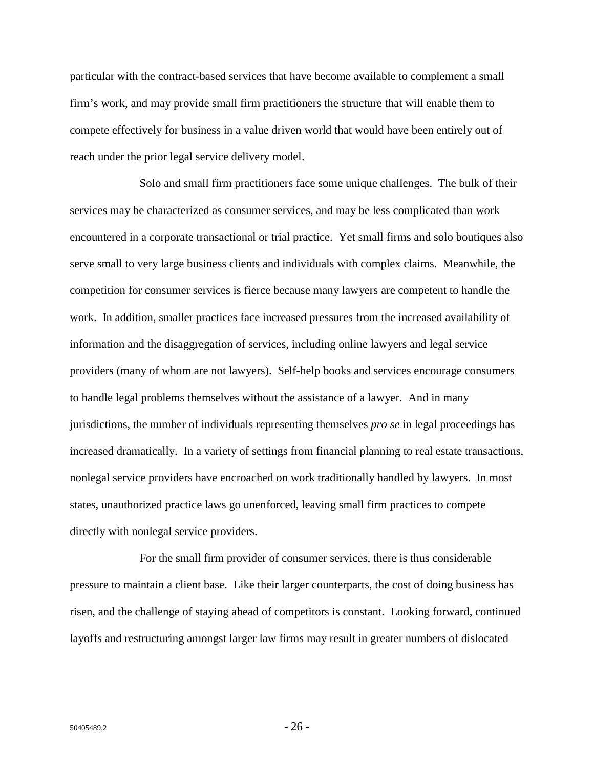particular with the contract-based services that have become available to complement a small firm's work, and may provide small firm practitioners the structure that will enable them to compete effectively for business in a value driven world that would have been entirely out of reach under the prior legal service delivery model.

Solo and small firm practitioners face some unique challenges. The bulk of their services may be characterized as consumer services, and may be less complicated than work encountered in a corporate transactional or trial practice. Yet small firms and solo boutiques also serve small to very large business clients and individuals with complex claims. Meanwhile, the competition for consumer services is fierce because many lawyers are competent to handle the work. In addition, smaller practices face increased pressures from the increased availability of information and the disaggregation of services, including online lawyers and legal service providers (many of whom are not lawyers). Self-help books and services encourage consumers to handle legal problems themselves without the assistance of a lawyer. And in many jurisdictions, the number of individuals representing themselves *pro se* in legal proceedings has increased dramatically. In a variety of settings from financial planning to real estate transactions, nonlegal service providers have encroached on work traditionally handled by lawyers. In most states, unauthorized practice laws go unenforced, leaving small firm practices to compete directly with nonlegal service providers.

For the small firm provider of consumer services, there is thus considerable pressure to maintain a client base. Like their larger counterparts, the cost of doing business has risen, and the challenge of staying ahead of competitors is constant. Looking forward, continued layoffs and restructuring amongst larger law firms may result in greater numbers of dislocated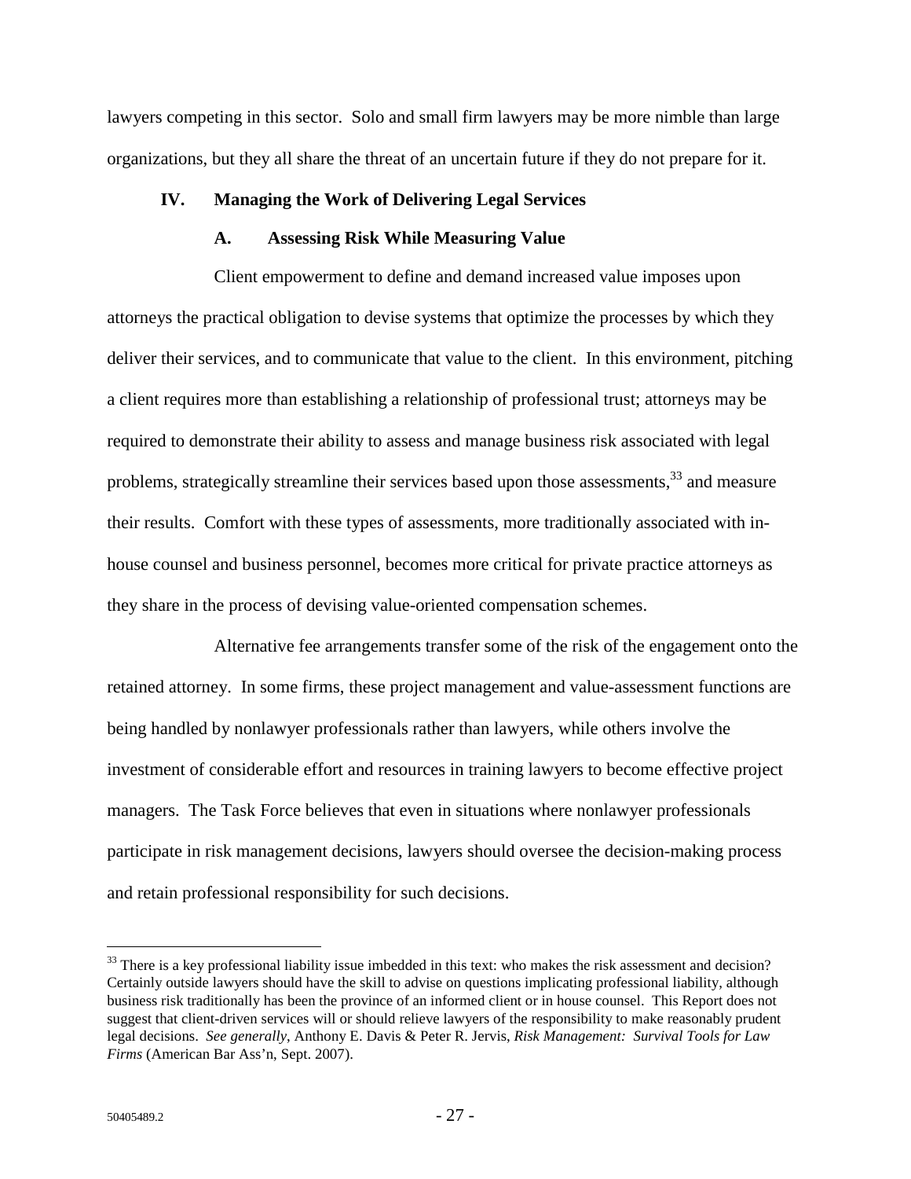lawyers competing in this sector. Solo and small firm lawyers may be more nimble than large organizations, but they all share the threat of an uncertain future if they do not prepare for it.

## IV. Managing the Work of Delivering Legal Services

### A. Assessing Risk While Measuring Value

Client empowerment to define and demand increased value imposes upon attorneys the practical obligation to devise systems that optimize the processes by which they deliver their services, and to communicate that value to the client. In this environment, pitching a client requires more than establishing a relationship of professional trust; attorneys may be required to demonstrate their ability to assess and manage business risk associated with legal problems, strategically streamline their services based upon those assessments,[33] and measure their results. Comfort with these types of assessments, more traditionally associated with in-house counsel and business personnel, becomes more critical for private practice attorneys as they share in the process of devising value-oriented compensation schemes.

Alternative fee arrangements transfer some of the risk of the engagement onto the retained attorney. In some firms, these project management and value-assessment functions are being handled by nonlawyer professionals rather than lawyers, while others involve the investment of considerable effort and resources in training lawyers to become effective project managers. The Task Force believes that even in situations where nonlawyer professionals participate in risk management decisions, lawyers should oversee the decision-making process and retain professional responsibility for such decisions.

---

[33] There is a key professional liability issue imbedded in this text: who makes the risk assessment and decision? Certainly outside lawyers should have the skill to advise on questions implicating professional liability, although business risk traditionally has been the province of an informed client or in house counsel. This Report does not suggest that client-driven services will or should relieve lawyers of the responsibility to make reasonably prudent legal decisions. *See generally*, Anthony E. Davis & Peter R. Jervis, *Risk Management: Survival Tools for Law Firms* (American Bar Ass'n, Sept. 2007).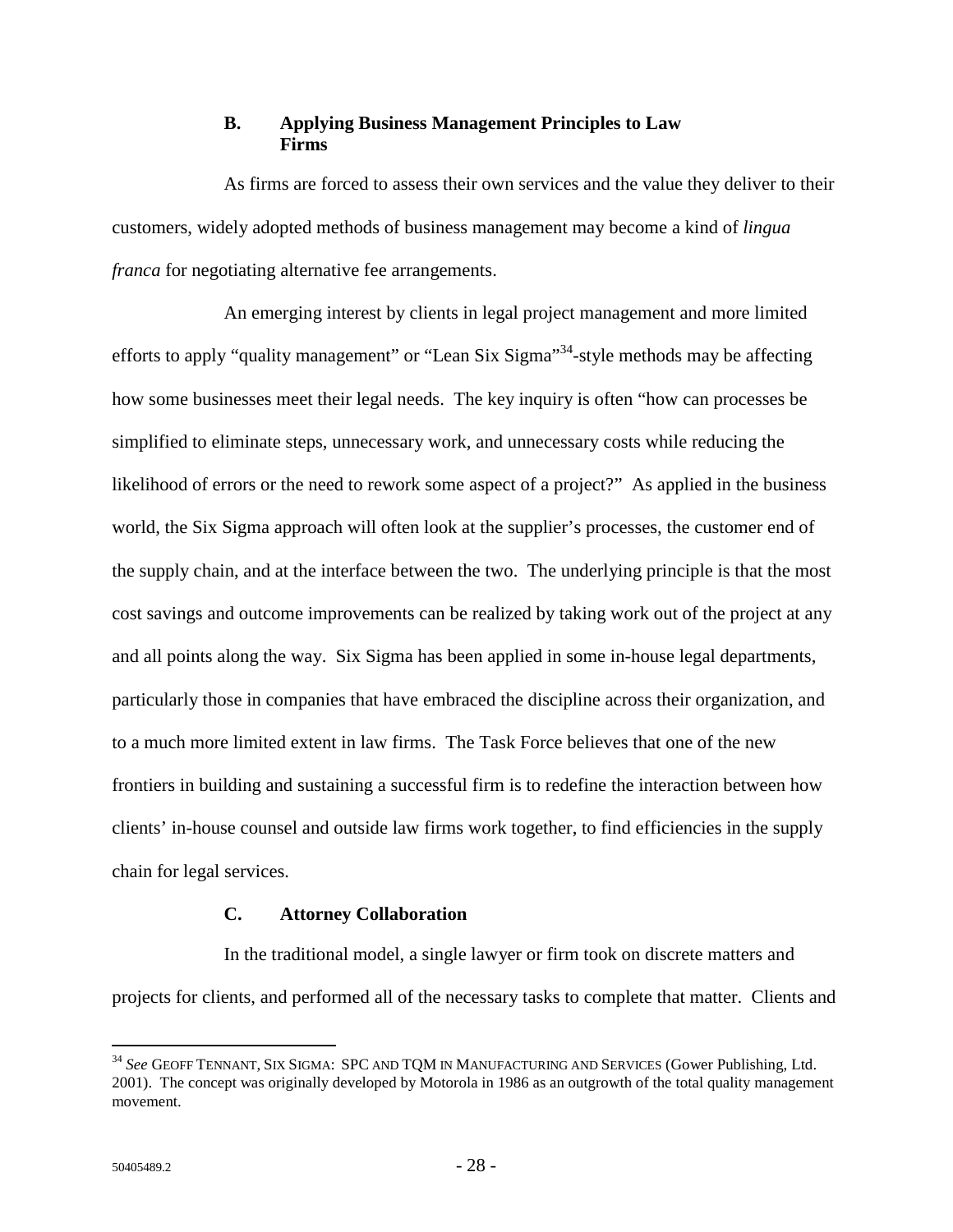### B. Applying Business Management Principles to Law Firms

As firms are forced to assess their own services and the value they deliver to their customers, widely adopted methods of business management may become a kind of *lingua franca* for negotiating alternative fee arrangements.

An emerging interest by clients in legal project management and more limited efforts to apply "quality management" or "Lean Six Sigma"[34]-style methods may be affecting how some businesses meet their legal needs. The key inquiry is often "how can processes be simplified to eliminate steps, unnecessary work, and unnecessary costs while reducing the likelihood of errors or the need to rework some aspect of a project?" As applied in the business world, the Six Sigma approach will often look at the supplier's processes, the customer end of the supply chain, and at the interface between the two. The underlying principle is that the most cost savings and outcome improvements can be realized by taking work out of the project at any and all points along the way. Six Sigma has been applied in some in-house legal departments, particularly those in companies that have embraced the discipline across their organization, and to a much more limited extent in law firms. The Task Force believes that one of the new frontiers in building and sustaining a successful firm is to redefine the interaction between how clients' in-house counsel and outside law firms work together, to find efficiencies in the supply chain for legal services.

### C. Attorney Collaboration

In the traditional model, a single lawyer or firm took on discrete matters and projects for clients, and performed all of the necessary tasks to complete that matter. Clients and

---

[34] *See* GEOFF TENNANT, SIX SIGMA: SPC AND TQM IN MANUFACTURING AND SERVICES (Gower Publishing, Ltd. 2001). The concept was originally developed by Motorola in 1986 as an outgrowth of the total quality management movement.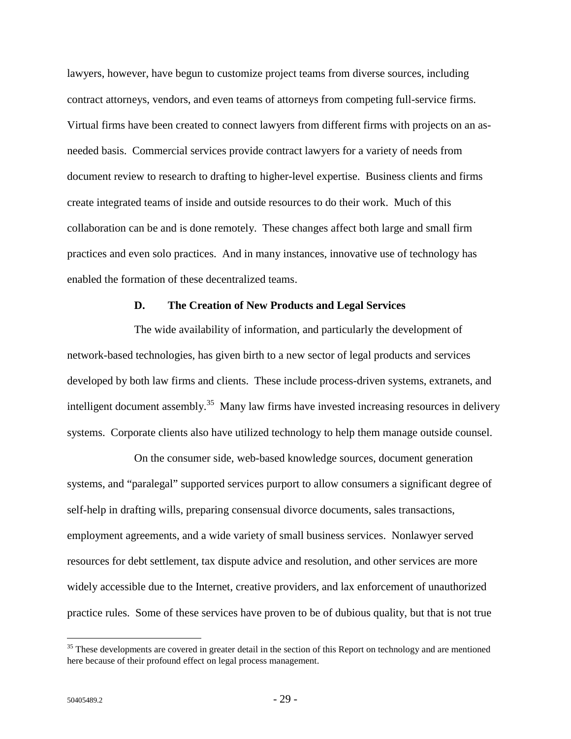lawyers, however, have begun to customize project teams from diverse sources, including contract attorneys, vendors, and even teams of attorneys from competing full-service firms. Virtual firms have been created to connect lawyers from different firms with projects on an as-needed basis. Commercial services provide contract lawyers for a variety of needs from document review to research to drafting to higher-level expertise. Business clients and firms create integrated teams of inside and outside resources to do their work. Much of this collaboration can be and is done remotely. These changes affect both large and small firm practices and even solo practices. And in many instances, innovative use of technology has enabled the formation of these decentralized teams.

### D. The Creation of New Products and Legal Services

The wide availability of information, and particularly the development of network-based technologies, has given birth to a new sector of legal products and services developed by both law firms and clients. These include process-driven systems, extranets, and intelligent document assembly.[35] Many law firms have invested increasing resources in delivery systems. Corporate clients also have utilized technology to help them manage outside counsel.

On the consumer side, web-based knowledge sources, document generation systems, and "paralegal" supported services purport to allow consumers a significant degree of self-help in drafting wills, preparing consensual divorce documents, sales transactions, employment agreements, and a wide variety of small business services. Nonlawyer served resources for debt settlement, tax dispute advice and resolution, and other services are more widely accessible due to the Internet, creative providers, and lax enforcement of unauthorized practice rules. Some of these services have proven to be of dubious quality, but that is not true

---

[35] These developments are covered in greater detail in the section of this Report on technology and are mentioned here because of their profound effect on legal process management.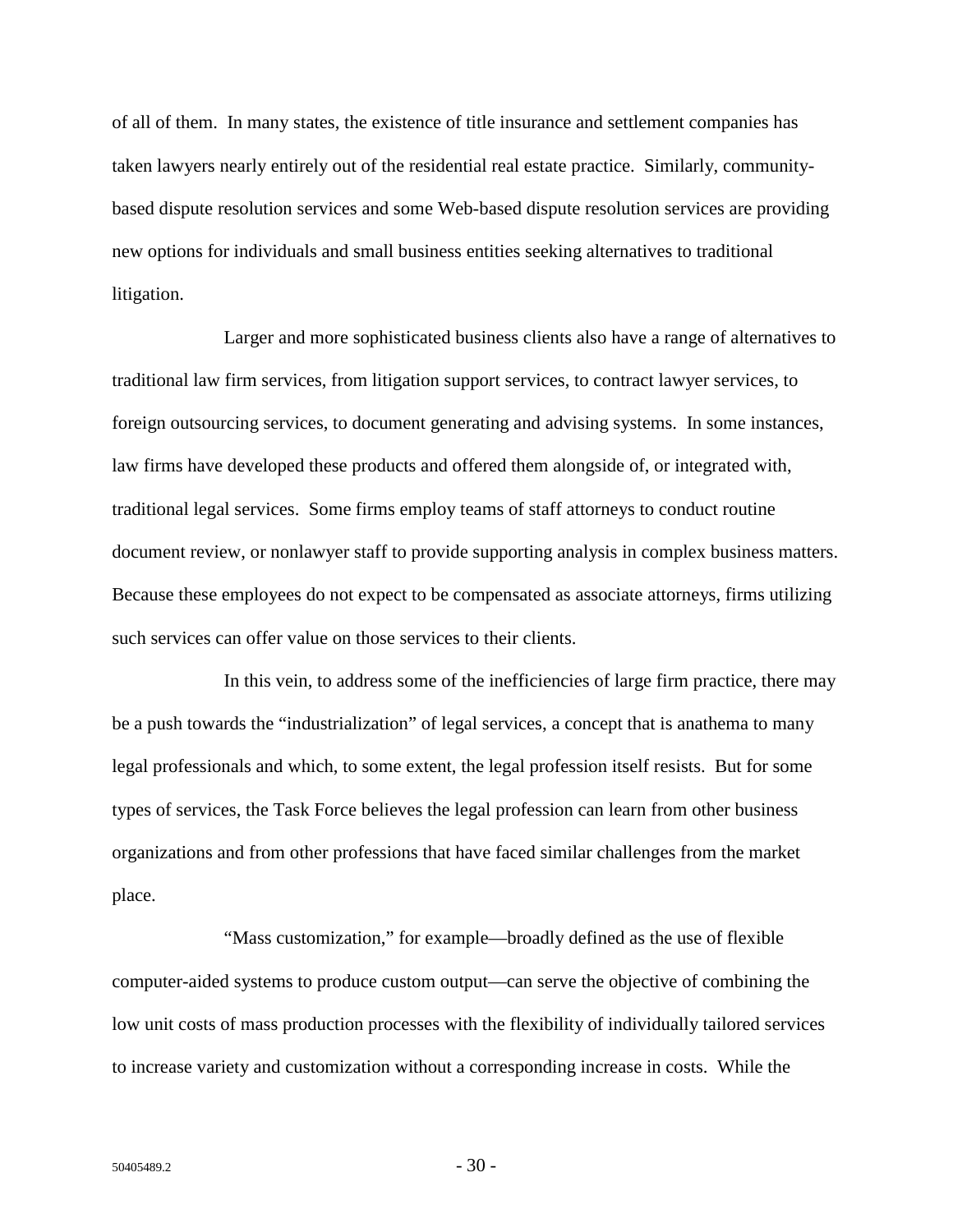of all of them. In many states, the existence of title insurance and settlement companies has taken lawyers nearly entirely out of the residential real estate practice. Similarly, community-based dispute resolution services and some Web-based dispute resolution services are providing new options for individuals and small business entities seeking alternatives to traditional litigation.

Larger and more sophisticated business clients also have a range of alternatives to traditional law firm services, from litigation support services, to contract lawyer services, to foreign outsourcing services, to document generating and advising systems. In some instances, law firms have developed these products and offered them alongside of, or integrated with, traditional legal services. Some firms employ teams of staff attorneys to conduct routine document review, or nonlawyer staff to provide supporting analysis in complex business matters. Because these employees do not expect to be compensated as associate attorneys, firms utilizing such services can offer value on those services to their clients.

In this vein, to address some of the inefficiencies of large firm practice, there may be a push towards the "industrialization" of legal services, a concept that is anathema to many legal professionals and which, to some extent, the legal profession itself resists. But for some types of services, the Task Force believes the legal profession can learn from other business organizations and from other professions that have faced similar challenges from the market place.

"Mass customization," for example—broadly defined as the use of flexible computer-aided systems to produce custom output—can serve the objective of combining the low unit costs of mass production processes with the flexibility of individually tailored services to increase variety and customization without a corresponding increase in costs. While the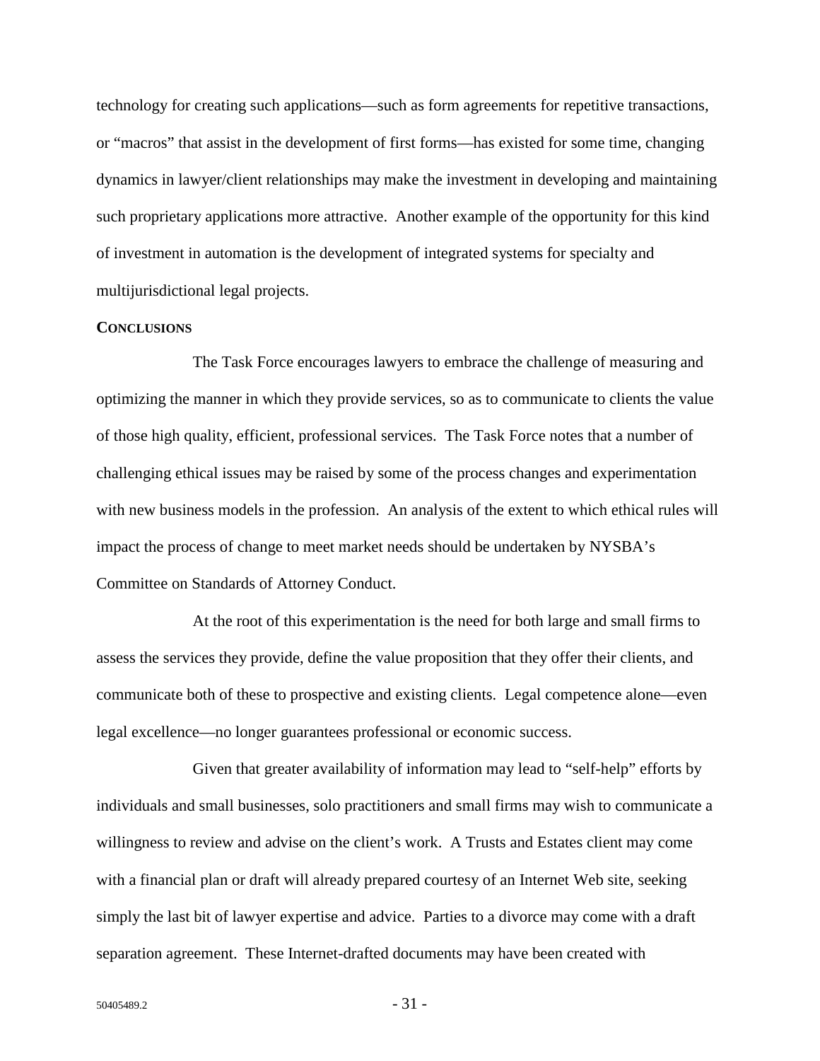technology for creating such applications—such as form agreements for repetitive transactions, or "macros" that assist in the development of first forms—has existed for some time, changing dynamics in lawyer/client relationships may make the investment in developing and maintaining such proprietary applications more attractive. Another example of the opportunity for this kind of investment in automation is the development of integrated systems for specialty and multijurisdictional legal projects.

**CONCLUSIONS**

The Task Force encourages lawyers to embrace the challenge of measuring and optimizing the manner in which they provide services, so as to communicate to clients the value of those high quality, efficient, professional services. The Task Force notes that a number of challenging ethical issues may be raised by some of the process changes and experimentation with new business models in the profession. An analysis of the extent to which ethical rules will impact the process of change to meet market needs should be undertaken by NYSBA's Committee on Standards of Attorney Conduct.

At the root of this experimentation is the need for both large and small firms to assess the services they provide, define the value proposition that they offer their clients, and communicate both of these to prospective and existing clients. Legal competence alone—even legal excellence—no longer guarantees professional or economic success.

Given that greater availability of information may lead to "self-help" efforts by individuals and small businesses, solo practitioners and small firms may wish to communicate a willingness to review and advise on the client's work. A Trusts and Estates client may come with a financial plan or draft will already prepared courtesy of an Internet Web site, seeking simply the last bit of lawyer expertise and advice. Parties to a divorce may come with a draft separation agreement. These Internet-drafted documents may have been created with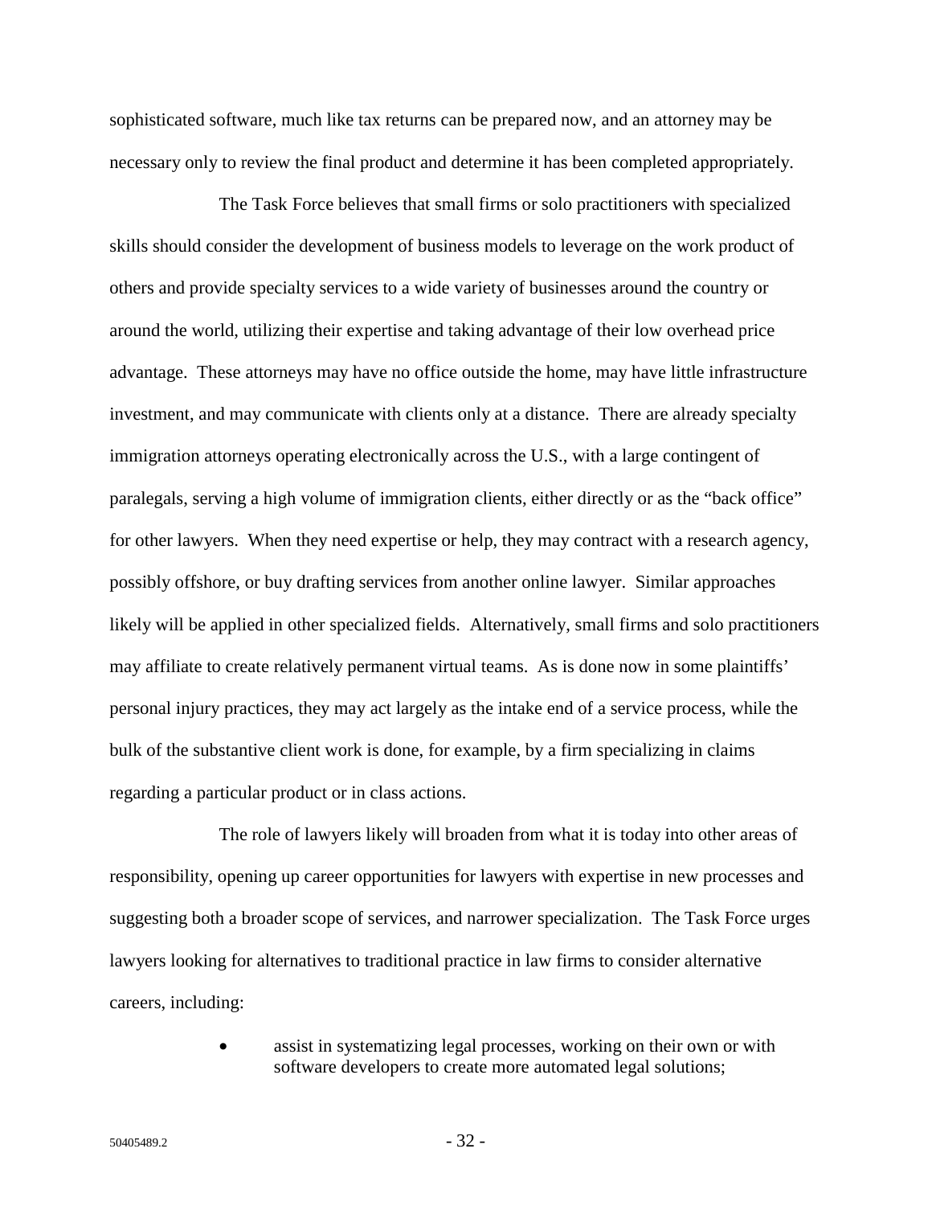sophisticated software, much like tax returns can be prepared now, and an attorney may be necessary only to review the final product and determine it has been completed appropriately.

The Task Force believes that small firms or solo practitioners with specialized skills should consider the development of business models to leverage on the work product of others and provide specialty services to a wide variety of businesses around the country or around the world, utilizing their expertise and taking advantage of their low overhead price advantage. These attorneys may have no office outside the home, may have little infrastructure investment, and may communicate with clients only at a distance. There are already specialty immigration attorneys operating electronically across the U.S., with a large contingent of paralegals, serving a high volume of immigration clients, either directly or as the "back office" for other lawyers. When they need expertise or help, they may contract with a research agency, possibly offshore, or buy drafting services from another online lawyer. Similar approaches likely will be applied in other specialized fields. Alternatively, small firms and solo practitioners may affiliate to create relatively permanent virtual teams. As is done now in some plaintiffs' personal injury practices, they may act largely as the intake end of a service process, while the bulk of the substantive client work is done, for example, by a firm specializing in claims regarding a particular product or in class actions.

The role of lawyers likely will broaden from what it is today into other areas of responsibility, opening up career opportunities for lawyers with expertise in new processes and suggesting both a broader scope of services, and narrower specialization. The Task Force urges lawyers looking for alternatives to traditional practice in law firms to consider alternative careers, including:

- assist in systematizing legal processes, working on their own or with software developers to create more automated legal solutions;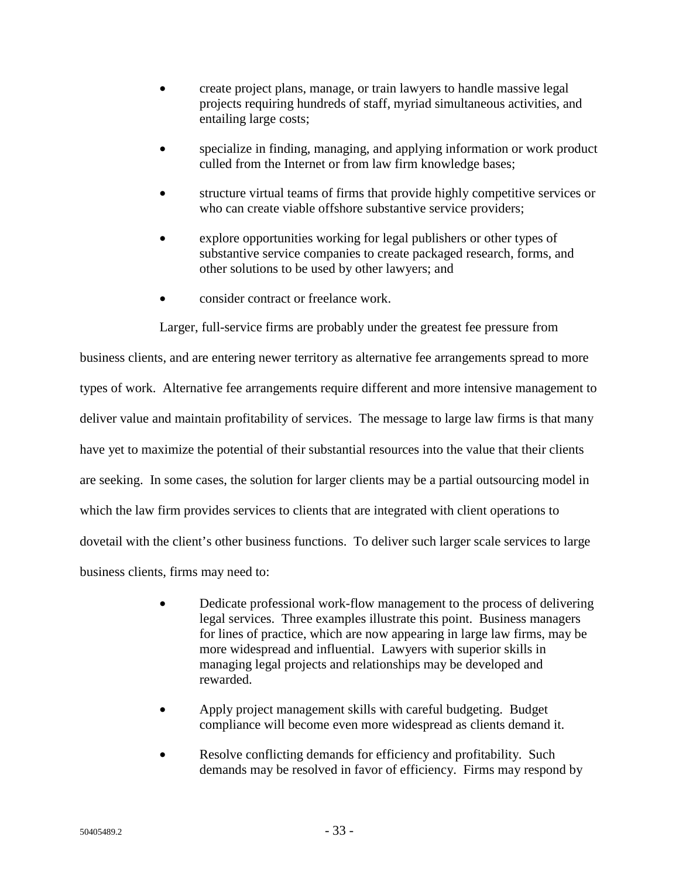- create project plans, manage, or train lawyers to handle massive legal projects requiring hundreds of staff, myriad simultaneous activities, and entailing large costs;
- specialize in finding, managing, and applying information or work product culled from the Internet or from law firm knowledge bases;
- structure virtual teams of firms that provide highly competitive services or who can create viable offshore substantive service providers;
- explore opportunities working for legal publishers or other types of substantive service companies to create packaged research, forms, and other solutions to be used by other lawyers; and
- consider contract or freelance work.

Larger, full-service firms are probably under the greatest fee pressure from business clients, and are entering newer territory as alternative fee arrangements spread to more types of work. Alternative fee arrangements require different and more intensive management to deliver value and maintain profitability of services. The message to large law firms is that many have yet to maximize the potential of their substantial resources into the value that their clients are seeking. In some cases, the solution for larger clients may be a partial outsourcing model in which the law firm provides services to clients that are integrated with client operations to dovetail with the client's other business functions. To deliver such larger scale services to large business clients, firms may need to:

- Dedicate professional work-flow management to the process of delivering legal services. Three examples illustrate this point. Business managers for lines of practice, which are now appearing in large law firms, may be more widespread and influential. Lawyers with superior skills in managing legal projects and relationships may be developed and rewarded.
- Apply project management skills with careful budgeting. Budget compliance will become even more widespread as clients demand it.
- Resolve conflicting demands for efficiency and profitability. Such demands may be resolved in favor of efficiency. Firms may respond by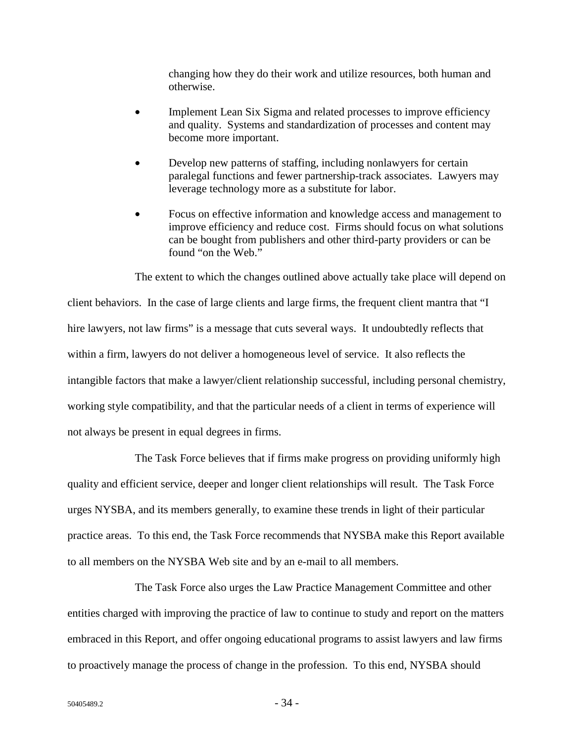changing how they do their work and utilize resources, both human and otherwise.

- Implement Lean Six Sigma and related processes to improve efficiency and quality. Systems and standardization of processes and content may become more important.
- Develop new patterns of staffing, including nonlawyers for certain paralegal functions and fewer partnership-track associates. Lawyers may leverage technology more as a substitute for labor.
- Focus on effective information and knowledge access and management to improve efficiency and reduce cost. Firms should focus on what solutions can be bought from publishers and other third-party providers or can be found "on the Web."

The extent to which the changes outlined above actually take place will depend on client behaviors. In the case of large clients and large firms, the frequent client mantra that "I hire lawyers, not law firms" is a message that cuts several ways. It undoubtedly reflects that within a firm, lawyers do not deliver a homogeneous level of service. It also reflects the intangible factors that make a lawyer/client relationship successful, including personal chemistry, working style compatibility, and that the particular needs of a client in terms of experience will not always be present in equal degrees in firms.

The Task Force believes that if firms make progress on providing uniformly high quality and efficient service, deeper and longer client relationships will result. The Task Force urges NYSBA, and its members generally, to examine these trends in light of their particular practice areas. To this end, the Task Force recommends that NYSBA make this Report available to all members on the NYSBA Web site and by an e-mail to all members.

The Task Force also urges the Law Practice Management Committee and other entities charged with improving the practice of law to continue to study and report on the matters embraced in this Report, and offer ongoing educational programs to assist lawyers and law firms to proactively manage the process of change in the profession. To this end, NYSBA should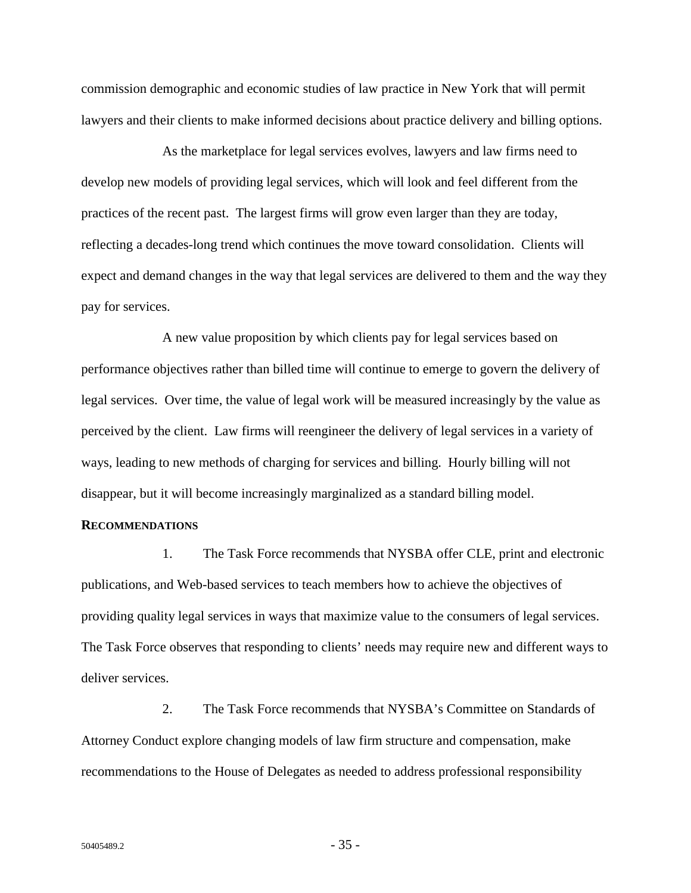commission demographic and economic studies of law practice in New York that will permit lawyers and their clients to make informed decisions about practice delivery and billing options.

As the marketplace for legal services evolves, lawyers and law firms need to develop new models of providing legal services, which will look and feel different from the practices of the recent past. The largest firms will grow even larger than they are today, reflecting a decades-long trend which continues the move toward consolidation. Clients will expect and demand changes in the way that legal services are delivered to them and the way they pay for services.

A new value proposition by which clients pay for legal services based on performance objectives rather than billed time will continue to emerge to govern the delivery of legal services. Over time, the value of legal work will be measured increasingly by the value as perceived by the client. Law firms will reengineer the delivery of legal services in a variety of ways, leading to new methods of charging for services and billing. Hourly billing will not disappear, but it will become increasingly marginalized as a standard billing model.

**RECOMMENDATIONS**

1. The Task Force recommends that NYSBA offer CLE, print and electronic publications, and Web-based services to teach members how to achieve the objectives of providing quality legal services in ways that maximize value to the consumers of legal services. The Task Force observes that responding to clients' needs may require new and different ways to deliver services.

2. The Task Force recommends that NYSBA's Committee on Standards of Attorney Conduct explore changing models of law firm structure and compensation, make recommendations to the House of Delegates as needed to address professional responsibility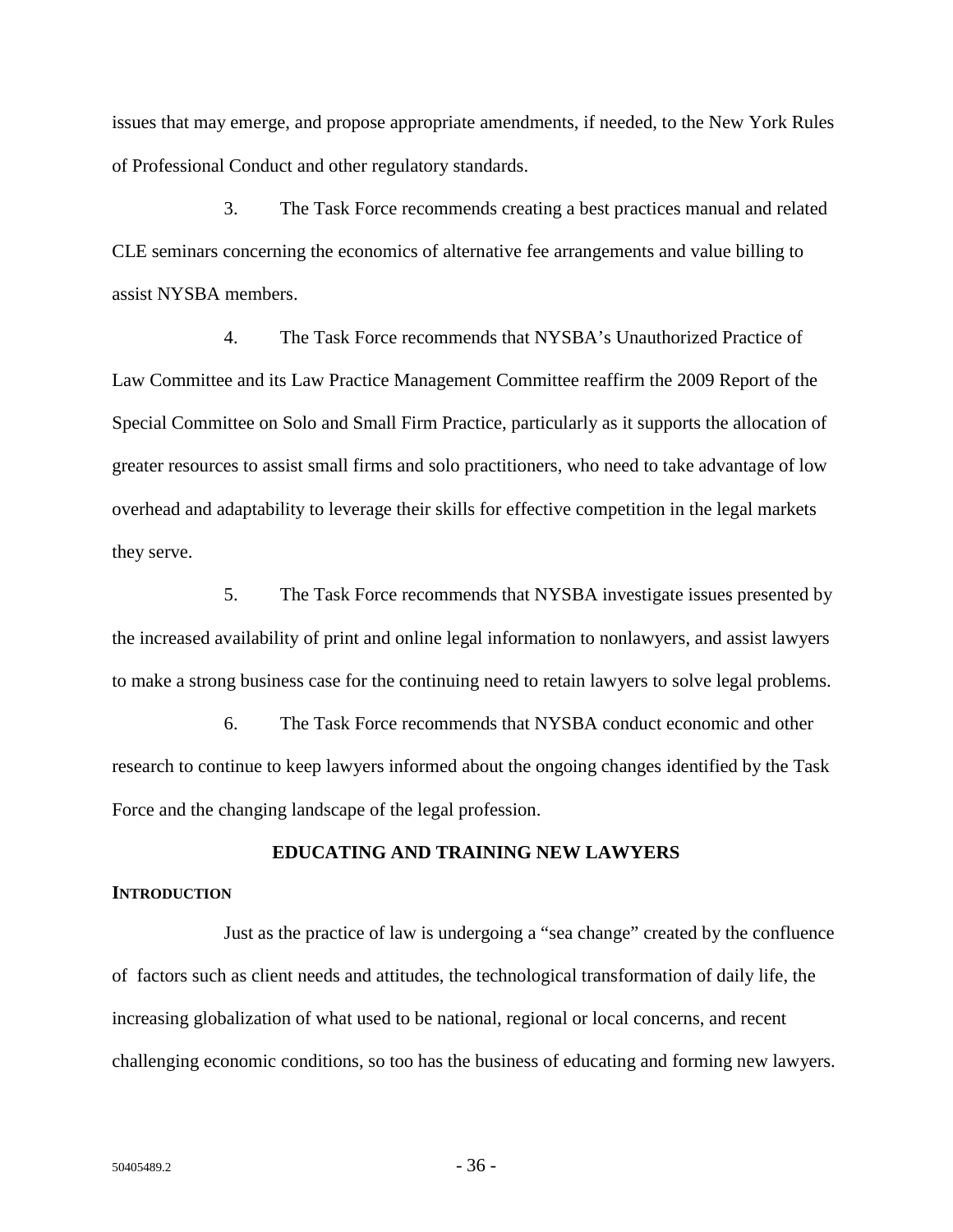issues that may emerge, and propose appropriate amendments, if needed, to the New York Rules of Professional Conduct and other regulatory standards.

3. The Task Force recommends creating a best practices manual and related CLE seminars concerning the economics of alternative fee arrangements and value billing to assist NYSBA members.

4. The Task Force recommends that NYSBA's Unauthorized Practice of Law Committee and its Law Practice Management Committee reaffirm the 2009 Report of the Special Committee on Solo and Small Firm Practice, particularly as it supports the allocation of greater resources to assist small firms and solo practitioners, who need to take advantage of low overhead and adaptability to leverage their skills for effective competition in the legal markets they serve.

5. The Task Force recommends that NYSBA investigate issues presented by the increased availability of print and online legal information to nonlawyers, and assist lawyers to make a strong business case for the continuing need to retain lawyers to solve legal problems.

6. The Task Force recommends that NYSBA conduct economic and other research to continue to keep lawyers informed about the ongoing changes identified by the Task Force and the changing landscape of the legal profession.

## EDUCATING AND TRAINING NEW LAWYERS

### INTRODUCTION

Just as the practice of law is undergoing a "sea change" created by the confluence of factors such as client needs and attitudes, the technological transformation of daily life, the increasing globalization of what used to be national, regional or local concerns, and recent challenging economic conditions, so too has the business of educating and forming new lawyers.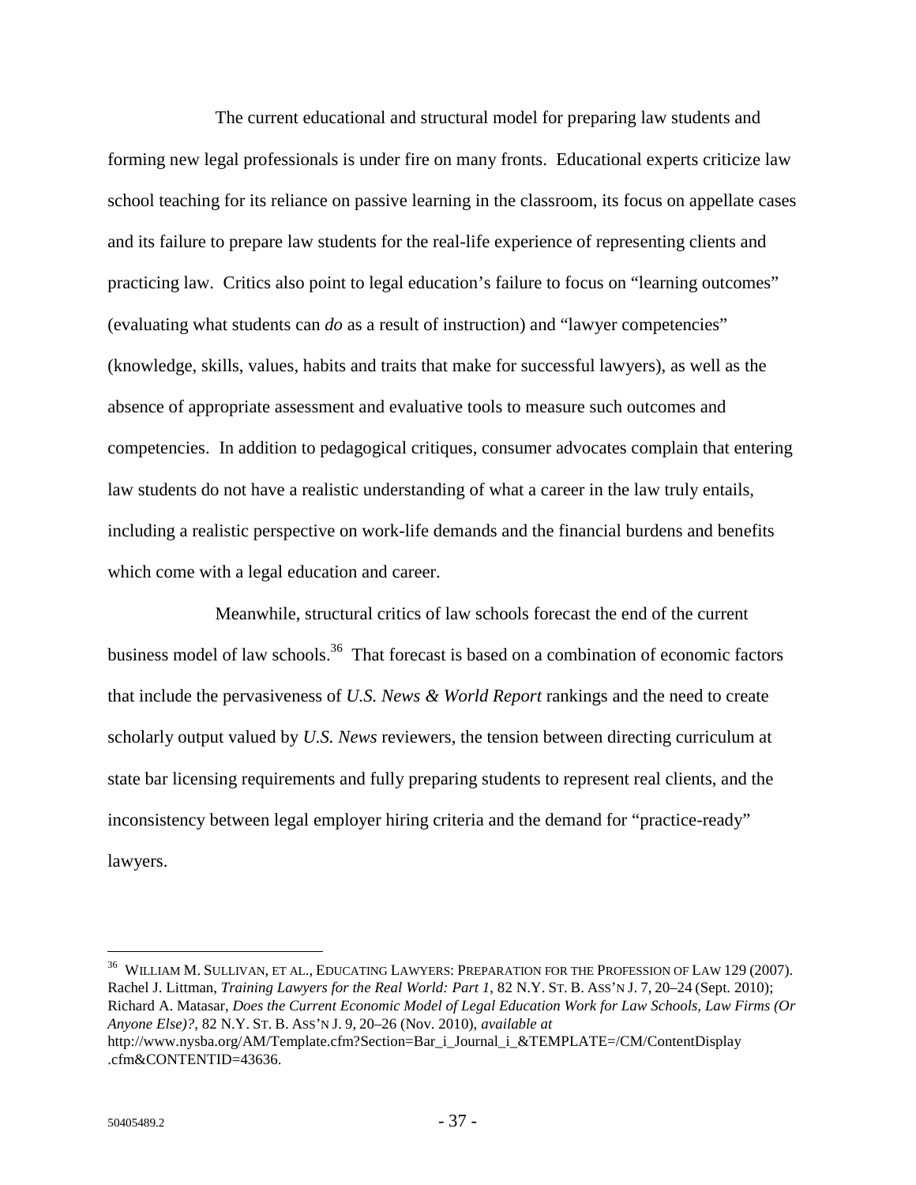The current educational and structural model for preparing law students and forming new legal professionals is under fire on many fronts. Educational experts criticize law school teaching for its reliance on passive learning in the classroom, its focus on appellate cases and its failure to prepare law students for the real-life experience of representing clients and practicing law. Critics also point to legal education's failure to focus on "learning outcomes" (evaluating what students can *do* as a result of instruction) and "lawyer competencies" (knowledge, skills, values, habits and traits that make for successful lawyers), as well as the absence of appropriate assessment and evaluative tools to measure such outcomes and competencies. In addition to pedagogical critiques, consumer advocates complain that entering law students do not have a realistic understanding of what a career in the law truly entails, including a realistic perspective on work-life demands and the financial burdens and benefits which come with a legal education and career.

Meanwhile, structural critics of law schools forecast the end of the current business model of law schools.[36] That forecast is based on a combination of economic factors that include the pervasiveness of *U.S. News & World Report* rankings and the need to create scholarly output valued by *U.S. News* reviewers, the tension between directing curriculum at state bar licensing requirements and fully preparing students to represent real clients, and the inconsistency between legal employer hiring criteria and the demand for "practice-ready" lawyers.

---

[36] WILLIAM M. SULLIVAN, ET AL., EDUCATING LAWYERS: PREPARATION FOR THE PROFESSION OF LAW 129 (2007). Rachel J. Littman, *Training Lawyers for the Real World: Part 1*, 82 N.Y. ST. B. ASS'N J. 7, 20–24 (Sept. 2010); Richard A. Matasar, *Does the Current Economic Model of Legal Education Work for Law Schools, Law Firms (Or Anyone Else)?*, 82 N.Y. ST. B. ASS'N J. 9, 20–26 (Nov. 2010), *available at* http://www.nysba.org/AM/Template.cfm?Section=Bar_i_Journal_i_&TEMPLATE=/CM/ContentDisplay.cfm&CONTENTID=43636.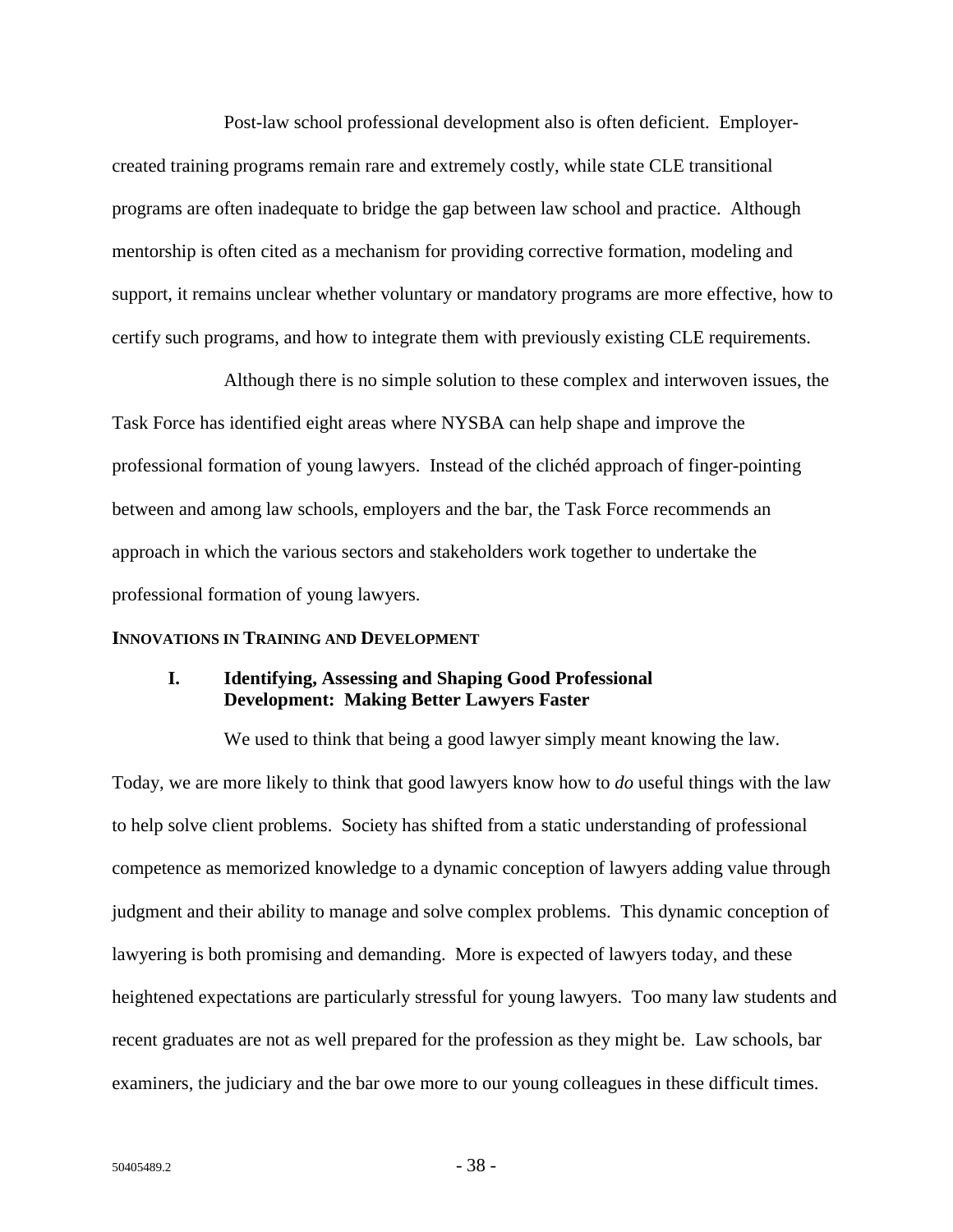Post-law school professional development also is often deficient. Employer-created training programs remain rare and extremely costly, while state CLE transitional programs are often inadequate to bridge the gap between law school and practice. Although mentorship is often cited as a mechanism for providing corrective formation, modeling and support, it remains unclear whether voluntary or mandatory programs are more effective, how to certify such programs, and how to integrate them with previously existing CLE requirements.

Although there is no simple solution to these complex and interwoven issues, the Task Force has identified eight areas where NYSBA can help shape and improve the professional formation of young lawyers. Instead of the clichéd approach of finger-pointing between and among law schools, employers and the bar, the Task Force recommends an approach in which the various sectors and stakeholders work together to undertake the professional formation of young lawyers.

## INNOVATIONS IN TRAINING AND DEVELOPMENT

### I. Identifying, Assessing and Shaping Good Professional Development: Making Better Lawyers Faster

We used to think that being a good lawyer simply meant knowing the law. Today, we are more likely to think that good lawyers know how to *do* useful things with the law to help solve client problems. Society has shifted from a static understanding of professional competence as memorized knowledge to a dynamic conception of lawyers adding value through judgment and their ability to manage and solve complex problems. This dynamic conception of lawyering is both promising and demanding. More is expected of lawyers today, and these heightened expectations are particularly stressful for young lawyers. Too many law students and recent graduates are not as well prepared for the profession as they might be. Law schools, bar examiners, the judiciary and the bar owe more to our young colleagues in these difficult times.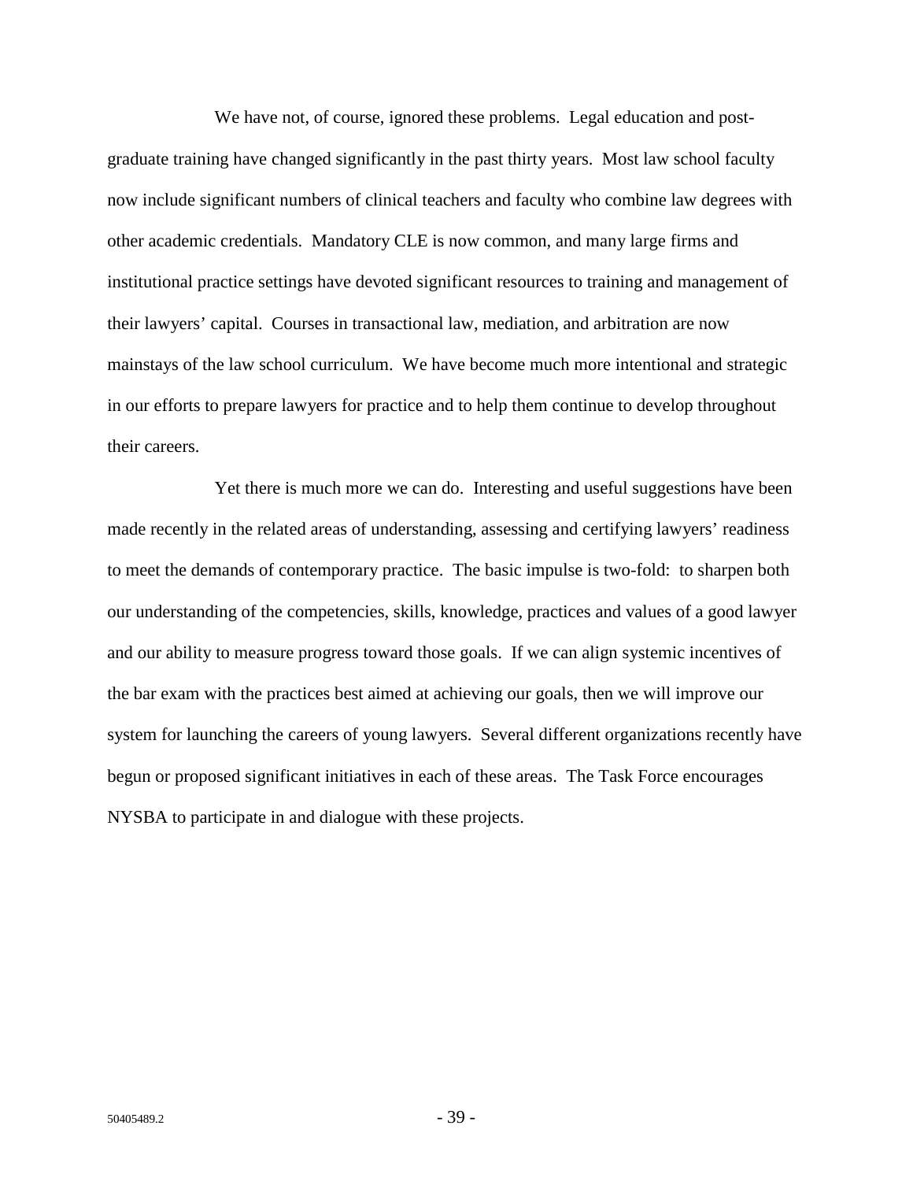We have not, of course, ignored these problems. Legal education and post-graduate training have changed significantly in the past thirty years. Most law school faculty now include significant numbers of clinical teachers and faculty who combine law degrees with other academic credentials. Mandatory CLE is now common, and many large firms and institutional practice settings have devoted significant resources to training and management of their lawyers' capital. Courses in transactional law, mediation, and arbitration are now mainstays of the law school curriculum. We have become much more intentional and strategic in our efforts to prepare lawyers for practice and to help them continue to develop throughout their careers.

Yet there is much more we can do. Interesting and useful suggestions have been made recently in the related areas of understanding, assessing and certifying lawyers' readiness to meet the demands of contemporary practice. The basic impulse is two-fold: to sharpen both our understanding of the competencies, skills, knowledge, practices and values of a good lawyer and our ability to measure progress toward those goals. If we can align systemic incentives of the bar exam with the practices best aimed at achieving our goals, then we will improve our system for launching the careers of young lawyers. Several different organizations recently have begun or proposed significant initiatives in each of these areas. The Task Force encourages NYSBA to participate in and dialogue with these projects.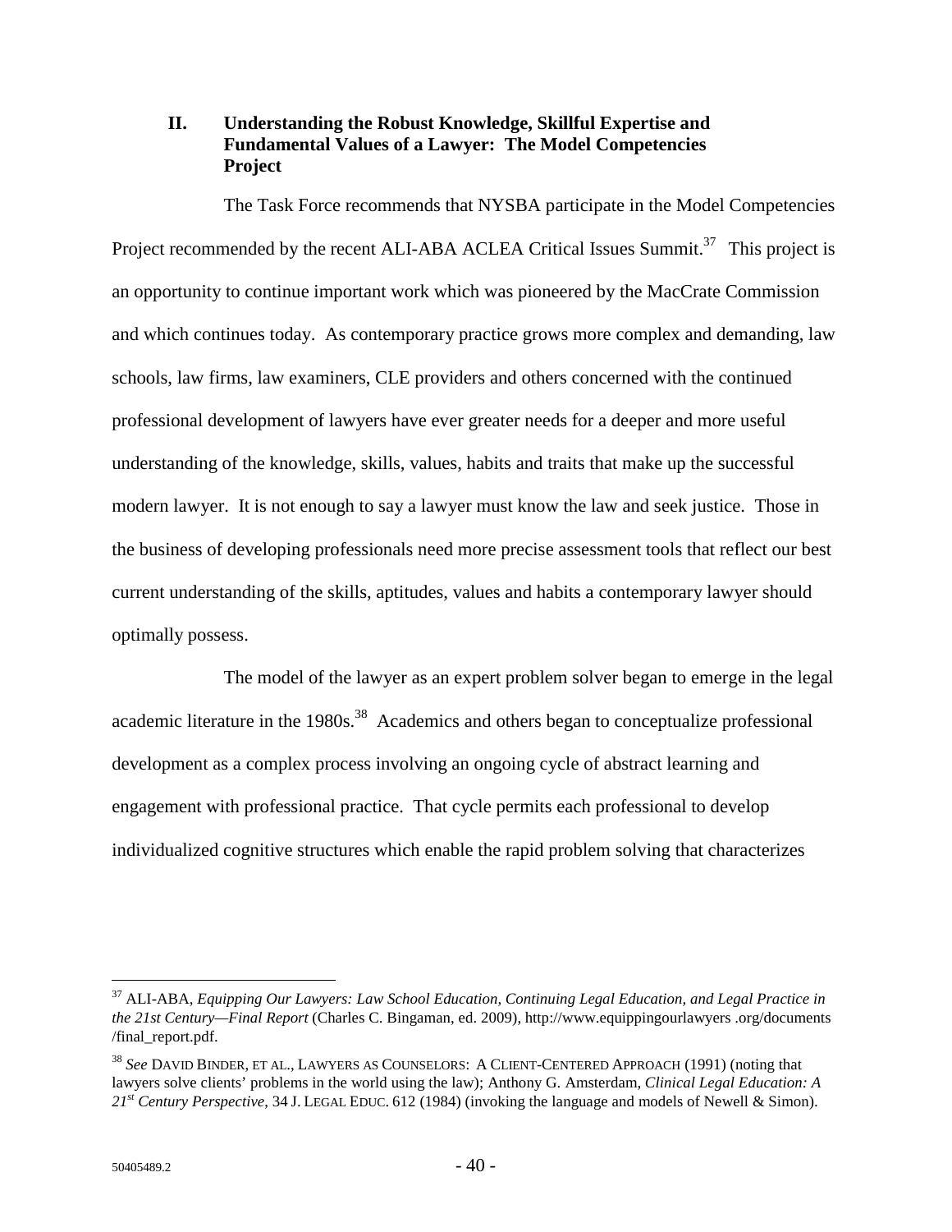## II. Understanding the Robust Knowledge, Skillful Expertise and Fundamental Values of a Lawyer: The Model Competencies Project

The Task Force recommends that NYSBA participate in the Model Competencies Project recommended by the recent ALI-ABA ACLEA Critical Issues Summit.[37] This project is an opportunity to continue important work which was pioneered by the MacCrate Commission and which continues today. As contemporary practice grows more complex and demanding, law schools, law firms, law examiners, CLE providers and others concerned with the continued professional development of lawyers have ever greater needs for a deeper and more useful understanding of the knowledge, skills, values, habits and traits that make up the successful modern lawyer. It is not enough to say a lawyer must know the law and seek justice. Those in the business of developing professionals need more precise assessment tools that reflect our best current understanding of the skills, aptitudes, values and habits a contemporary lawyer should optimally possess.

The model of the lawyer as an expert problem solver began to emerge in the legal academic literature in the 1980s.[38] Academics and others began to conceptualize professional development as a complex process involving an ongoing cycle of abstract learning and engagement with professional practice. That cycle permits each professional to develop individualized cognitive structures which enable the rapid problem solving that characterizes

---

[37] ALI-ABA, *Equipping Our Lawyers: Law School Education, Continuing Legal Education, and Legal Practice in the 21st Century—Final Report* (Charles C. Bingaman, ed. 2009), http://www.equippingourlawyers .org/documents /final_report.pdf.

[38] *See* DAVID BINDER, ET AL., LAWYERS AS COUNSELORS: A CLIENT-CENTERED APPROACH (1991) (noting that lawyers solve clients' problems in the world using the law); Anthony G. Amsterdam, *Clinical Legal Education: A 21st Century Perspective*, 34 J. LEGAL EDUC. 612 (1984) (invoking the language and models of Newell & Simon).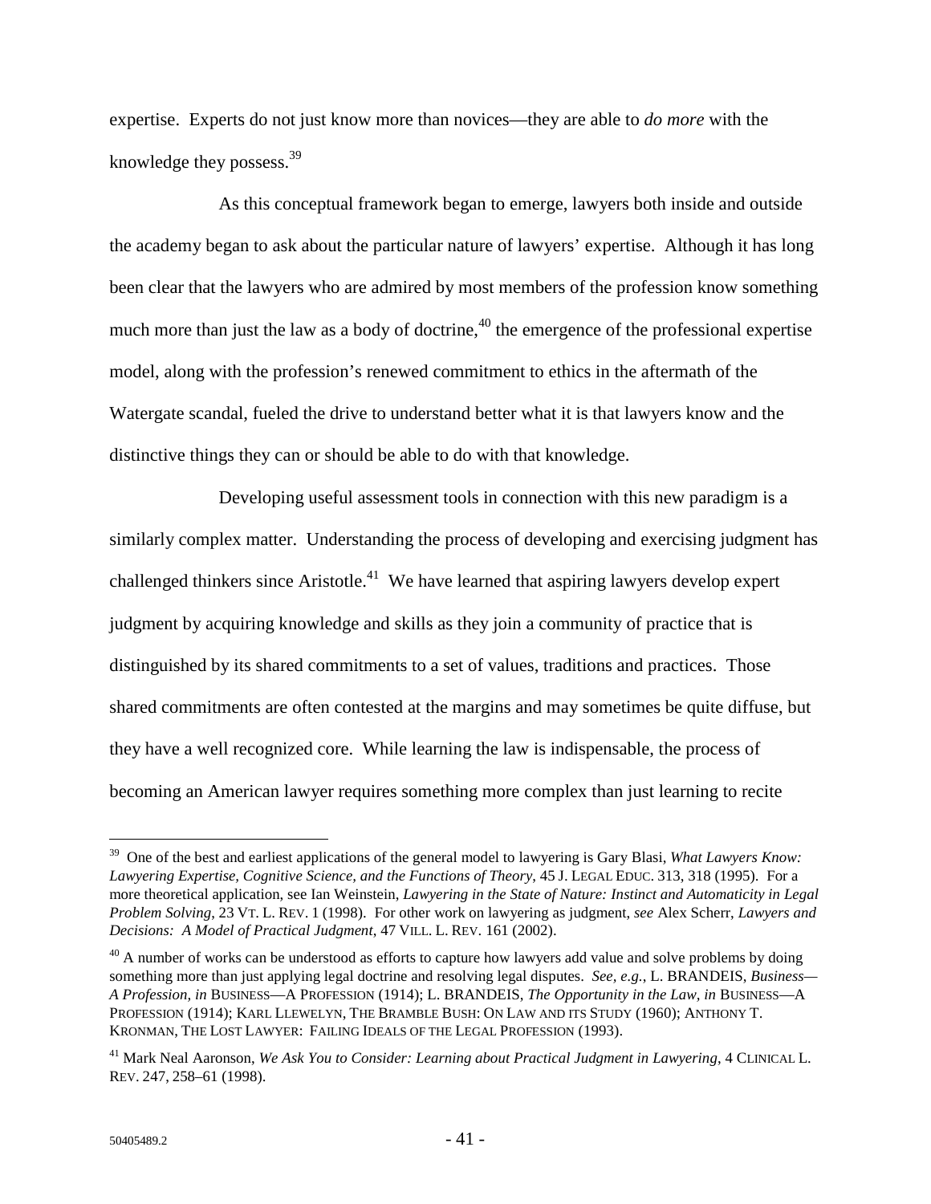expertise. Experts do not just know more than novices—they are able to *do more* with the knowledge they possess.[39]

As this conceptual framework began to emerge, lawyers both inside and outside the academy began to ask about the particular nature of lawyers' expertise. Although it has long been clear that the lawyers who are admired by most members of the profession know something much more than just the law as a body of doctrine,[40] the emergence of the professional expertise model, along with the profession's renewed commitment to ethics in the aftermath of the Watergate scandal, fueled the drive to understand better what it is that lawyers know and the distinctive things they can or should be able to do with that knowledge.

Developing useful assessment tools in connection with this new paradigm is a similarly complex matter. Understanding the process of developing and exercising judgment has challenged thinkers since Aristotle.[41] We have learned that aspiring lawyers develop expert judgment by acquiring knowledge and skills as they join a community of practice that is distinguished by its shared commitments to a set of values, traditions and practices. Those shared commitments are often contested at the margins and may sometimes be quite diffuse, but they have a well recognized core. While learning the law is indispensable, the process of becoming an American lawyer requires something more complex than just learning to recite

---

[39] One of the best and earliest applications of the general model to lawyering is Gary Blasi, *What Lawyers Know: Lawyering Expertise, Cognitive Science, and the Functions of Theory*, 45 J. LEGAL EDUC. 313, 318 (1995). For a more theoretical application, see Ian Weinstein, *Lawyering in the State of Nature: Instinct and Automaticity in Legal Problem Solving*, 23 VT. L. REV. 1 (1998). For other work on lawyering as judgment, *see* Alex Scherr, *Lawyers and Decisions: A Model of Practical Judgment*, 47 VILL. L. REV. 161 (2002).

[40] A number of works can be understood as efforts to capture how lawyers add value and solve problems by doing something more than just applying legal doctrine and resolving legal disputes. *See, e.g.*, L. BRANDEIS, *Business—A Profession*, *in* BUSINESS—A PROFESSION (1914); L. BRANDEIS, *The Opportunity in the Law*, *in* BUSINESS—A PROFESSION (1914); KARL LLEWELYN, THE BRAMBLE BUSH: ON LAW AND ITS STUDY (1960); ANTHONY T. KRONMAN, THE LOST LAWYER: FAILING IDEALS OF THE LEGAL PROFESSION (1993).

[41] Mark Neal Aaronson, *We Ask You to Consider: Learning about Practical Judgment in Lawyering*, 4 CLINICAL L. REV. 247, 258–61 (1998).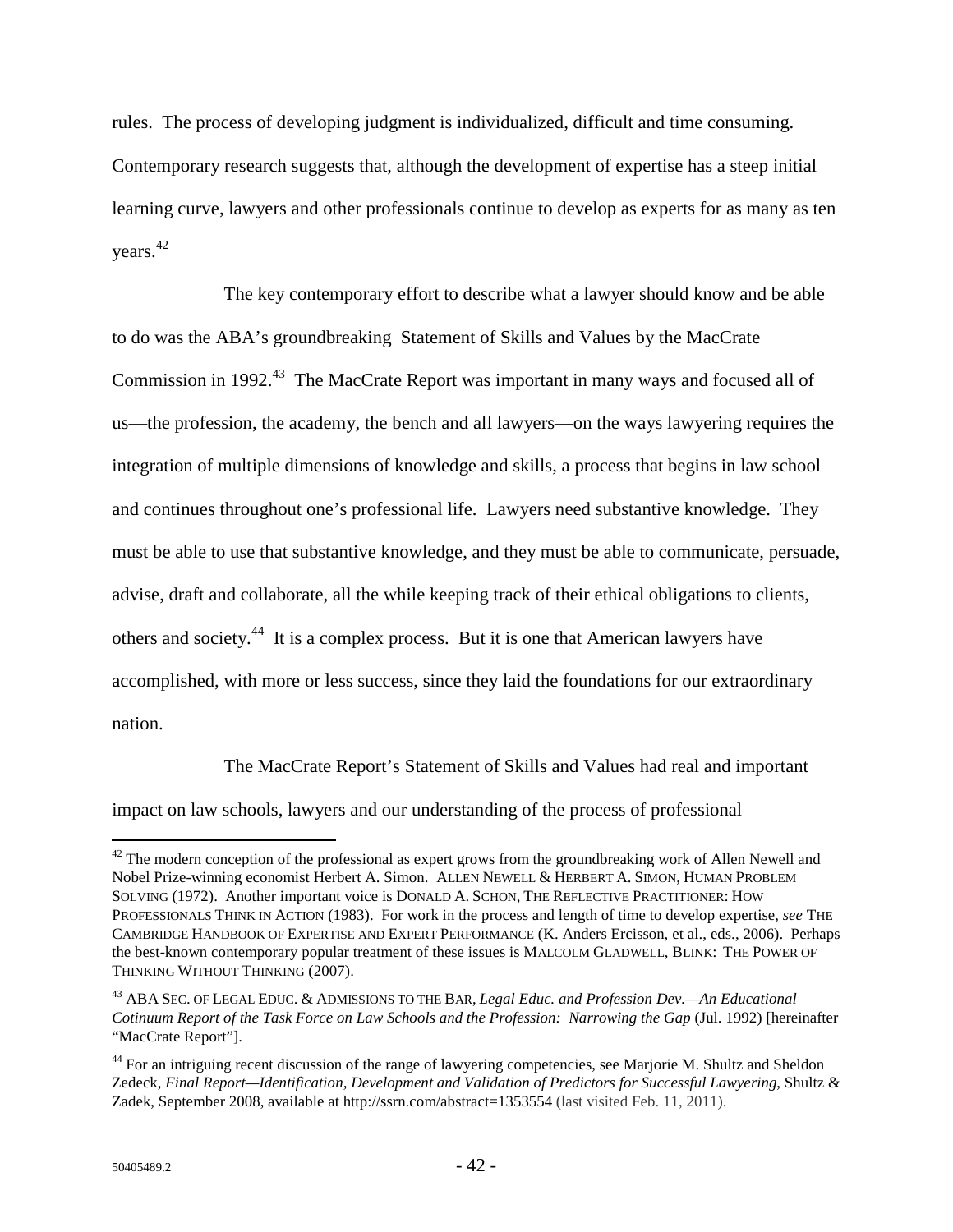rules. The process of developing judgment is individualized, difficult and time consuming. Contemporary research suggests that, although the development of expertise has a steep initial learning curve, lawyers and other professionals continue to develop as experts for as many as ten years.[42]

The key contemporary effort to describe what a lawyer should know and be able to do was the ABA's groundbreaking Statement of Skills and Values by the MacCrate Commission in 1992.[43] The MacCrate Report was important in many ways and focused all of us—the profession, the academy, the bench and all lawyers—on the ways lawyering requires the integration of multiple dimensions of knowledge and skills, a process that begins in law school and continues throughout one's professional life. Lawyers need substantive knowledge. They must be able to use that substantive knowledge, and they must be able to communicate, persuade, advise, draft and collaborate, all the while keeping track of their ethical obligations to clients, others and society.[44] It is a complex process. But it is one that American lawyers have accomplished, with more or less success, since they laid the foundations for our extraordinary nation.

The MacCrate Report's Statement of Skills and Values had real and important impact on law schools, lawyers and our understanding of the process of professional

---

[42] The modern conception of the professional as expert grows from the groundbreaking work of Allen Newell and Nobel Prize-winning economist Herbert A. Simon. ALLEN NEWELL & HERBERT A. SIMON, HUMAN PROBLEM SOLVING (1972). Another important voice is DONALD A. SCHON, THE REFLECTIVE PRACTITIONER: HOW PROFESSIONALS THINK IN ACTION (1983). For work in the process and length of time to develop expertise, *see* THE CAMBRIDGE HANDBOOK OF EXPERTISE AND EXPERT PERFORMANCE (K. Anders Ercisson, et al., eds., 2006). Perhaps the best-known contemporary popular treatment of these issues is MALCOLM GLADWELL, BLINK: THE POWER OF THINKING WITHOUT THINKING (2007).

[43] ABA SEC. OF LEGAL EDUC. & ADMISSIONS TO THE BAR, *Legal Educ. and Profession Dev.—An Educational Cotinuum Report of the Task Force on Law Schools and the Profession: Narrowing the Gap* (Jul. 1992) [hereinafter "MacCrate Report"].

[44] For an intriguing recent discussion of the range of lawyering competencies, see Marjorie M. Shultz and Sheldon Zedeck, *Final Report—Identification, Development and Validation of Predictors for Successful Lawyering,* Shultz & Zadek, September 2008, available at http://ssrn.com/abstract=1353554 (last visited Feb. 11, 2011).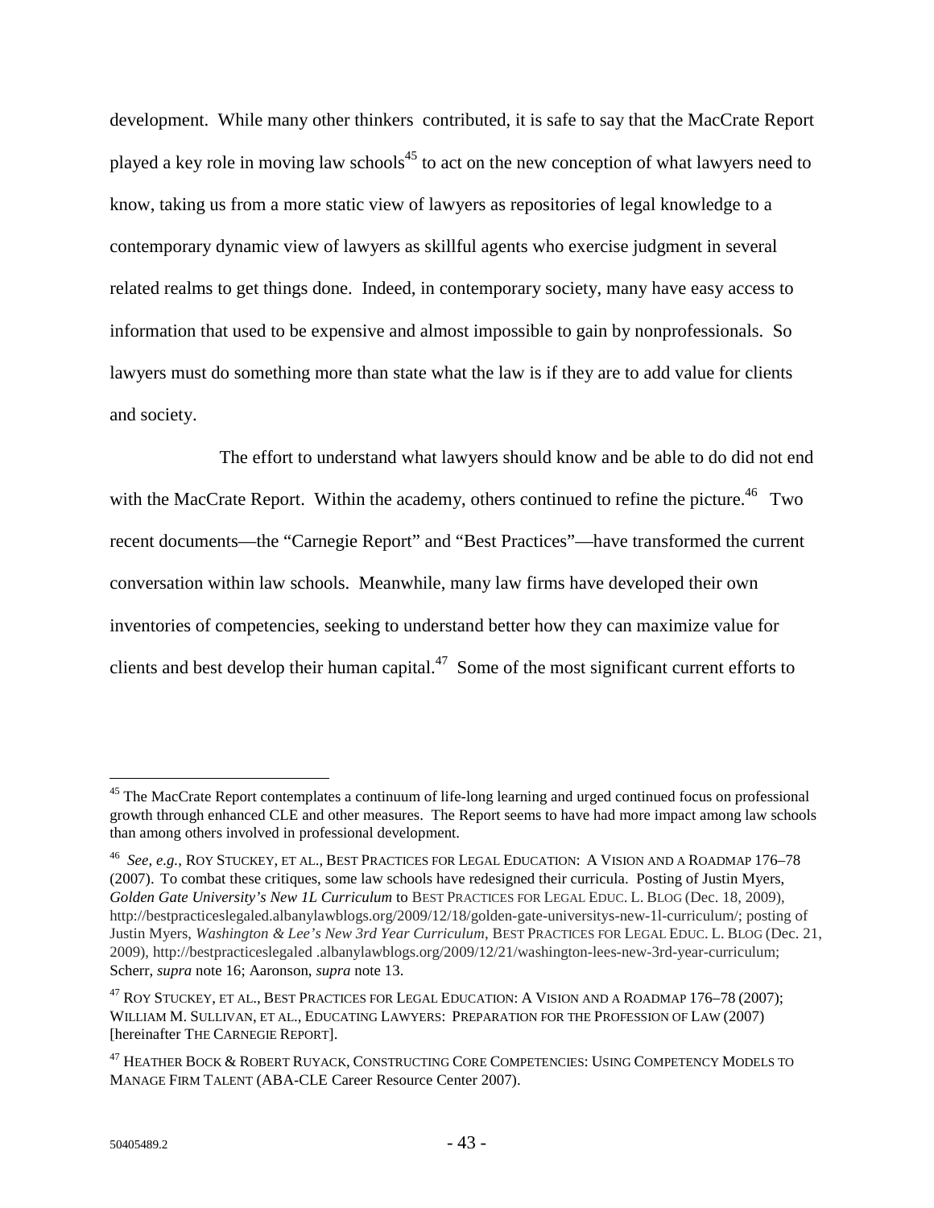development. While many other thinkers contributed, it is safe to say that the MacCrate Report played a key role in moving law schools[45] to act on the new conception of what lawyers need to know, taking us from a more static view of lawyers as repositories of legal knowledge to a contemporary dynamic view of lawyers as skillful agents who exercise judgment in several related realms to get things done. Indeed, in contemporary society, many have easy access to information that used to be expensive and almost impossible to gain by nonprofessionals. So lawyers must do something more than state what the law is if they are to add value for clients and society.

The effort to understand what lawyers should know and be able to do did not end with the MacCrate Report. Within the academy, others continued to refine the picture.[46] Two recent documents—the "Carnegie Report" and "Best Practices"—have transformed the current conversation within law schools. Meanwhile, many law firms have developed their own inventories of competencies, seeking to understand better how they can maximize value for clients and best develop their human capital.[47] Some of the most significant current efforts to

---

[45] The MacCrate Report contemplates a continuum of life-long learning and urged continued focus on professional growth through enhanced CLE and other measures. The Report seems to have had more impact among law schools than among others involved in professional development.

[46] *See, e.g.*, ROY STUCKEY, ET AL., BEST PRACTICES FOR LEGAL EDUCATION: A VISION AND A ROADMAP 176–78 (2007). To combat these critiques, some law schools have redesigned their curricula. Posting of Justin Myers, *Golden Gate University's New 1L Curriculum* to BEST PRACTICES FOR LEGAL EDUC. L. BLOG (Dec. 18, 2009), http://bestpracticeslegaled.albanylawblogs.org/2009/12/18/golden-gate-universitys-new-1l-curriculum/; posting of Justin Myers, *Washington & Lee's New 3rd Year Curriculum*, BEST PRACTICES FOR LEGAL EDUC. L. BLOG (Dec. 21, 2009), http://bestpracticeslegaled .albanylawblogs.org/2009/12/21/washington-lees-new-3rd-year-curriculum; Scherr, *supra* note 16; Aaronson, *supra* note 13.

[47] ROY STUCKEY, ET AL., BEST PRACTICES FOR LEGAL EDUCATION: A VISION AND A ROADMAP 176–78 (2007); WILLIAM M. SULLIVAN, ET AL., EDUCATING LAWYERS: PREPARATION FOR THE PROFESSION OF LAW (2007) [hereinafter THE CARNEGIE REPORT].

[47] HEATHER BOCK & ROBERT RUYACK, CONSTRUCTING CORE COMPETENCIES: USING COMPETENCY MODELS TO MANAGE FIRM TALENT (ABA-CLE Career Resource Center 2007).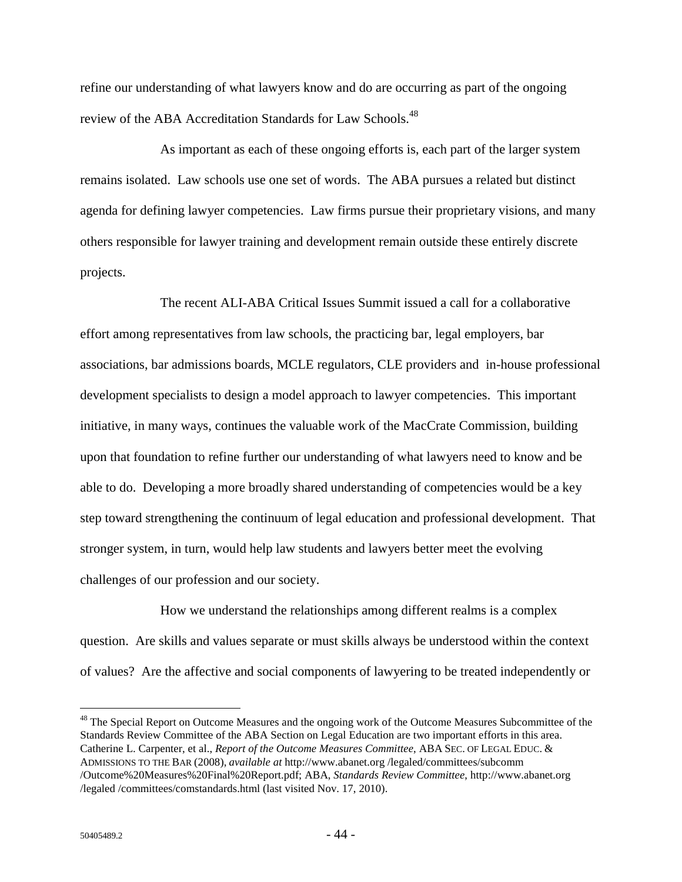refine our understanding of what lawyers know and do are occurring as part of the ongoing review of the ABA Accreditation Standards for Law Schools.[48]

As important as each of these ongoing efforts is, each part of the larger system remains isolated. Law schools use one set of words. The ABA pursues a related but distinct agenda for defining lawyer competencies. Law firms pursue their proprietary visions, and many others responsible for lawyer training and development remain outside these entirely discrete projects.

The recent ALI-ABA Critical Issues Summit issued a call for a collaborative effort among representatives from law schools, the practicing bar, legal employers, bar associations, bar admissions boards, MCLE regulators, CLE providers and in-house professional development specialists to design a model approach to lawyer competencies. This important initiative, in many ways, continues the valuable work of the MacCrate Commission, building upon that foundation to refine further our understanding of what lawyers need to know and be able to do. Developing a more broadly shared understanding of competencies would be a key step toward strengthening the continuum of legal education and professional development. That stronger system, in turn, would help law students and lawyers better meet the evolving challenges of our profession and our society.

How we understand the relationships among different realms is a complex question. Are skills and values separate or must skills always be understood within the context of values? Are the affective and social components of lawyering to be treated independently or

---

[48] The Special Report on Outcome Measures and the ongoing work of the Outcome Measures Subcommittee of the Standards Review Committee of the ABA Section on Legal Education are two important efforts in this area. Catherine L. Carpenter, et al., *Report of the Outcome Measures Committee*, ABA SEC. OF LEGAL EDUC. & ADMISSIONS TO THE BAR (2008), *available at* http://www.abanet.org /legaled/committees/subcomm /Outcome%20Measures%20Final%20Report.pdf; ABA, *Standards Review Committee*, http://www.abanet.org /legaled /committees/comstandards.html (last visited Nov. 17, 2010).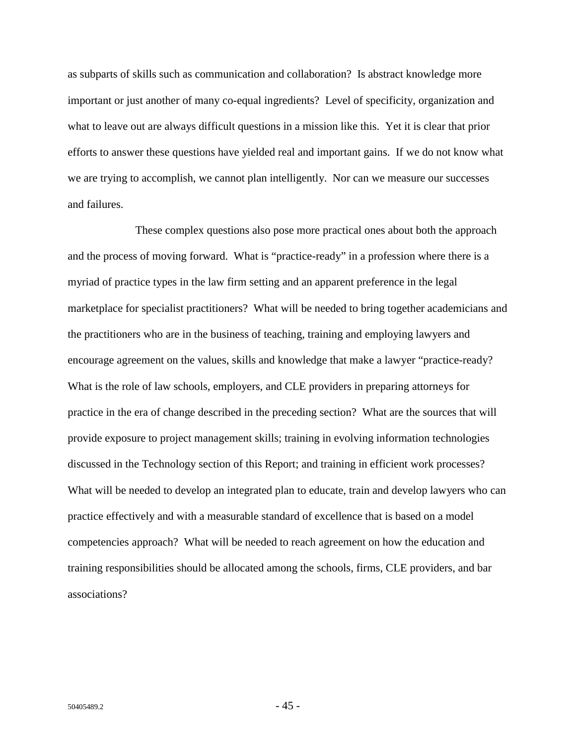as subparts of skills such as communication and collaboration? Is abstract knowledge more important or just another of many co-equal ingredients? Level of specificity, organization and what to leave out are always difficult questions in a mission like this. Yet it is clear that prior efforts to answer these questions have yielded real and important gains. If we do not know what we are trying to accomplish, we cannot plan intelligently. Nor can we measure our successes and failures.

These complex questions also pose more practical ones about both the approach and the process of moving forward. What is "practice-ready" in a profession where there is a myriad of practice types in the law firm setting and an apparent preference in the legal marketplace for specialist practitioners? What will be needed to bring together academicians and the practitioners who are in the business of teaching, training and employing lawyers and encourage agreement on the values, skills and knowledge that make a lawyer "practice-ready? What is the role of law schools, employers, and CLE providers in preparing attorneys for practice in the era of change described in the preceding section? What are the sources that will provide exposure to project management skills; training in evolving information technologies discussed in the Technology section of this Report; and training in efficient work processes? What will be needed to develop an integrated plan to educate, train and develop lawyers who can practice effectively and with a measurable standard of excellence that is based on a model competencies approach? What will be needed to reach agreement on how the education and training responsibilities should be allocated among the schools, firms, CLE providers, and bar associations?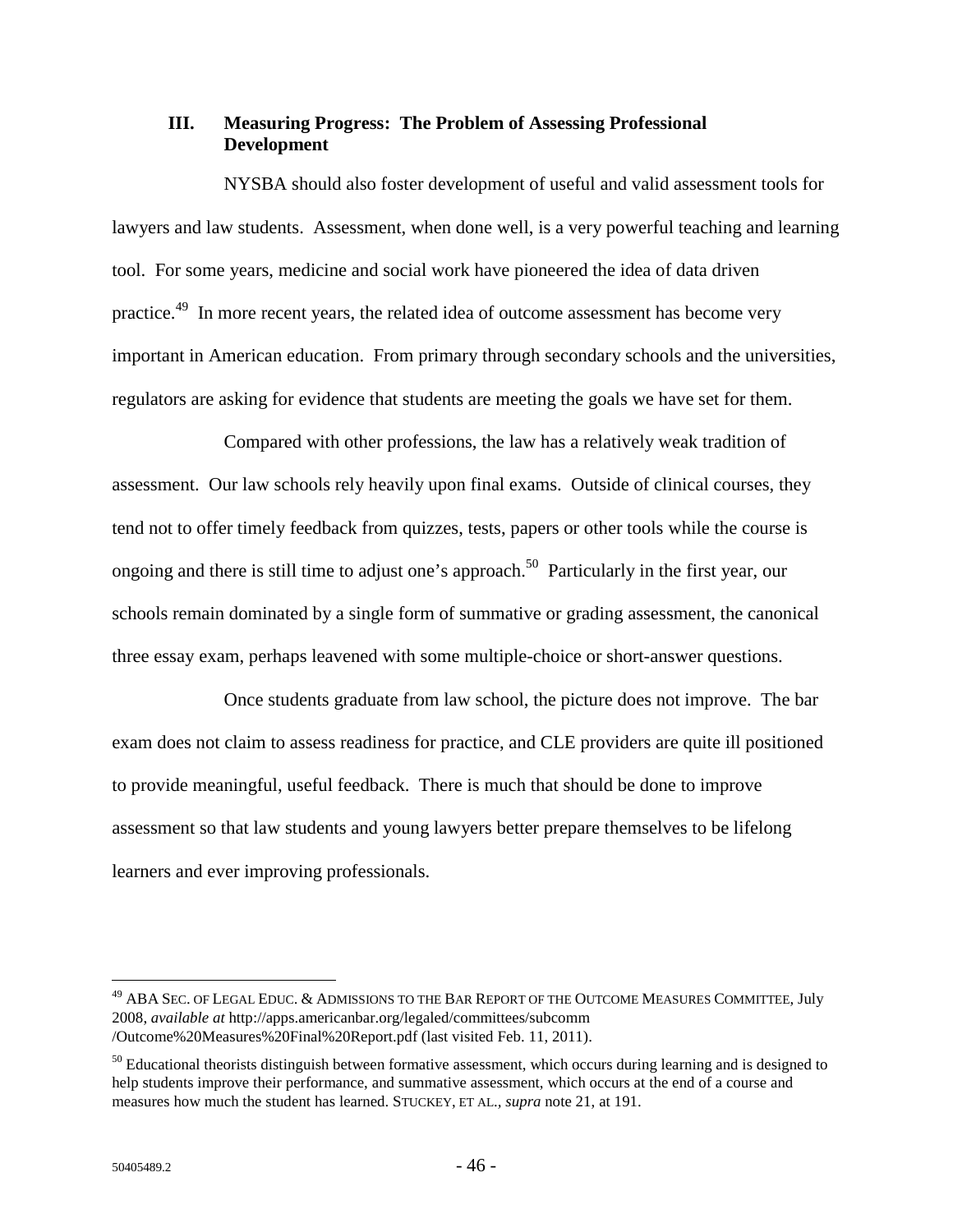## III. Measuring Progress: The Problem of Assessing Professional Development

NYSBA should also foster development of useful and valid assessment tools for lawyers and law students. Assessment, when done well, is a very powerful teaching and learning tool. For some years, medicine and social work have pioneered the idea of data driven practice.[49] In more recent years, the related idea of outcome assessment has become very important in American education. From primary through secondary schools and the universities, regulators are asking for evidence that students are meeting the goals we have set for them.

Compared with other professions, the law has a relatively weak tradition of assessment. Our law schools rely heavily upon final exams. Outside of clinical courses, they tend not to offer timely feedback from quizzes, tests, papers or other tools while the course is ongoing and there is still time to adjust one's approach.[50] Particularly in the first year, our schools remain dominated by a single form of summative or grading assessment, the canonical three essay exam, perhaps leavened with some multiple-choice or short-answer questions.

Once students graduate from law school, the picture does not improve. The bar exam does not claim to assess readiness for practice, and CLE providers are quite ill positioned to provide meaningful, useful feedback. There is much that should be done to improve assessment so that law students and young lawyers better prepare themselves to be lifelong learners and ever improving professionals.

---

[49] ABA SEC. OF LEGAL EDUC. & ADMISSIONS TO THE BAR REPORT OF THE OUTCOME MEASURES COMMITTEE, July 2008, *available at* http://apps.americanbar.org/legaled/committees/subcomm /Outcome%20Measures%20Final%20Report.pdf (last visited Feb. 11, 2011).

[50] Educational theorists distinguish between formative assessment, which occurs during learning and is designed to help students improve their performance, and summative assessment, which occurs at the end of a course and measures how much the student has learned. STUCKEY, ET AL., *supra* note 21, at 191.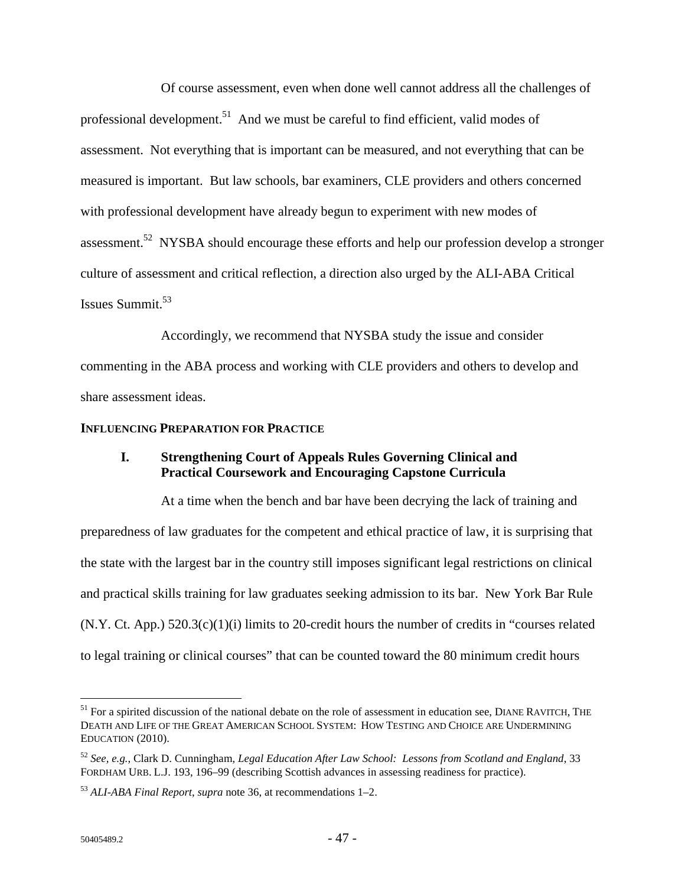Of course assessment, even when done well cannot address all the challenges of professional development.[51] And we must be careful to find efficient, valid modes of assessment. Not everything that is important can be measured, and not everything that can be measured is important. But law schools, bar examiners, CLE providers and others concerned with professional development have already begun to experiment with new modes of assessment.[52] NYSBA should encourage these efforts and help our profession develop a stronger culture of assessment and critical reflection, a direction also urged by the ALI-ABA Critical Issues Summit.[53]

Accordingly, we recommend that NYSBA study the issue and consider commenting in the ABA process and working with CLE providers and others to develop and share assessment ideas.

## INFLUENCING PREPARATION FOR PRACTICE

### I. Strengthening Court of Appeals Rules Governing Clinical and Practical Coursework and Encouraging Capstone Curricula

At a time when the bench and bar have been decrying the lack of training and preparedness of law graduates for the competent and ethical practice of law, it is surprising that the state with the largest bar in the country still imposes significant legal restrictions on clinical and practical skills training for law graduates seeking admission to its bar. New York Bar Rule (N.Y. Ct. App.) 520.3(c)(1)(i) limits to 20-credit hours the number of credits in "courses related to legal training or clinical courses" that can be counted toward the 80 minimum credit hours

---

[51] For a spirited discussion of the national debate on the role of assessment in education see, DIANE RAVITCH, THE DEATH AND LIFE OF THE GREAT AMERICAN SCHOOL SYSTEM: HOW TESTING AND CHOICE ARE UNDERMINING EDUCATION (2010).

[52] *See, e.g.*, Clark D. Cunningham, *Legal Education After Law School: Lessons from Scotland and England*, 33 FORDHAM URB. L.J. 193, 196–99 (describing Scottish advances in assessing readiness for practice).

[53] *ALI-ABA Final Report*, *supra* note 36, at recommendations 1–2.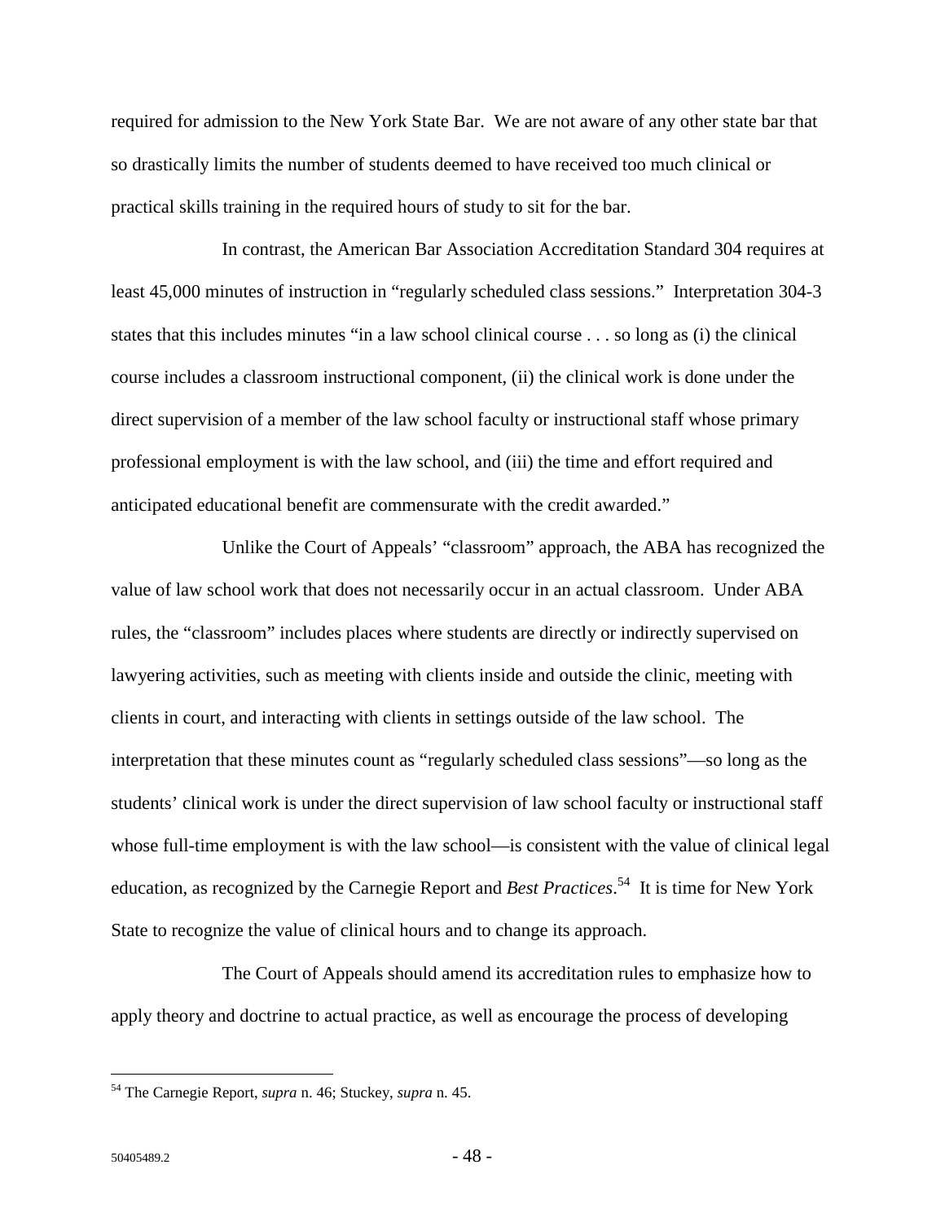required for admission to the New York State Bar. We are not aware of any other state bar that so drastically limits the number of students deemed to have received too much clinical or practical skills training in the required hours of study to sit for the bar.

In contrast, the American Bar Association Accreditation Standard 304 requires at least 45,000 minutes of instruction in "regularly scheduled class sessions." Interpretation 304-3 states that this includes minutes "in a law school clinical course . . . so long as (i) the clinical course includes a classroom instructional component, (ii) the clinical work is done under the direct supervision of a member of the law school faculty or instructional staff whose primary professional employment is with the law school, and (iii) the time and effort required and anticipated educational benefit are commensurate with the credit awarded."

Unlike the Court of Appeals' "classroom" approach, the ABA has recognized the value of law school work that does not necessarily occur in an actual classroom. Under ABA rules, the "classroom" includes places where students are directly or indirectly supervised on lawyering activities, such as meeting with clients inside and outside the clinic, meeting with clients in court, and interacting with clients in settings outside of the law school. The interpretation that these minutes count as "regularly scheduled class sessions"—so long as the students' clinical work is under the direct supervision of law school faculty or instructional staff whose full-time employment is with the law school—is consistent with the value of clinical legal education, as recognized by the Carnegie Report and *Best Practices*.[54] It is time for New York State to recognize the value of clinical hours and to change its approach.

The Court of Appeals should amend its accreditation rules to emphasize how to apply theory and doctrine to actual practice, as well as encourage the process of developing

---

[54] The Carnegie Report, *supra* n. 46; Stuckey, *supra* n. 45.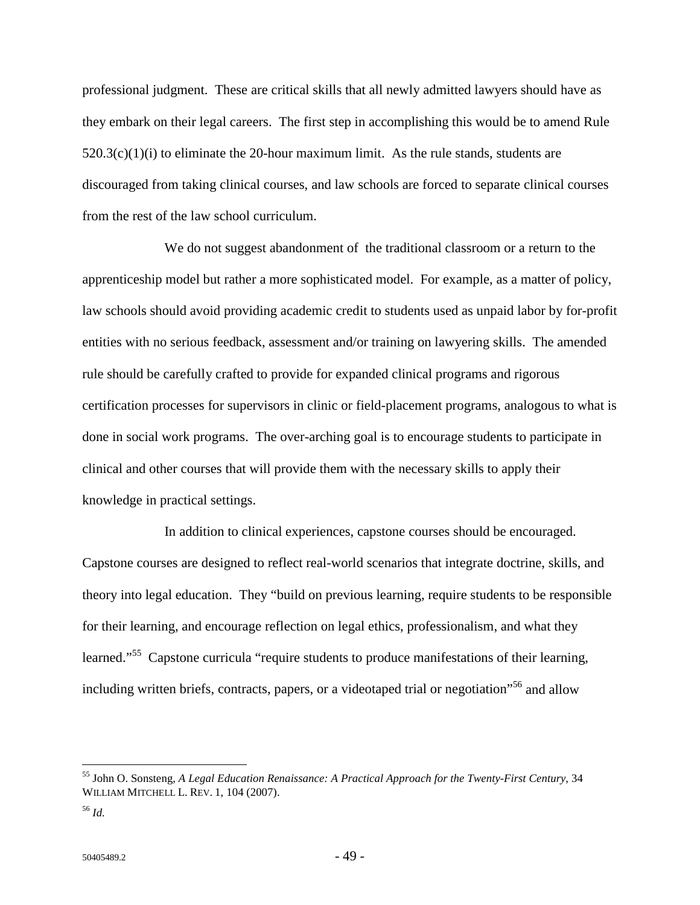professional judgment. These are critical skills that all newly admitted lawyers should have as they embark on their legal careers. The first step in accomplishing this would be to amend Rule 520.3(c)(1)(i) to eliminate the 20-hour maximum limit. As the rule stands, students are discouraged from taking clinical courses, and law schools are forced to separate clinical courses from the rest of the law school curriculum.

We do not suggest abandonment of the traditional classroom or a return to the apprenticeship model but rather a more sophisticated model. For example, as a matter of policy, law schools should avoid providing academic credit to students used as unpaid labor by for-profit entities with no serious feedback, assessment and/or training on lawyering skills. The amended rule should be carefully crafted to provide for expanded clinical programs and rigorous certification processes for supervisors in clinic or field-placement programs, analogous to what is done in social work programs. The over-arching goal is to encourage students to participate in clinical and other courses that will provide them with the necessary skills to apply their knowledge in practical settings.

In addition to clinical experiences, capstone courses should be encouraged. Capstone courses are designed to reflect real-world scenarios that integrate doctrine, skills, and theory into legal education. They "build on previous learning, require students to be responsible for their learning, and encourage reflection on legal ethics, professionalism, and what they learned."[55] Capstone curricula "require students to produce manifestations of their learning, including written briefs, contracts, papers, or a videotaped trial or negotiation"[56] and allow

---

[55] John O. Sonsteng, *A Legal Education Renaissance: A Practical Approach for the Twenty-First Century*, 34 WILLIAM MITCHELL L. REV. 1, 104 (2007).

[56] *Id.*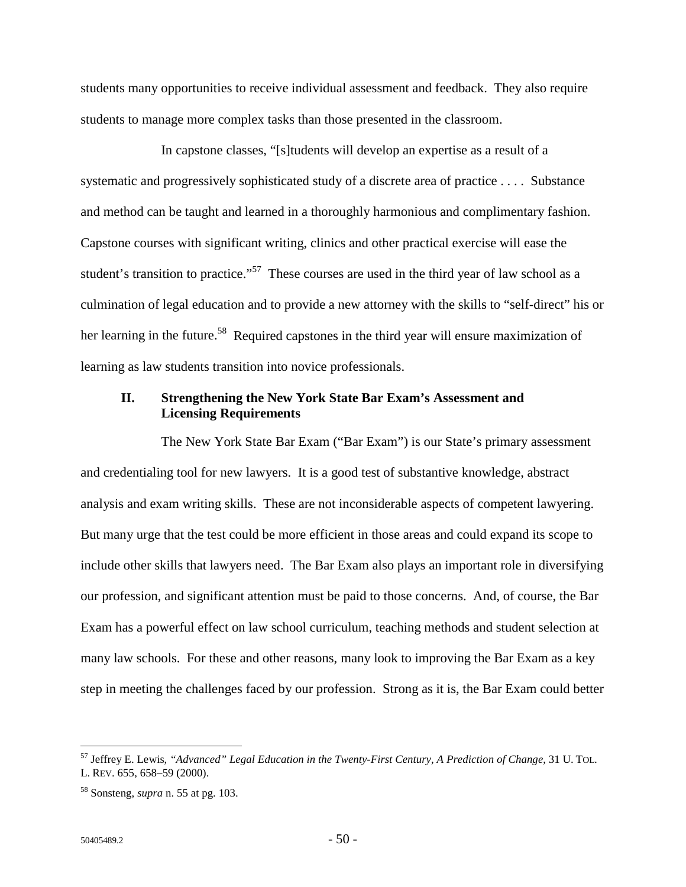students many opportunities to receive individual assessment and feedback. They also require students to manage more complex tasks than those presented in the classroom.

In capstone classes, "[s]tudents will develop an expertise as a result of a systematic and progressively sophisticated study of a discrete area of practice . . . . Substance and method can be taught and learned in a thoroughly harmonious and complimentary fashion. Capstone courses with significant writing, clinics and other practical exercise will ease the student's transition to practice."[57] These courses are used in the third year of law school as a culmination of legal education and to provide a new attorney with the skills to "self-direct" his or her learning in the future.[58] Required capstones in the third year will ensure maximization of learning as law students transition into novice professionals.

## II. Strengthening the New York State Bar Exam's Assessment and Licensing Requirements

The New York State Bar Exam ("Bar Exam") is our State's primary assessment and credentialing tool for new lawyers. It is a good test of substantive knowledge, abstract analysis and exam writing skills. These are not inconsiderable aspects of competent lawyering. But many urge that the test could be more efficient in those areas and could expand its scope to include other skills that lawyers need. The Bar Exam also plays an important role in diversifying our profession, and significant attention must be paid to those concerns. And, of course, the Bar Exam has a powerful effect on law school curriculum, teaching methods and student selection at many law schools. For these and other reasons, many look to improving the Bar Exam as a key step in meeting the challenges faced by our profession. Strong as it is, the Bar Exam could better

---

[57] Jeffrey E. Lewis, *"Advanced" Legal Education in the Twenty-First Century, A Prediction of Change*, 31 U. TOL. L. REV. 655, 658–59 (2000).

[58] Sonsteng, *supra* n. 55 at pg. 103.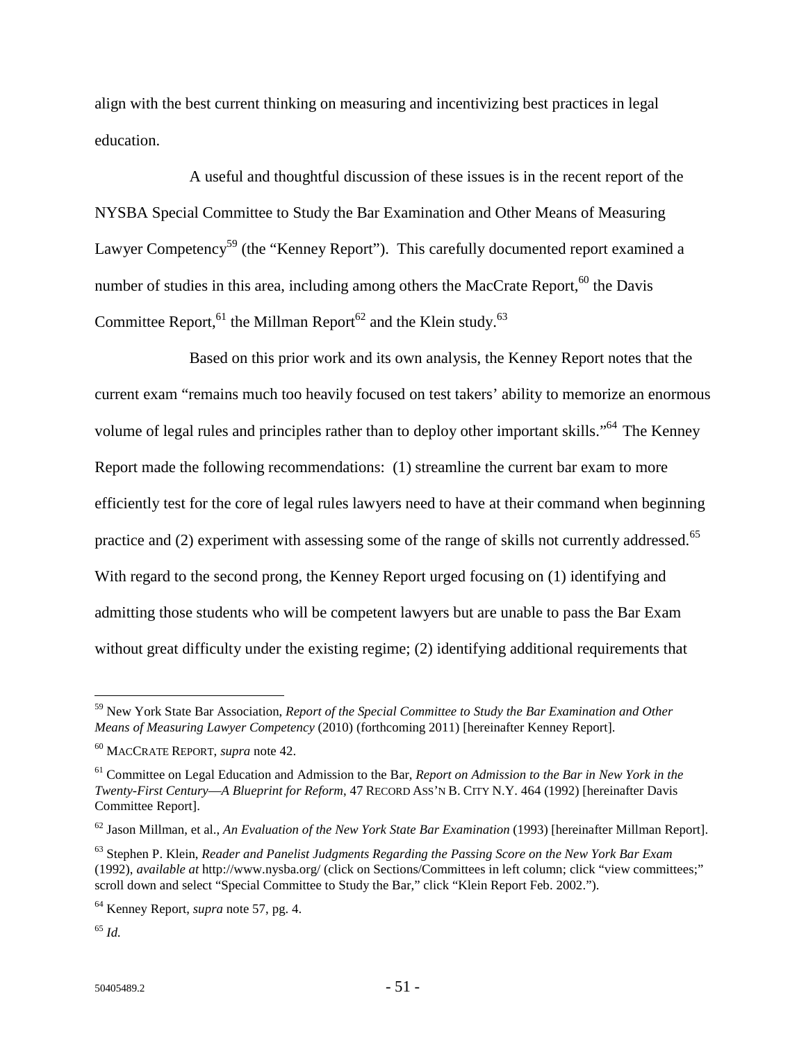align with the best current thinking on measuring and incentivizing best practices in legal education.

A useful and thoughtful discussion of these issues is in the recent report of the NYSBA Special Committee to Study the Bar Examination and Other Means of Measuring Lawyer Competency[59] (the "Kenney Report"). This carefully documented report examined a number of studies in this area, including among others the MacCrate Report,[60] the Davis Committee Report,[61] the Millman Report[62] and the Klein study.[63]

Based on this prior work and its own analysis, the Kenney Report notes that the current exam "remains much too heavily focused on test takers' ability to memorize an enormous volume of legal rules and principles rather than to deploy other important skills."[64] The Kenney Report made the following recommendations: (1) streamline the current bar exam to more efficiently test for the core of legal rules lawyers need to have at their command when beginning practice and (2) experiment with assessing some of the range of skills not currently addressed.[65] With regard to the second prong, the Kenney Report urged focusing on (1) identifying and admitting those students who will be competent lawyers but are unable to pass the Bar Exam without great difficulty under the existing regime; (2) identifying additional requirements that

---

[59] New York State Bar Association, *Report of the Special Committee to Study the Bar Examination and Other Means of Measuring Lawyer Competency* (2010) (forthcoming 2011) [hereinafter Kenney Report].

[60] MACCRATE REPORT, *supra* note 42.

[61] Committee on Legal Education and Admission to the Bar, *Report on Admission to the Bar in New York in the Twenty-First Century—A Blueprint for Reform*, 47 RECORD ASS'N B. CITY N.Y. 464 (1992) [hereinafter Davis Committee Report].

[62] Jason Millman, et al., *An Evaluation of the New York State Bar Examination* (1993) [hereinafter Millman Report].

[63] Stephen P. Klein, *Reader and Panelist Judgments Regarding the Passing Score on the New York Bar Exam* (1992), *available at* http://www.nysba.org/ (click on Sections/Committees in left column; click "view committees;" scroll down and select "Special Committee to Study the Bar," click "Klein Report Feb. 2002.").

[64] Kenney Report, *supra* note 57, pg. 4.

[65] *Id.*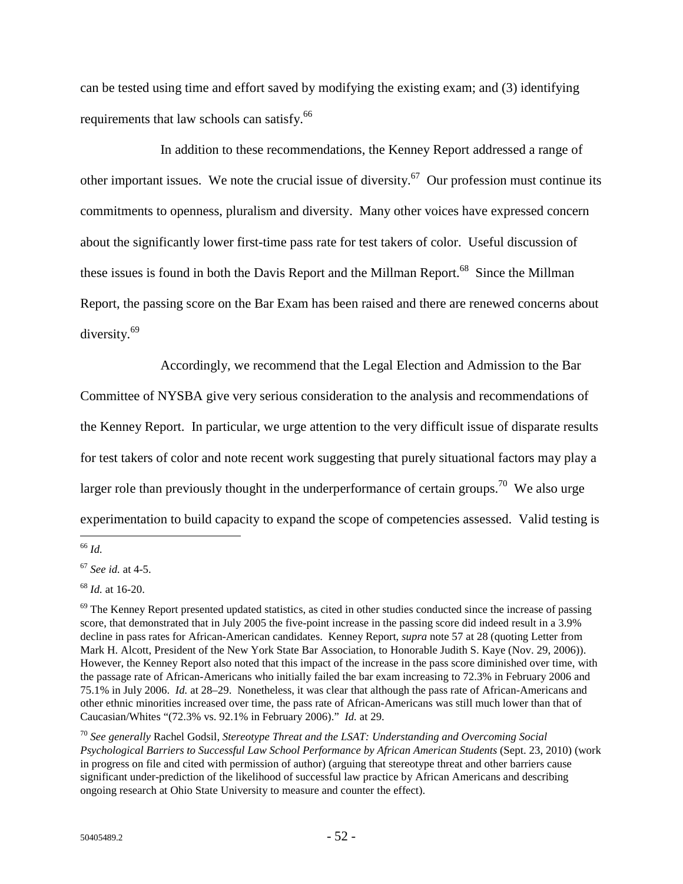can be tested using time and effort saved by modifying the existing exam; and (3) identifying requirements that law schools can satisfy.[66]

In addition to these recommendations, the Kenney Report addressed a range of other important issues. We note the crucial issue of diversity.[67] Our profession must continue its commitments to openness, pluralism and diversity. Many other voices have expressed concern about the significantly lower first-time pass rate for test takers of color. Useful discussion of these issues is found in both the Davis Report and the Millman Report.[68] Since the Millman Report, the passing score on the Bar Exam has been raised and there are renewed concerns about diversity.[69]

Accordingly, we recommend that the Legal Election and Admission to the Bar Committee of NYSBA give very serious consideration to the analysis and recommendations of the Kenney Report. In particular, we urge attention to the very difficult issue of disparate results for test takers of color and note recent work suggesting that purely situational factors may play a larger role than previously thought in the underperformance of certain groups.[70] We also urge experimentation to build capacity to expand the scope of competencies assessed. Valid testing is

---

[66] *Id.*

[67] *See id.* at 4-5.

[68] *Id.* at 16-20.

[69] The Kenney Report presented updated statistics, as cited in other studies conducted since the increase of passing score, that demonstrated that in July 2005 the five-point increase in the passing score did indeed result in a 3.9% decline in pass rates for African-American candidates. Kenney Report, *supra* note 57 at 28 (quoting Letter from Mark H. Alcott, President of the New York State Bar Association, to Honorable Judith S. Kaye (Nov. 29, 2006)). However, the Kenney Report also noted that this impact of the increase in the pass score diminished over time, with the passage rate of African-Americans who initially failed the bar exam increasing to 72.3% in February 2006 and 75.1% in July 2006. *Id.* at 28–29. Nonetheless, it was clear that although the pass rate of African-Americans and other ethnic minorities increased over time, the pass rate of African-Americans was still much lower than that of Caucasian/Whites "(72.3% vs. 92.1% in February 2006)." *Id.* at 29.

[70] *See generally* Rachel Godsil, *Stereotype Threat and the LSAT: Understanding and Overcoming Social Psychological Barriers to Successful Law School Performance by African American Students* (Sept. 23, 2010) (work in progress on file and cited with permission of author) (arguing that stereotype threat and other barriers cause significant under-prediction of the likelihood of successful law practice by African Americans and describing ongoing research at Ohio State University to measure and counter the effect).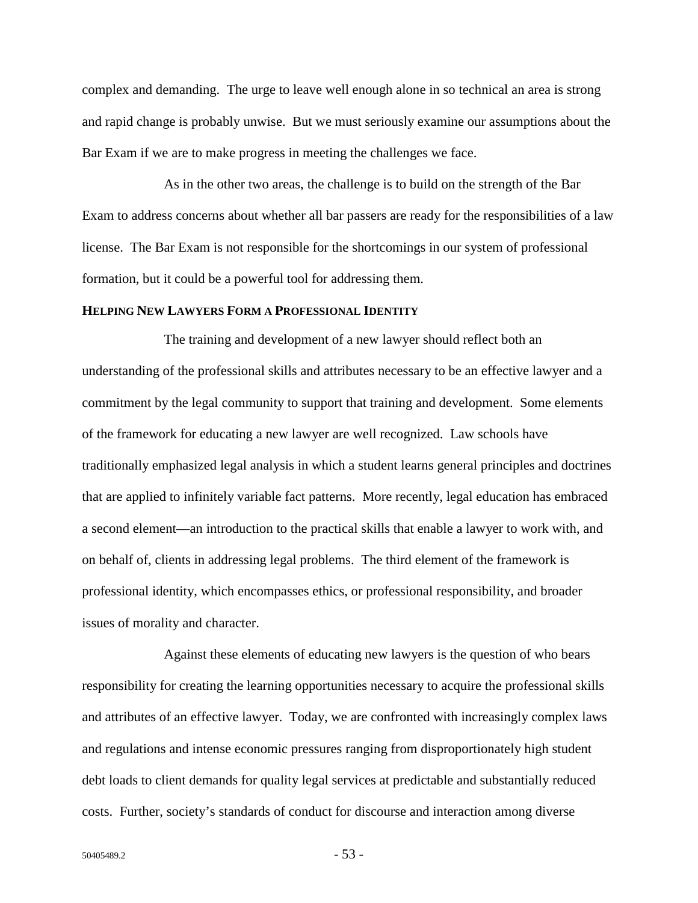complex and demanding. The urge to leave well enough alone in so technical an area is strong and rapid change is probably unwise. But we must seriously examine our assumptions about the Bar Exam if we are to make progress in meeting the challenges we face.

As in the other two areas, the challenge is to build on the strength of the Bar Exam to address concerns about whether all bar passers are ready for the responsibilities of a law license. The Bar Exam is not responsible for the shortcomings in our system of professional formation, but it could be a powerful tool for addressing them.

## Helping New Lawyers Form a Professional Identity

The training and development of a new lawyer should reflect both an understanding of the professional skills and attributes necessary to be an effective lawyer and a commitment by the legal community to support that training and development. Some elements of the framework for educating a new lawyer are well recognized. Law schools have traditionally emphasized legal analysis in which a student learns general principles and doctrines that are applied to infinitely variable fact patterns. More recently, legal education has embraced a second element—an introduction to the practical skills that enable a lawyer to work with, and on behalf of, clients in addressing legal problems. The third element of the framework is professional identity, which encompasses ethics, or professional responsibility, and broader issues of morality and character.

Against these elements of educating new lawyers is the question of who bears responsibility for creating the learning opportunities necessary to acquire the professional skills and attributes of an effective lawyer. Today, we are confronted with increasingly complex laws and regulations and intense economic pressures ranging from disproportionately high student debt loads to client demands for quality legal services at predictable and substantially reduced costs. Further, society's standards of conduct for discourse and interaction among diverse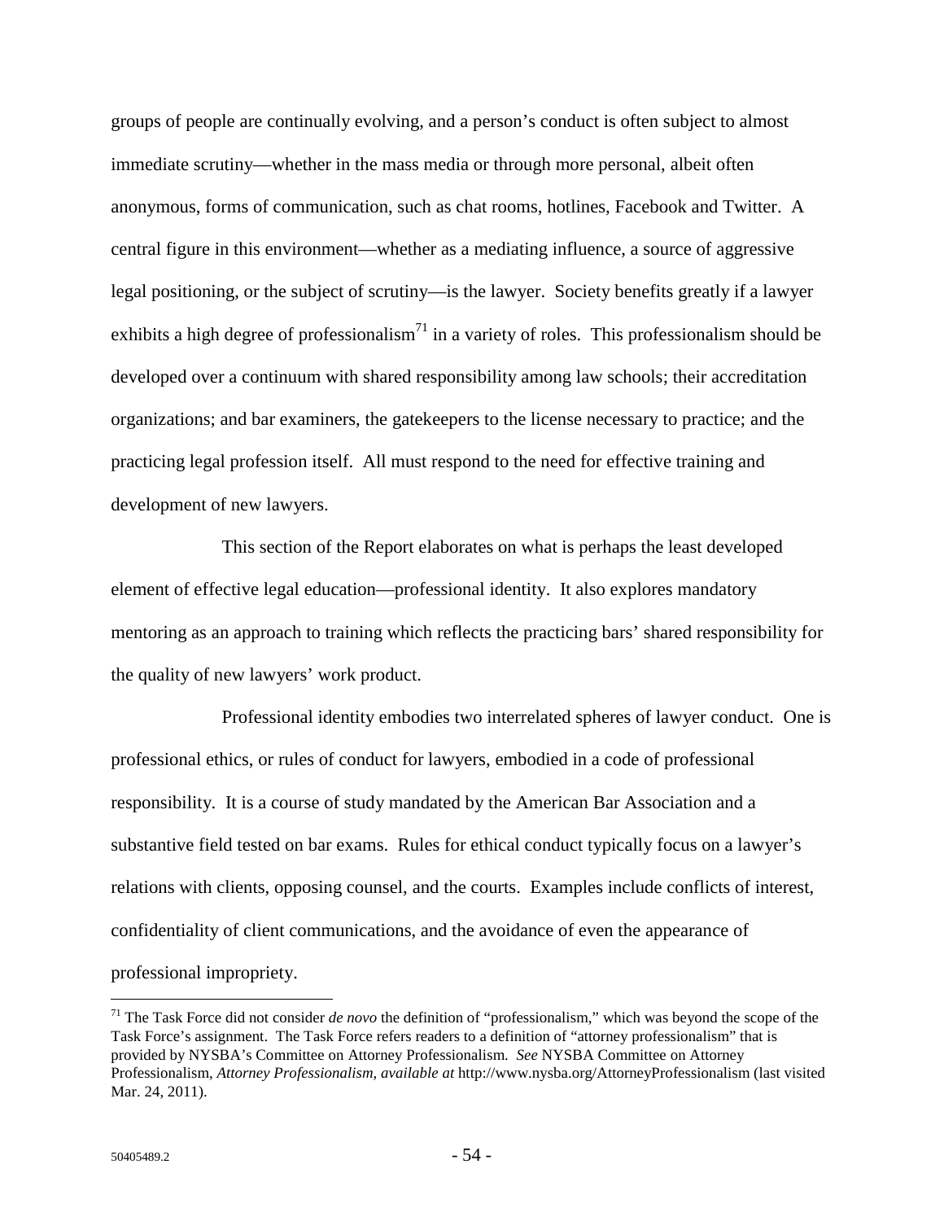groups of people are continually evolving, and a person's conduct is often subject to almost immediate scrutiny—whether in the mass media or through more personal, albeit often anonymous, forms of communication, such as chat rooms, hotlines, Facebook and Twitter. A central figure in this environment—whether as a mediating influence, a source of aggressive legal positioning, or the subject of scrutiny—is the lawyer. Society benefits greatly if a lawyer exhibits a high degree of professionalism[71] in a variety of roles. This professionalism should be developed over a continuum with shared responsibility among law schools; their accreditation organizations; and bar examiners, the gatekeepers to the license necessary to practice; and the practicing legal profession itself. All must respond to the need for effective training and development of new lawyers.

This section of the Report elaborates on what is perhaps the least developed element of effective legal education—professional identity. It also explores mandatory mentoring as an approach to training which reflects the practicing bars' shared responsibility for the quality of new lawyers' work product.

Professional identity embodies two interrelated spheres of lawyer conduct. One is professional ethics, or rules of conduct for lawyers, embodied in a code of professional responsibility. It is a course of study mandated by the American Bar Association and a substantive field tested on bar exams. Rules for ethical conduct typically focus on a lawyer's relations with clients, opposing counsel, and the courts. Examples include conflicts of interest, confidentiality of client communications, and the avoidance of even the appearance of professional impropriety.

---

[71] The Task Force did not consider *de novo* the definition of "professionalism," which was beyond the scope of the Task Force's assignment. The Task Force refers readers to a definition of "attorney professionalism" that is provided by NYSBA's Committee on Attorney Professionalism. *See* NYSBA Committee on Attorney Professionalism, *Attorney Professionalism*, *available at* http://www.nysba.org/AttorneyProfessionalism (last visited Mar. 24, 2011).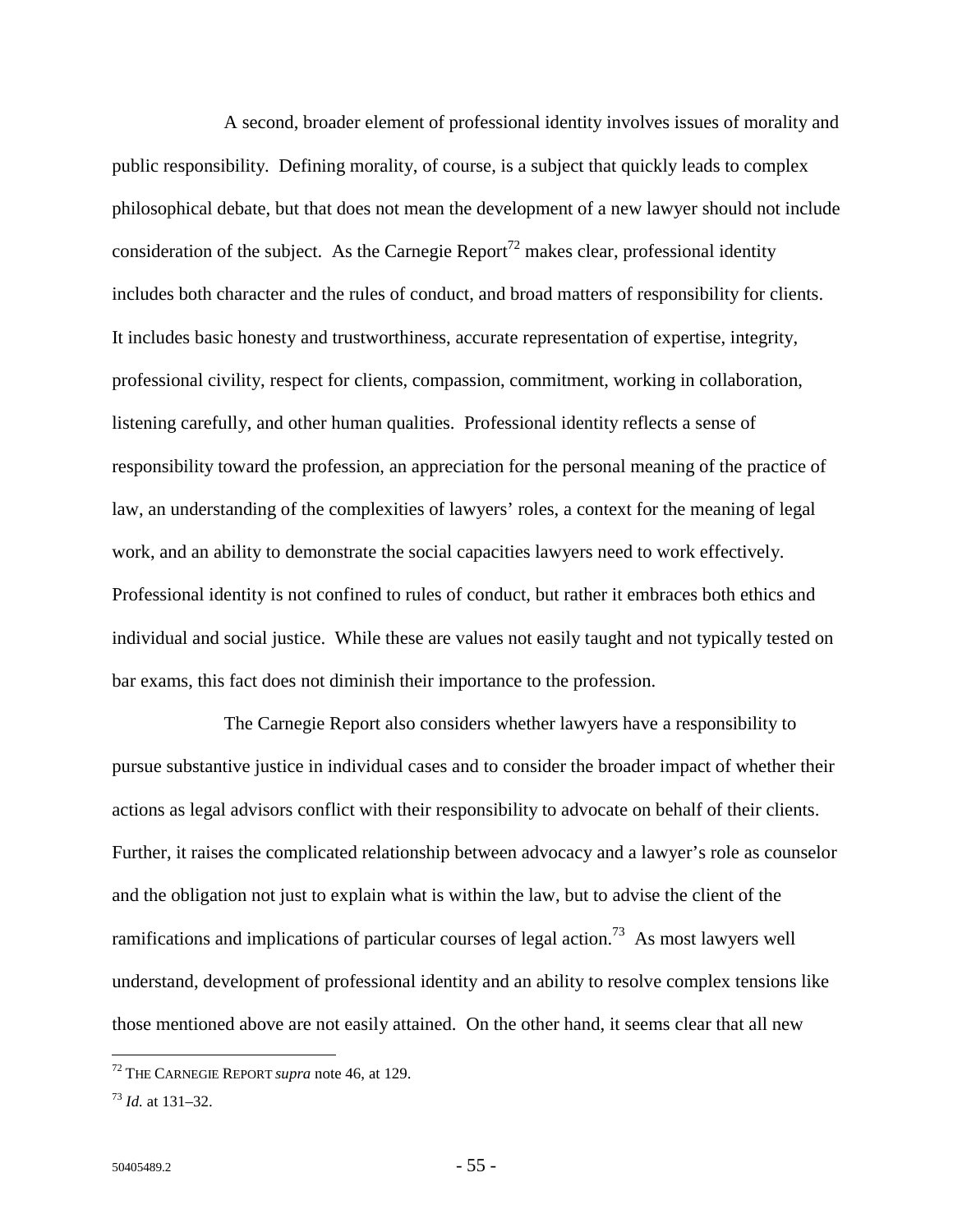A second, broader element of professional identity involves issues of morality and public responsibility. Defining morality, of course, is a subject that quickly leads to complex philosophical debate, but that does not mean the development of a new lawyer should not include consideration of the subject. As the Carnegie Report[72] makes clear, professional identity includes both character and the rules of conduct, and broad matters of responsibility for clients. It includes basic honesty and trustworthiness, accurate representation of expertise, integrity, professional civility, respect for clients, compassion, commitment, working in collaboration, listening carefully, and other human qualities. Professional identity reflects a sense of responsibility toward the profession, an appreciation for the personal meaning of the practice of law, an understanding of the complexities of lawyers' roles, a context for the meaning of legal work, and an ability to demonstrate the social capacities lawyers need to work effectively. Professional identity is not confined to rules of conduct, but rather it embraces both ethics and individual and social justice. While these are values not easily taught and not typically tested on bar exams, this fact does not diminish their importance to the profession.

The Carnegie Report also considers whether lawyers have a responsibility to pursue substantive justice in individual cases and to consider the broader impact of whether their actions as legal advisors conflict with their responsibility to advocate on behalf of their clients. Further, it raises the complicated relationship between advocacy and a lawyer's role as counselor and the obligation not just to explain what is within the law, but to advise the client of the ramifications and implications of particular courses of legal action.[73] As most lawyers well understand, development of professional identity and an ability to resolve complex tensions like those mentioned above are not easily attained. On the other hand, it seems clear that all new

---

[72] THE CARNEGIE REPORT *supra* note 46, at 129.

[73] *Id.* at 131–32.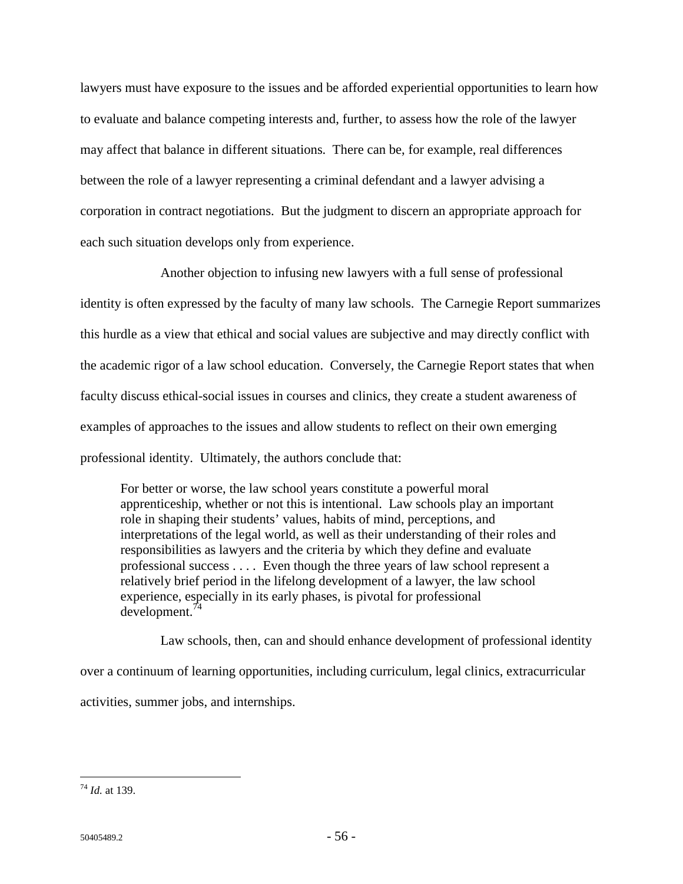lawyers must have exposure to the issues and be afforded experiential opportunities to learn how to evaluate and balance competing interests and, further, to assess how the role of the lawyer may affect that balance in different situations. There can be, for example, real differences between the role of a lawyer representing a criminal defendant and a lawyer advising a corporation in contract negotiations. But the judgment to discern an appropriate approach for each such situation develops only from experience.

Another objection to infusing new lawyers with a full sense of professional identity is often expressed by the faculty of many law schools. The Carnegie Report summarizes this hurdle as a view that ethical and social values are subjective and may directly conflict with the academic rigor of a law school education. Conversely, the Carnegie Report states that when faculty discuss ethical-social issues in courses and clinics, they create a student awareness of examples of approaches to the issues and allow students to reflect on their own emerging professional identity. Ultimately, the authors conclude that:

> For better or worse, the law school years constitute a powerful moral apprenticeship, whether or not this is intentional. Law schools play an important role in shaping their students' values, habits of mind, perceptions, and interpretations of the legal world, as well as their understanding of their roles and responsibilities as lawyers and the criteria by which they define and evaluate professional success . . . . Even though the three years of law school represent a relatively brief period in the lifelong development of a lawyer, the law school experience, especially in its early phases, is pivotal for professional development.[74]

Law schools, then, can and should enhance development of professional identity over a continuum of learning opportunities, including curriculum, legal clinics, extracurricular activities, summer jobs, and internships.

---

[74] *Id.* at 139.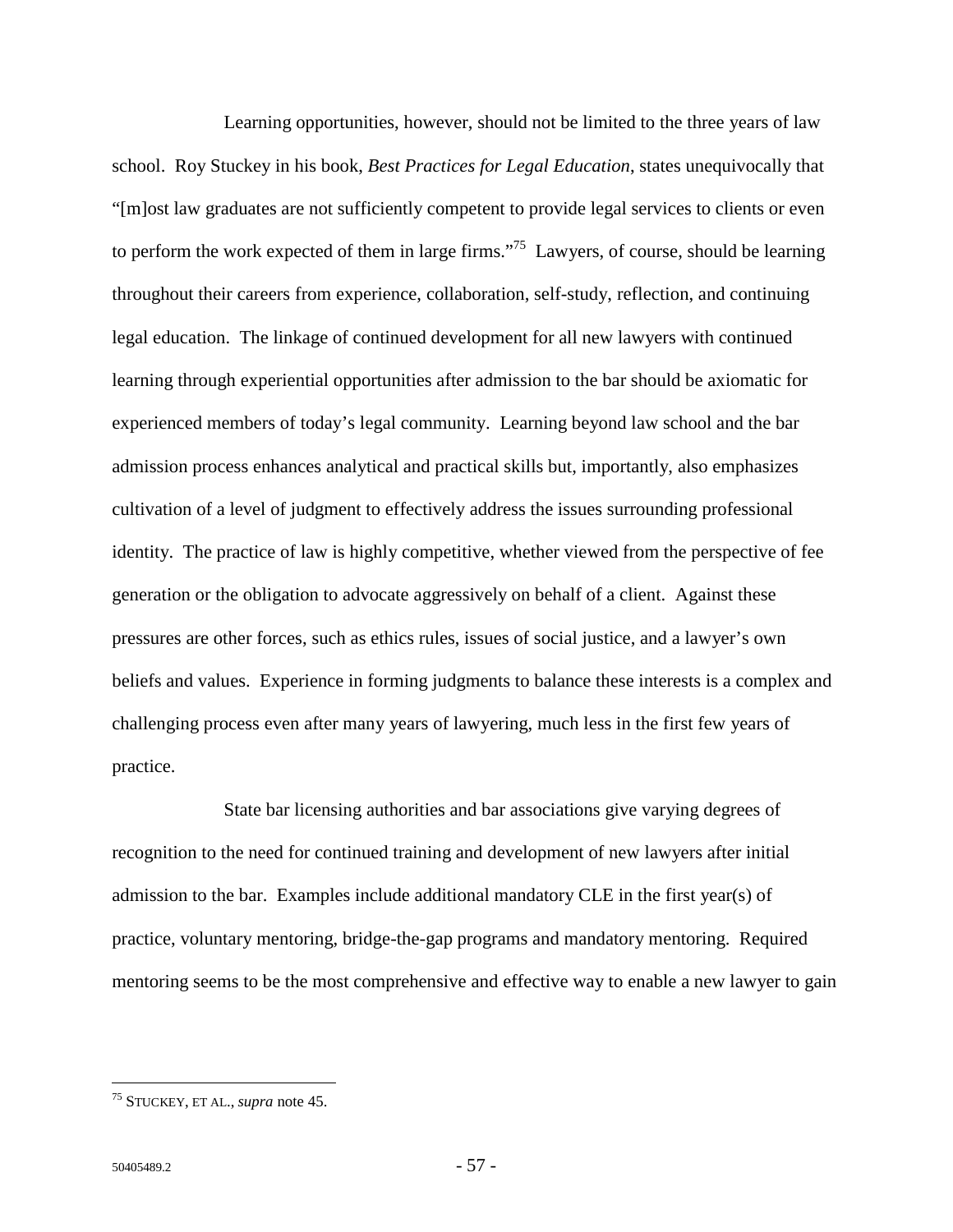Learning opportunities, however, should not be limited to the three years of law school. Roy Stuckey in his book, *Best Practices for Legal Education*, states unequivocally that "[m]ost law graduates are not sufficiently competent to provide legal services to clients or even to perform the work expected of them in large firms."[75] Lawyers, of course, should be learning throughout their careers from experience, collaboration, self-study, reflection, and continuing legal education. The linkage of continued development for all new lawyers with continued learning through experiential opportunities after admission to the bar should be axiomatic for experienced members of today's legal community. Learning beyond law school and the bar admission process enhances analytical and practical skills but, importantly, also emphasizes cultivation of a level of judgment to effectively address the issues surrounding professional identity. The practice of law is highly competitive, whether viewed from the perspective of fee generation or the obligation to advocate aggressively on behalf of a client. Against these pressures are other forces, such as ethics rules, issues of social justice, and a lawyer's own beliefs and values. Experience in forming judgments to balance these interests is a complex and challenging process even after many years of lawyering, much less in the first few years of practice.

State bar licensing authorities and bar associations give varying degrees of recognition to the need for continued training and development of new lawyers after initial admission to the bar. Examples include additional mandatory CLE in the first year(s) of practice, voluntary mentoring, bridge-the-gap programs and mandatory mentoring. Required mentoring seems to be the most comprehensive and effective way to enable a new lawyer to gain

[75] STUCKEY, ET AL., *supra* note 45.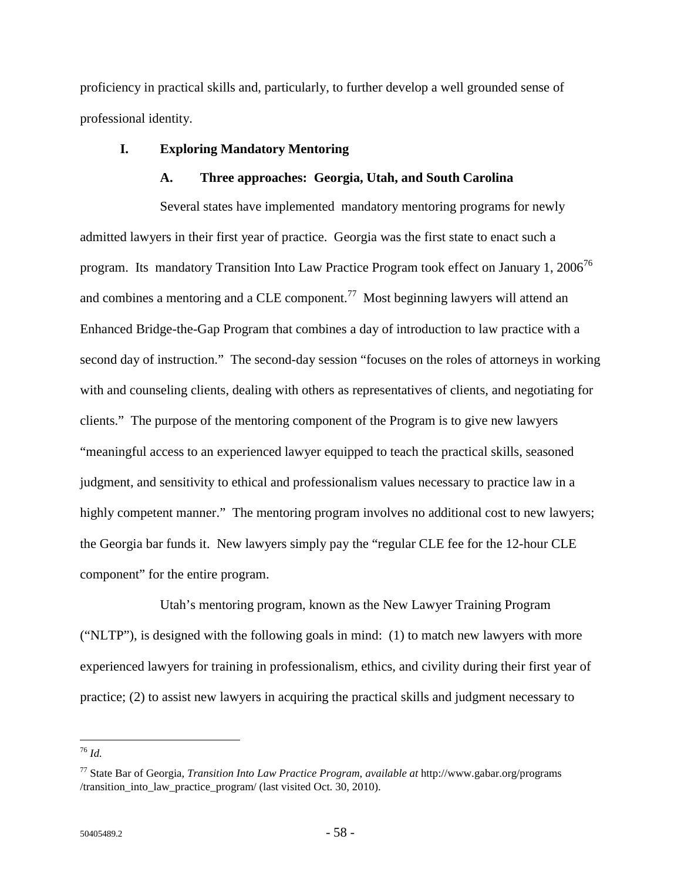proficiency in practical skills and, particularly, to further develop a well grounded sense of professional identity.

## I. Exploring Mandatory Mentoring

### A. Three approaches: Georgia, Utah, and South Carolina

Several states have implemented mandatory mentoring programs for newly admitted lawyers in their first year of practice. Georgia was the first state to enact such a program. Its mandatory Transition Into Law Practice Program took effect on January 1, 2006[76] and combines a mentoring and a CLE component.[77] Most beginning lawyers will attend an Enhanced Bridge-the-Gap Program that combines a day of introduction to law practice with a second day of instruction." The second-day session "focuses on the roles of attorneys in working with and counseling clients, dealing with others as representatives of clients, and negotiating for clients." The purpose of the mentoring component of the Program is to give new lawyers "meaningful access to an experienced lawyer equipped to teach the practical skills, seasoned judgment, and sensitivity to ethical and professionalism values necessary to practice law in a highly competent manner." The mentoring program involves no additional cost to new lawyers; the Georgia bar funds it. New lawyers simply pay the "regular CLE fee for the 12-hour CLE component" for the entire program.

Utah's mentoring program, known as the New Lawyer Training Program ("NLTP"), is designed with the following goals in mind: (1) to match new lawyers with more experienced lawyers for training in professionalism, ethics, and civility during their first year of practice; (2) to assist new lawyers in acquiring the practical skills and judgment necessary to

---

[76] *Id.*

[77] State Bar of Georgia, *Transition Into Law Practice Program*, *available at* http://www.gabar.org/programs /transition_into_law_practice_program/ (last visited Oct. 30, 2010).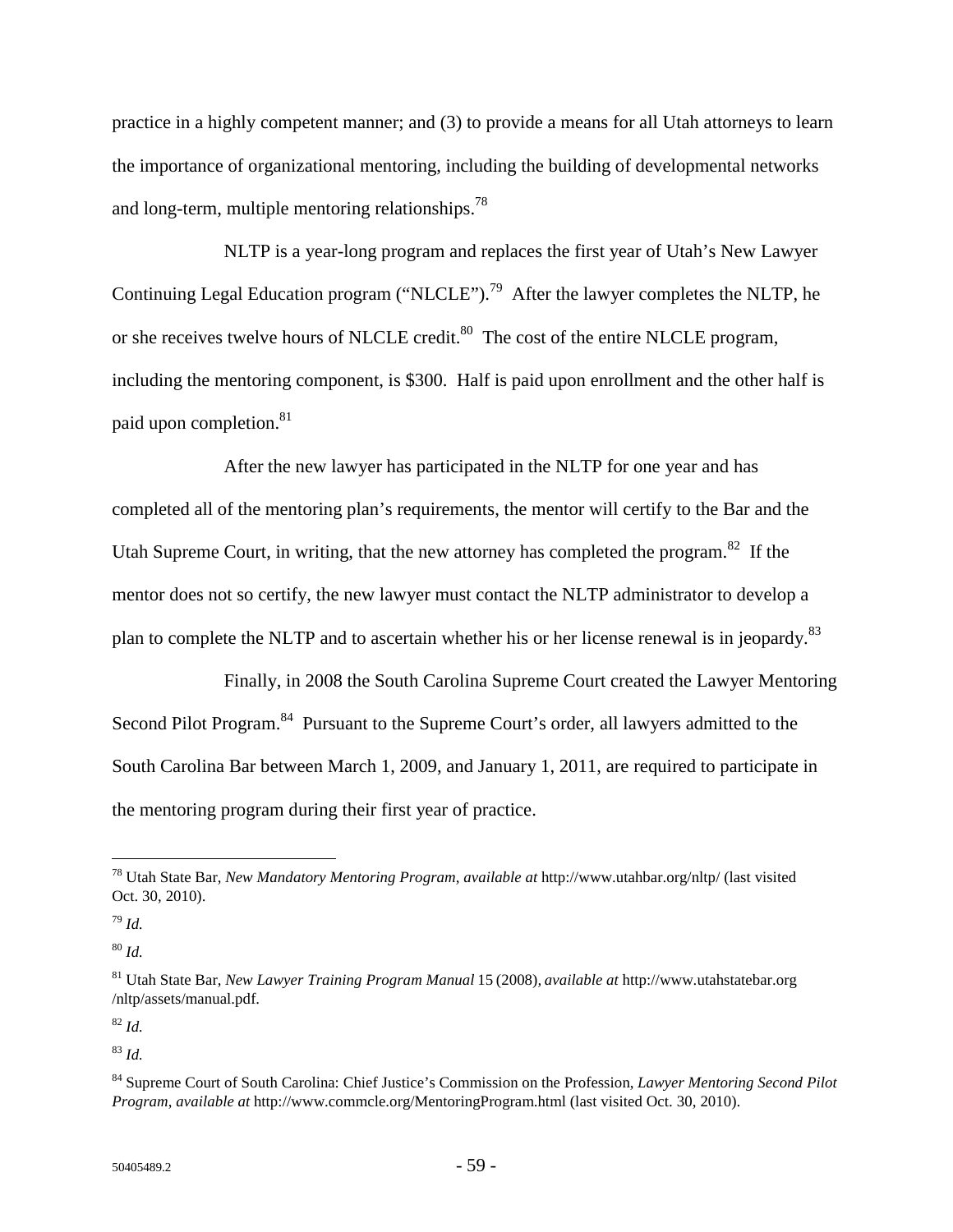practice in a highly competent manner; and (3) to provide a means for all Utah attorneys to learn the importance of organizational mentoring, including the building of developmental networks and long-term, multiple mentoring relationships.[78]

NLTP is a year-long program and replaces the first year of Utah's New Lawyer Continuing Legal Education program ("NLCLE").[79] After the lawyer completes the NLTP, he or she receives twelve hours of NLCLE credit.[80] The cost of the entire NLCLE program, including the mentoring component, is $300. Half is paid upon enrollment and the other half is paid upon completion.[81]

After the new lawyer has participated in the NLTP for one year and has completed all of the mentoring plan's requirements, the mentor will certify to the Bar and the Utah Supreme Court, in writing, that the new attorney has completed the program.[82] If the mentor does not so certify, the new lawyer must contact the NLTP administrator to develop a plan to complete the NLTP and to ascertain whether his or her license renewal is in jeopardy.[83]

Finally, in 2008 the South Carolina Supreme Court created the Lawyer Mentoring Second Pilot Program.[84] Pursuant to the Supreme Court's order, all lawyers admitted to the South Carolina Bar between March 1, 2009, and January 1, 2011, are required to participate in the mentoring program during their first year of practice.

---

[78] Utah State Bar, *New Mandatory Mentoring Program*, *available at* http://www.utahbar.org/nltp/ (last visited Oct. 30, 2010).

[79] *Id.*

[80] *Id.*

[81] Utah State Bar, *New Lawyer Training Program Manual* 15 (2008), *available at* http://www.utahstatebar.org /nltp/assets/manual.pdf.

[82] *Id.*

[83] *Id.*

[84] Supreme Court of South Carolina: Chief Justice's Commission on the Profession, *Lawyer Mentoring Second Pilot Program*, *available at* http://www.commcle.org/MentoringProgram.html (last visited Oct. 30, 2010).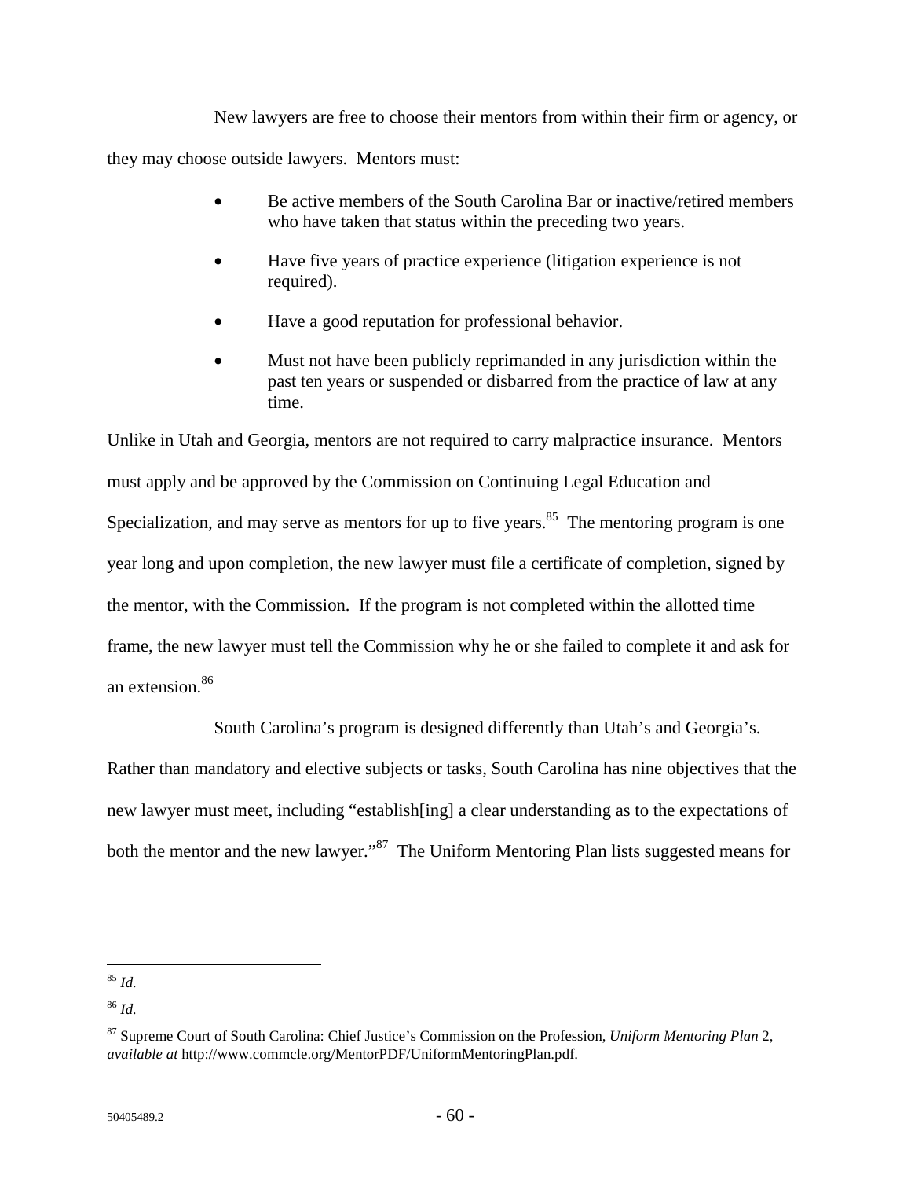New lawyers are free to choose their mentors from within their firm or agency, or they may choose outside lawyers. Mentors must:

- Be active members of the South Carolina Bar or inactive/retired members who have taken that status within the preceding two years.
- Have five years of practice experience (litigation experience is not required).
- Have a good reputation for professional behavior.
- Must not have been publicly reprimanded in any jurisdiction within the past ten years or suspended or disbarred from the practice of law at any time.

Unlike in Utah and Georgia, mentors are not required to carry malpractice insurance. Mentors must apply and be approved by the Commission on Continuing Legal Education and Specialization, and may serve as mentors for up to five years.[85] The mentoring program is one year long and upon completion, the new lawyer must file a certificate of completion, signed by the mentor, with the Commission. If the program is not completed within the allotted time frame, the new lawyer must tell the Commission why he or she failed to complete it and ask for an extension.[86]

South Carolina's program is designed differently than Utah's and Georgia's. Rather than mandatory and elective subjects or tasks, South Carolina has nine objectives that the new lawyer must meet, including "establish[ing] a clear understanding as to the expectations of both the mentor and the new lawyer."[87] The Uniform Mentoring Plan lists suggested means for

---

[85] *Id.*

[86] *Id.*

[87] Supreme Court of South Carolina: Chief Justice's Commission on the Profession, *Uniform Mentoring Plan* 2, *available at* http://www.commcle.org/MentorPDF/UniformMentoringPlan.pdf.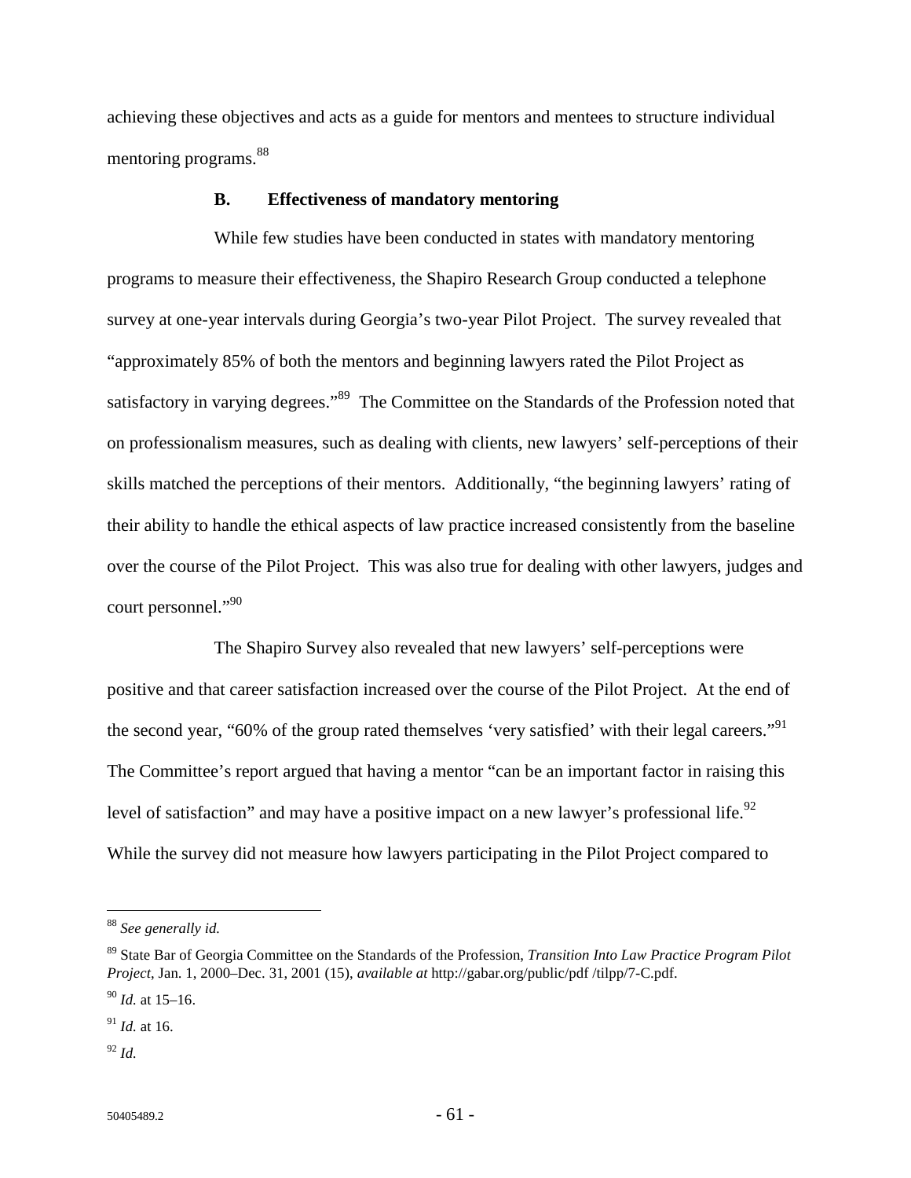achieving these objectives and acts as a guide for mentors and mentees to structure individual mentoring programs.[88]

### B. Effectiveness of mandatory mentoring

While few studies have been conducted in states with mandatory mentoring programs to measure their effectiveness, the Shapiro Research Group conducted a telephone survey at one-year intervals during Georgia's two-year Pilot Project. The survey revealed that "approximately 85% of both the mentors and beginning lawyers rated the Pilot Project as satisfactory in varying degrees."[89] The Committee on the Standards of the Profession noted that on professionalism measures, such as dealing with clients, new lawyers' self-perceptions of their skills matched the perceptions of their mentors. Additionally, "the beginning lawyers' rating of their ability to handle the ethical aspects of law practice increased consistently from the baseline over the course of the Pilot Project. This was also true for dealing with other lawyers, judges and court personnel."[90]

The Shapiro Survey also revealed that new lawyers' self-perceptions were positive and that career satisfaction increased over the course of the Pilot Project. At the end of the second year, "60% of the group rated themselves 'very satisfied' with their legal careers."[91] The Committee's report argued that having a mentor "can be an important factor in raising this level of satisfaction" and may have a positive impact on a new lawyer's professional life.[92] While the survey did not measure how lawyers participating in the Pilot Project compared to

---

[88] *See generally id.*

[89] State Bar of Georgia Committee on the Standards of the Profession, *Transition Into Law Practice Program Pilot Project*, Jan. 1, 2000–Dec. 31, 2001 (15), *available at* http://gabar.org/public/pdf /tilpp/7-C.pdf.

[90] *Id.* at 15–16.

[91] *Id.* at 16.

[92] *Id.*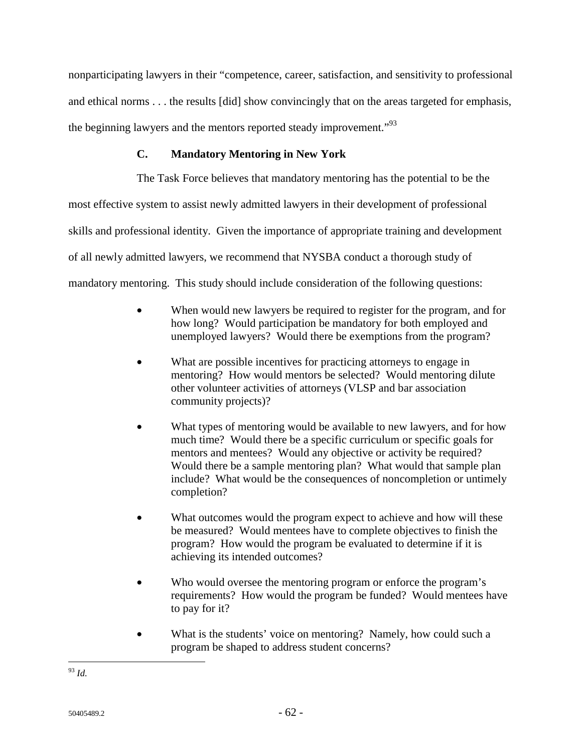nonparticipating lawyers in their "competence, career, satisfaction, and sensitivity to professional and ethical norms . . . the results [did] show convincingly that on the areas targeted for emphasis, the beginning lawyers and the mentors reported steady improvement."[93]

### C. Mandatory Mentoring in New York

The Task Force believes that mandatory mentoring has the potential to be the most effective system to assist newly admitted lawyers in their development of professional skills and professional identity. Given the importance of appropriate training and development of all newly admitted lawyers, we recommend that NYSBA conduct a thorough study of mandatory mentoring. This study should include consideration of the following questions:

- When would new lawyers be required to register for the program, and for how long? Would participation be mandatory for both employed and unemployed lawyers? Would there be exemptions from the program?
- What are possible incentives for practicing attorneys to engage in mentoring? How would mentors be selected? Would mentoring dilute other volunteer activities of attorneys (VLSP and bar association community projects)?
- What types of mentoring would be available to new lawyers, and for how much time? Would there be a specific curriculum or specific goals for mentors and mentees? Would any objective or activity be required? Would there be a sample mentoring plan? What would that sample plan include? What would be the consequences of noncompletion or untimely completion?
- What outcomes would the program expect to achieve and how will these be measured? Would mentees have to complete objectives to finish the program? How would the program be evaluated to determine if it is achieving its intended outcomes?
- Who would oversee the mentoring program or enforce the program's requirements? How would the program be funded? Would mentees have to pay for it?
- What is the students' voice on mentoring? Namely, how could such a program be shaped to address student concerns?

---

[93] *Id.*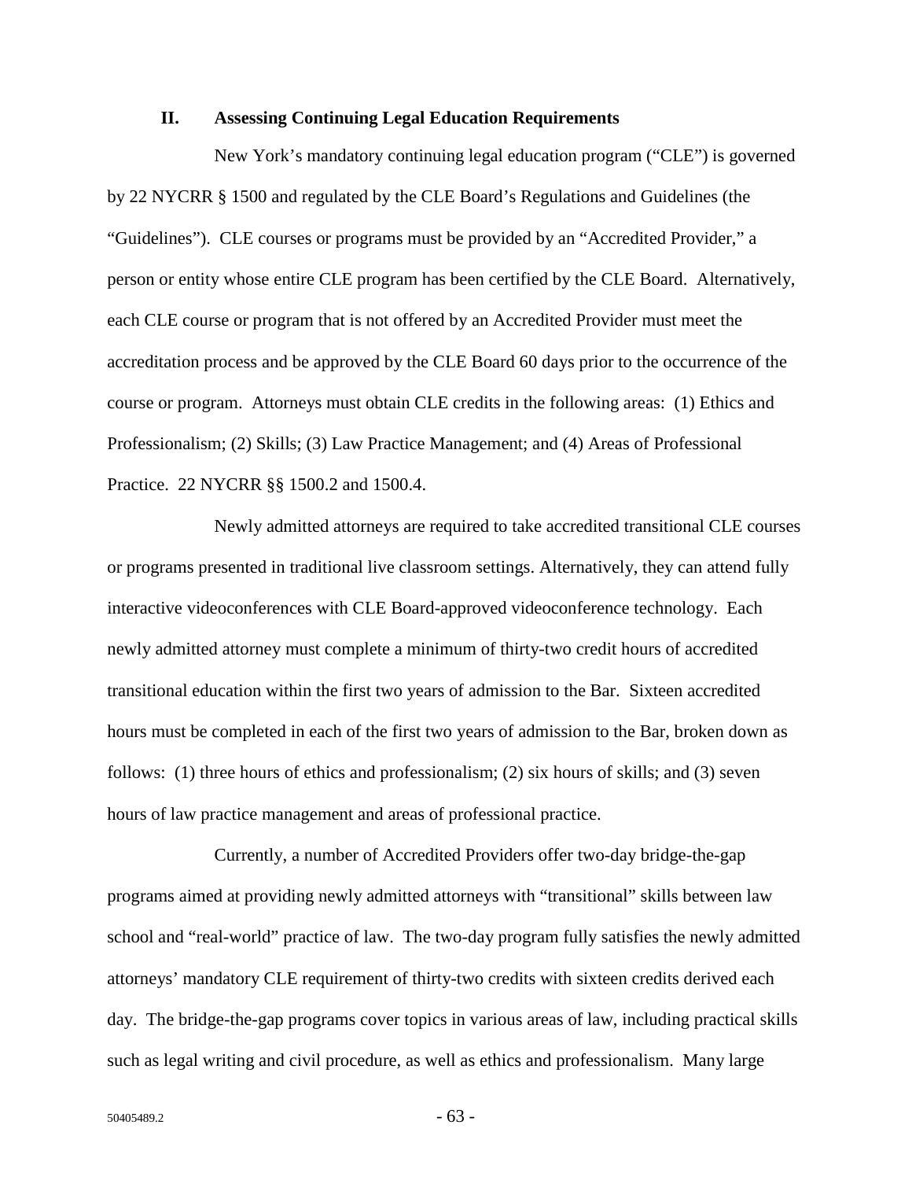## II. Assessing Continuing Legal Education Requirements

New York's mandatory continuing legal education program ("CLE") is governed by 22 NYCRR § 1500 and regulated by the CLE Board's Regulations and Guidelines (the "Guidelines"). CLE courses or programs must be provided by an "Accredited Provider," a person or entity whose entire CLE program has been certified by the CLE Board. Alternatively, each CLE course or program that is not offered by an Accredited Provider must meet the accreditation process and be approved by the CLE Board 60 days prior to the occurrence of the course or program. Attorneys must obtain CLE credits in the following areas: (1) Ethics and Professionalism; (2) Skills; (3) Law Practice Management; and (4) Areas of Professional Practice. 22 NYCRR §§ 1500.2 and 1500.4.

Newly admitted attorneys are required to take accredited transitional CLE courses or programs presented in traditional live classroom settings. Alternatively, they can attend fully interactive videoconferences with CLE Board-approved videoconference technology. Each newly admitted attorney must complete a minimum of thirty-two credit hours of accredited transitional education within the first two years of admission to the Bar. Sixteen accredited hours must be completed in each of the first two years of admission to the Bar, broken down as follows: (1) three hours of ethics and professionalism; (2) six hours of skills; and (3) seven hours of law practice management and areas of professional practice.

Currently, a number of Accredited Providers offer two-day bridge-the-gap programs aimed at providing newly admitted attorneys with "transitional" skills between law school and "real-world" practice of law. The two-day program fully satisfies the newly admitted attorneys' mandatory CLE requirement of thirty-two credits with sixteen credits derived each day. The bridge-the-gap programs cover topics in various areas of law, including practical skills such as legal writing and civil procedure, as well as ethics and professionalism. Many large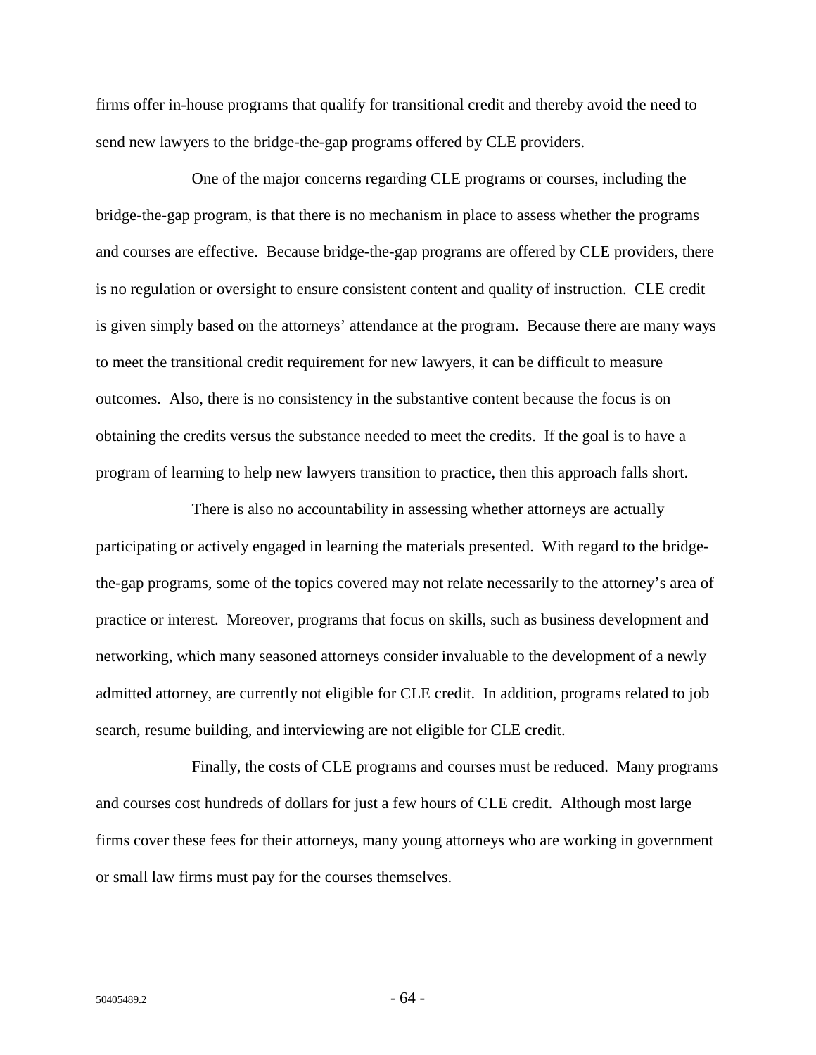firms offer in-house programs that qualify for transitional credit and thereby avoid the need to send new lawyers to the bridge-the-gap programs offered by CLE providers.

One of the major concerns regarding CLE programs or courses, including the bridge-the-gap program, is that there is no mechanism in place to assess whether the programs and courses are effective. Because bridge-the-gap programs are offered by CLE providers, there is no regulation or oversight to ensure consistent content and quality of instruction. CLE credit is given simply based on the attorneys' attendance at the program. Because there are many ways to meet the transitional credit requirement for new lawyers, it can be difficult to measure outcomes. Also, there is no consistency in the substantive content because the focus is on obtaining the credits versus the substance needed to meet the credits. If the goal is to have a program of learning to help new lawyers transition to practice, then this approach falls short.

There is also no accountability in assessing whether attorneys are actually participating or actively engaged in learning the materials presented. With regard to the bridge-the-gap programs, some of the topics covered may not relate necessarily to the attorney's area of practice or interest. Moreover, programs that focus on skills, such as business development and networking, which many seasoned attorneys consider invaluable to the development of a newly admitted attorney, are currently not eligible for CLE credit. In addition, programs related to job search, resume building, and interviewing are not eligible for CLE credit.

Finally, the costs of CLE programs and courses must be reduced. Many programs and courses cost hundreds of dollars for just a few hours of CLE credit. Although most large firms cover these fees for their attorneys, many young attorneys who are working in government or small law firms must pay for the courses themselves.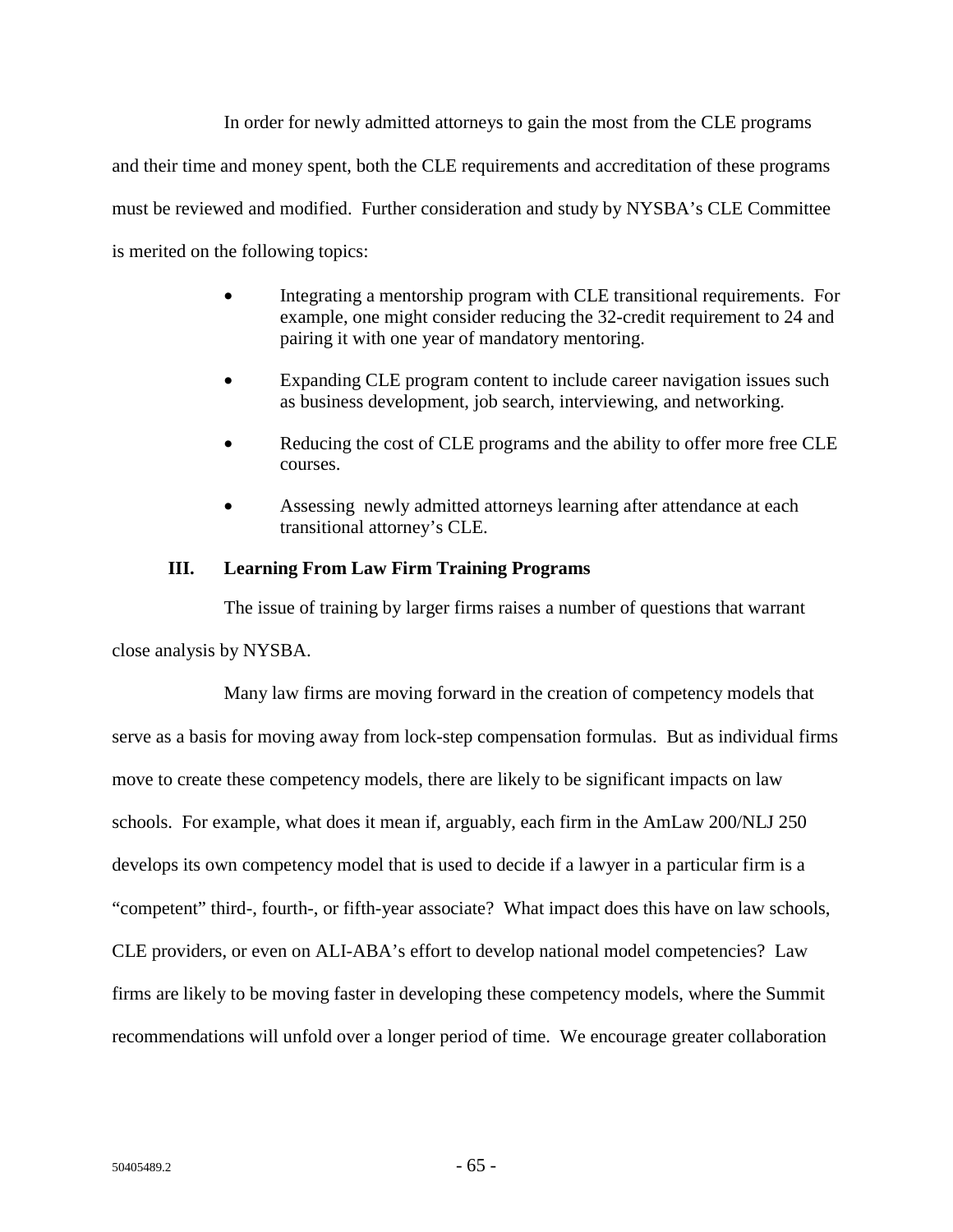In order for newly admitted attorneys to gain the most from the CLE programs and their time and money spent, both the CLE requirements and accreditation of these programs must be reviewed and modified. Further consideration and study by NYSBA's CLE Committee is merited on the following topics:

- Integrating a mentorship program with CLE transitional requirements. For example, one might consider reducing the 32-credit requirement to 24 and pairing it with one year of mandatory mentoring.
- Expanding CLE program content to include career navigation issues such as business development, job search, interviewing, and networking.
- Reducing the cost of CLE programs and the ability to offer more free CLE courses.
- Assessing newly admitted attorneys learning after attendance at each transitional attorney's CLE.

## III. Learning From Law Firm Training Programs

The issue of training by larger firms raises a number of questions that warrant close analysis by NYSBA.

Many law firms are moving forward in the creation of competency models that serve as a basis for moving away from lock-step compensation formulas. But as individual firms move to create these competency models, there are likely to be significant impacts on law schools. For example, what does it mean if, arguably, each firm in the AmLaw 200/NLJ 250 develops its own competency model that is used to decide if a lawyer in a particular firm is a "competent" third-, fourth-, or fifth-year associate? What impact does this have on law schools, CLE providers, or even on ALI-ABA's effort to develop national model competencies? Law firms are likely to be moving faster in developing these competency models, where the Summit recommendations will unfold over a longer period of time. We encourage greater collaboration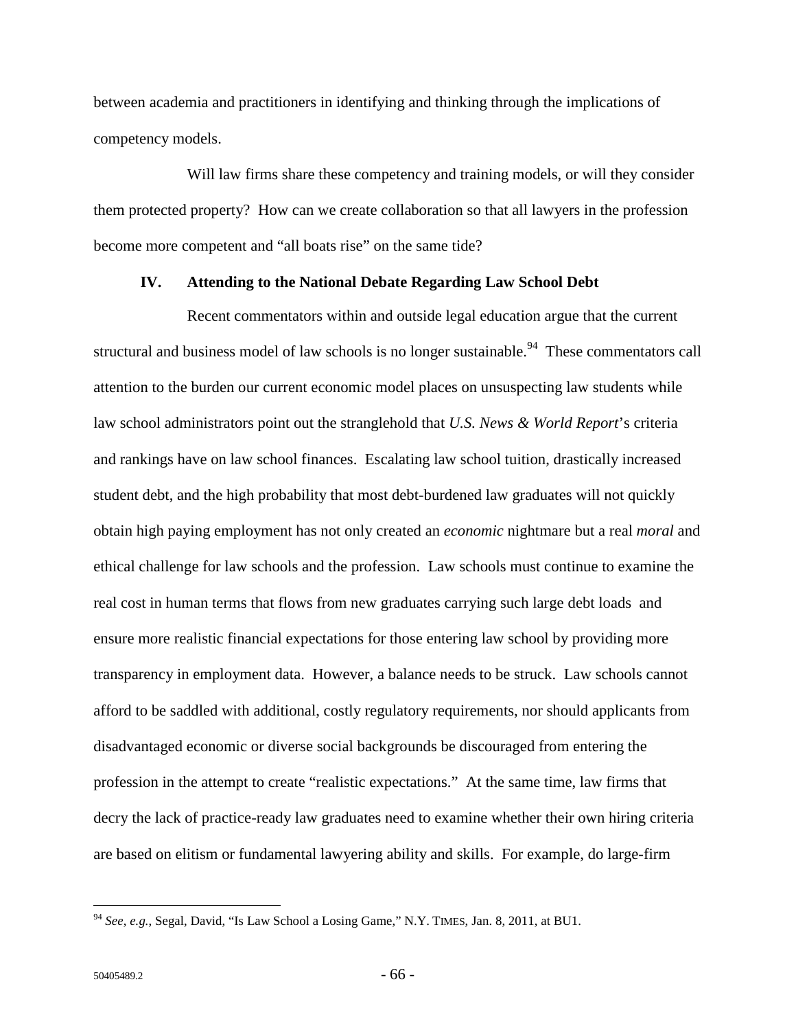between academia and practitioners in identifying and thinking through the implications of competency models.

Will law firms share these competency and training models, or will they consider them protected property? How can we create collaboration so that all lawyers in the profession become more competent and "all boats rise" on the same tide?

## IV. Attending to the National Debate Regarding Law School Debt

Recent commentators within and outside legal education argue that the current structural and business model of law schools is no longer sustainable.[94] These commentators call attention to the burden our current economic model places on unsuspecting law students while law school administrators point out the stranglehold that *U.S. News & World Report*'s criteria and rankings have on law school finances. Escalating law school tuition, drastically increased student debt, and the high probability that most debt-burdened law graduates will not quickly obtain high paying employment has not only created an *economic* nightmare but a real *moral* and ethical challenge for law schools and the profession. Law schools must continue to examine the real cost in human terms that flows from new graduates carrying such large debt loads and ensure more realistic financial expectations for those entering law school by providing more transparency in employment data. However, a balance needs to be struck. Law schools cannot afford to be saddled with additional, costly regulatory requirements, nor should applicants from disadvantaged economic or diverse social backgrounds be discouraged from entering the profession in the attempt to create "realistic expectations." At the same time, law firms that decry the lack of practice-ready law graduates need to examine whether their own hiring criteria are based on elitism or fundamental lawyering ability and skills. For example, do large-firm

---

[94] *See, e.g.*, Segal, David, "Is Law School a Losing Game," N.Y. TIMES, Jan. 8, 2011, at BU1.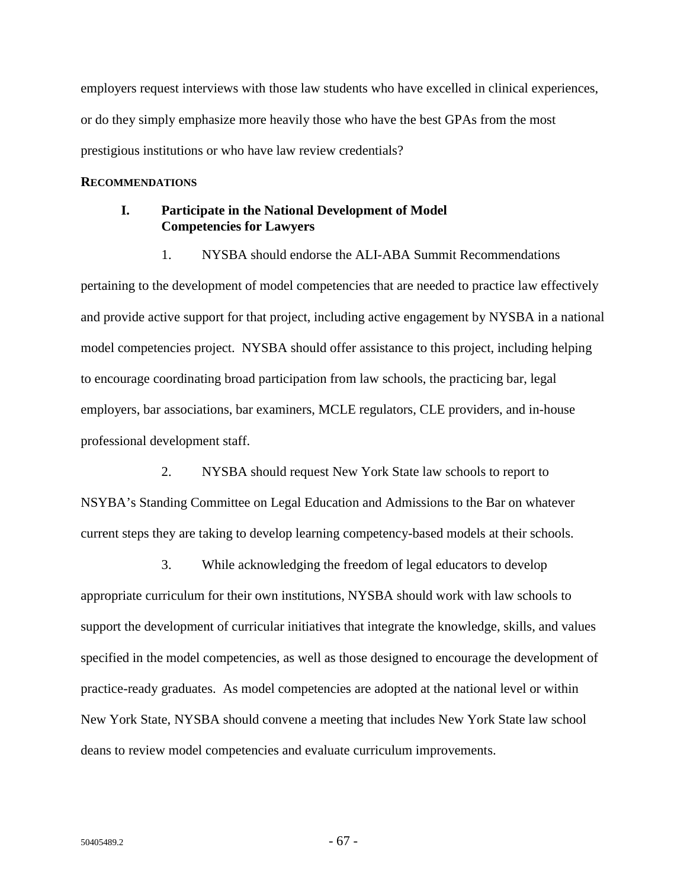employers request interviews with those law students who have excelled in clinical experiences, or do they simply emphasize more heavily those who have the best GPAs from the most prestigious institutions or who have law review credentials?

**RECOMMENDATIONS**

**I. Participate in the National Development of Model Competencies for Lawyers**

1. NYSBA should endorse the ALI-ABA Summit Recommendations pertaining to the development of model competencies that are needed to practice law effectively and provide active support for that project, including active engagement by NYSBA in a national model competencies project. NYSBA should offer assistance to this project, including helping to encourage coordinating broad participation from law schools, the practicing bar, legal employers, bar associations, bar examiners, MCLE regulators, CLE providers, and in-house professional development staff.

2. NYSBA should request New York State law schools to report to NSYBA's Standing Committee on Legal Education and Admissions to the Bar on whatever current steps they are taking to develop learning competency-based models at their schools.

3. While acknowledging the freedom of legal educators to develop appropriate curriculum for their own institutions, NYSBA should work with law schools to support the development of curricular initiatives that integrate the knowledge, skills, and values specified in the model competencies, as well as those designed to encourage the development of practice-ready graduates. As model competencies are adopted at the national level or within New York State, NYSBA should convene a meeting that includes New York State law school deans to review model competencies and evaluate curriculum improvements.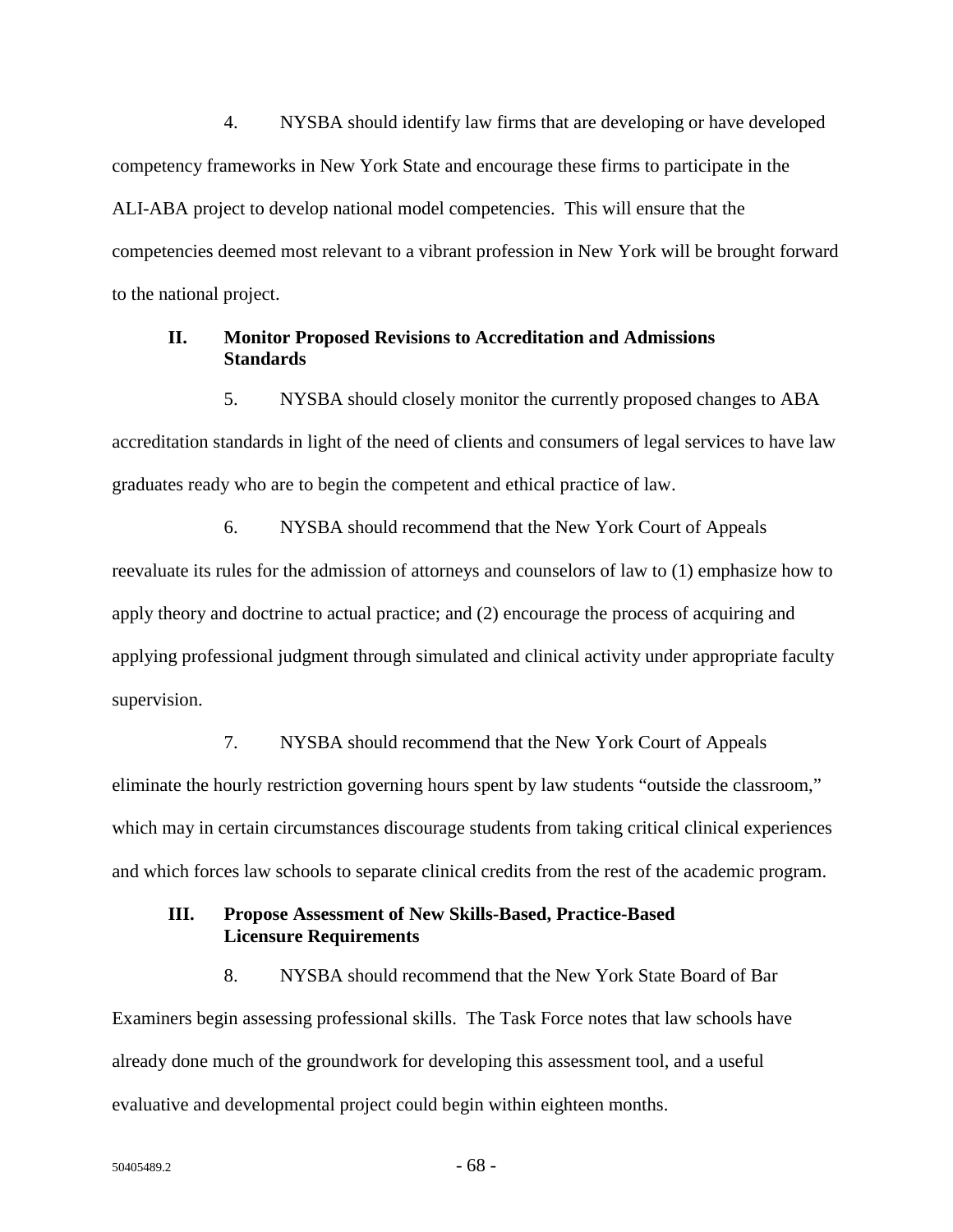4. NYSBA should identify law firms that are developing or have developed competency frameworks in New York State and encourage these firms to participate in the ALI-ABA project to develop national model competencies. This will ensure that the competencies deemed most relevant to a vibrant profession in New York will be brought forward to the national project.

### II. Monitor Proposed Revisions to Accreditation and Admissions Standards

5. NYSBA should closely monitor the currently proposed changes to ABA accreditation standards in light of the need of clients and consumers of legal services to have law graduates ready who are to begin the competent and ethical practice of law.

6. NYSBA should recommend that the New York Court of Appeals reevaluate its rules for the admission of attorneys and counselors of law to (1) emphasize how to apply theory and doctrine to actual practice; and (2) encourage the process of acquiring and applying professional judgment through simulated and clinical activity under appropriate faculty supervision.

7. NYSBA should recommend that the New York Court of Appeals eliminate the hourly restriction governing hours spent by law students "outside the classroom," which may in certain circumstances discourage students from taking critical clinical experiences and which forces law schools to separate clinical credits from the rest of the academic program.

### III. Propose Assessment of New Skills-Based, Practice-Based Licensure Requirements

8. NYSBA should recommend that the New York State Board of Bar Examiners begin assessing professional skills. The Task Force notes that law schools have already done much of the groundwork for developing this assessment tool, and a useful evaluative and developmental project could begin within eighteen months.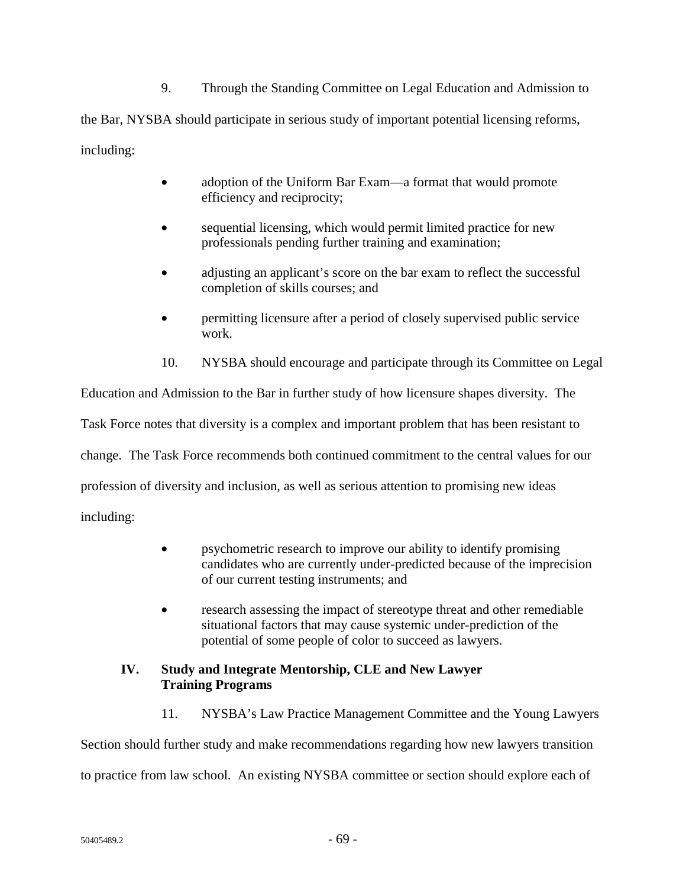9. Through the Standing Committee on Legal Education and Admission to the Bar, NYSBA should participate in serious study of important potential licensing reforms, including:

- adoption of the Uniform Bar Exam—a format that would promote efficiency and reciprocity;
- sequential licensing, which would permit limited practice for new professionals pending further training and examination;
- adjusting an applicant's score on the bar exam to reflect the successful completion of skills courses; and
- permitting licensure after a period of closely supervised public service work.

10. NYSBA should encourage and participate through its Committee on Legal Education and Admission to the Bar in further study of how licensure shapes diversity. The Task Force notes that diversity is a complex and important problem that has been resistant to change. The Task Force recommends both continued commitment to the central values for our profession of diversity and inclusion, as well as serious attention to promising new ideas including:

- psychometric research to improve our ability to identify promising candidates who are currently under-predicted because of the imprecision of our current testing instruments; and
- research assessing the impact of stereotype threat and other remediable situational factors that may cause systemic under-prediction of the potential of some people of color to succeed as lawyers.

## IV. Study and Integrate Mentorship, CLE and New Lawyer Training Programs

11. NYSBA's Law Practice Management Committee and the Young Lawyers Section should further study and make recommendations regarding how new lawyers transition to practice from law school. An existing NYSBA committee or section should explore each of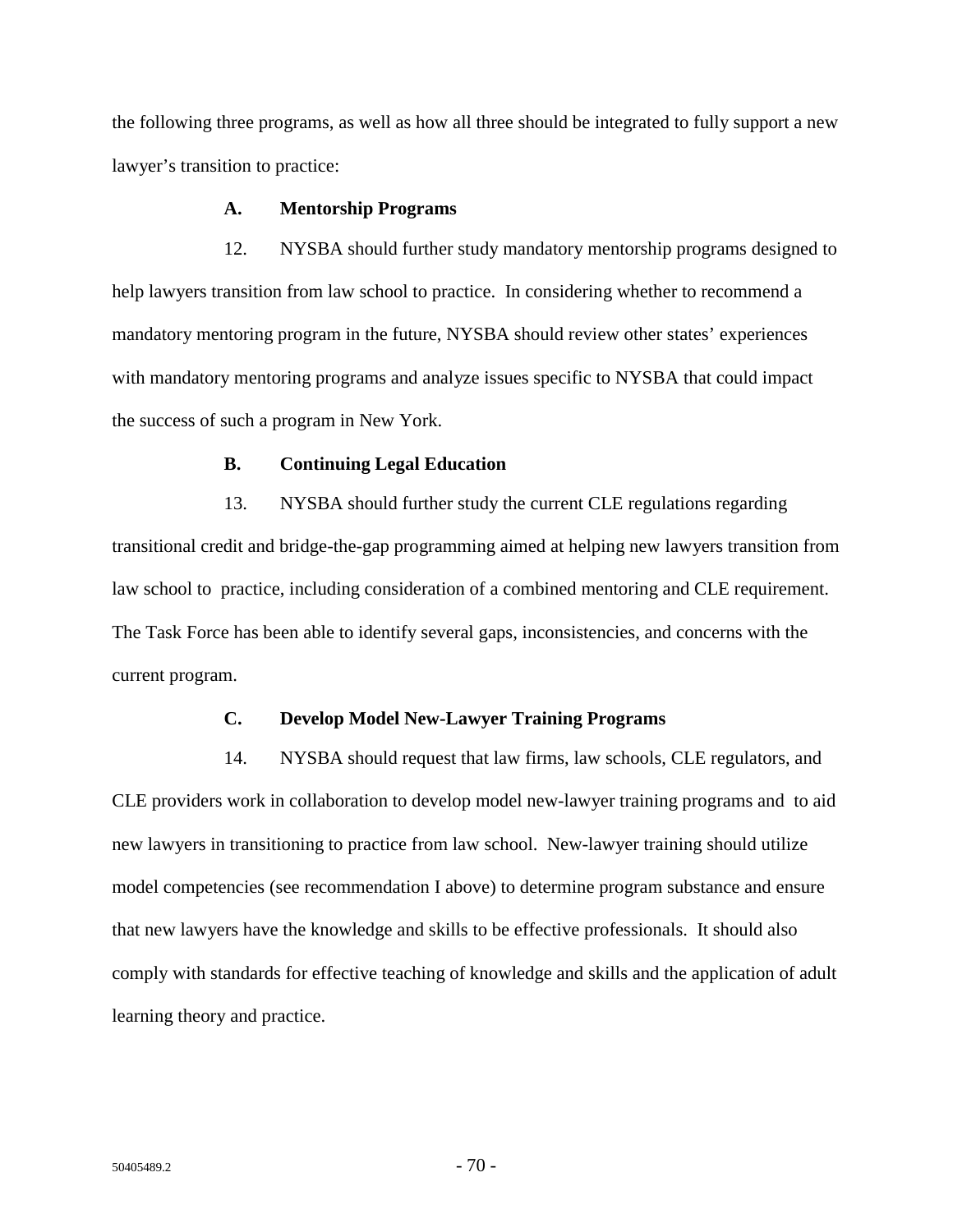the following three programs, as well as how all three should be integrated to fully support a new lawyer's transition to practice:

### A. Mentorship Programs

12. NYSBA should further study mandatory mentorship programs designed to help lawyers transition from law school to practice. In considering whether to recommend a mandatory mentoring program in the future, NYSBA should review other states' experiences with mandatory mentoring programs and analyze issues specific to NYSBA that could impact the success of such a program in New York.

### B. Continuing Legal Education

13. NYSBA should further study the current CLE regulations regarding transitional credit and bridge-the-gap programming aimed at helping new lawyers transition from law school to practice, including consideration of a combined mentoring and CLE requirement. The Task Force has been able to identify several gaps, inconsistencies, and concerns with the current program.

### C. Develop Model New-Lawyer Training Programs

14. NYSBA should request that law firms, law schools, CLE regulators, and CLE providers work in collaboration to develop model new-lawyer training programs and to aid new lawyers in transitioning to practice from law school. New-lawyer training should utilize model competencies (see recommendation I above) to determine program substance and ensure that new lawyers have the knowledge and skills to be effective professionals. It should also comply with standards for effective teaching of knowledge and skills and the application of adult learning theory and practice.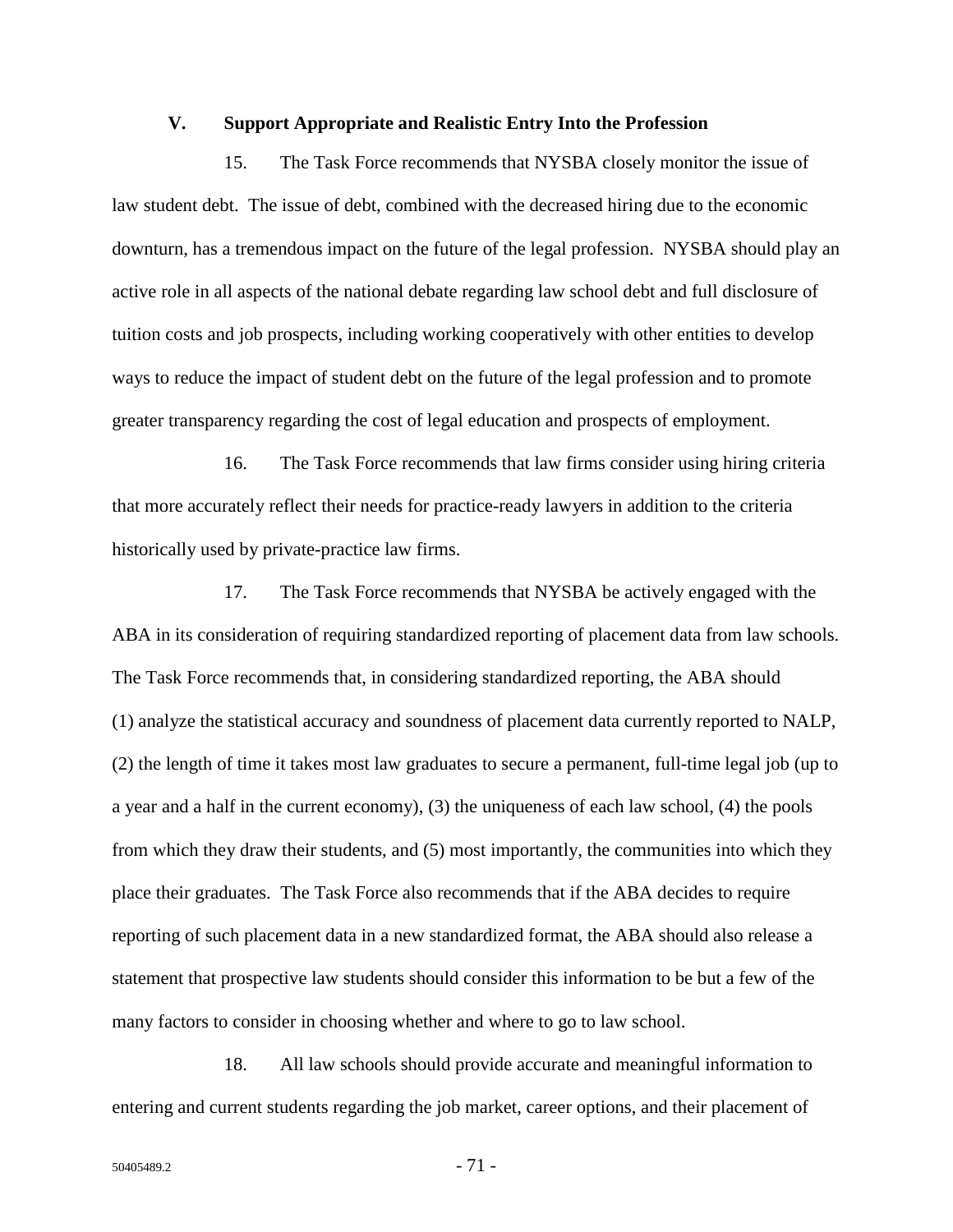### V. Support Appropriate and Realistic Entry Into the Profession

15. The Task Force recommends that NYSBA closely monitor the issue of law student debt. The issue of debt, combined with the decreased hiring due to the economic downturn, has a tremendous impact on the future of the legal profession. NYSBA should play an active role in all aspects of the national debate regarding law school debt and full disclosure of tuition costs and job prospects, including working cooperatively with other entities to develop ways to reduce the impact of student debt on the future of the legal profession and to promote greater transparency regarding the cost of legal education and prospects of employment.

16. The Task Force recommends that law firms consider using hiring criteria that more accurately reflect their needs for practice-ready lawyers in addition to the criteria historically used by private-practice law firms.

17. The Task Force recommends that NYSBA be actively engaged with the ABA in its consideration of requiring standardized reporting of placement data from law schools. The Task Force recommends that, in considering standardized reporting, the ABA should (1) analyze the statistical accuracy and soundness of placement data currently reported to NALP, (2) the length of time it takes most law graduates to secure a permanent, full-time legal job (up to a year and a half in the current economy), (3) the uniqueness of each law school, (4) the pools from which they draw their students, and (5) most importantly, the communities into which they place their graduates. The Task Force also recommends that if the ABA decides to require reporting of such placement data in a new standardized format, the ABA should also release a statement that prospective law students should consider this information to be but a few of the many factors to consider in choosing whether and where to go to law school.

18. All law schools should provide accurate and meaningful information to entering and current students regarding the job market, career options, and their placement of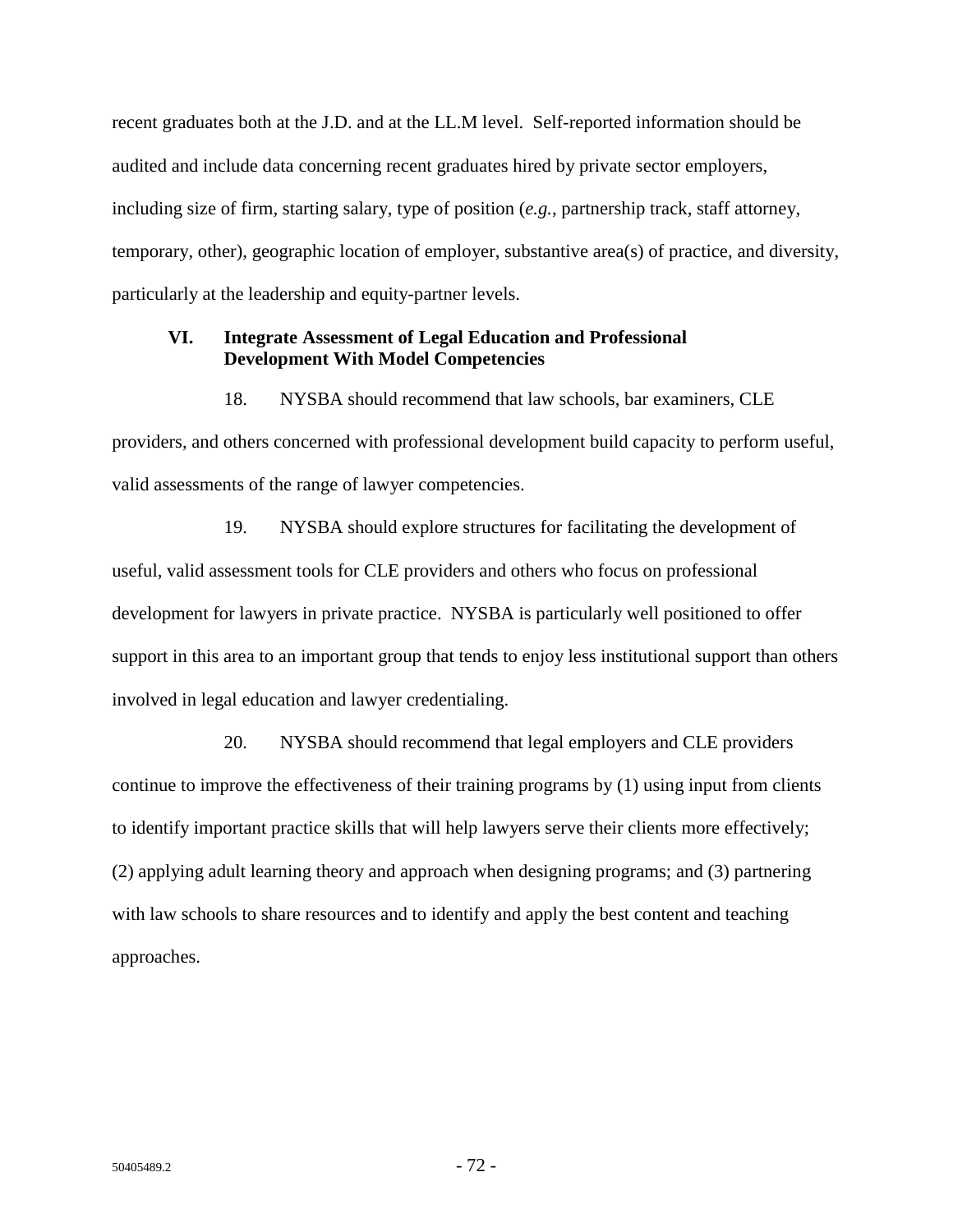recent graduates both at the J.D. and at the LL.M level. Self-reported information should be audited and include data concerning recent graduates hired by private sector employers, including size of firm, starting salary, type of position (*e.g.*, partnership track, staff attorney, temporary, other), geographic location of employer, substantive area(s) of practice, and diversity, particularly at the leadership and equity-partner levels.

### VI. Integrate Assessment of Legal Education and Professional Development With Model Competencies

18. NYSBA should recommend that law schools, bar examiners, CLE providers, and others concerned with professional development build capacity to perform useful, valid assessments of the range of lawyer competencies.

19. NYSBA should explore structures for facilitating the development of useful, valid assessment tools for CLE providers and others who focus on professional development for lawyers in private practice. NYSBA is particularly well positioned to offer support in this area to an important group that tends to enjoy less institutional support than others involved in legal education and lawyer credentialing.

20. NYSBA should recommend that legal employers and CLE providers continue to improve the effectiveness of their training programs by (1) using input from clients to identify important practice skills that will help lawyers serve their clients more effectively; (2) applying adult learning theory and approach when designing programs; and (3) partnering with law schools to share resources and to identify and apply the best content and teaching approaches.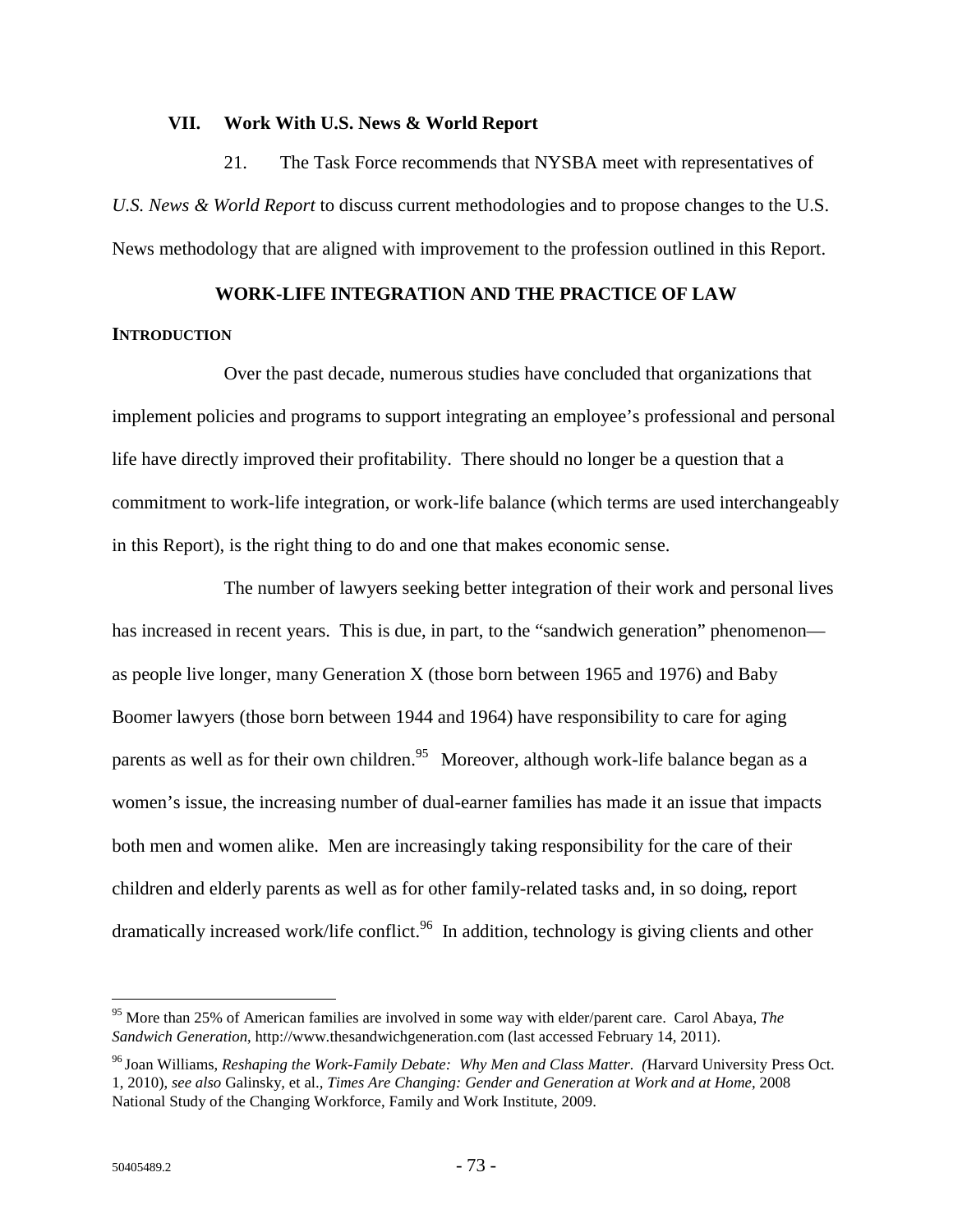## VII. Work With U.S. News & World Report

21. The Task Force recommends that NYSBA meet with representatives of *U.S. News & World Report* to discuss current methodologies and to propose changes to the U.S. News methodology that are aligned with improvement to the profession outlined in this Report.

# WORK-LIFE INTEGRATION AND THE PRACTICE OF LAW

## INTRODUCTION

Over the past decade, numerous studies have concluded that organizations that implement policies and programs to support integrating an employee's professional and personal life have directly improved their profitability. There should no longer be a question that a commitment to work-life integration, or work-life balance (which terms are used interchangeably in this Report), is the right thing to do and one that makes economic sense.

The number of lawyers seeking better integration of their work and personal lives has increased in recent years. This is due, in part, to the "sandwich generation" phenomenon—as people live longer, many Generation X (those born between 1965 and 1976) and Baby Boomer lawyers (those born between 1944 and 1964) have responsibility to care for aging parents as well as for their own children.[95] Moreover, although work-life balance began as a women's issue, the increasing number of dual-earner families has made it an issue that impacts both men and women alike. Men are increasingly taking responsibility for the care of their children and elderly parents as well as for other family-related tasks and, in so doing, report dramatically increased work/life conflict.[96] In addition, technology is giving clients and other

---

[95] More than 25% of American families are involved in some way with elder/parent care. Carol Abaya, *The Sandwich Generation*, http://www.thesandwichgeneration.com (last accessed February 14, 2011).

[96] Joan Williams, *Reshaping the Work-Family Debate: Why Men and Class Matter*. (Harvard University Press Oct. 1, 2010), *see also* Galinsky, et al., *Times Are Changing: Gender and Generation at Work and at Home*, 2008 National Study of the Changing Workforce, Family and Work Institute, 2009.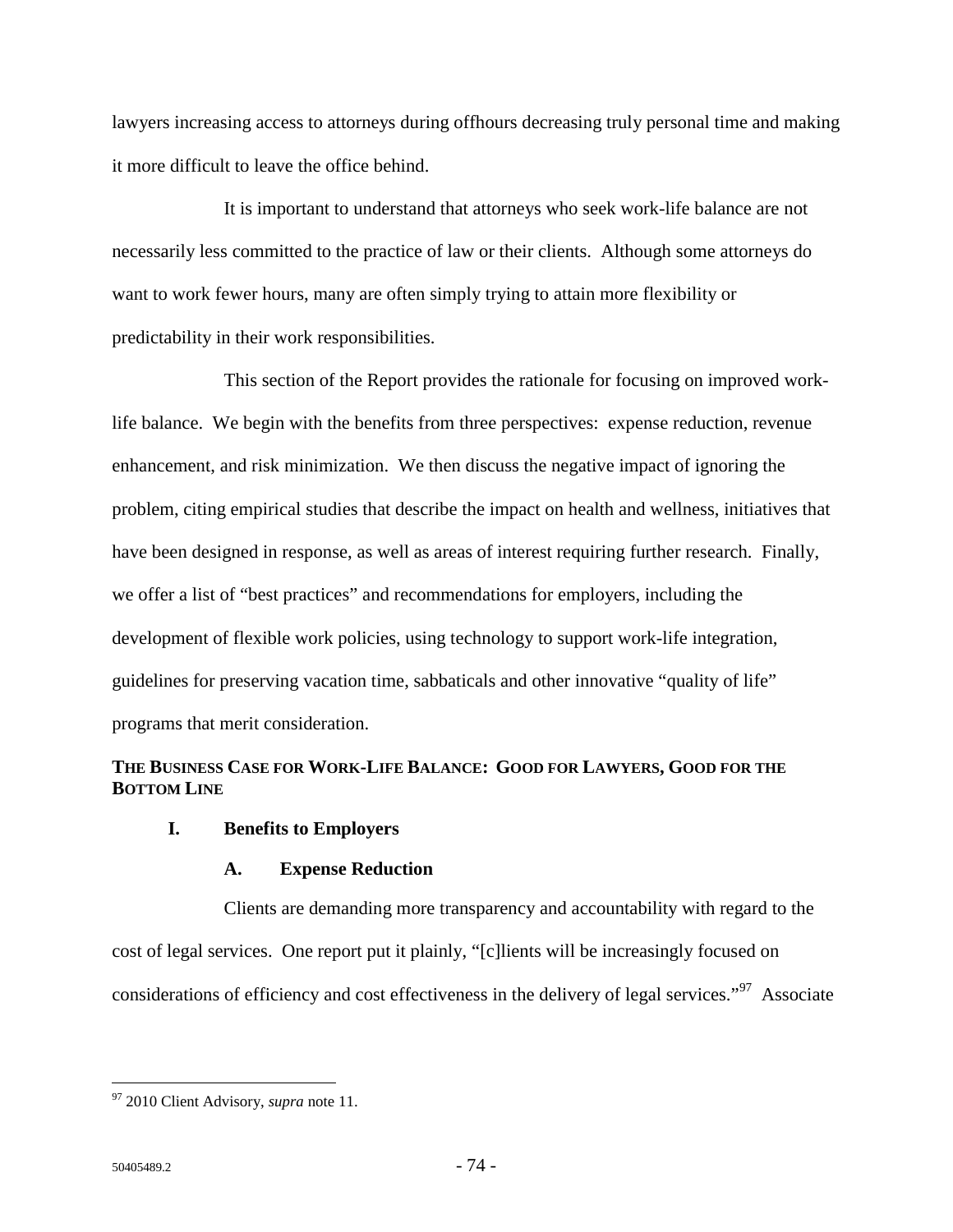lawyers increasing access to attorneys during offhours decreasing truly personal time and making it more difficult to leave the office behind.

It is important to understand that attorneys who seek work-life balance are not necessarily less committed to the practice of law or their clients. Although some attorneys do want to work fewer hours, many are often simply trying to attain more flexibility or predictability in their work responsibilities.

This section of the Report provides the rationale for focusing on improved work-life balance. We begin with the benefits from three perspectives: expense reduction, revenue enhancement, and risk minimization. We then discuss the negative impact of ignoring the problem, citing empirical studies that describe the impact on health and wellness, initiatives that have been designed in response, as well as areas of interest requiring further research. Finally, we offer a list of "best practices" and recommendations for employers, including the development of flexible work policies, using technology to support work-life integration, guidelines for preserving vacation time, sabbaticals and other innovative "quality of life" programs that merit consideration.

## THE BUSINESS CASE FOR WORK-LIFE BALANCE: GOOD FOR LAWYERS, GOOD FOR THE BOTTOM LINE

### I. Benefits to Employers

#### A. Expense Reduction

Clients are demanding more transparency and accountability with regard to the cost of legal services. One report put it plainly, "[c]lients will be increasingly focused on considerations of efficiency and cost effectiveness in the delivery of legal services."[97] Associate

---

[97] 2010 Client Advisory, *supra* note 11.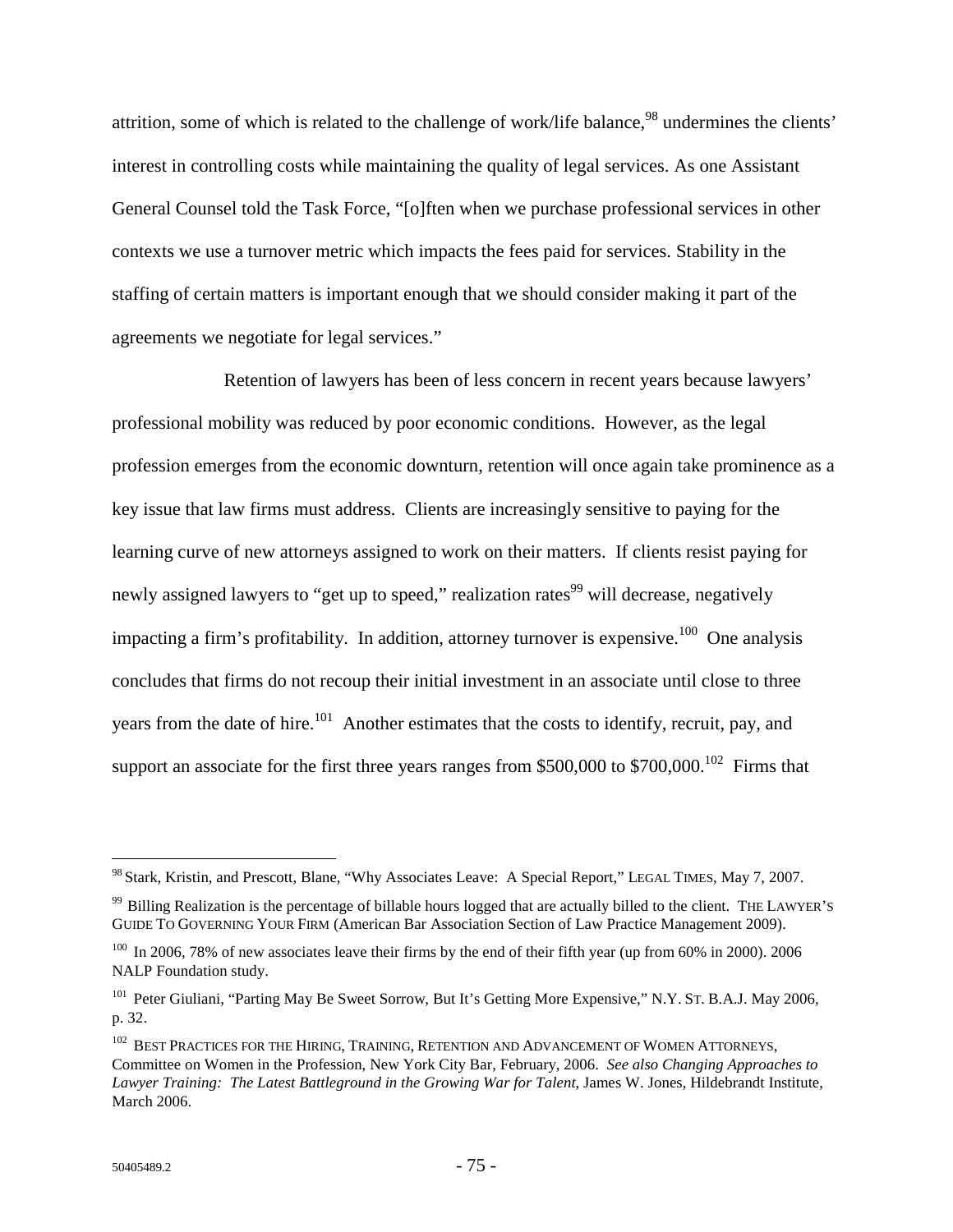attrition, some of which is related to the challenge of work/life balance,[98] undermines the clients' interest in controlling costs while maintaining the quality of legal services. As one Assistant General Counsel told the Task Force, "[o]ften when we purchase professional services in other contexts we use a turnover metric which impacts the fees paid for services. Stability in the staffing of certain matters is important enough that we should consider making it part of the agreements we negotiate for legal services."

Retention of lawyers has been of less concern in recent years because lawyers' professional mobility was reduced by poor economic conditions. However, as the legal profession emerges from the economic downturn, retention will once again take prominence as a key issue that law firms must address. Clients are increasingly sensitive to paying for the learning curve of new attorneys assigned to work on their matters. If clients resist paying for newly assigned lawyers to "get up to speed," realization rates[99] will decrease, negatively impacting a firm's profitability. In addition, attorney turnover is expensive.[100] One analysis concludes that firms do not recoup their initial investment in an associate until close to three years from the date of hire.[101] Another estimates that the costs to identify, recruit, pay, and support an associate for the first three years ranges from $500,000 to $700,000.[102] Firms that

---

[98] Stark, Kristin, and Prescott, Blane, "Why Associates Leave: A Special Report," LEGAL TIMES, May 7, 2007.

[99] Billing Realization is the percentage of billable hours logged that are actually billed to the client. THE LAWYER'S GUIDE TO GOVERNING YOUR FIRM (American Bar Association Section of Law Practice Management 2009).

[100] In 2006, 78% of new associates leave their firms by the end of their fifth year (up from 60% in 2000). 2006 NALP Foundation study.

[101] Peter Giuliani, "Parting May Be Sweet Sorrow, But It's Getting More Expensive," N.Y. ST. B.A.J. May 2006, p. 32.

[102] BEST PRACTICES FOR THE HIRING, TRAINING, RETENTION AND ADVANCEMENT OF WOMEN ATTORNEYS, Committee on Women in the Profession, New York City Bar, February, 2006. *See also Changing Approaches to Lawyer Training: The Latest Battleground in the Growing War for Talent*, James W. Jones, Hildebrandt Institute, March 2006.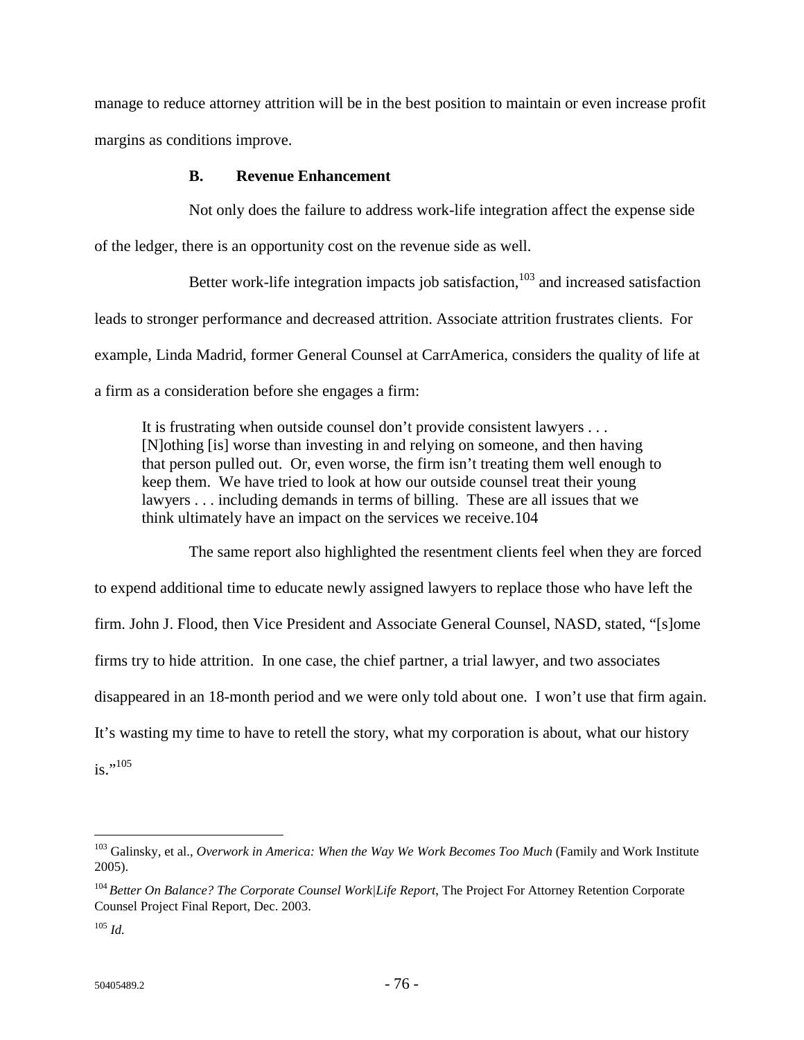manage to reduce attorney attrition will be in the best position to maintain or even increase profit margins as conditions improve.

### B. Revenue Enhancement

Not only does the failure to address work-life integration affect the expense side of the ledger, there is an opportunity cost on the revenue side as well.

Better work-life integration impacts job satisfaction,[103] and increased satisfaction leads to stronger performance and decreased attrition. Associate attrition frustrates clients. For example, Linda Madrid, former General Counsel at CarrAmerica, considers the quality of life at a firm as a consideration before she engages a firm:

> It is frustrating when outside counsel don't provide consistent lawyers . . . [N]othing [is] worse than investing in and relying on someone, and then having that person pulled out. Or, even worse, the firm isn't treating them well enough to keep them. We have tried to look at how our outside counsel treat their young lawyers . . . including demands in terms of billing. These are all issues that we think ultimately have an impact on the services we receive.104

The same report also highlighted the resentment clients feel when they are forced to expend additional time to educate newly assigned lawyers to replace those who have left the firm. John J. Flood, then Vice President and Associate General Counsel, NASD, stated, "[s]ome firms try to hide attrition. In one case, the chief partner, a trial lawyer, and two associates disappeared in an 18-month period and we were only told about one. I won't use that firm again. It's wasting my time to have to retell the story, what my corporation is about, what our history is."[105]

---

[103] Galinsky, et al., *Overwork in America: When the Way We Work Becomes Too Much* (Family and Work Institute 2005).

[104] *Better On Balance? The Corporate Counsel Work|Life Report*, The Project For Attorney Retention Corporate Counsel Project Final Report, Dec. 2003.

[105] *Id.*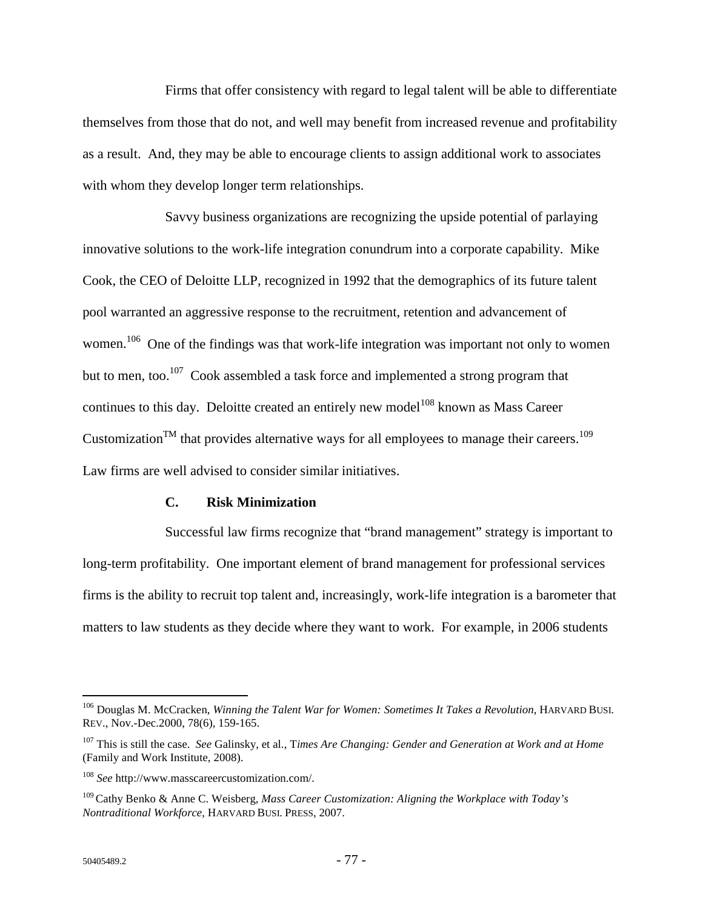Firms that offer consistency with regard to legal talent will be able to differentiate themselves from those that do not, and well may benefit from increased revenue and profitability as a result. And, they may be able to encourage clients to assign additional work to associates with whom they develop longer term relationships.

Savvy business organizations are recognizing the upside potential of parlaying innovative solutions to the work-life integration conundrum into a corporate capability. Mike Cook, the CEO of Deloitte LLP, recognized in 1992 that the demographics of its future talent pool warranted an aggressive response to the recruitment, retention and advancement of women.[106] One of the findings was that work-life integration was important not only to women but to men, too.[107] Cook assembled a task force and implemented a strong program that continues to this day. Deloitte created an entirely new model[108] known as Mass Career Customization™ that provides alternative ways for all employees to manage their careers.[109] Law firms are well advised to consider similar initiatives.

### C. Risk Minimization

Successful law firms recognize that "brand management" strategy is important to long-term profitability. One important element of brand management for professional services firms is the ability to recruit top talent and, increasingly, work-life integration is a barometer that matters to law students as they decide where they want to work. For example, in 2006 students

---

[106] Douglas M. McCracken, *Winning the Talent War for Women: Sometimes It Takes a Revolution*, HARVARD BUSI. REV., Nov.-Dec.2000, 78(6), 159-165.

[107] This is still the case. *See* Galinsky, et al., T*imes Are Changing: Gender and Generation at Work and at Home* (Family and Work Institute, 2008).

[108] *See* http://www.masscareercustomization.com/.

[109] Cathy Benko & Anne C. Weisberg, *Mass Career Customization: Aligning the Workplace with Today's Nontraditional Workforce*, HARVARD BUSI. PRESS, 2007.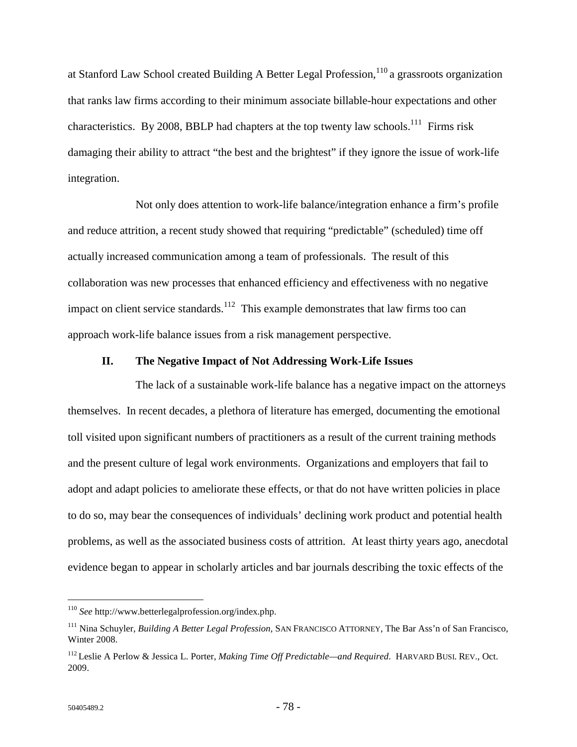at Stanford Law School created Building A Better Legal Profession,[110] a grassroots organization that ranks law firms according to their minimum associate billable-hour expectations and other characteristics. By 2008, BBLP had chapters at the top twenty law schools.[111] Firms risk damaging their ability to attract "the best and the brightest" if they ignore the issue of work-life integration.

Not only does attention to work-life balance/integration enhance a firm's profile and reduce attrition, a recent study showed that requiring "predictable" (scheduled) time off actually increased communication among a team of professionals. The result of this collaboration was new processes that enhanced efficiency and effectiveness with no negative impact on client service standards.[112] This example demonstrates that law firms too can approach work-life balance issues from a risk management perspective.

### II. The Negative Impact of Not Addressing Work-Life Issues

The lack of a sustainable work-life balance has a negative impact on the attorneys themselves. In recent decades, a plethora of literature has emerged, documenting the emotional toll visited upon significant numbers of practitioners as a result of the current training methods and the present culture of legal work environments. Organizations and employers that fail to adopt and adapt policies to ameliorate these effects, or that do not have written policies in place to do so, may bear the consequences of individuals' declining work product and potential health problems, as well as the associated business costs of attrition. At least thirty years ago, anecdotal evidence began to appear in scholarly articles and bar journals describing the toxic effects of the

---

[110] *See* http://www.betterlegalprofession.org/index.php.

[111] Nina Schuyler, *Building A Better Legal Profession*, SAN FRANCISCO ATTORNEY, The Bar Ass'n of San Francisco, Winter 2008.

[112] Leslie A Perlow & Jessica L. Porter, *Making Time Off Predictable—and Required*. HARVARD BUSI. REV., Oct. 2009.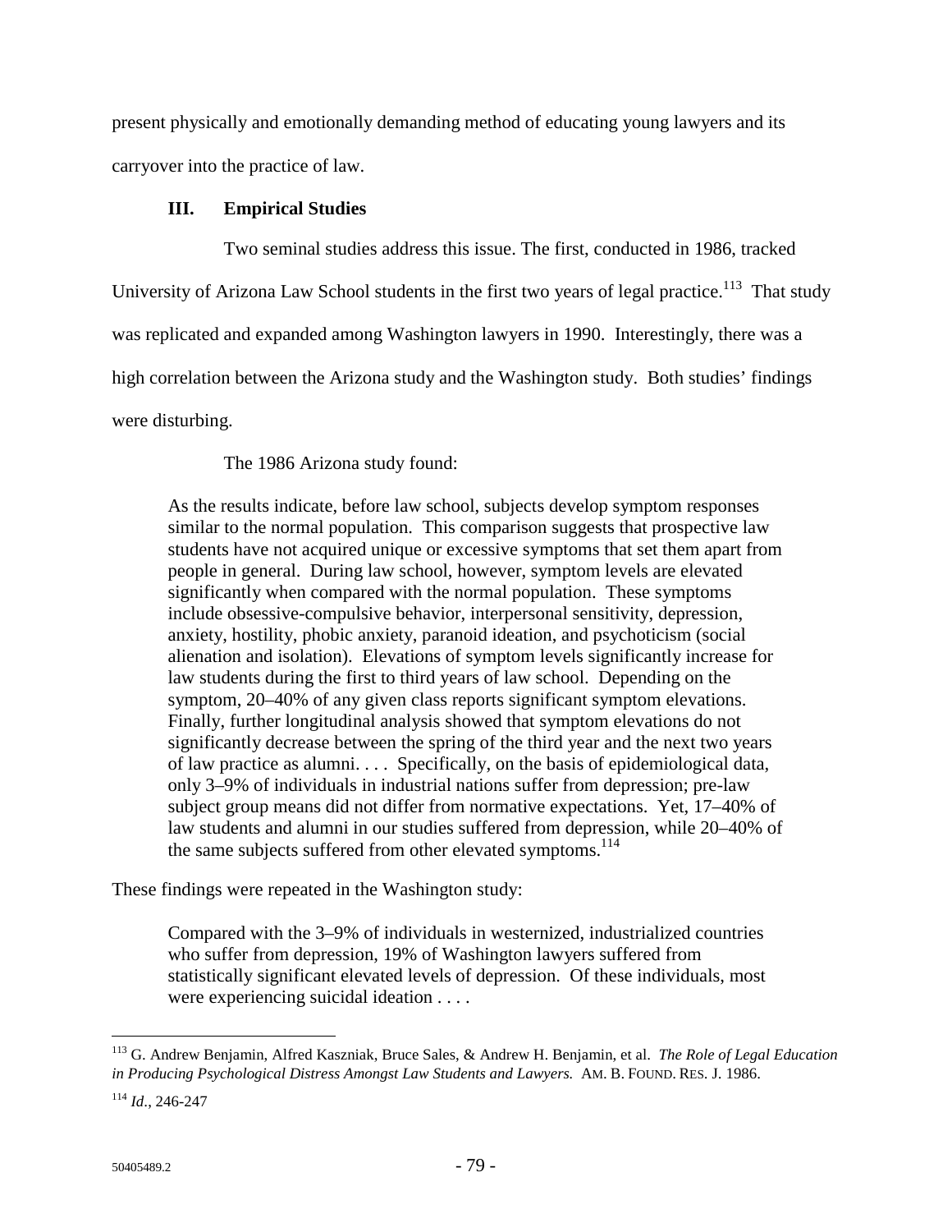present physically and emotionally demanding method of educating young lawyers and its carryover into the practice of law.

## III. Empirical Studies

Two seminal studies address this issue. The first, conducted in 1986, tracked University of Arizona Law School students in the first two years of legal practice.[113] That study was replicated and expanded among Washington lawyers in 1990. Interestingly, there was a high correlation between the Arizona study and the Washington study. Both studies' findings were disturbing.

The 1986 Arizona study found:

> As the results indicate, before law school, subjects develop symptom responses similar to the normal population. This comparison suggests that prospective law students have not acquired unique or excessive symptoms that set them apart from people in general. During law school, however, symptom levels are elevated significantly when compared with the normal population. These symptoms include obsessive-compulsive behavior, interpersonal sensitivity, depression, anxiety, hostility, phobic anxiety, paranoid ideation, and psychoticism (social alienation and isolation). Elevations of symptom levels significantly increase for law students during the first to third years of law school. Depending on the symptom, 20–40% of any given class reports significant symptom elevations. Finally, further longitudinal analysis showed that symptom elevations do not significantly decrease between the spring of the third year and the next two years of law practice as alumni. . . . Specifically, on the basis of epidemiological data, only 3–9% of individuals in industrial nations suffer from depression; pre-law subject group means did not differ from normative expectations. Yet, 17–40% of law students and alumni in our studies suffered from depression, while 20–40% of the same subjects suffered from other elevated symptoms.[114]

These findings were repeated in the Washington study:

> Compared with the 3–9% of individuals in westernized, industrialized countries who suffer from depression, 19% of Washington lawyers suffered from statistically significant elevated levels of depression. Of these individuals, most were experiencing suicidal ideation . . . .

---

[113] G. Andrew Benjamin, Alfred Kaszniak, Bruce Sales, & Andrew H. Benjamin, et al. *The Role of Legal Education in Producing Psychological Distress Amongst Law Students and Lawyers.* AM. B. FOUND. RES. J. 1986.

[114] *Id.*, 246-247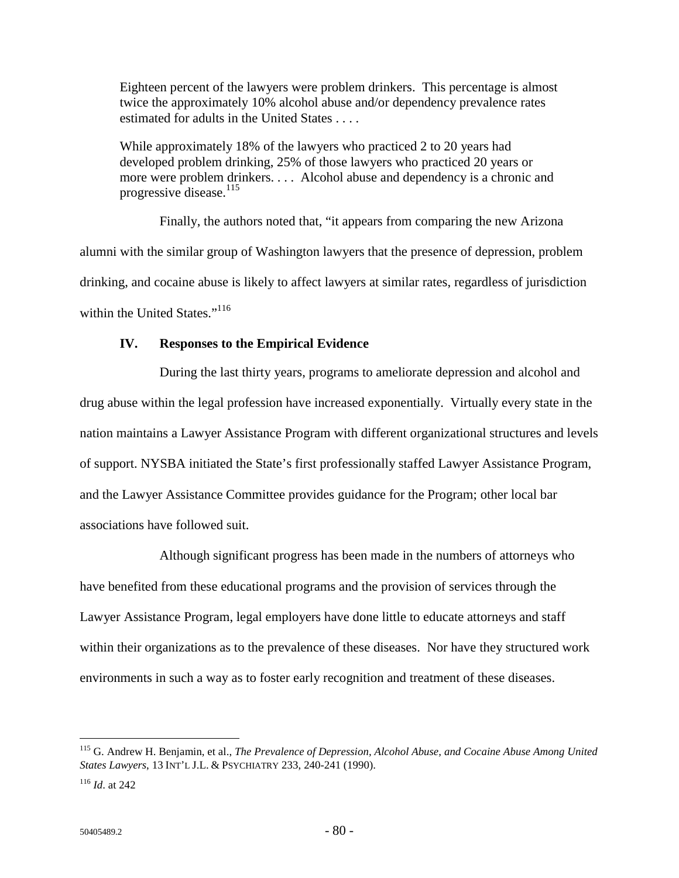> Eighteen percent of the lawyers were problem drinkers. This percentage is almost twice the approximately 10% alcohol abuse and/or dependency prevalence rates estimated for adults in the United States . . . .
>
> While approximately 18% of the lawyers who practiced 2 to 20 years had developed problem drinking, 25% of those lawyers who practiced 20 years or more were problem drinkers. . . . Alcohol abuse and dependency is a chronic and progressive disease.[115]

Finally, the authors noted that, "it appears from comparing the new Arizona alumni with the similar group of Washington lawyers that the presence of depression, problem drinking, and cocaine abuse is likely to affect lawyers at similar rates, regardless of jurisdiction within the United States."[116]

## IV. Responses to the Empirical Evidence

During the last thirty years, programs to ameliorate depression and alcohol and drug abuse within the legal profession have increased exponentially. Virtually every state in the nation maintains a Lawyer Assistance Program with different organizational structures and levels of support. NYSBA initiated the State's first professionally staffed Lawyer Assistance Program, and the Lawyer Assistance Committee provides guidance for the Program; other local bar associations have followed suit.

Although significant progress has been made in the numbers of attorneys who have benefited from these educational programs and the provision of services through the Lawyer Assistance Program, legal employers have done little to educate attorneys and staff within their organizations as to the prevalence of these diseases. Nor have they structured work environments in such a way as to foster early recognition and treatment of these diseases.

---

[115] G. Andrew H. Benjamin, et al., *The Prevalence of Depression, Alcohol Abuse, and Cocaine Abuse Among United States Lawyers*, 13 INT'L J.L. & PSYCHIATRY 233, 240-241 (1990).

[116] *Id*. at 242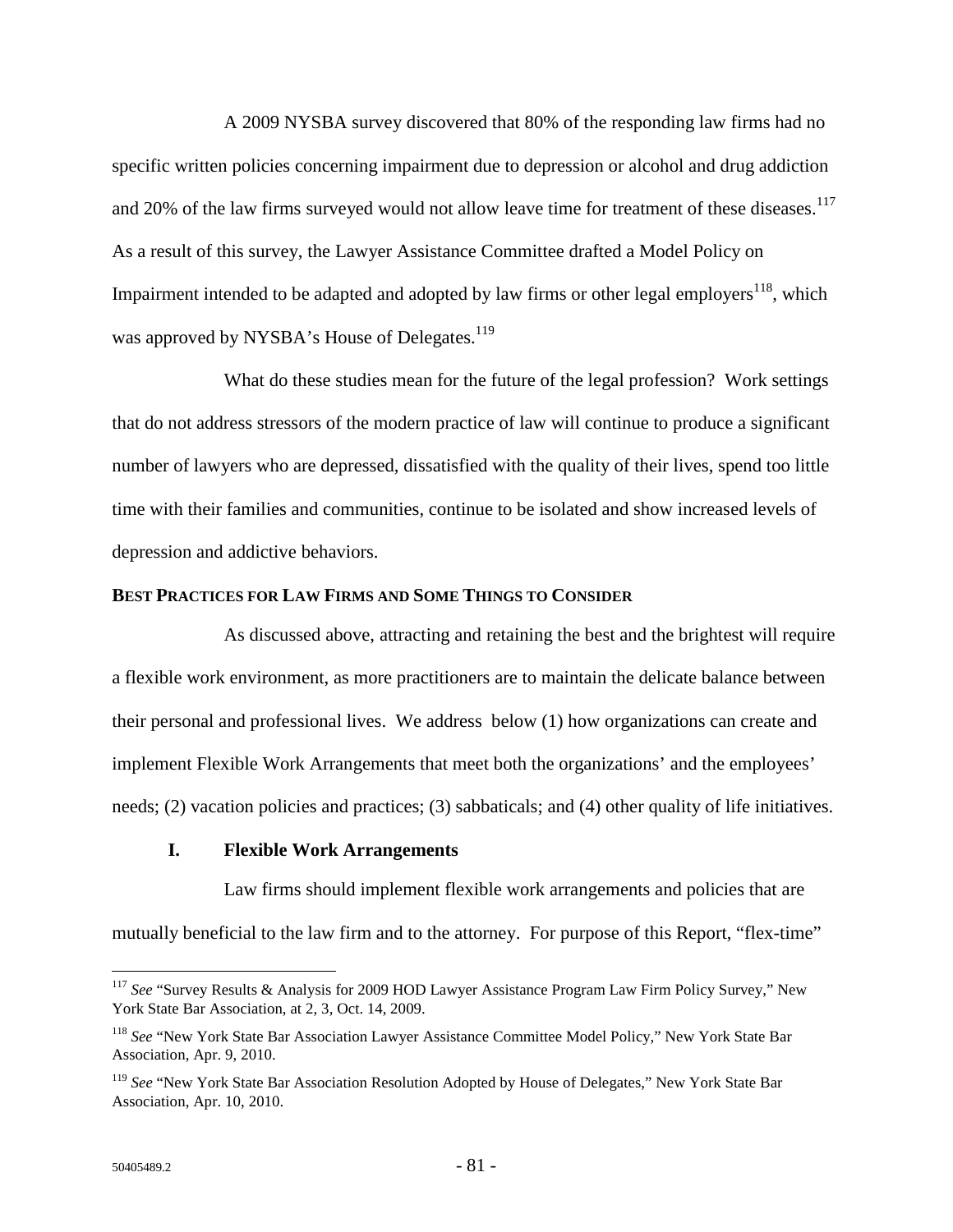A 2009 NYSBA survey discovered that 80% of the responding law firms had no specific written policies concerning impairment due to depression or alcohol and drug addiction and 20% of the law firms surveyed would not allow leave time for treatment of these diseases.[117] As a result of this survey, the Lawyer Assistance Committee drafted a Model Policy on Impairment intended to be adapted and adopted by law firms or other legal employers[118], which was approved by NYSBA's House of Delegates.[119]

What do these studies mean for the future of the legal profession? Work settings that do not address stressors of the modern practice of law will continue to produce a significant number of lawyers who are depressed, dissatisfied with the quality of their lives, spend too little time with their families and communities, continue to be isolated and show increased levels of depression and addictive behaviors.

**BEST PRACTICES FOR LAW FIRMS AND SOME THINGS TO CONSIDER**

As discussed above, attracting and retaining the best and the brightest will require a flexible work environment, as more practitioners are to maintain the delicate balance between their personal and professional lives. We address below (1) how organizations can create and implement Flexible Work Arrangements that meet both the organizations' and the employees' needs; (2) vacation policies and practices; (3) sabbaticals; and (4) other quality of life initiatives.

## I. Flexible Work Arrangements

Law firms should implement flexible work arrangements and policies that are mutually beneficial to the law firm and to the attorney. For purpose of this Report, "flex-time"

---

[117] *See* "Survey Results & Analysis for 2009 HOD Lawyer Assistance Program Law Firm Policy Survey," New York State Bar Association, at 2, 3, Oct. 14, 2009.

[118] *See* "New York State Bar Association Lawyer Assistance Committee Model Policy," New York State Bar Association, Apr. 9, 2010.

[119] *See* "New York State Bar Association Resolution Adopted by House of Delegates," New York State Bar Association, Apr. 10, 2010.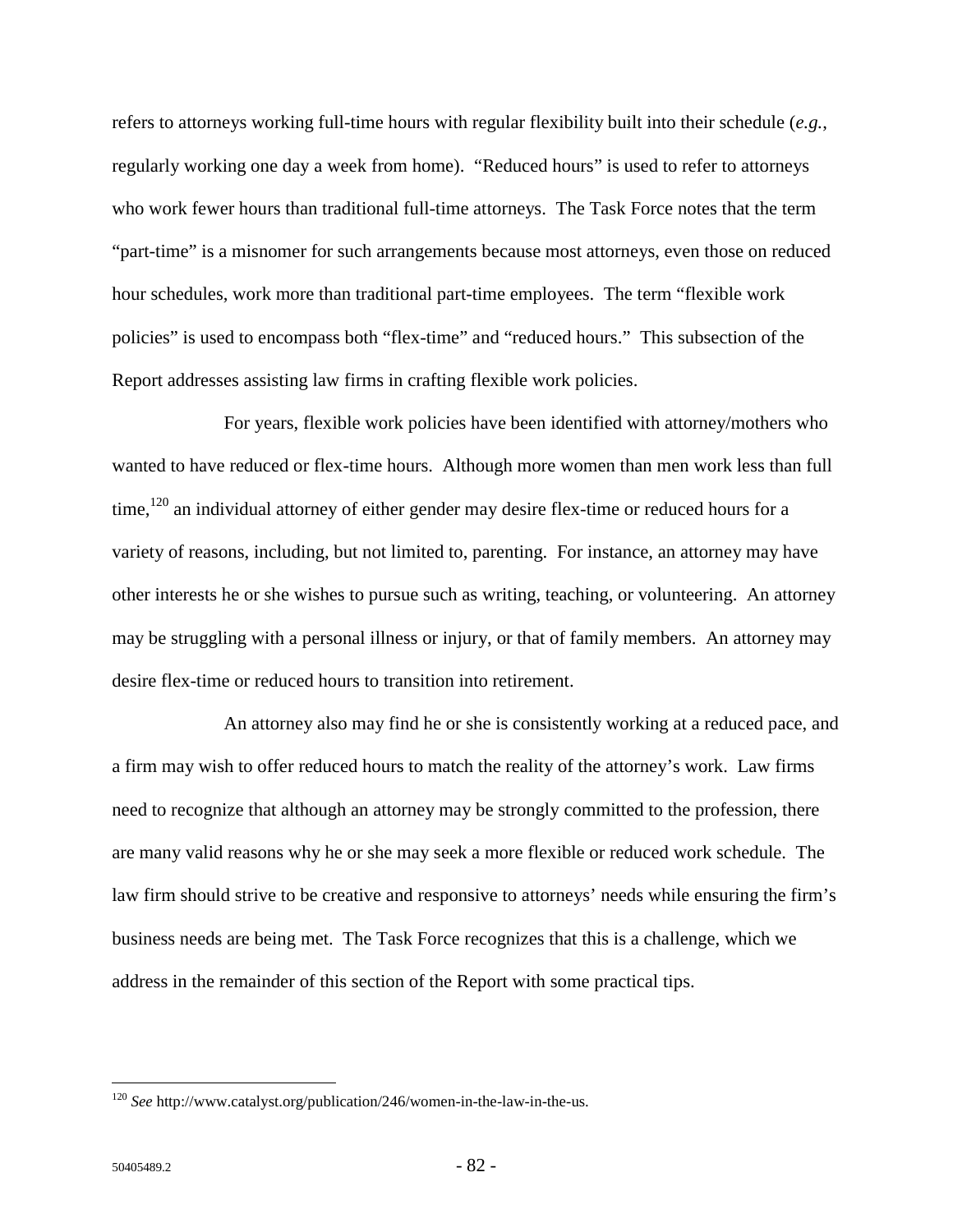refers to attorneys working full-time hours with regular flexibility built into their schedule (*e.g.*, regularly working one day a week from home). "Reduced hours" is used to refer to attorneys who work fewer hours than traditional full-time attorneys. The Task Force notes that the term "part-time" is a misnomer for such arrangements because most attorneys, even those on reduced hour schedules, work more than traditional part-time employees. The term "flexible work policies" is used to encompass both "flex-time" and "reduced hours." This subsection of the Report addresses assisting law firms in crafting flexible work policies.

For years, flexible work policies have been identified with attorney/mothers who wanted to have reduced or flex-time hours. Although more women than men work less than full time,[120] an individual attorney of either gender may desire flex-time or reduced hours for a variety of reasons, including, but not limited to, parenting. For instance, an attorney may have other interests he or she wishes to pursue such as writing, teaching, or volunteering. An attorney may be struggling with a personal illness or injury, or that of family members. An attorney may desire flex-time or reduced hours to transition into retirement.

An attorney also may find he or she is consistently working at a reduced pace, and a firm may wish to offer reduced hours to match the reality of the attorney's work. Law firms need to recognize that although an attorney may be strongly committed to the profession, there are many valid reasons why he or she may seek a more flexible or reduced work schedule. The law firm should strive to be creative and responsive to attorneys' needs while ensuring the firm's business needs are being met. The Task Force recognizes that this is a challenge, which we address in the remainder of this section of the Report with some practical tips.

---

[120] *See* http://www.catalyst.org/publication/246/women-in-the-law-in-the-us.

50405489.2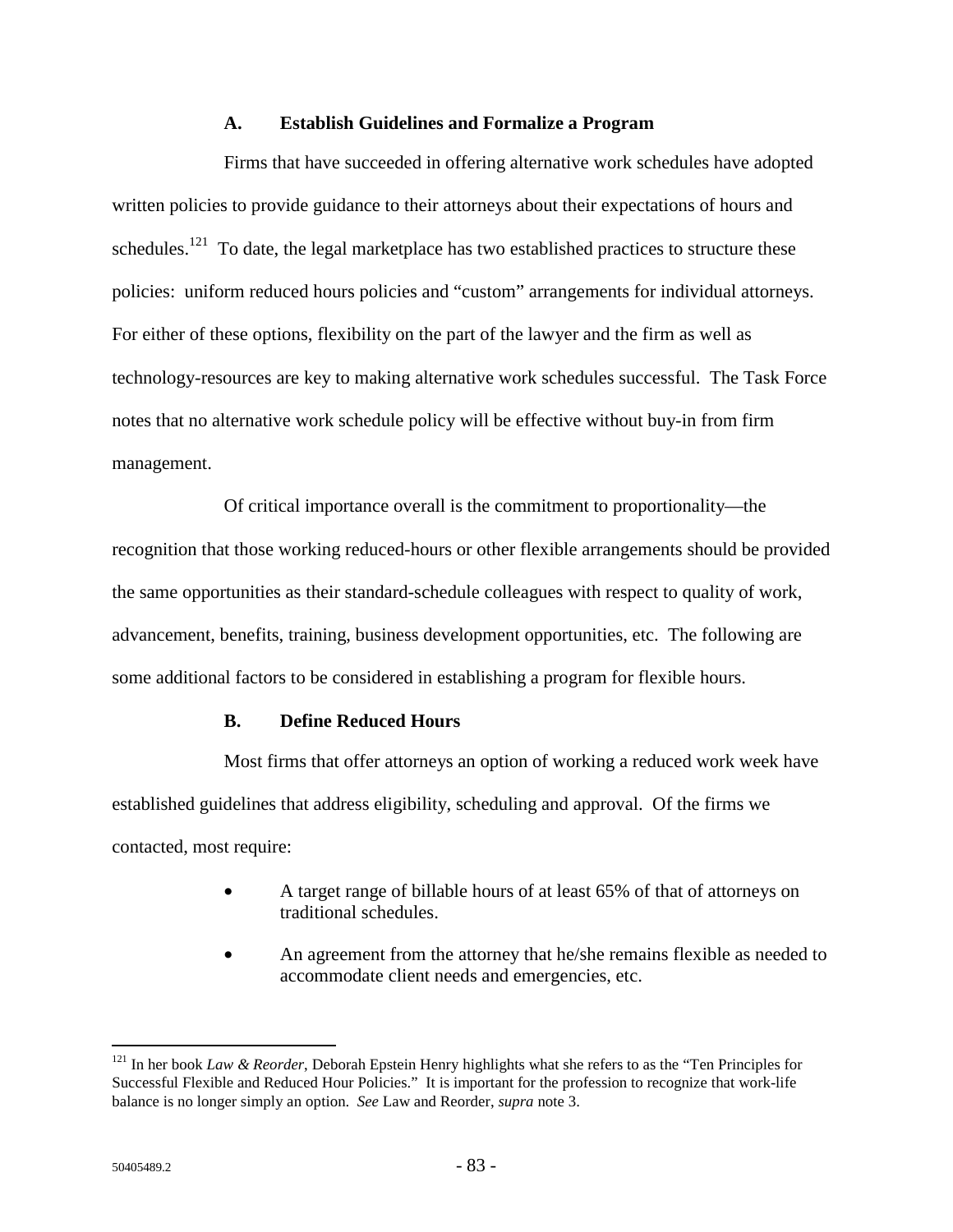### A. Establish Guidelines and Formalize a Program

Firms that have succeeded in offering alternative work schedules have adopted written policies to provide guidance to their attorneys about their expectations of hours and schedules.[121] To date, the legal marketplace has two established practices to structure these policies: uniform reduced hours policies and "custom" arrangements for individual attorneys. For either of these options, flexibility on the part of the lawyer and the firm as well as technology-resources are key to making alternative work schedules successful. The Task Force notes that no alternative work schedule policy will be effective without buy-in from firm management.

Of critical importance overall is the commitment to proportionality—the recognition that those working reduced-hours or other flexible arrangements should be provided the same opportunities as their standard-schedule colleagues with respect to quality of work, advancement, benefits, training, business development opportunities, etc. The following are some additional factors to be considered in establishing a program for flexible hours.

### B. Define Reduced Hours

Most firms that offer attorneys an option of working a reduced work week have established guidelines that address eligibility, scheduling and approval. Of the firms we contacted, most require:

- A target range of billable hours of at least 65% of that of attorneys on traditional schedules.
- An agreement from the attorney that he/she remains flexible as needed to accommodate client needs and emergencies, etc.

---

[121] In her book *Law & Reorder*, Deborah Epstein Henry highlights what she refers to as the "Ten Principles for Successful Flexible and Reduced Hour Policies." It is important for the profession to recognize that work-life balance is no longer simply an option. *See* Law and Reorder, *supra* note 3.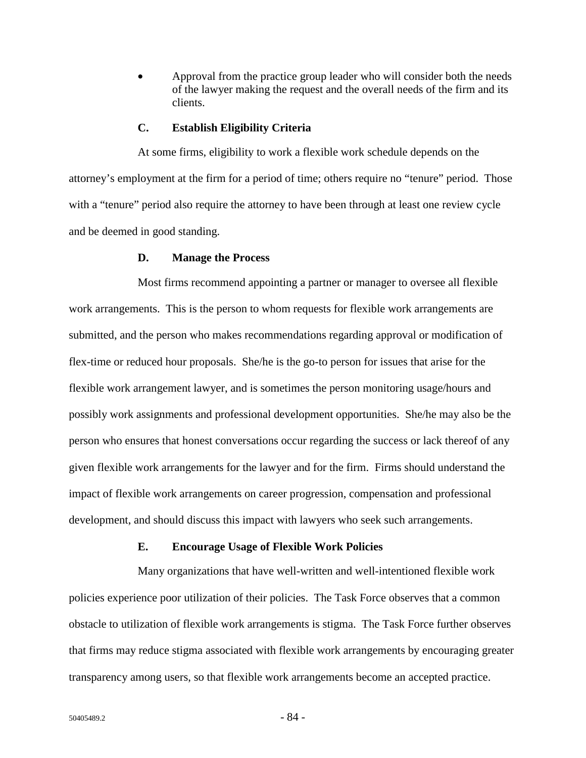- Approval from the practice group leader who will consider both the needs of the lawyer making the request and the overall needs of the firm and its clients.

### C. Establish Eligibility Criteria

At some firms, eligibility to work a flexible work schedule depends on the attorney's employment at the firm for a period of time; others require no "tenure" period. Those with a "tenure" period also require the attorney to have been through at least one review cycle and be deemed in good standing.

### D. Manage the Process

Most firms recommend appointing a partner or manager to oversee all flexible work arrangements. This is the person to whom requests for flexible work arrangements are submitted, and the person who makes recommendations regarding approval or modification of flex-time or reduced hour proposals. She/he is the go-to person for issues that arise for the flexible work arrangement lawyer, and is sometimes the person monitoring usage/hours and possibly work assignments and professional development opportunities. She/he may also be the person who ensures that honest conversations occur regarding the success or lack thereof of any given flexible work arrangements for the lawyer and for the firm. Firms should understand the impact of flexible work arrangements on career progression, compensation and professional development, and should discuss this impact with lawyers who seek such arrangements.

### E. Encourage Usage of Flexible Work Policies

Many organizations that have well-written and well-intentioned flexible work policies experience poor utilization of their policies. The Task Force observes that a common obstacle to utilization of flexible work arrangements is stigma. The Task Force further observes that firms may reduce stigma associated with flexible work arrangements by encouraging greater transparency among users, so that flexible work arrangements become an accepted practice.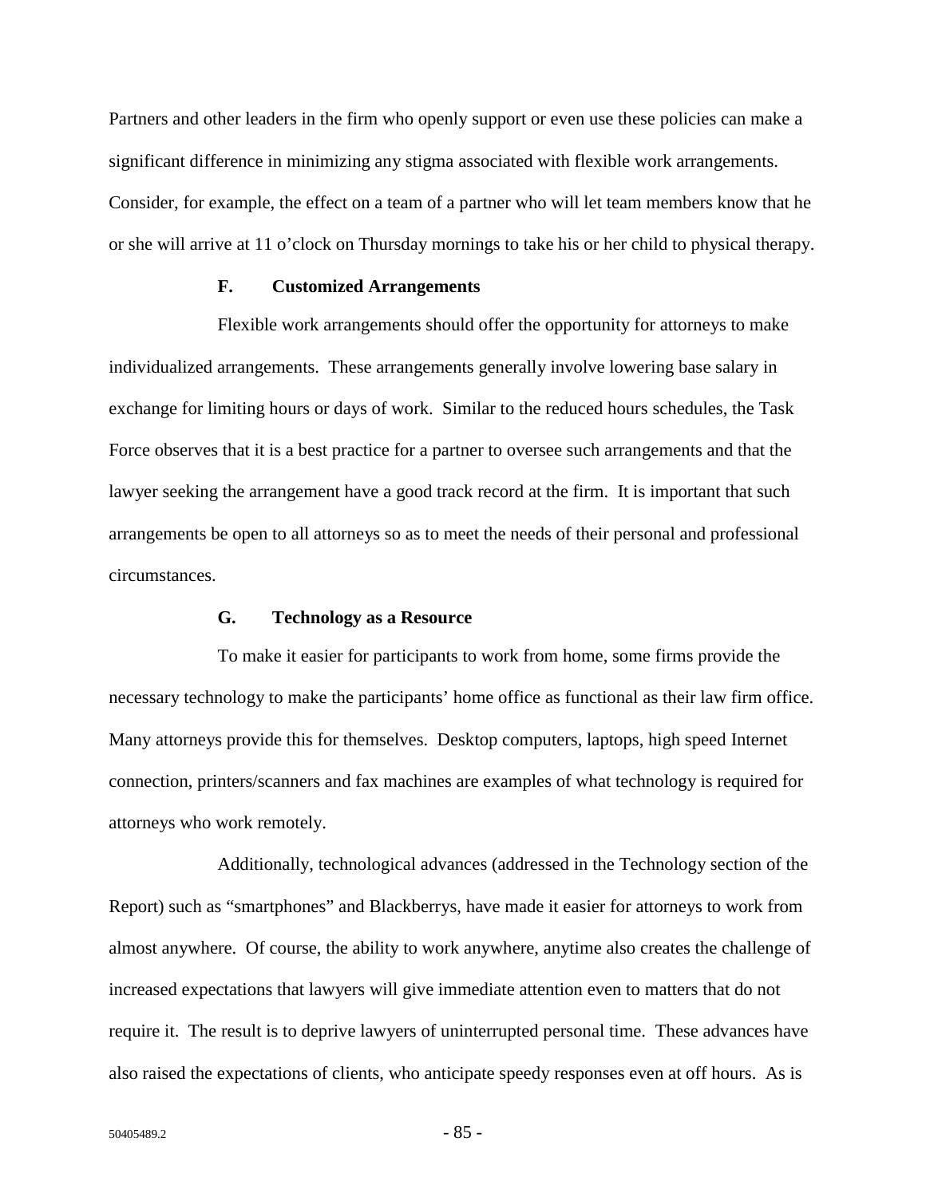Partners and other leaders in the firm who openly support or even use these policies can make a significant difference in minimizing any stigma associated with flexible work arrangements. Consider, for example, the effect on a team of a partner who will let team members know that he or she will arrive at 11 o'clock on Thursday mornings to take his or her child to physical therapy.

### F. Customized Arrangements

Flexible work arrangements should offer the opportunity for attorneys to make individualized arrangements. These arrangements generally involve lowering base salary in exchange for limiting hours or days of work. Similar to the reduced hours schedules, the Task Force observes that it is a best practice for a partner to oversee such arrangements and that the lawyer seeking the arrangement have a good track record at the firm. It is important that such arrangements be open to all attorneys so as to meet the needs of their personal and professional circumstances.

### G. Technology as a Resource

To make it easier for participants to work from home, some firms provide the necessary technology to make the participants' home office as functional as their law firm office. Many attorneys provide this for themselves. Desktop computers, laptops, high speed Internet connection, printers/scanners and fax machines are examples of what technology is required for attorneys who work remotely.

Additionally, technological advances (addressed in the Technology section of the Report) such as "smartphones" and Blackberrys, have made it easier for attorneys to work from almost anywhere. Of course, the ability to work anywhere, anytime also creates the challenge of increased expectations that lawyers will give immediate attention even to matters that do not require it. The result is to deprive lawyers of uninterrupted personal time. These advances have also raised the expectations of clients, who anticipate speedy responses even at off hours. As is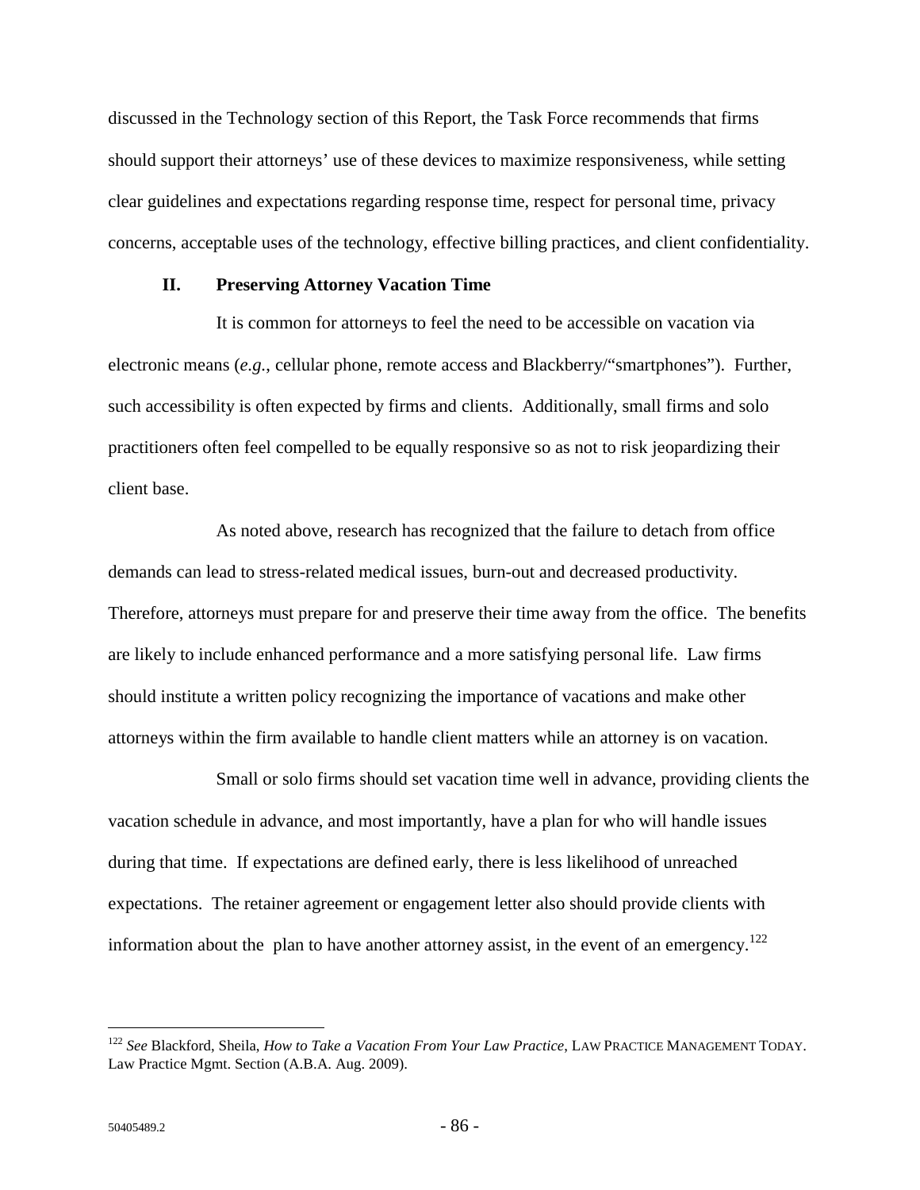discussed in the Technology section of this Report, the Task Force recommends that firms should support their attorneys' use of these devices to maximize responsiveness, while setting clear guidelines and expectations regarding response time, respect for personal time, privacy concerns, acceptable uses of the technology, effective billing practices, and client confidentiality.

## II. Preserving Attorney Vacation Time

It is common for attorneys to feel the need to be accessible on vacation via electronic means (*e.g.*, cellular phone, remote access and Blackberry/"smartphones"). Further, such accessibility is often expected by firms and clients. Additionally, small firms and solo practitioners often feel compelled to be equally responsive so as not to risk jeopardizing their client base.

As noted above, research has recognized that the failure to detach from office demands can lead to stress-related medical issues, burn-out and decreased productivity. Therefore, attorneys must prepare for and preserve their time away from the office. The benefits are likely to include enhanced performance and a more satisfying personal life. Law firms should institute a written policy recognizing the importance of vacations and make other attorneys within the firm available to handle client matters while an attorney is on vacation.

Small or solo firms should set vacation time well in advance, providing clients the vacation schedule in advance, and most importantly, have a plan for who will handle issues during that time. If expectations are defined early, there is less likelihood of unreached expectations. The retainer agreement or engagement letter also should provide clients with information about the plan to have another attorney assist, in the event of an emergency.[122]

---

[122] *See* Blackford, Sheila, *How to Take a Vacation From Your Law Practice*, LAW PRACTICE MANAGEMENT TODAY. Law Practice Mgmt. Section (A.B.A. Aug. 2009).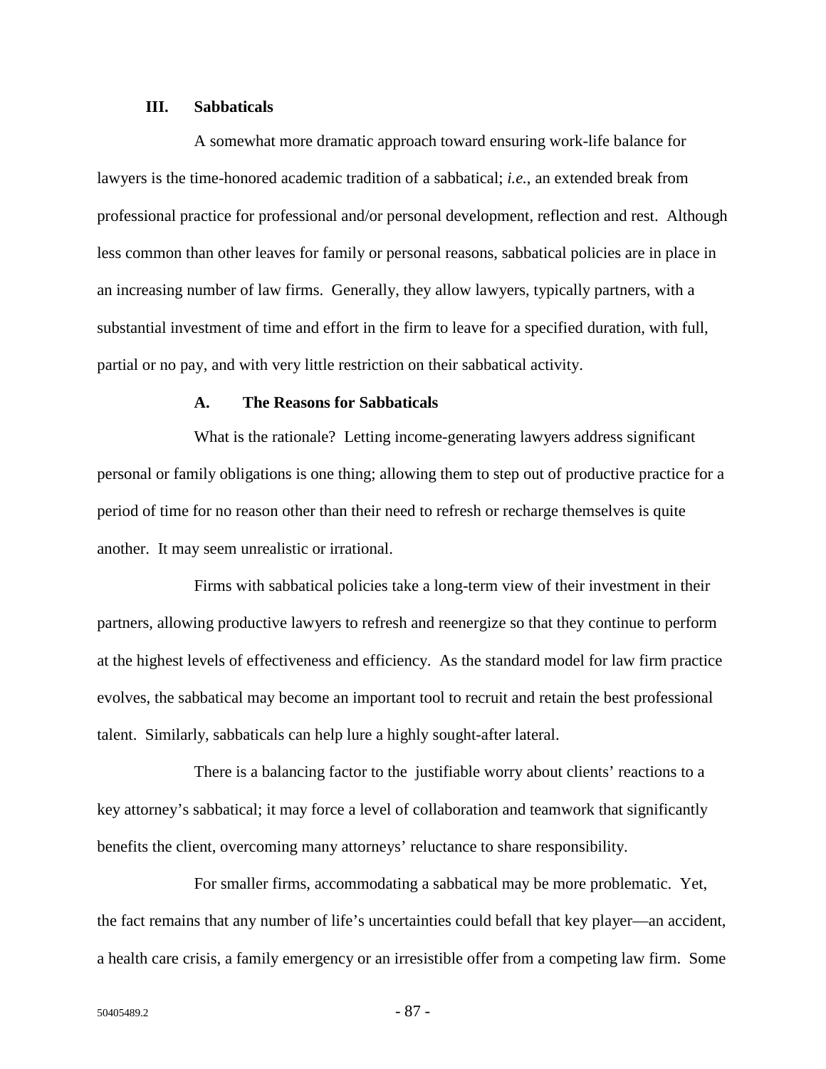## III. Sabbaticals

A somewhat more dramatic approach toward ensuring work-life balance for lawyers is the time-honored academic tradition of a sabbatical; *i.e.*, an extended break from professional practice for professional and/or personal development, reflection and rest. Although less common than other leaves for family or personal reasons, sabbatical policies are in place in an increasing number of law firms. Generally, they allow lawyers, typically partners, with a substantial investment of time and effort in the firm to leave for a specified duration, with full, partial or no pay, and with very little restriction on their sabbatical activity.

### A. The Reasons for Sabbaticals

What is the rationale? Letting income-generating lawyers address significant personal or family obligations is one thing; allowing them to step out of productive practice for a period of time for no reason other than their need to refresh or recharge themselves is quite another. It may seem unrealistic or irrational.

Firms with sabbatical policies take a long-term view of their investment in their partners, allowing productive lawyers to refresh and reenergize so that they continue to perform at the highest levels of effectiveness and efficiency. As the standard model for law firm practice evolves, the sabbatical may become an important tool to recruit and retain the best professional talent. Similarly, sabbaticals can help lure a highly sought-after lateral.

There is a balancing factor to the justifiable worry about clients' reactions to a key attorney's sabbatical; it may force a level of collaboration and teamwork that significantly benefits the client, overcoming many attorneys' reluctance to share responsibility.

For smaller firms, accommodating a sabbatical may be more problematic. Yet, the fact remains that any number of life's uncertainties could befall that key player—an accident, a health care crisis, a family emergency or an irresistible offer from a competing law firm. Some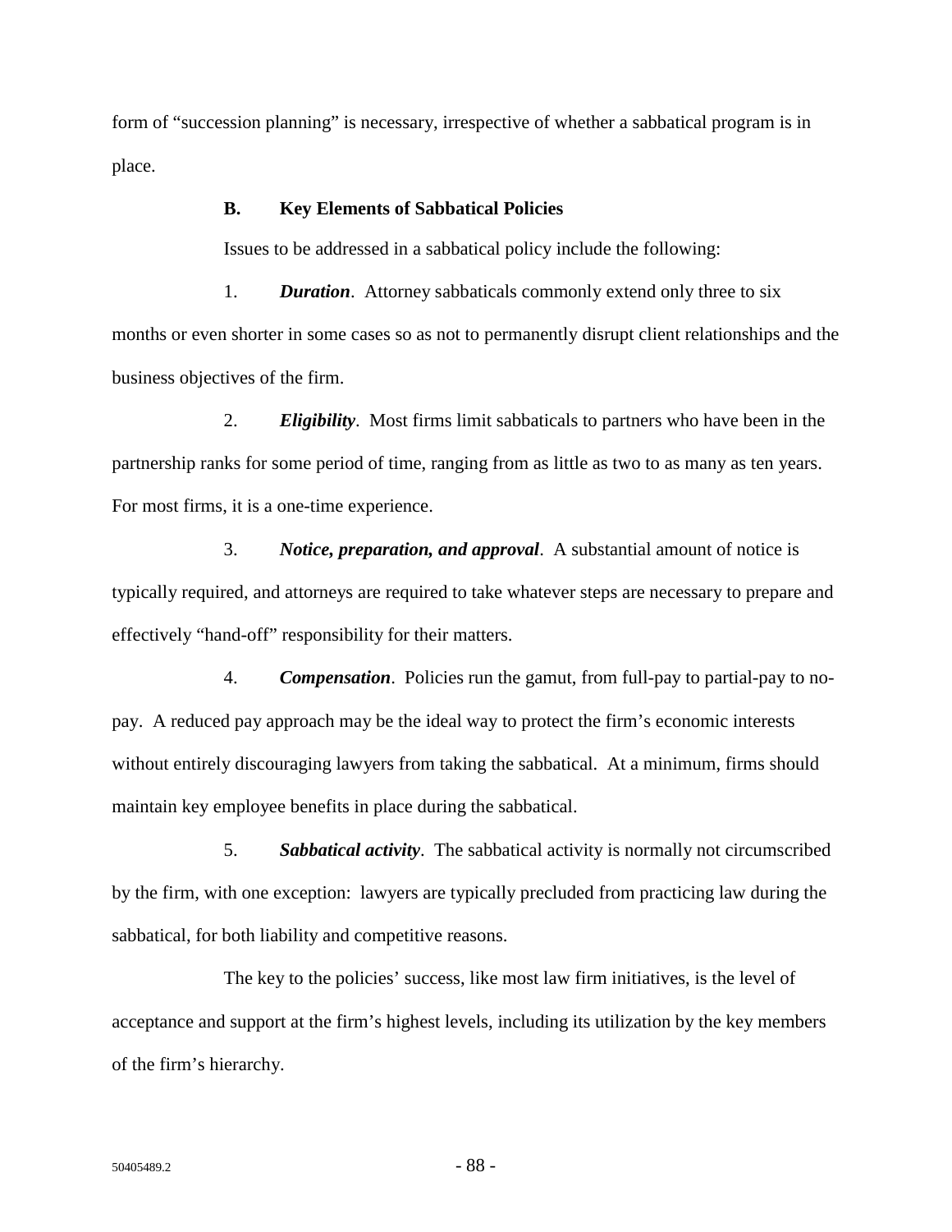form of "succession planning" is necessary, irrespective of whether a sabbatical program is in place.

### B. Key Elements of Sabbatical Policies

Issues to be addressed in a sabbatical policy include the following:

1. ***Duration***. Attorney sabbaticals commonly extend only three to six months or even shorter in some cases so as not to permanently disrupt client relationships and the business objectives of the firm.

2. ***Eligibility***. Most firms limit sabbaticals to partners who have been in the partnership ranks for some period of time, ranging from as little as two to as many as ten years. For most firms, it is a one-time experience.

3. ***Notice, preparation, and approval***. A substantial amount of notice is typically required, and attorneys are required to take whatever steps are necessary to prepare and effectively "hand-off" responsibility for their matters.

4. ***Compensation***. Policies run the gamut, from full-pay to partial-pay to no-pay. A reduced pay approach may be the ideal way to protect the firm's economic interests without entirely discouraging lawyers from taking the sabbatical. At a minimum, firms should maintain key employee benefits in place during the sabbatical.

5. ***Sabbatical activity***. The sabbatical activity is normally not circumscribed by the firm, with one exception: lawyers are typically precluded from practicing law during the sabbatical, for both liability and competitive reasons.

The key to the policies' success, like most law firm initiatives, is the level of acceptance and support at the firm's highest levels, including its utilization by the key members of the firm's hierarchy.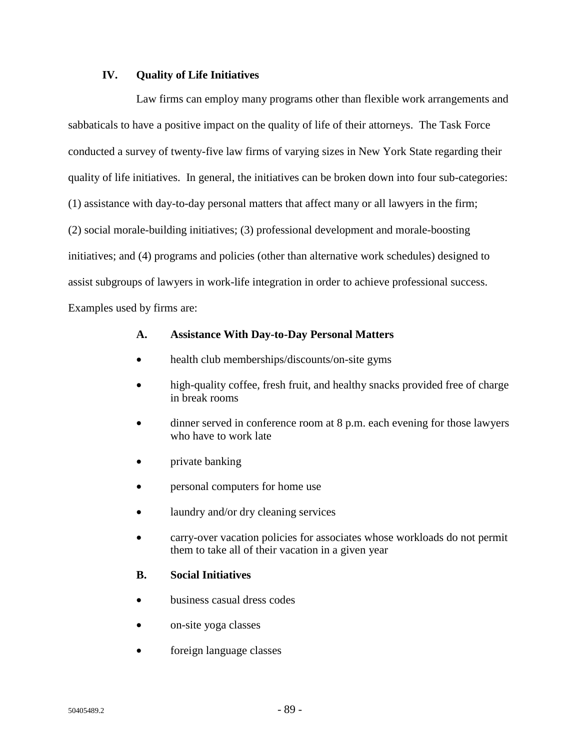## IV. Quality of Life Initiatives

Law firms can employ many programs other than flexible work arrangements and sabbaticals to have a positive impact on the quality of life of their attorneys. The Task Force conducted a survey of twenty-five law firms of varying sizes in New York State regarding their quality of life initiatives. In general, the initiatives can be broken down into four sub-categories: (1) assistance with day-to-day personal matters that affect many or all lawyers in the firm; (2) social morale-building initiatives; (3) professional development and morale-boosting initiatives; and (4) programs and policies (other than alternative work schedules) designed to assist subgroups of lawyers in work-life integration in order to achieve professional success. Examples used by firms are:

### A. Assistance With Day-to-Day Personal Matters

- health club memberships/discounts/on-site gyms
- high-quality coffee, fresh fruit, and healthy snacks provided free of charge in break rooms
- dinner served in conference room at 8 p.m. each evening for those lawyers who have to work late
- private banking
- personal computers for home use
- laundry and/or dry cleaning services
- carry-over vacation policies for associates whose workloads do not permit them to take all of their vacation in a given year

### B. Social Initiatives

- business casual dress codes
- on-site yoga classes
- foreign language classes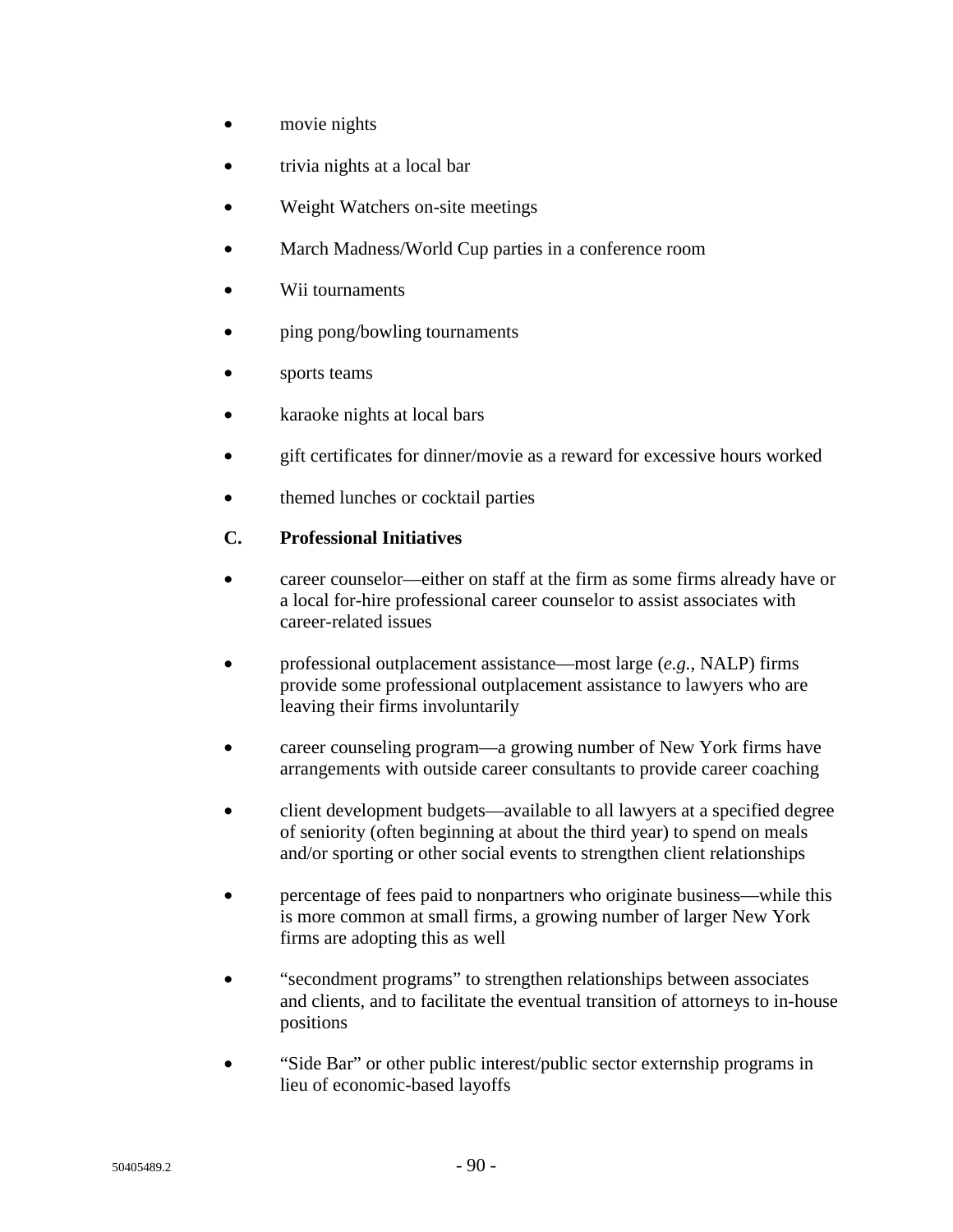- movie nights
- trivia nights at a local bar
- Weight Watchers on-site meetings
- March Madness/World Cup parties in a conference room
- Wii tournaments
- ping pong/bowling tournaments
- sports teams
- karaoke nights at local bars
- gift certificates for dinner/movie as a reward for excessive hours worked
- themed lunches or cocktail parties

### C. Professional Initiatives

- career counselor—either on staff at the firm as some firms already have or a local for-hire professional career counselor to assist associates with career-related issues
- professional outplacement assistance—most large (*e.g.*, NALP) firms provide some professional outplacement assistance to lawyers who are leaving their firms involuntarily
- career counseling program—a growing number of New York firms have arrangements with outside career consultants to provide career coaching
- client development budgets—available to all lawyers at a specified degree of seniority (often beginning at about the third year) to spend on meals and/or sporting or other social events to strengthen client relationships
- percentage of fees paid to nonpartners who originate business—while this is more common at small firms, a growing number of larger New York firms are adopting this as well
- "secondment programs" to strengthen relationships between associates and clients, and to facilitate the eventual transition of attorneys to in-house positions
- "Side Bar" or other public interest/public sector externship programs in lieu of economic-based layoffs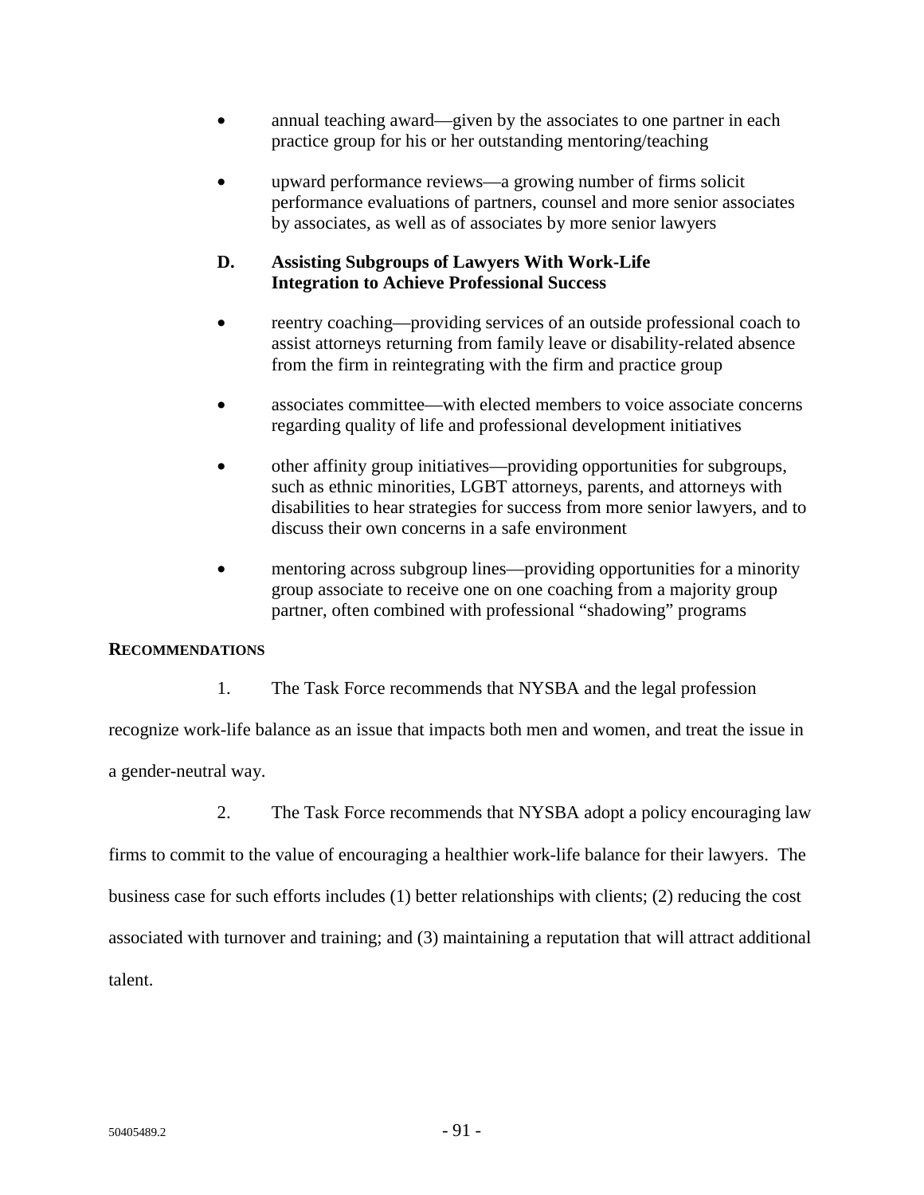- annual teaching award—given by the associates to one partner in each practice group for his or her outstanding mentoring/teaching

- upward performance reviews—a growing number of firms solicit performance evaluations of partners, counsel and more senior associates by associates, as well as of associates by more senior lawyers

### D. Assisting Subgroups of Lawyers With Work-Life Integration to Achieve Professional Success

- reentry coaching—providing services of an outside professional coach to assist attorneys returning from family leave or disability-related absence from the firm in reintegrating with the firm and practice group

- associates committee—with elected members to voice associate concerns regarding quality of life and professional development initiatives

- other affinity group initiatives—providing opportunities for subgroups, such as ethnic minorities, LGBT attorneys, parents, and attorneys with disabilities to hear strategies for success from more senior lawyers, and to discuss their own concerns in a safe environment

- mentoring across subgroup lines—providing opportunities for a minority group associate to receive one on one coaching from a majority group partner, often combined with professional "shadowing" programs

## RECOMMENDATIONS

1. The Task Force recommends that NYSBA and the legal profession recognize work-life balance as an issue that impacts both men and women, and treat the issue in a gender-neutral way.

2. The Task Force recommends that NYSBA adopt a policy encouraging law firms to commit to the value of encouraging a healthier work-life balance for their lawyers. The business case for such efforts includes (1) better relationships with clients; (2) reducing the cost associated with turnover and training; and (3) maintaining a reputation that will attract additional talent.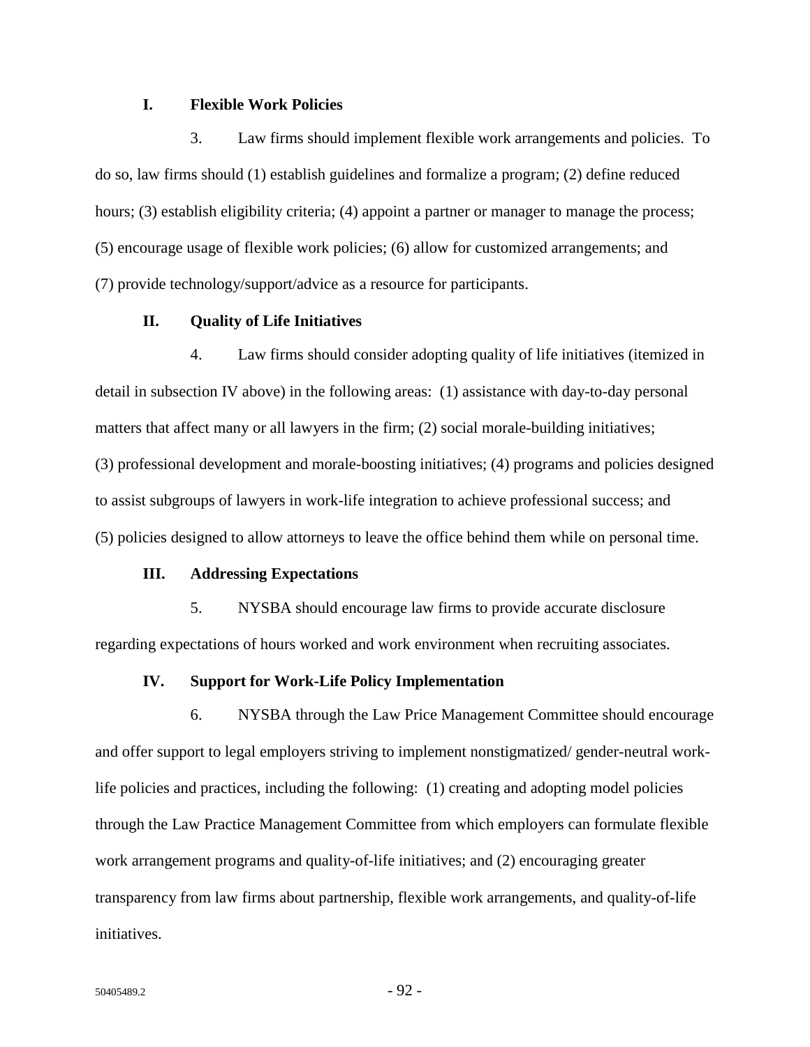### I. Flexible Work Policies

3. Law firms should implement flexible work arrangements and policies. To do so, law firms should (1) establish guidelines and formalize a program; (2) define reduced hours; (3) establish eligibility criteria; (4) appoint a partner or manager to manage the process; (5) encourage usage of flexible work policies; (6) allow for customized arrangements; and (7) provide technology/support/advice as a resource for participants.

### II. Quality of Life Initiatives

4. Law firms should consider adopting quality of life initiatives (itemized in detail in subsection IV above) in the following areas: (1) assistance with day-to-day personal matters that affect many or all lawyers in the firm; (2) social morale-building initiatives; (3) professional development and morale-boosting initiatives; (4) programs and policies designed to assist subgroups of lawyers in work-life integration to achieve professional success; and (5) policies designed to allow attorneys to leave the office behind them while on personal time.

### III. Addressing Expectations

5. NYSBA should encourage law firms to provide accurate disclosure regarding expectations of hours worked and work environment when recruiting associates.

### IV. Support for Work-Life Policy Implementation

6. NYSBA through the Law Price Management Committee should encourage and offer support to legal employers striving to implement nonstigmatized/ gender-neutral work-life policies and practices, including the following: (1) creating and adopting model policies through the Law Practice Management Committee from which employers can formulate flexible work arrangement programs and quality-of-life initiatives; and (2) encouraging greater transparency from law firms about partnership, flexible work arrangements, and quality-of-life initiatives.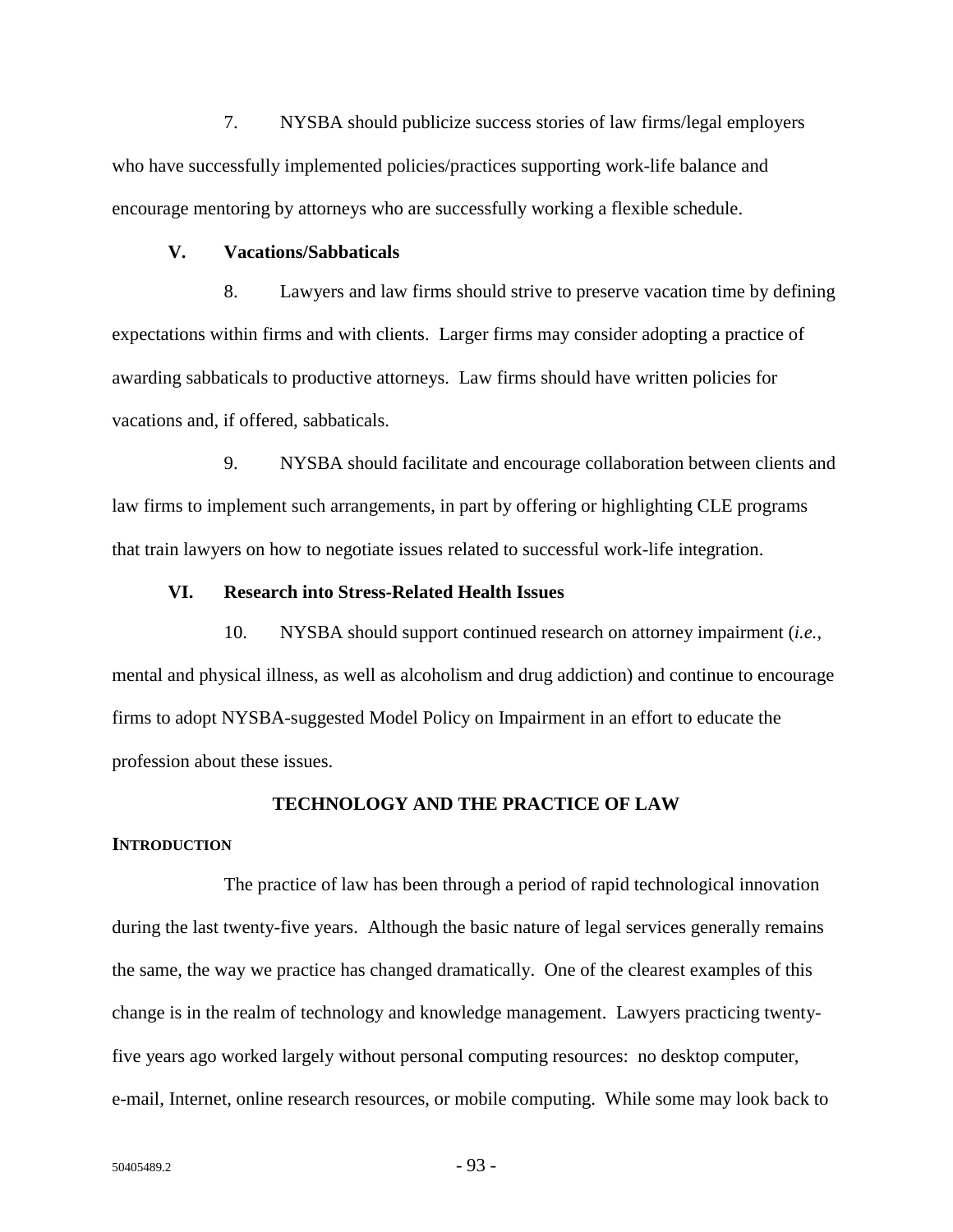7. NYSBA should publicize success stories of law firms/legal employers who have successfully implemented policies/practices supporting work-life balance and encourage mentoring by attorneys who are successfully working a flexible schedule.

### V. Vacations/Sabbaticals

8. Lawyers and law firms should strive to preserve vacation time by defining expectations within firms and with clients. Larger firms may consider adopting a practice of awarding sabbaticals to productive attorneys. Law firms should have written policies for vacations and, if offered, sabbaticals.

9. NYSBA should facilitate and encourage collaboration between clients and law firms to implement such arrangements, in part by offering or highlighting CLE programs that train lawyers on how to negotiate issues related to successful work-life integration.

### VI. Research into Stress-Related Health Issues

10. NYSBA should support continued research on attorney impairment (*i.e.*, mental and physical illness, as well as alcoholism and drug addiction) and continue to encourage firms to adopt NYSBA-suggested Model Policy on Impairment in an effort to educate the profession about these issues.

## TECHNOLOGY AND THE PRACTICE OF LAW

### INTRODUCTION

The practice of law has been through a period of rapid technological innovation during the last twenty-five years. Although the basic nature of legal services generally remains the same, the way we practice has changed dramatically. One of the clearest examples of this change is in the realm of technology and knowledge management. Lawyers practicing twenty-five years ago worked largely without personal computing resources: no desktop computer, e-mail, Internet, online research resources, or mobile computing. While some may look back to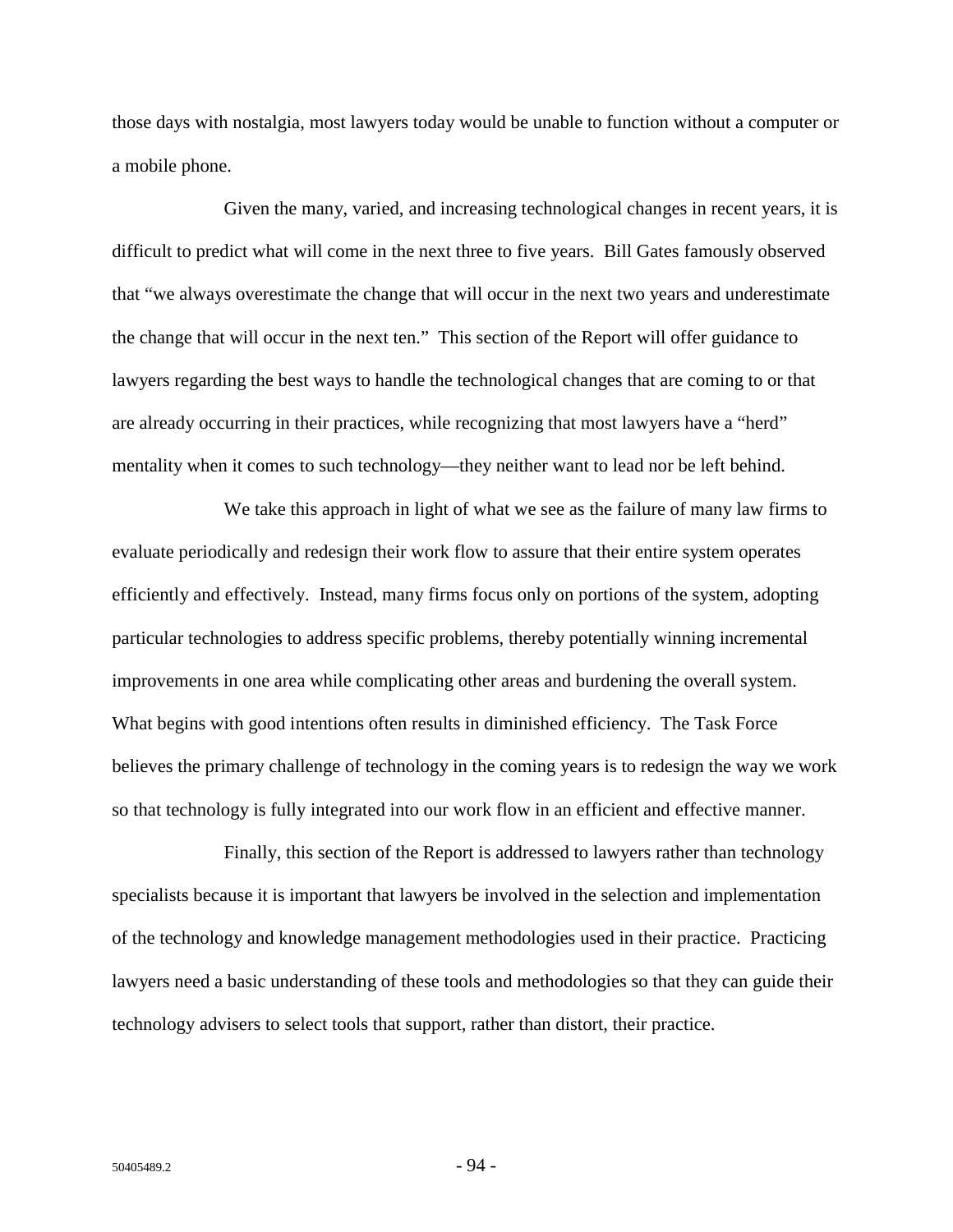those days with nostalgia, most lawyers today would be unable to function without a computer or a mobile phone.

Given the many, varied, and increasing technological changes in recent years, it is difficult to predict what will come in the next three to five years. Bill Gates famously observed that "we always overestimate the change that will occur in the next two years and underestimate the change that will occur in the next ten." This section of the Report will offer guidance to lawyers regarding the best ways to handle the technological changes that are coming to or that are already occurring in their practices, while recognizing that most lawyers have a "herd" mentality when it comes to such technology—they neither want to lead nor be left behind.

We take this approach in light of what we see as the failure of many law firms to evaluate periodically and redesign their work flow to assure that their entire system operates efficiently and effectively. Instead, many firms focus only on portions of the system, adopting particular technologies to address specific problems, thereby potentially winning incremental improvements in one area while complicating other areas and burdening the overall system. What begins with good intentions often results in diminished efficiency. The Task Force believes the primary challenge of technology in the coming years is to redesign the way we work so that technology is fully integrated into our work flow in an efficient and effective manner.

Finally, this section of the Report is addressed to lawyers rather than technology specialists because it is important that lawyers be involved in the selection and implementation of the technology and knowledge management methodologies used in their practice. Practicing lawyers need a basic understanding of these tools and methodologies so that they can guide their technology advisers to select tools that support, rather than distort, their practice.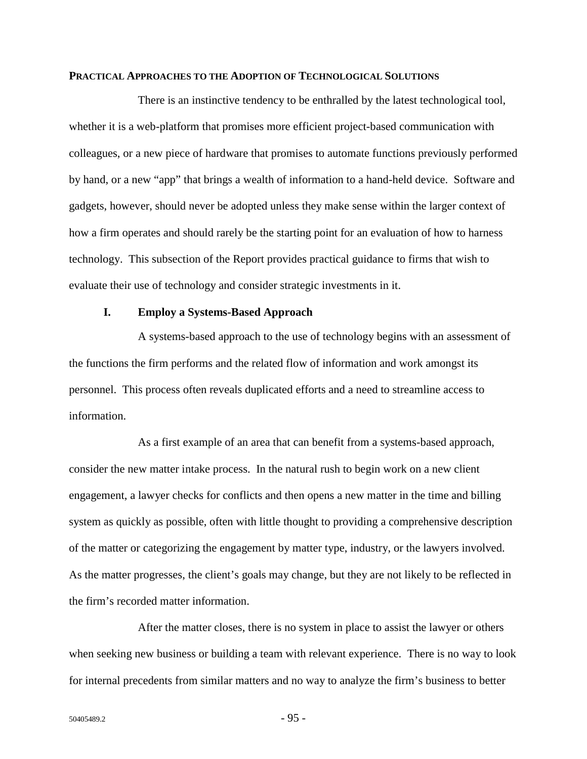## Practical Approaches to the Adoption of Technological Solutions

There is an instinctive tendency to be enthralled by the latest technological tool, whether it is a web-platform that promises more efficient project-based communication with colleagues, or a new piece of hardware that promises to automate functions previously performed by hand, or a new "app" that brings a wealth of information to a hand-held device. Software and gadgets, however, should never be adopted unless they make sense within the larger context of how a firm operates and should rarely be the starting point for an evaluation of how to harness technology. This subsection of the Report provides practical guidance to firms that wish to evaluate their use of technology and consider strategic investments in it.

### I. Employ a Systems-Based Approach

A systems-based approach to the use of technology begins with an assessment of the functions the firm performs and the related flow of information and work amongst its personnel. This process often reveals duplicated efforts and a need to streamline access to information.

As a first example of an area that can benefit from a systems-based approach, consider the new matter intake process. In the natural rush to begin work on a new client engagement, a lawyer checks for conflicts and then opens a new matter in the time and billing system as quickly as possible, often with little thought to providing a comprehensive description of the matter or categorizing the engagement by matter type, industry, or the lawyers involved. As the matter progresses, the client's goals may change, but they are not likely to be reflected in the firm's recorded matter information.

After the matter closes, there is no system in place to assist the lawyer or others when seeking new business or building a team with relevant experience. There is no way to look for internal precedents from similar matters and no way to analyze the firm's business to better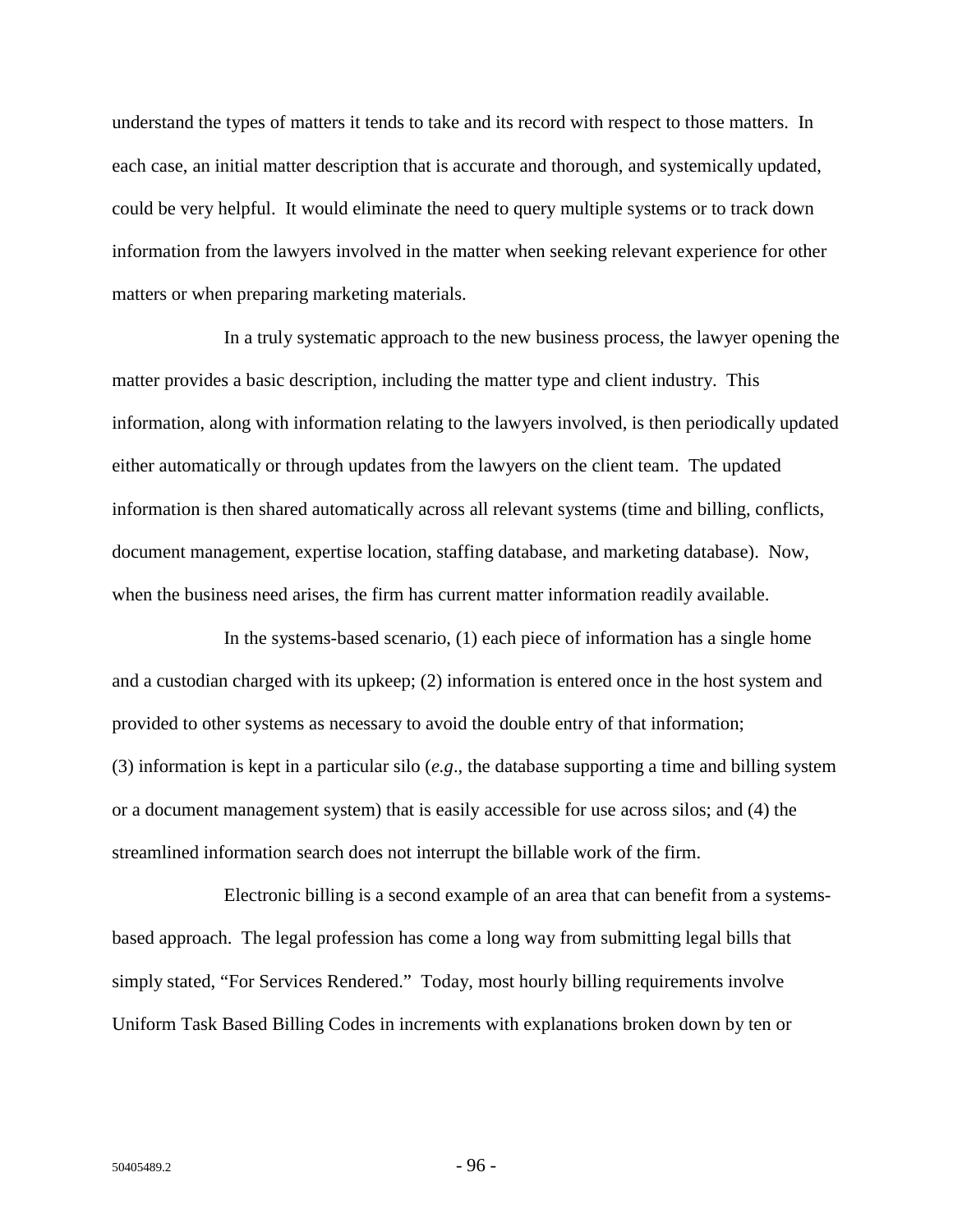understand the types of matters it tends to take and its record with respect to those matters. In each case, an initial matter description that is accurate and thorough, and systemically updated, could be very helpful. It would eliminate the need to query multiple systems or to track down information from the lawyers involved in the matter when seeking relevant experience for other matters or when preparing marketing materials.

In a truly systematic approach to the new business process, the lawyer opening the matter provides a basic description, including the matter type and client industry. This information, along with information relating to the lawyers involved, is then periodically updated either automatically or through updates from the lawyers on the client team. The updated information is then shared automatically across all relevant systems (time and billing, conflicts, document management, expertise location, staffing database, and marketing database). Now, when the business need arises, the firm has current matter information readily available.

In the systems-based scenario, (1) each piece of information has a single home and a custodian charged with its upkeep; (2) information is entered once in the host system and provided to other systems as necessary to avoid the double entry of that information; (3) information is kept in a particular silo (*e.g*., the database supporting a time and billing system or a document management system) that is easily accessible for use across silos; and (4) the streamlined information search does not interrupt the billable work of the firm.

Electronic billing is a second example of an area that can benefit from a systems-based approach. The legal profession has come a long way from submitting legal bills that simply stated, "For Services Rendered." Today, most hourly billing requirements involve Uniform Task Based Billing Codes in increments with explanations broken down by ten or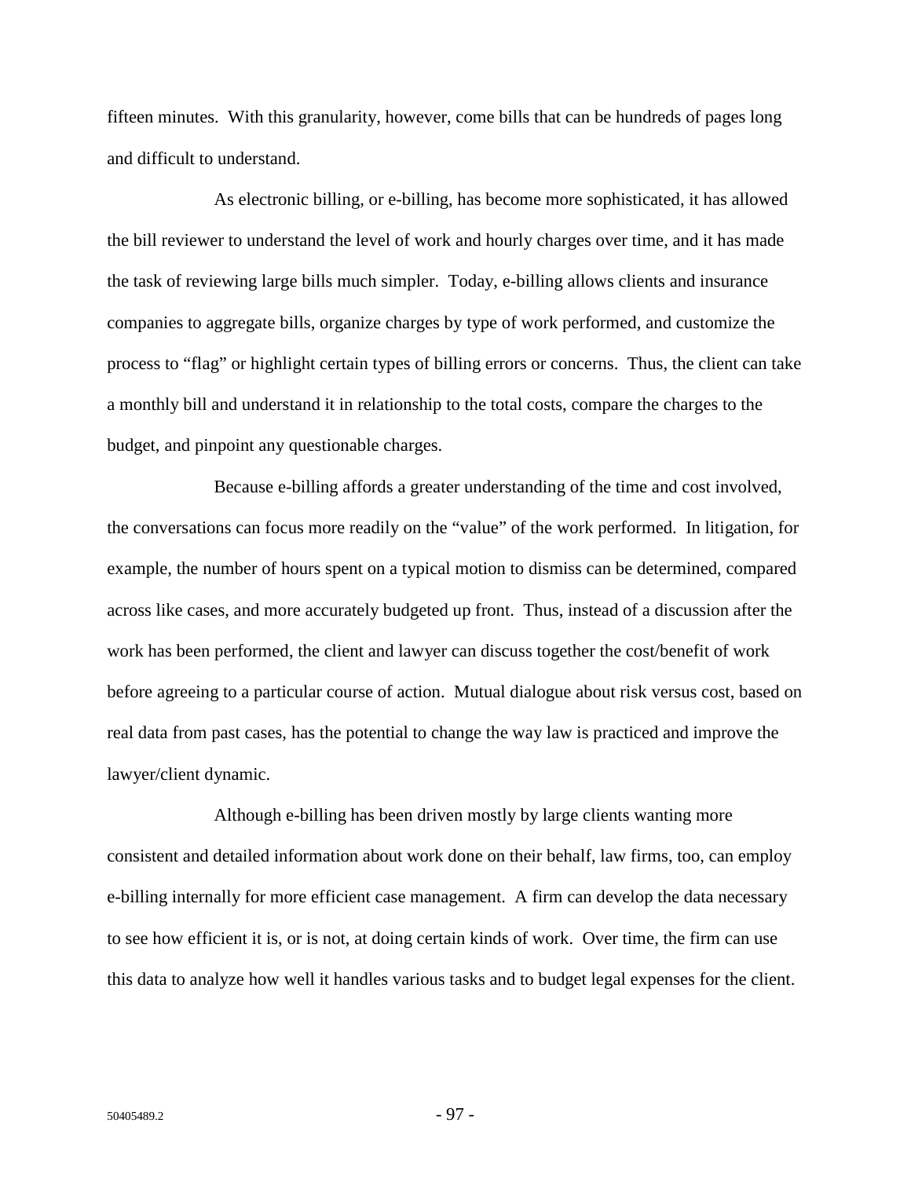fifteen minutes. With this granularity, however, come bills that can be hundreds of pages long and difficult to understand.

As electronic billing, or e-billing, has become more sophisticated, it has allowed the bill reviewer to understand the level of work and hourly charges over time, and it has made the task of reviewing large bills much simpler. Today, e-billing allows clients and insurance companies to aggregate bills, organize charges by type of work performed, and customize the process to "flag" or highlight certain types of billing errors or concerns. Thus, the client can take a monthly bill and understand it in relationship to the total costs, compare the charges to the budget, and pinpoint any questionable charges.

Because e-billing affords a greater understanding of the time and cost involved, the conversations can focus more readily on the "value" of the work performed. In litigation, for example, the number of hours spent on a typical motion to dismiss can be determined, compared across like cases, and more accurately budgeted up front. Thus, instead of a discussion after the work has been performed, the client and lawyer can discuss together the cost/benefit of work before agreeing to a particular course of action. Mutual dialogue about risk versus cost, based on real data from past cases, has the potential to change the way law is practiced and improve the lawyer/client dynamic.

Although e-billing has been driven mostly by large clients wanting more consistent and detailed information about work done on their behalf, law firms, too, can employ e-billing internally for more efficient case management. A firm can develop the data necessary to see how efficient it is, or is not, at doing certain kinds of work. Over time, the firm can use this data to analyze how well it handles various tasks and to budget legal expenses for the client.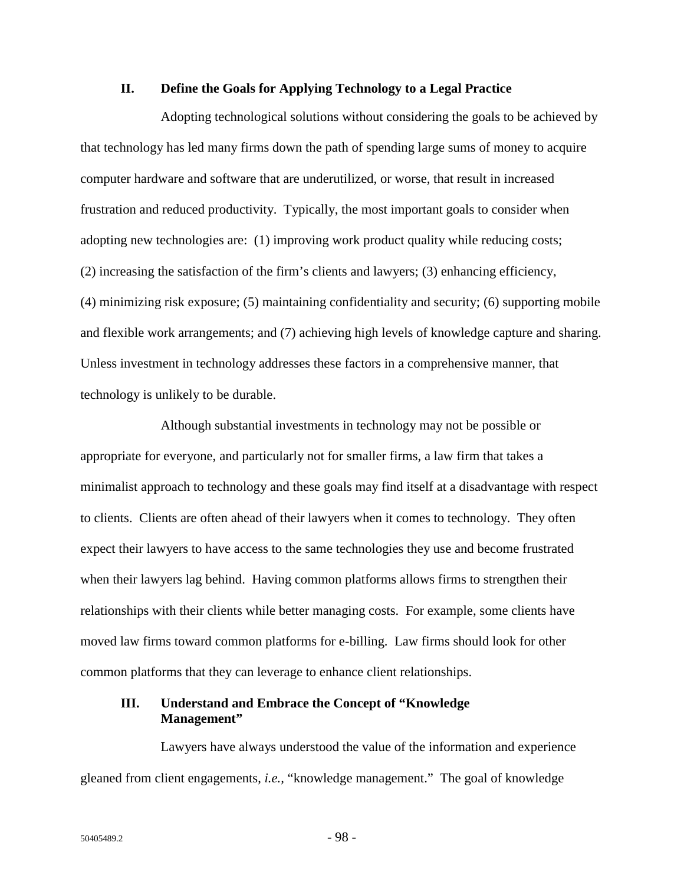## II. Define the Goals for Applying Technology to a Legal Practice

Adopting technological solutions without considering the goals to be achieved by that technology has led many firms down the path of spending large sums of money to acquire computer hardware and software that are underutilized, or worse, that result in increased frustration and reduced productivity. Typically, the most important goals to consider when adopting new technologies are: (1) improving work product quality while reducing costs; (2) increasing the satisfaction of the firm's clients and lawyers; (3) enhancing efficiency, (4) minimizing risk exposure; (5) maintaining confidentiality and security; (6) supporting mobile and flexible work arrangements; and (7) achieving high levels of knowledge capture and sharing. Unless investment in technology addresses these factors in a comprehensive manner, that technology is unlikely to be durable.

Although substantial investments in technology may not be possible or appropriate for everyone, and particularly not for smaller firms, a law firm that takes a minimalist approach to technology and these goals may find itself at a disadvantage with respect to clients. Clients are often ahead of their lawyers when it comes to technology. They often expect their lawyers to have access to the same technologies they use and become frustrated when their lawyers lag behind. Having common platforms allows firms to strengthen their relationships with their clients while better managing costs. For example, some clients have moved law firms toward common platforms for e-billing. Law firms should look for other common platforms that they can leverage to enhance client relationships.

## III. Understand and Embrace the Concept of "Knowledge Management"

Lawyers have always understood the value of the information and experience gleaned from client engagements, *i.e.*, "knowledge management." The goal of knowledge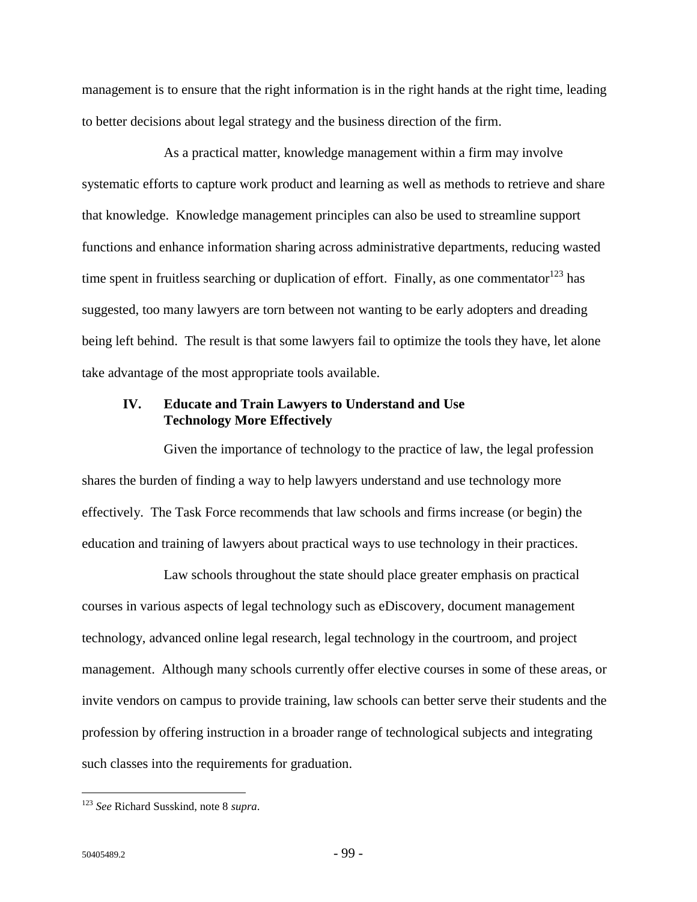management is to ensure that the right information is in the right hands at the right time, leading to better decisions about legal strategy and the business direction of the firm.

As a practical matter, knowledge management within a firm may involve systematic efforts to capture work product and learning as well as methods to retrieve and share that knowledge. Knowledge management principles can also be used to streamline support functions and enhance information sharing across administrative departments, reducing wasted time spent in fruitless searching or duplication of effort. Finally, as one commentator[123] has suggested, too many lawyers are torn between not wanting to be early adopters and dreading being left behind. The result is that some lawyers fail to optimize the tools they have, let alone take advantage of the most appropriate tools available.

## IV. Educate and Train Lawyers to Understand and Use Technology More Effectively

Given the importance of technology to the practice of law, the legal profession shares the burden of finding a way to help lawyers understand and use technology more effectively. The Task Force recommends that law schools and firms increase (or begin) the education and training of lawyers about practical ways to use technology in their practices.

Law schools throughout the state should place greater emphasis on practical courses in various aspects of legal technology such as eDiscovery, document management technology, advanced online legal research, legal technology in the courtroom, and project management. Although many schools currently offer elective courses in some of these areas, or invite vendors on campus to provide training, law schools can better serve their students and the profession by offering instruction in a broader range of technological subjects and integrating such classes into the requirements for graduation.

---

[123] *See* Richard Susskind, note 8 *supra*.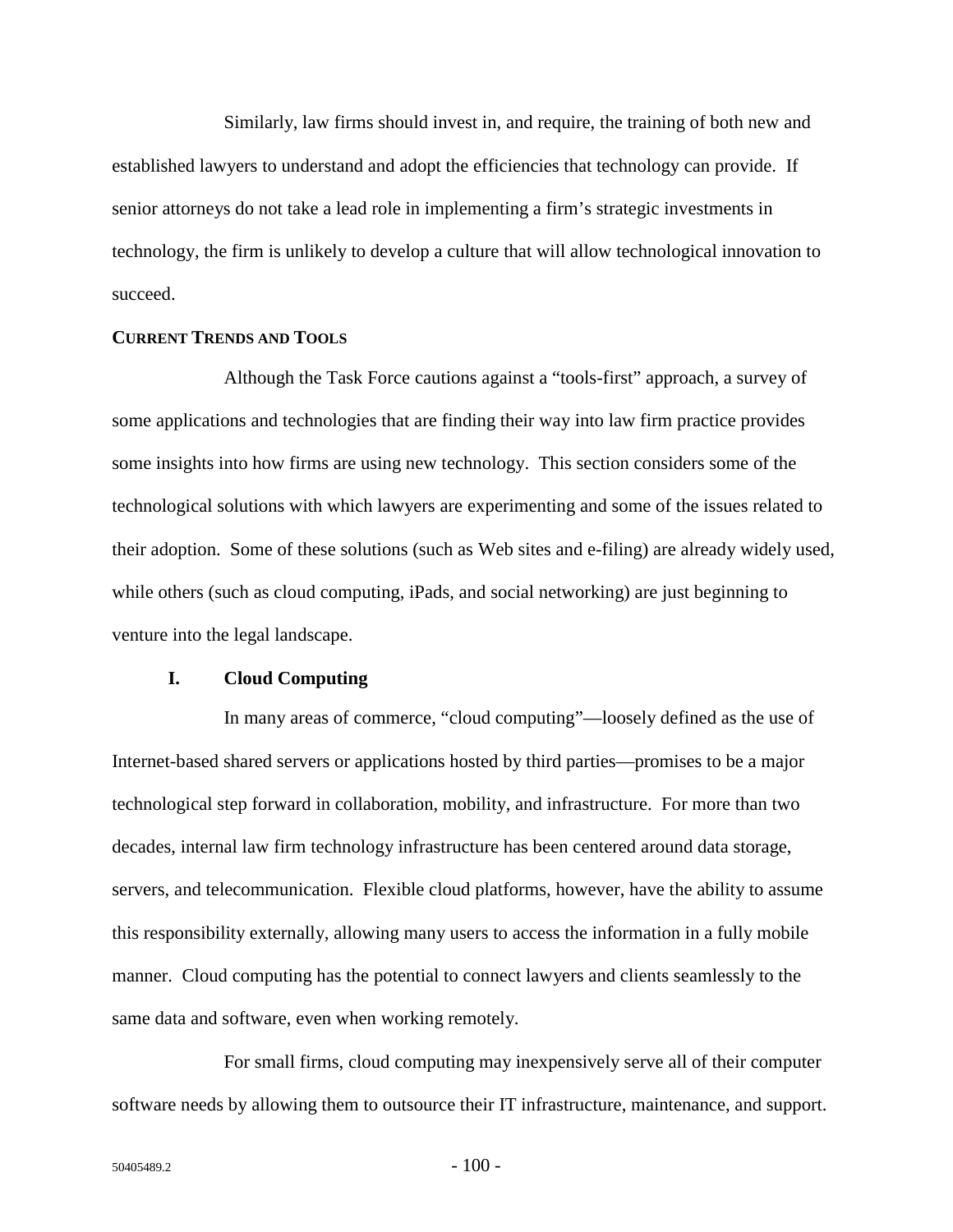Similarly, law firms should invest in, and require, the training of both new and established lawyers to understand and adopt the efficiencies that technology can provide. If senior attorneys do not take a lead role in implementing a firm's strategic investments in technology, the firm is unlikely to develop a culture that will allow technological innovation to succeed.

## CURRENT TRENDS AND TOOLS

Although the Task Force cautions against a "tools-first" approach, a survey of some applications and technologies that are finding their way into law firm practice provides some insights into how firms are using new technology. This section considers some of the technological solutions with which lawyers are experimenting and some of the issues related to their adoption. Some of these solutions (such as Web sites and e-filing) are already widely used, while others (such as cloud computing, iPads, and social networking) are just beginning to venture into the legal landscape.

### I. Cloud Computing

In many areas of commerce, "cloud computing"—loosely defined as the use of Internet-based shared servers or applications hosted by third parties—promises to be a major technological step forward in collaboration, mobility, and infrastructure. For more than two decades, internal law firm technology infrastructure has been centered around data storage, servers, and telecommunication. Flexible cloud platforms, however, have the ability to assume this responsibility externally, allowing many users to access the information in a fully mobile manner. Cloud computing has the potential to connect lawyers and clients seamlessly to the same data and software, even when working remotely.

For small firms, cloud computing may inexpensively serve all of their computer software needs by allowing them to outsource their IT infrastructure, maintenance, and support.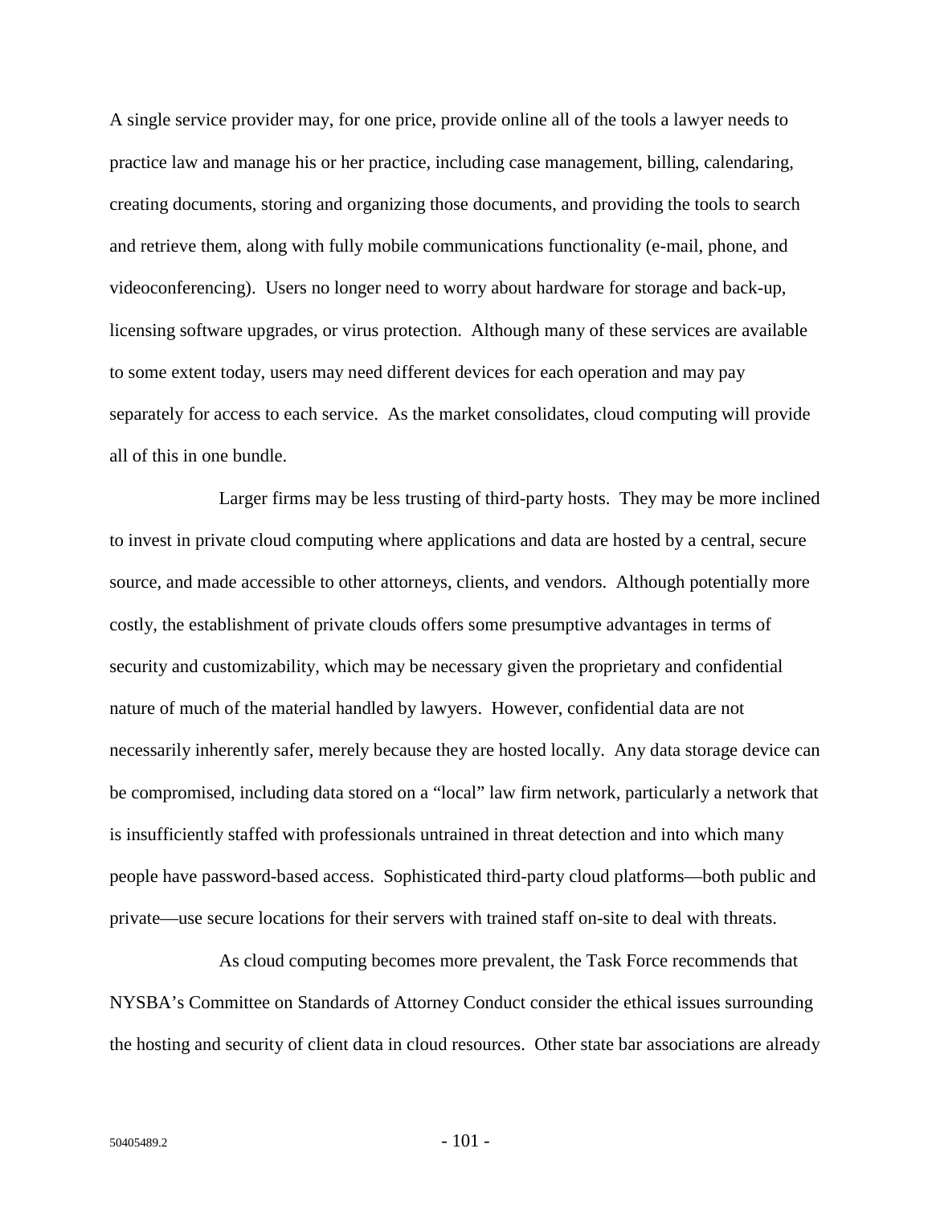A single service provider may, for one price, provide online all of the tools a lawyer needs to practice law and manage his or her practice, including case management, billing, calendaring, creating documents, storing and organizing those documents, and providing the tools to search and retrieve them, along with fully mobile communications functionality (e-mail, phone, and videoconferencing). Users no longer need to worry about hardware for storage and back-up, licensing software upgrades, or virus protection. Although many of these services are available to some extent today, users may need different devices for each operation and may pay separately for access to each service. As the market consolidates, cloud computing will provide all of this in one bundle.

Larger firms may be less trusting of third-party hosts. They may be more inclined to invest in private cloud computing where applications and data are hosted by a central, secure source, and made accessible to other attorneys, clients, and vendors. Although potentially more costly, the establishment of private clouds offers some presumptive advantages in terms of security and customizability, which may be necessary given the proprietary and confidential nature of much of the material handled by lawyers. However, confidential data are not necessarily inherently safer, merely because they are hosted locally. Any data storage device can be compromised, including data stored on a "local" law firm network, particularly a network that is insufficiently staffed with professionals untrained in threat detection and into which many people have password-based access. Sophisticated third-party cloud platforms—both public and private—use secure locations for their servers with trained staff on-site to deal with threats.

As cloud computing becomes more prevalent, the Task Force recommends that NYSBA's Committee on Standards of Attorney Conduct consider the ethical issues surrounding the hosting and security of client data in cloud resources. Other state bar associations are already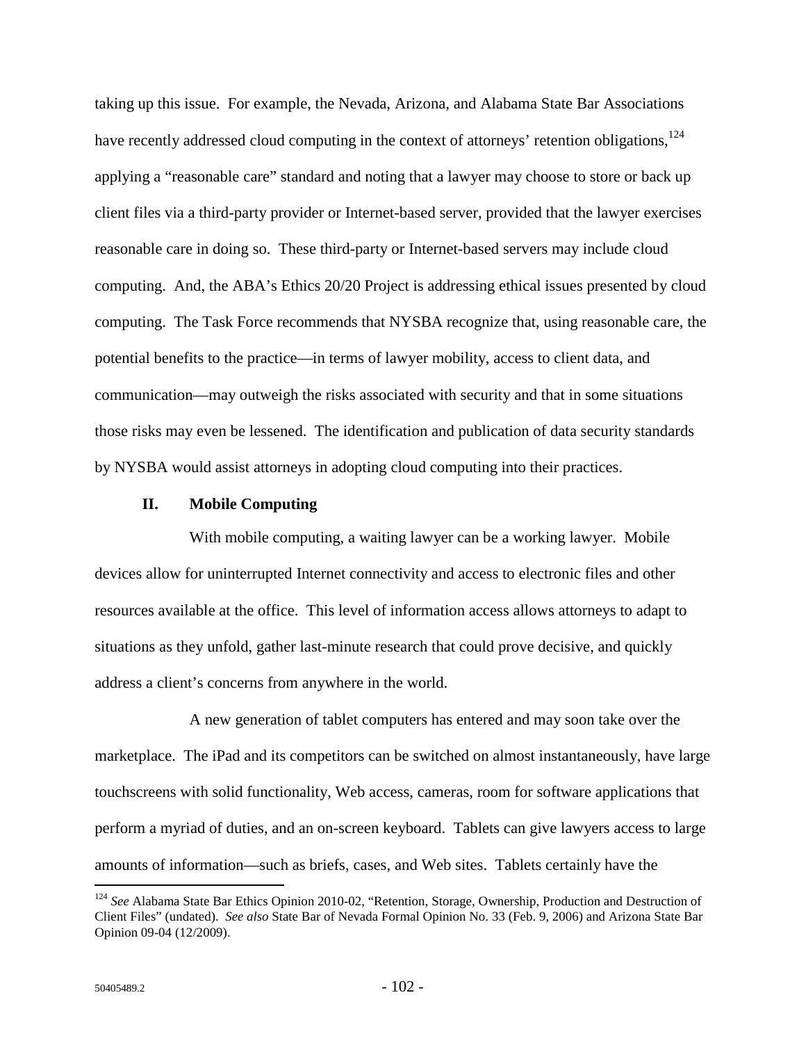taking up this issue. For example, the Nevada, Arizona, and Alabama State Bar Associations have recently addressed cloud computing in the context of attorneys' retention obligations,[124] applying a "reasonable care" standard and noting that a lawyer may choose to store or back up client files via a third-party provider or Internet-based server, provided that the lawyer exercises reasonable care in doing so. These third-party or Internet-based servers may include cloud computing. And, the ABA's Ethics 20/20 Project is addressing ethical issues presented by cloud computing. The Task Force recommends that NYSBA recognize that, using reasonable care, the potential benefits to the practice—in terms of lawyer mobility, access to client data, and communication—may outweigh the risks associated with security and that in some situations those risks may even be lessened. The identification and publication of data security standards by NYSBA would assist attorneys in adopting cloud computing into their practices.

## II. Mobile Computing

With mobile computing, a waiting lawyer can be a working lawyer. Mobile devices allow for uninterrupted Internet connectivity and access to electronic files and other resources available at the office. This level of information access allows attorneys to adapt to situations as they unfold, gather last-minute research that could prove decisive, and quickly address a client's concerns from anywhere in the world.

A new generation of tablet computers has entered and may soon take over the marketplace. The iPad and its competitors can be switched on almost instantaneously, have large touchscreens with solid functionality, Web access, cameras, room for software applications that perform a myriad of duties, and an on-screen keyboard. Tablets can give lawyers access to large amounts of information—such as briefs, cases, and Web sites. Tablets certainly have the

---

[124] *See* Alabama State Bar Ethics Opinion 2010-02, "Retention, Storage, Ownership, Production and Destruction of Client Files" (undated). *See also* State Bar of Nevada Formal Opinion No. 33 (Feb. 9, 2006) and Arizona State Bar Opinion 09-04 (12/2009).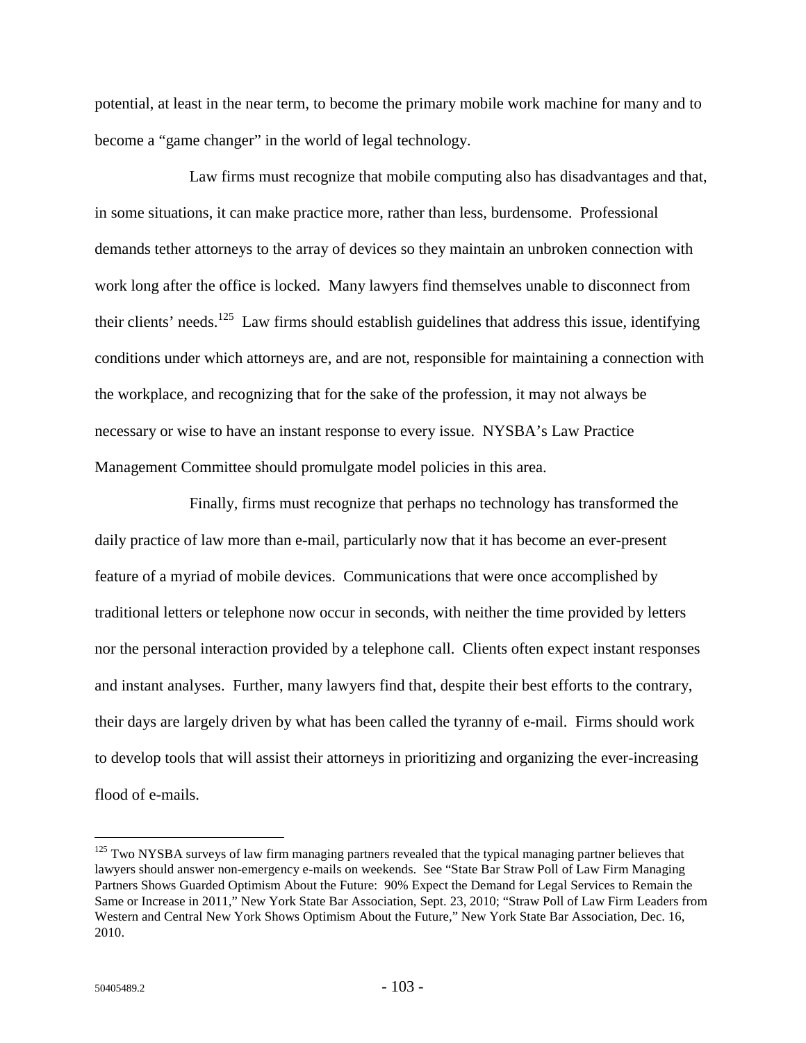potential, at least in the near term, to become the primary mobile work machine for many and to become a "game changer" in the world of legal technology.

Law firms must recognize that mobile computing also has disadvantages and that, in some situations, it can make practice more, rather than less, burdensome. Professional demands tether attorneys to the array of devices so they maintain an unbroken connection with work long after the office is locked. Many lawyers find themselves unable to disconnect from their clients' needs.[125] Law firms should establish guidelines that address this issue, identifying conditions under which attorneys are, and are not, responsible for maintaining a connection with the workplace, and recognizing that for the sake of the profession, it may not always be necessary or wise to have an instant response to every issue. NYSBA's Law Practice Management Committee should promulgate model policies in this area.

Finally, firms must recognize that perhaps no technology has transformed the daily practice of law more than e-mail, particularly now that it has become an ever-present feature of a myriad of mobile devices. Communications that were once accomplished by traditional letters or telephone now occur in seconds, with neither the time provided by letters nor the personal interaction provided by a telephone call. Clients often expect instant responses and instant analyses. Further, many lawyers find that, despite their best efforts to the contrary, their days are largely driven by what has been called the tyranny of e-mail. Firms should work to develop tools that will assist their attorneys in prioritizing and organizing the ever-increasing flood of e-mails.

---

[125] Two NYSBA surveys of law firm managing partners revealed that the typical managing partner believes that lawyers should answer non-emergency e-mails on weekends. See "State Bar Straw Poll of Law Firm Managing Partners Shows Guarded Optimism About the Future: 90% Expect the Demand for Legal Services to Remain the Same or Increase in 2011," New York State Bar Association, Sept. 23, 2010; "Straw Poll of Law Firm Leaders from Western and Central New York Shows Optimism About the Future," New York State Bar Association, Dec. 16, 2010.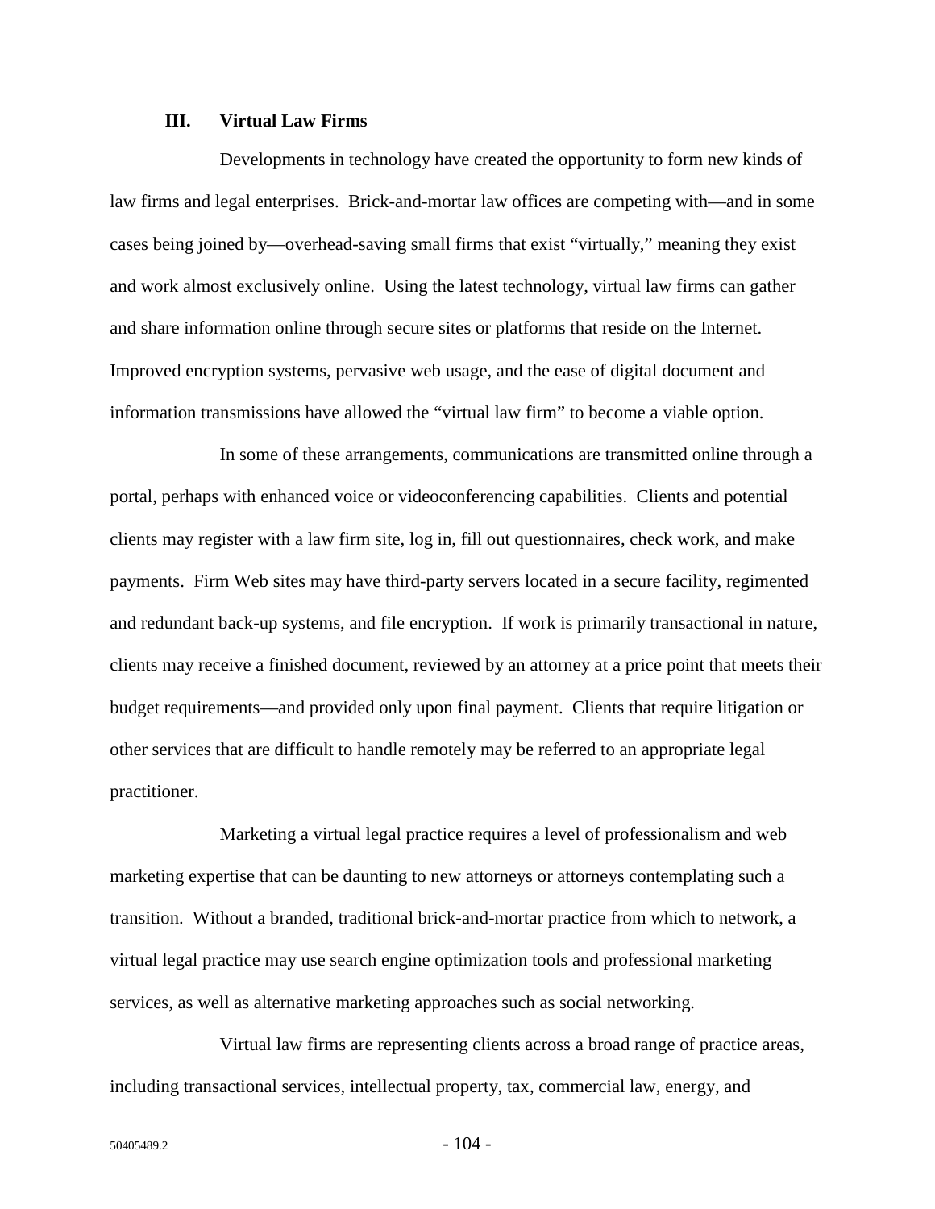### III. Virtual Law Firms

Developments in technology have created the opportunity to form new kinds of law firms and legal enterprises. Brick-and-mortar law offices are competing with—and in some cases being joined by—overhead-saving small firms that exist "virtually," meaning they exist and work almost exclusively online. Using the latest technology, virtual law firms can gather and share information online through secure sites or platforms that reside on the Internet. Improved encryption systems, pervasive web usage, and the ease of digital document and information transmissions have allowed the "virtual law firm" to become a viable option.

In some of these arrangements, communications are transmitted online through a portal, perhaps with enhanced voice or videoconferencing capabilities. Clients and potential clients may register with a law firm site, log in, fill out questionnaires, check work, and make payments. Firm Web sites may have third-party servers located in a secure facility, regimented and redundant back-up systems, and file encryption. If work is primarily transactional in nature, clients may receive a finished document, reviewed by an attorney at a price point that meets their budget requirements—and provided only upon final payment. Clients that require litigation or other services that are difficult to handle remotely may be referred to an appropriate legal practitioner.

Marketing a virtual legal practice requires a level of professionalism and web marketing expertise that can be daunting to new attorneys or attorneys contemplating such a transition. Without a branded, traditional brick-and-mortar practice from which to network, a virtual legal practice may use search engine optimization tools and professional marketing services, as well as alternative marketing approaches such as social networking.

Virtual law firms are representing clients across a broad range of practice areas, including transactional services, intellectual property, tax, commercial law, energy, and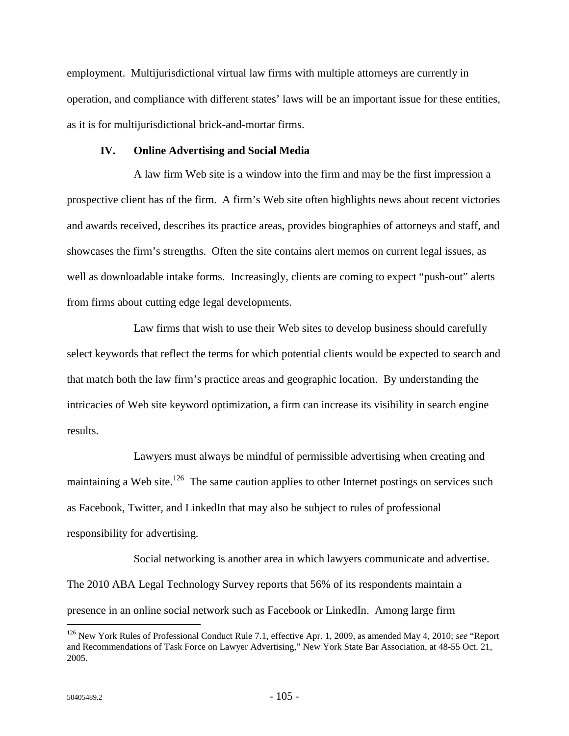employment. Multijurisdictional virtual law firms with multiple attorneys are currently in operation, and compliance with different states' laws will be an important issue for these entities, as it is for multijurisdictional brick-and-mortar firms.

## IV. Online Advertising and Social Media

A law firm Web site is a window into the firm and may be the first impression a prospective client has of the firm. A firm's Web site often highlights news about recent victories and awards received, describes its practice areas, provides biographies of attorneys and staff, and showcases the firm's strengths. Often the site contains alert memos on current legal issues, as well as downloadable intake forms. Increasingly, clients are coming to expect "push-out" alerts from firms about cutting edge legal developments.

Law firms that wish to use their Web sites to develop business should carefully select keywords that reflect the terms for which potential clients would be expected to search and that match both the law firm's practice areas and geographic location. By understanding the intricacies of Web site keyword optimization, a firm can increase its visibility in search engine results.

Lawyers must always be mindful of permissible advertising when creating and maintaining a Web site.[126] The same caution applies to other Internet postings on services such as Facebook, Twitter, and LinkedIn that may also be subject to rules of professional responsibility for advertising.

Social networking is another area in which lawyers communicate and advertise. The 2010 ABA Legal Technology Survey reports that 56% of its respondents maintain a presence in an online social network such as Facebook or LinkedIn. Among large firm

---

[126] New York Rules of Professional Conduct Rule 7.1, effective Apr. 1, 2009, as amended May 4, 2010; *see* "Report and Recommendations of Task Force on Lawyer Advertising," New York State Bar Association, at 48-55 Oct. 21, 2005.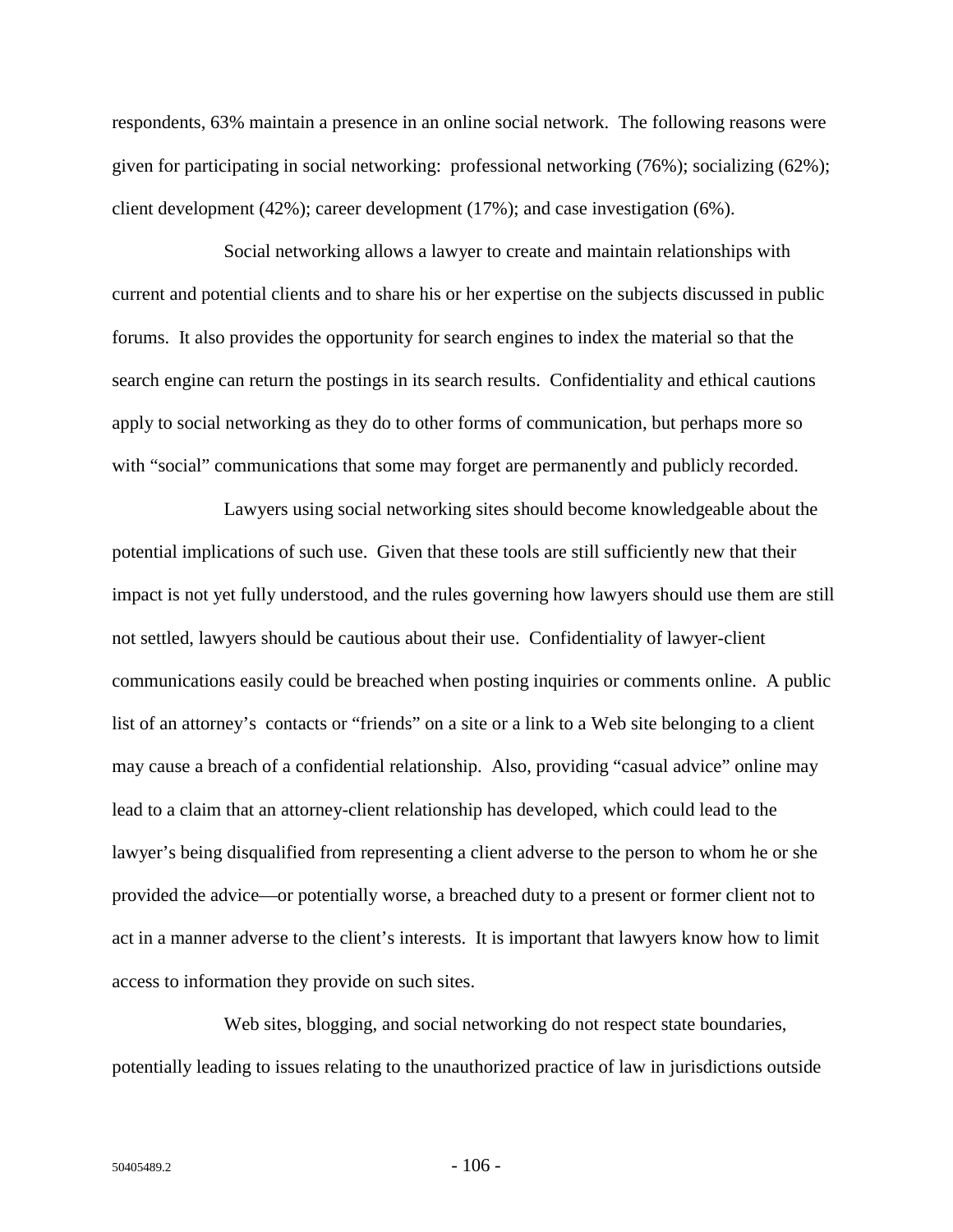respondents, 63% maintain a presence in an online social network. The following reasons were given for participating in social networking: professional networking (76%); socializing (62%); client development (42%); career development (17%); and case investigation (6%).

Social networking allows a lawyer to create and maintain relationships with current and potential clients and to share his or her expertise on the subjects discussed in public forums. It also provides the opportunity for search engines to index the material so that the search engine can return the postings in its search results. Confidentiality and ethical cautions apply to social networking as they do to other forms of communication, but perhaps more so with "social" communications that some may forget are permanently and publicly recorded.

Lawyers using social networking sites should become knowledgeable about the potential implications of such use. Given that these tools are still sufficiently new that their impact is not yet fully understood, and the rules governing how lawyers should use them are still not settled, lawyers should be cautious about their use. Confidentiality of lawyer-client communications easily could be breached when posting inquiries or comments online. A public list of an attorney's contacts or "friends" on a site or a link to a Web site belonging to a client may cause a breach of a confidential relationship. Also, providing "casual advice" online may lead to a claim that an attorney-client relationship has developed, which could lead to the lawyer's being disqualified from representing a client adverse to the person to whom he or she provided the advice—or potentially worse, a breached duty to a present or former client not to act in a manner adverse to the client's interests. It is important that lawyers know how to limit access to information they provide on such sites.

Web sites, blogging, and social networking do not respect state boundaries, potentially leading to issues relating to the unauthorized practice of law in jurisdictions outside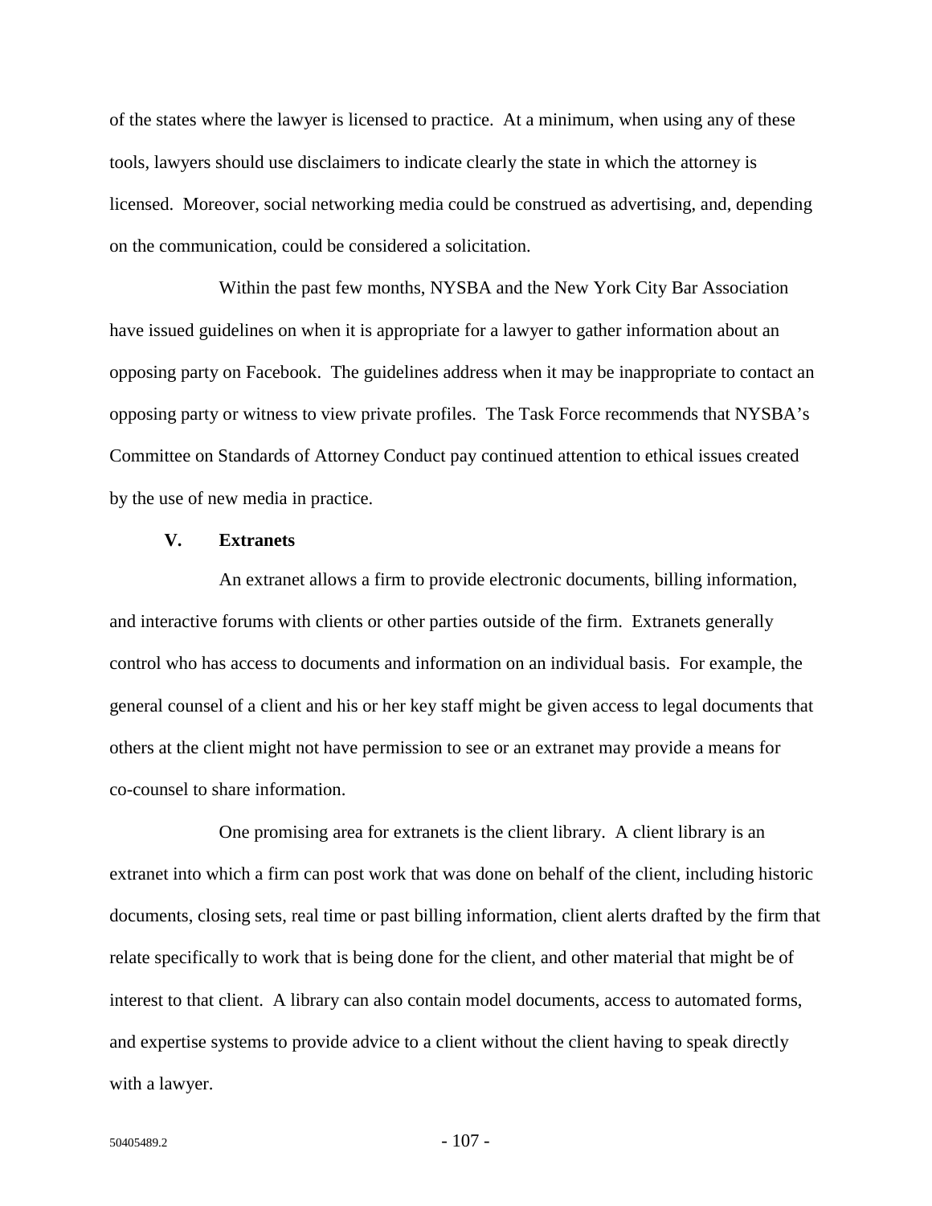of the states where the lawyer is licensed to practice. At a minimum, when using any of these tools, lawyers should use disclaimers to indicate clearly the state in which the attorney is licensed. Moreover, social networking media could be construed as advertising, and, depending on the communication, could be considered a solicitation.

Within the past few months, NYSBA and the New York City Bar Association have issued guidelines on when it is appropriate for a lawyer to gather information about an opposing party on Facebook. The guidelines address when it may be inappropriate to contact an opposing party or witness to view private profiles. The Task Force recommends that NYSBA's Committee on Standards of Attorney Conduct pay continued attention to ethical issues created by the use of new media in practice.

### V. Extranets

An extranet allows a firm to provide electronic documents, billing information, and interactive forums with clients or other parties outside of the firm. Extranets generally control who has access to documents and information on an individual basis. For example, the general counsel of a client and his or her key staff might be given access to legal documents that others at the client might not have permission to see or an extranet may provide a means for co-counsel to share information.

One promising area for extranets is the client library. A client library is an extranet into which a firm can post work that was done on behalf of the client, including historic documents, closing sets, real time or past billing information, client alerts drafted by the firm that relate specifically to work that is being done for the client, and other material that might be of interest to that client. A library can also contain model documents, access to automated forms, and expertise systems to provide advice to a client without the client having to speak directly with a lawyer.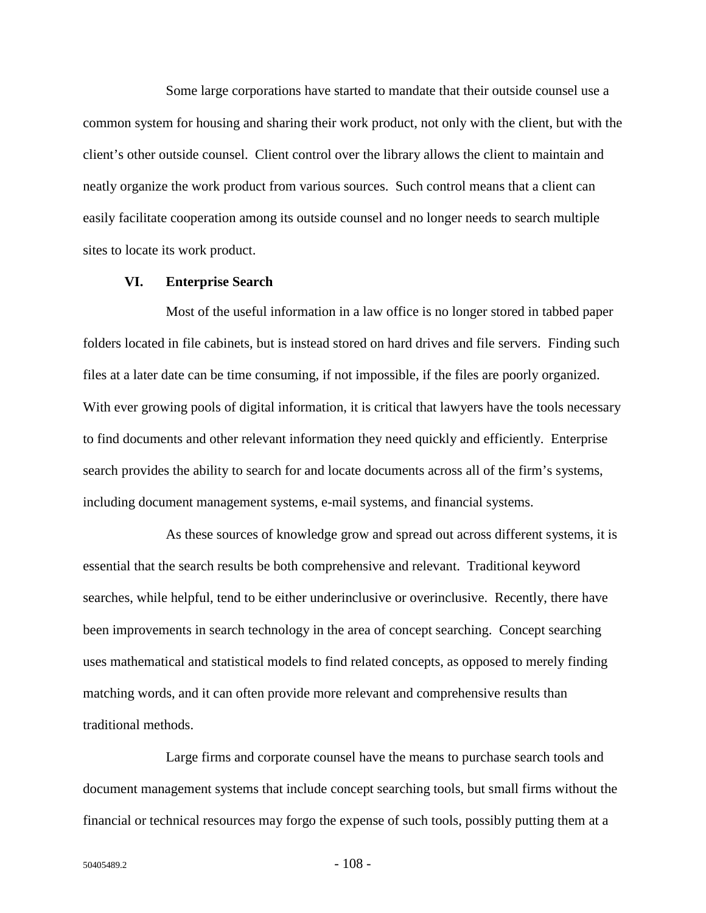Some large corporations have started to mandate that their outside counsel use a common system for housing and sharing their work product, not only with the client, but with the client's other outside counsel. Client control over the library allows the client to maintain and neatly organize the work product from various sources. Such control means that a client can easily facilitate cooperation among its outside counsel and no longer needs to search multiple sites to locate its work product.

## VI. Enterprise Search

Most of the useful information in a law office is no longer stored in tabbed paper folders located in file cabinets, but is instead stored on hard drives and file servers. Finding such files at a later date can be time consuming, if not impossible, if the files are poorly organized. With ever growing pools of digital information, it is critical that lawyers have the tools necessary to find documents and other relevant information they need quickly and efficiently. Enterprise search provides the ability to search for and locate documents across all of the firm's systems, including document management systems, e-mail systems, and financial systems.

As these sources of knowledge grow and spread out across different systems, it is essential that the search results be both comprehensive and relevant. Traditional keyword searches, while helpful, tend to be either underinclusive or overinclusive. Recently, there have been improvements in search technology in the area of concept searching. Concept searching uses mathematical and statistical models to find related concepts, as opposed to merely finding matching words, and it can often provide more relevant and comprehensive results than traditional methods.

Large firms and corporate counsel have the means to purchase search tools and document management systems that include concept searching tools, but small firms without the financial or technical resources may forgo the expense of such tools, possibly putting them at a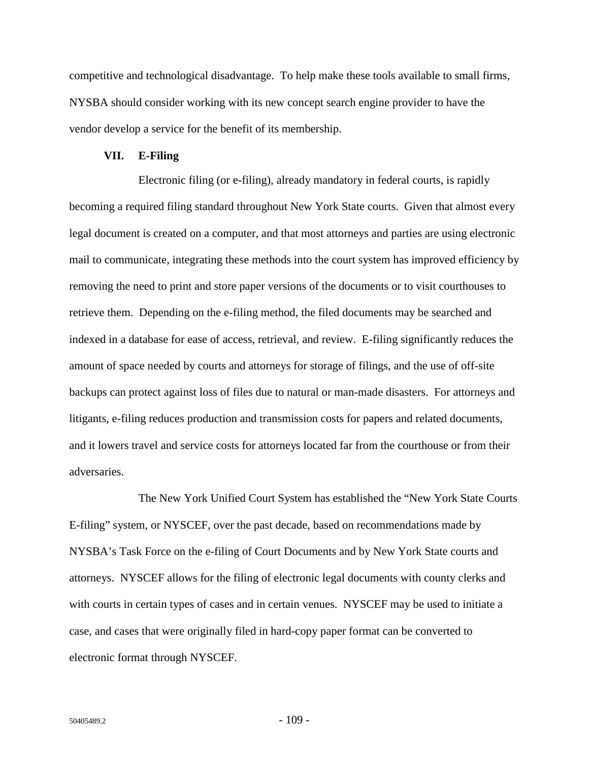competitive and technological disadvantage. To help make these tools available to small firms, NYSBA should consider working with its new concept search engine provider to have the vendor develop a service for the benefit of its membership.

## VII. E-Filing

Electronic filing (or e-filing), already mandatory in federal courts, is rapidly becoming a required filing standard throughout New York State courts. Given that almost every legal document is created on a computer, and that most attorneys and parties are using electronic mail to communicate, integrating these methods into the court system has improved efficiency by removing the need to print and store paper versions of the documents or to visit courthouses to retrieve them. Depending on the e-filing method, the filed documents may be searched and indexed in a database for ease of access, retrieval, and review. E-filing significantly reduces the amount of space needed by courts and attorneys for storage of filings, and the use of off-site backups can protect against loss of files due to natural or man-made disasters. For attorneys and litigants, e-filing reduces production and transmission costs for papers and related documents, and it lowers travel and service costs for attorneys located far from the courthouse or from their adversaries.

The New York Unified Court System has established the "New York State Courts E-filing" system, or NYSCEF, over the past decade, based on recommendations made by NYSBA's Task Force on the e-filing of Court Documents and by New York State courts and attorneys. NYSCEF allows for the filing of electronic legal documents with county clerks and with courts in certain types of cases and in certain venues. NYSCEF may be used to initiate a case, and cases that were originally filed in hard-copy paper format can be converted to electronic format through NYSCEF.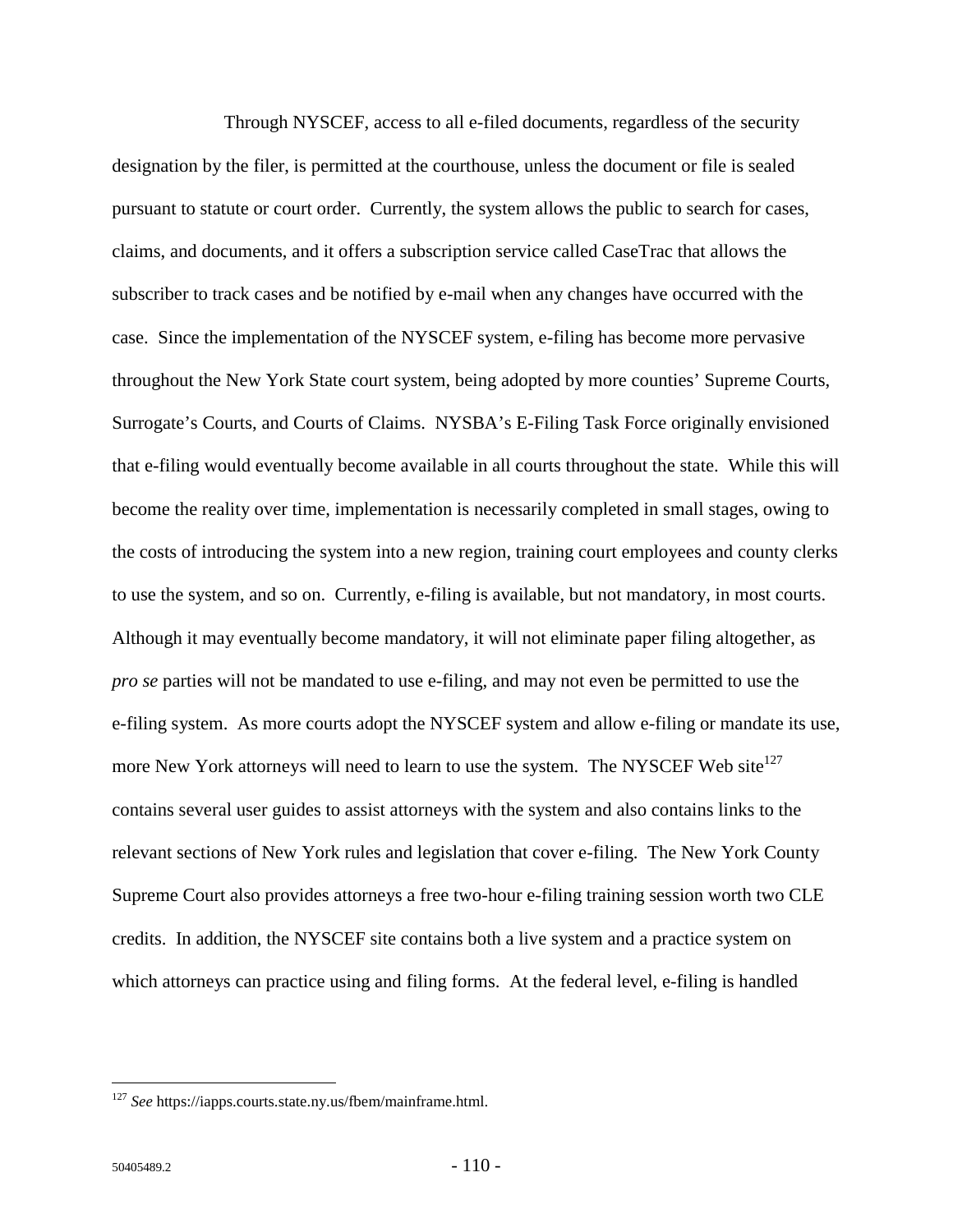Through NYSCEF, access to all e-filed documents, regardless of the security designation by the filer, is permitted at the courthouse, unless the document or file is sealed pursuant to statute or court order. Currently, the system allows the public to search for cases, claims, and documents, and it offers a subscription service called CaseTrac that allows the subscriber to track cases and be notified by e-mail when any changes have occurred with the case. Since the implementation of the NYSCEF system, e-filing has become more pervasive throughout the New York State court system, being adopted by more counties' Supreme Courts, Surrogate's Courts, and Courts of Claims. NYSBA's E-Filing Task Force originally envisioned that e-filing would eventually become available in all courts throughout the state. While this will become the reality over time, implementation is necessarily completed in small stages, owing to the costs of introducing the system into a new region, training court employees and county clerks to use the system, and so on. Currently, e-filing is available, but not mandatory, in most courts. Although it may eventually become mandatory, it will not eliminate paper filing altogether, as *pro se* parties will not be mandated to use e-filing, and may not even be permitted to use the e-filing system. As more courts adopt the NYSCEF system and allow e-filing or mandate its use, more New York attorneys will need to learn to use the system. The NYSCEF Web site[127] contains several user guides to assist attorneys with the system and also contains links to the relevant sections of New York rules and legislation that cover e-filing. The New York County Supreme Court also provides attorneys a free two-hour e-filing training session worth two CLE credits. In addition, the NYSCEF site contains both a live system and a practice system on which attorneys can practice using and filing forms. At the federal level, e-filing is handled

---

[127] *See* https://iapps.courts.state.ny.us/fbem/mainframe.html.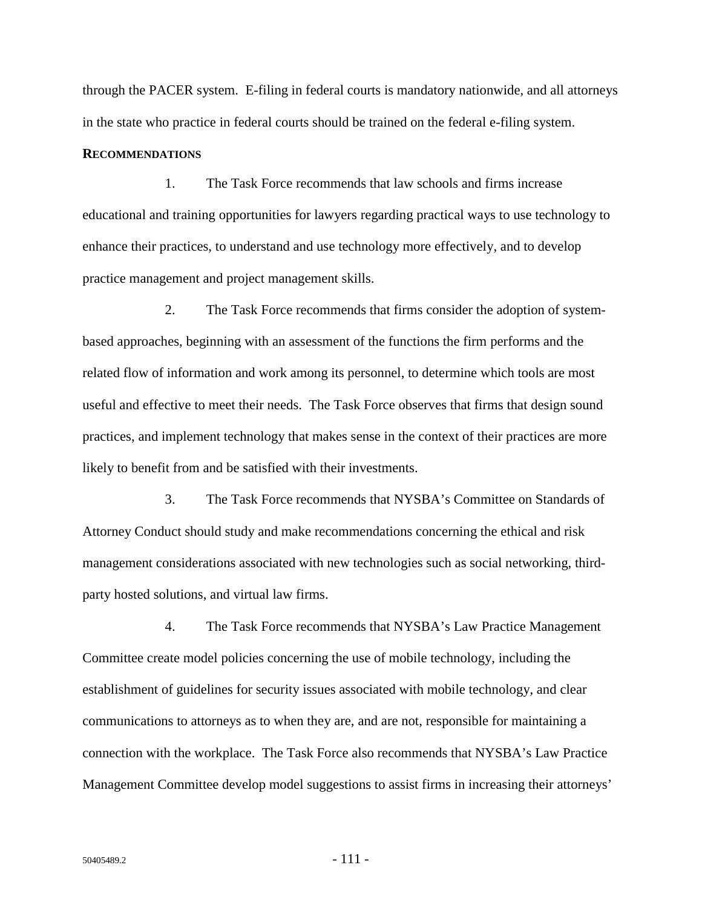through the PACER system. E-filing in federal courts is mandatory nationwide, and all attorneys in the state who practice in federal courts should be trained on the federal e-filing system.

**RECOMMENDATIONS**

1. The Task Force recommends that law schools and firms increase educational and training opportunities for lawyers regarding practical ways to use technology to enhance their practices, to understand and use technology more effectively, and to develop practice management and project management skills.

2. The Task Force recommends that firms consider the adoption of system-based approaches, beginning with an assessment of the functions the firm performs and the related flow of information and work among its personnel, to determine which tools are most useful and effective to meet their needs. The Task Force observes that firms that design sound practices, and implement technology that makes sense in the context of their practices are more likely to benefit from and be satisfied with their investments.

3. The Task Force recommends that NYSBA's Committee on Standards of Attorney Conduct should study and make recommendations concerning the ethical and risk management considerations associated with new technologies such as social networking, third-party hosted solutions, and virtual law firms.

4. The Task Force recommends that NYSBA's Law Practice Management Committee create model policies concerning the use of mobile technology, including the establishment of guidelines for security issues associated with mobile technology, and clear communications to attorneys as to when they are, and are not, responsible for maintaining a connection with the workplace. The Task Force also recommends that NYSBA's Law Practice Management Committee develop model suggestions to assist firms in increasing their attorneys'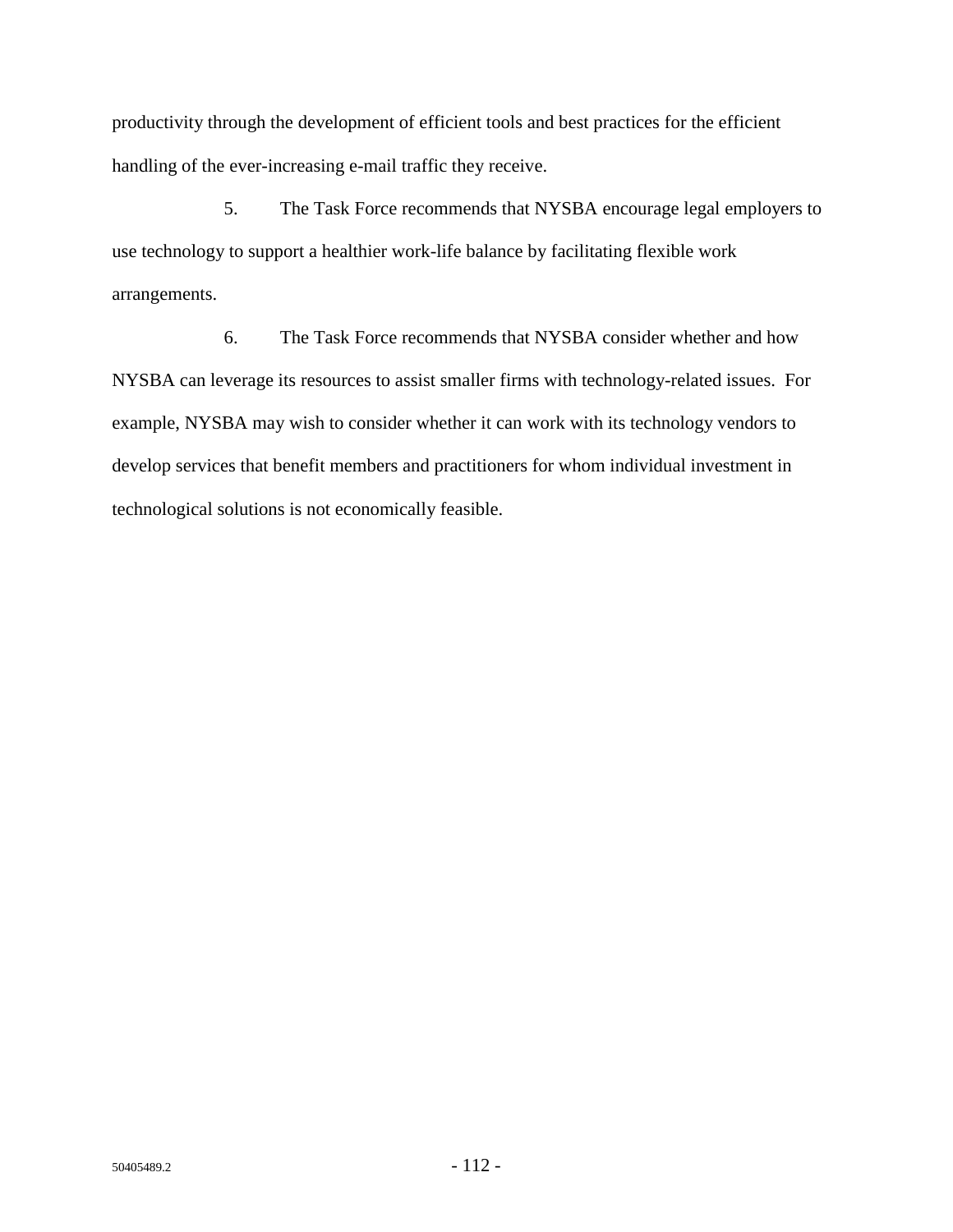productivity through the development of efficient tools and best practices for the efficient handling of the ever-increasing e-mail traffic they receive.

5. The Task Force recommends that NYSBA encourage legal employers to use technology to support a healthier work-life balance by facilitating flexible work arrangements.

6. The Task Force recommends that NYSBA consider whether and how NYSBA can leverage its resources to assist smaller firms with technology-related issues. For example, NYSBA may wish to consider whether it can work with its technology vendors to develop services that benefit members and practitioners for whom individual investment in technological solutions is not economically feasible.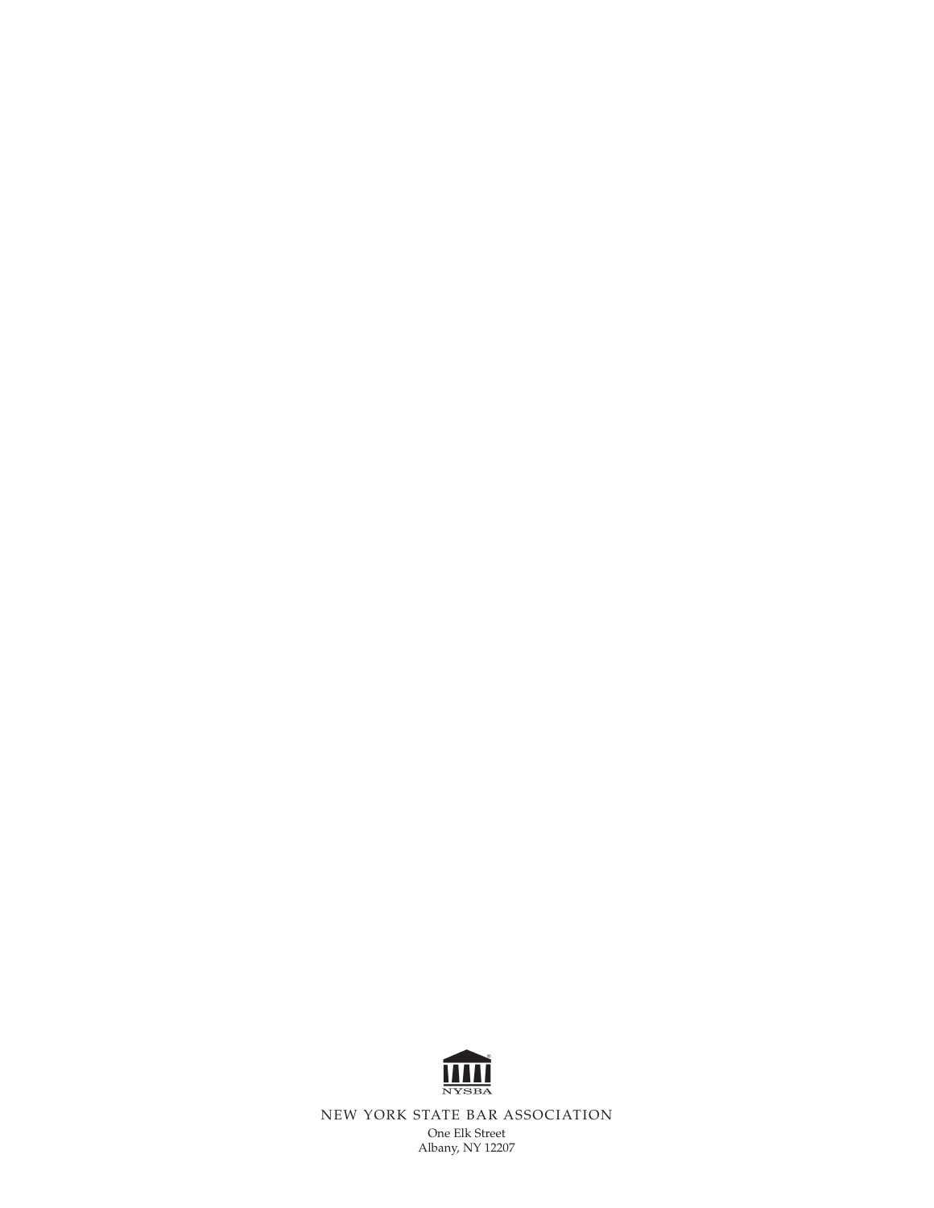NYSBA

NEW YORK STATE BAR ASSOCIATION

One Elk Street
Albany, NY 12207